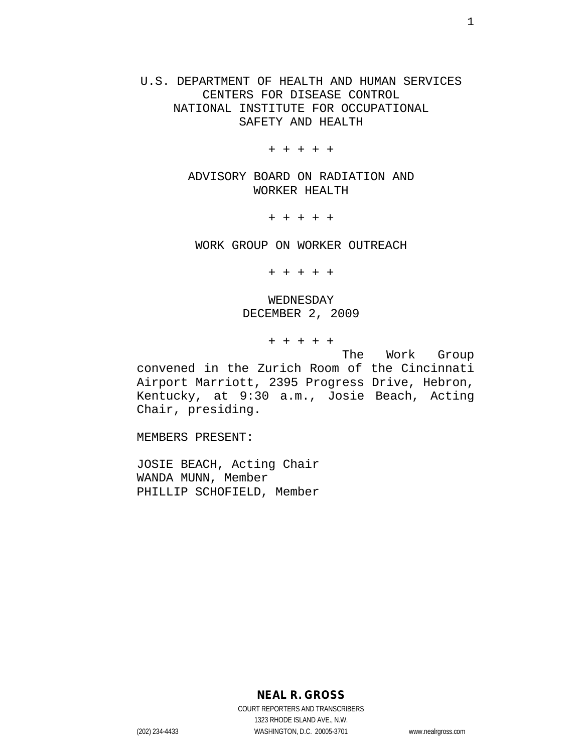U.S. DEPARTMENT OF HEALTH AND HUMAN SERVICES
CENTERS FOR DISEASE CONTROL
NATIONAL INSTITUTE FOR OCCUPATIONAL
SAFETY AND HEALTH

+ + + + +

ADVISORY BOARD ON RADIATION AND
WORKER HEALTH

+ + + + +

WORK GROUP ON WORKER OUTREACH

+ + + + +

WEDNESDAY
DECEMBER 2, 2009

+ + + + +

The Work Group convened in the Zurich Room of the Cincinnati Airport Marriott, 2395 Progress Drive, Hebron, Kentucky, at 9:30 a.m., Josie Beach, Acting Chair, presiding.

MEMBERS PRESENT:

JOSIE BEACH, Acting Chair
WANDA MUNN, Member
PHILLIP SCHOFIELD, Member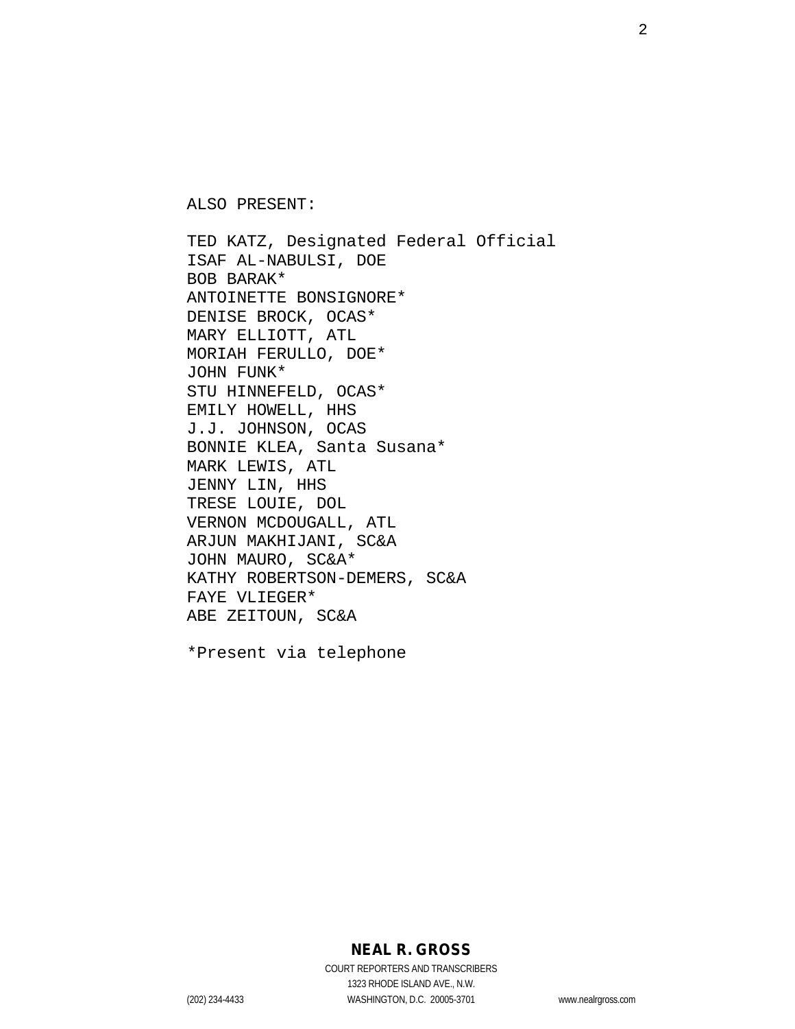ALSO PRESENT:

TED KATZ, Designated Federal Official
ISAF AL-NABULSI, DOE
BOB BARAK*
ANTOINETTE BONSIGNORE*
DENISE BROCK, OCAS*
MARY ELLIOTT, ATL
MORIAH FERULLO, DOE*
JOHN FUNK*
STU HINNEFELD, OCAS*
EMILY HOWELL, HHS
J.J. JOHNSON, OCAS
BONNIE KLEA, Santa Susana*
MARK LEWIS, ATL
JENNY LIN, HHS
TRESE LOUIE, DOL
VERNON MCDOUGALL, ATL
ARJUN MAKHIJANI, SC&A
JOHN MAURO, SC&A*
KATHY ROBERTSON-DEMERS, SC&A
FAYE VLIEGER*
ABE ZEITOUN, SC&A

*Present via telephone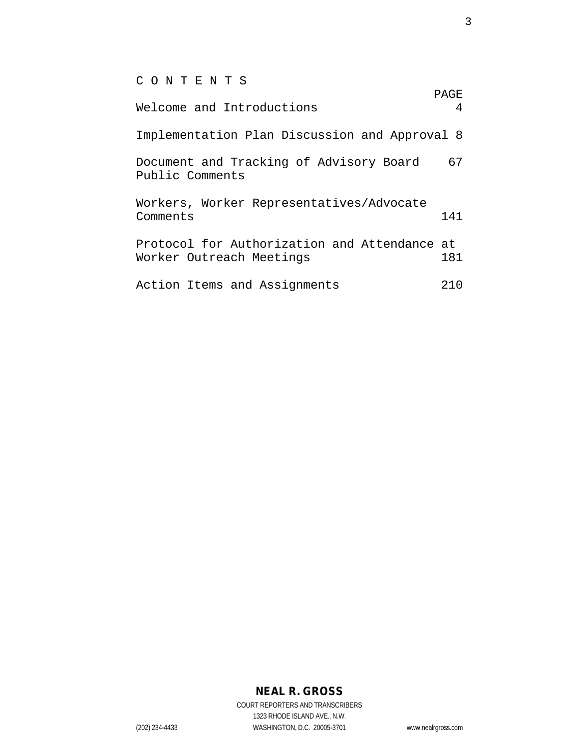# C O N T E N T S

| | PAGE |
|---|---|
| Welcome and Introductions | 4 |
| Implementation Plan Discussion and Approval | 8 |
| Document and Tracking of Advisory Board Public Comments | 67 |
| Workers, Worker Representatives/Advocate Comments | 141 |
| Protocol for Authorization and Attendance at Worker Outreach Meetings | 181 |
| Action Items and Assignments | 210 |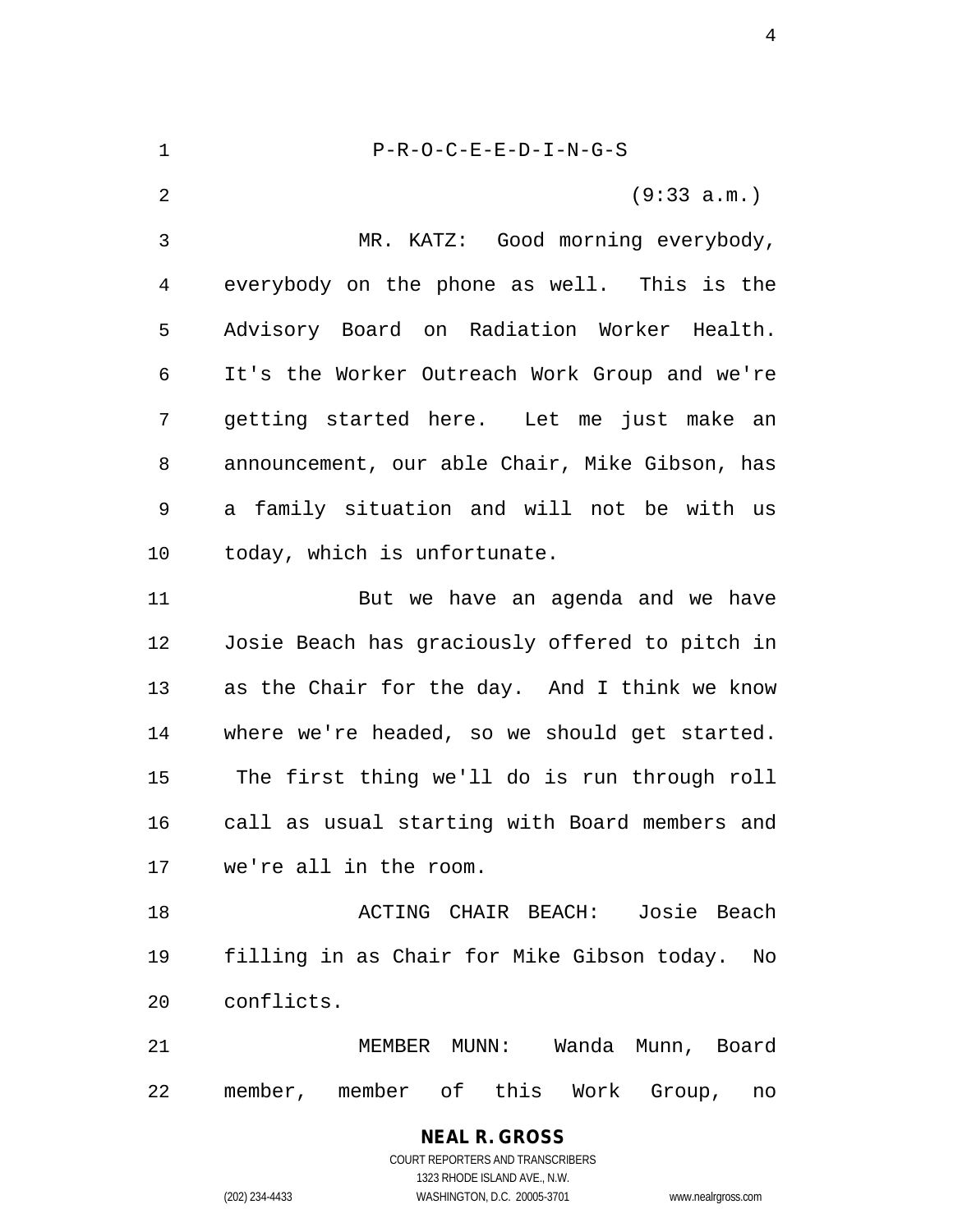P-R-O-C-E-E-D-I-N-G-S

(9:33 a.m.)

MR. KATZ: Good morning everybody, everybody on the phone as well. This is the Advisory Board on Radiation Worker Health. It's the Worker Outreach Work Group and we're getting started here. Let me just make an announcement, our able Chair, Mike Gibson, has a family situation and will not be with us today, which is unfortunate.

But we have an agenda and we have Josie Beach has graciously offered to pitch in as the Chair for the day. And I think we know where we're headed, so we should get started. The first thing we'll do is run through roll call as usual starting with Board members and we're all in the room.

ACTING CHAIR BEACH: Josie Beach filling in as Chair for Mike Gibson today. No conflicts.

MEMBER MUNN: Wanda Munn, Board member, member of this Work Group, no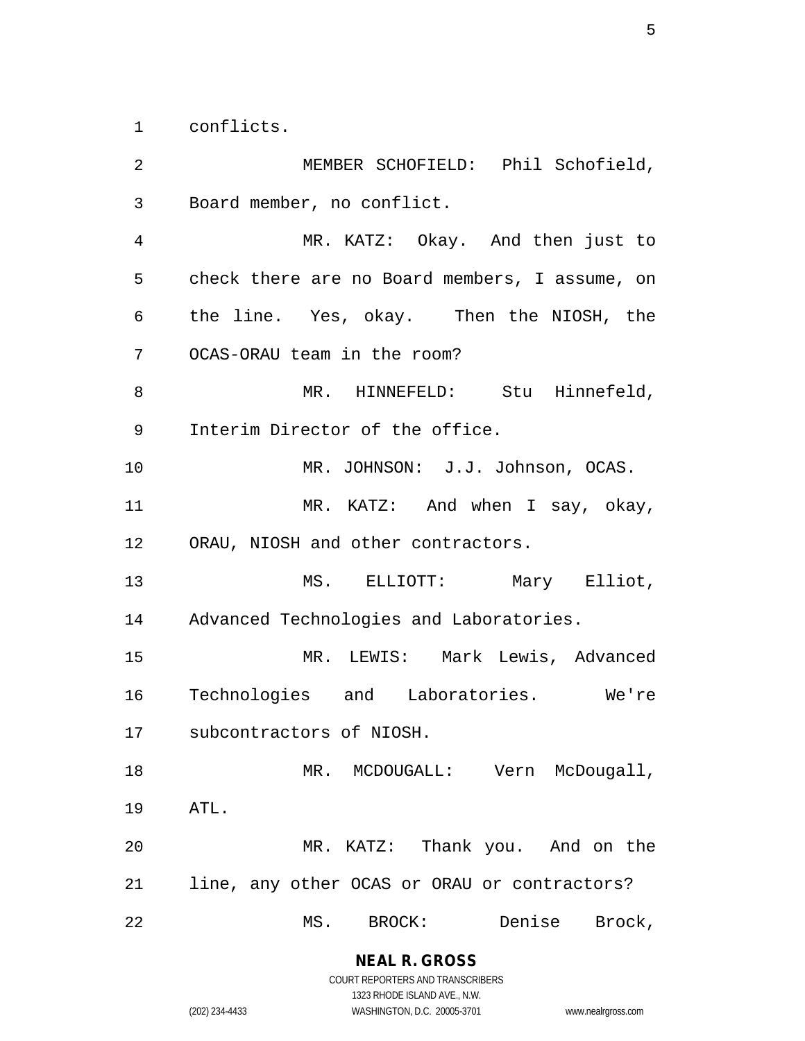conflicts.

MEMBER SCHOFIELD: Phil Schofield, Board member, no conflict.

MR. KATZ: Okay. And then just to check there are no Board members, I assume, on the line. Yes, okay. Then the NIOSH, the OCAS-ORAU team in the room?

MR. HINNEFELD: Stu Hinnefeld, Interim Director of the office.

MR. JOHNSON: J.J. Johnson, OCAS.

MR. KATZ: And when I say, okay, ORAU, NIOSH and other contractors.

MS. ELLIOTT: Mary Elliot, Advanced Technologies and Laboratories.

MR. LEWIS: Mark Lewis, Advanced Technologies and Laboratories. We're subcontractors of NIOSH.

MR. MCDOUGALL: Vern McDougall, ATL.

MR. KATZ: Thank you. And on the line, any other OCAS or ORAU or contractors?

MS. BROCK: Denise Brock,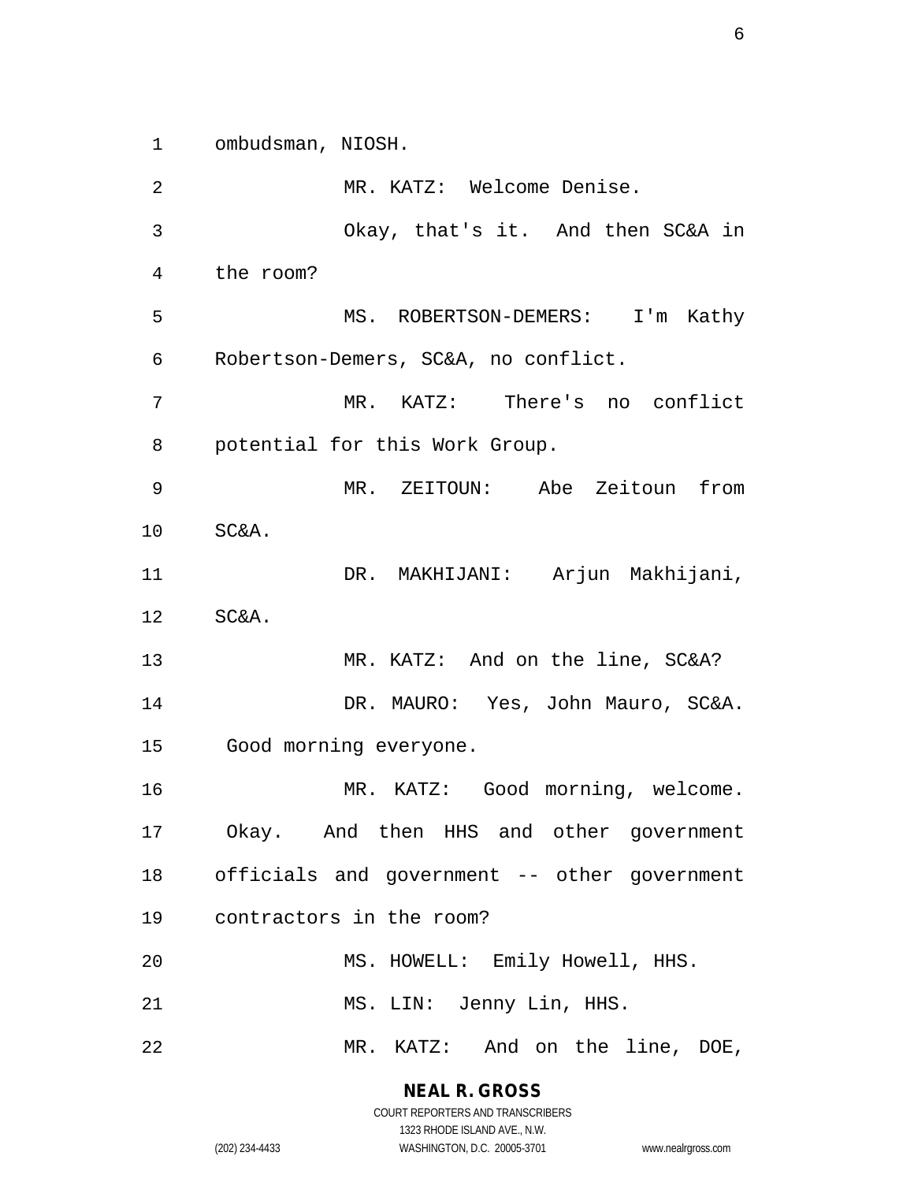ombudsman, NIOSH.

MR. KATZ: Welcome Denise.

Okay, that's it. And then SC&A in the room?

MS. ROBERTSON-DEMERS: I'm Kathy Robertson-Demers, SC&A, no conflict.

MR. KATZ: There's no conflict potential for this Work Group.

MR. ZEITOUN: Abe Zeitoun from SC&A.

DR. MAKHIJANI: Arjun Makhijani, SC&A.

MR. KATZ: And on the line, SC&A?

DR. MAURO: Yes, John Mauro, SC&A. Good morning everyone.

MR. KATZ: Good morning, welcome. Okay. And then HHS and other government officials and government -- other government contractors in the room?

MS. HOWELL: Emily Howell, HHS.

MS. LIN: Jenny Lin, HHS.

MR. KATZ: And on the line, DOE,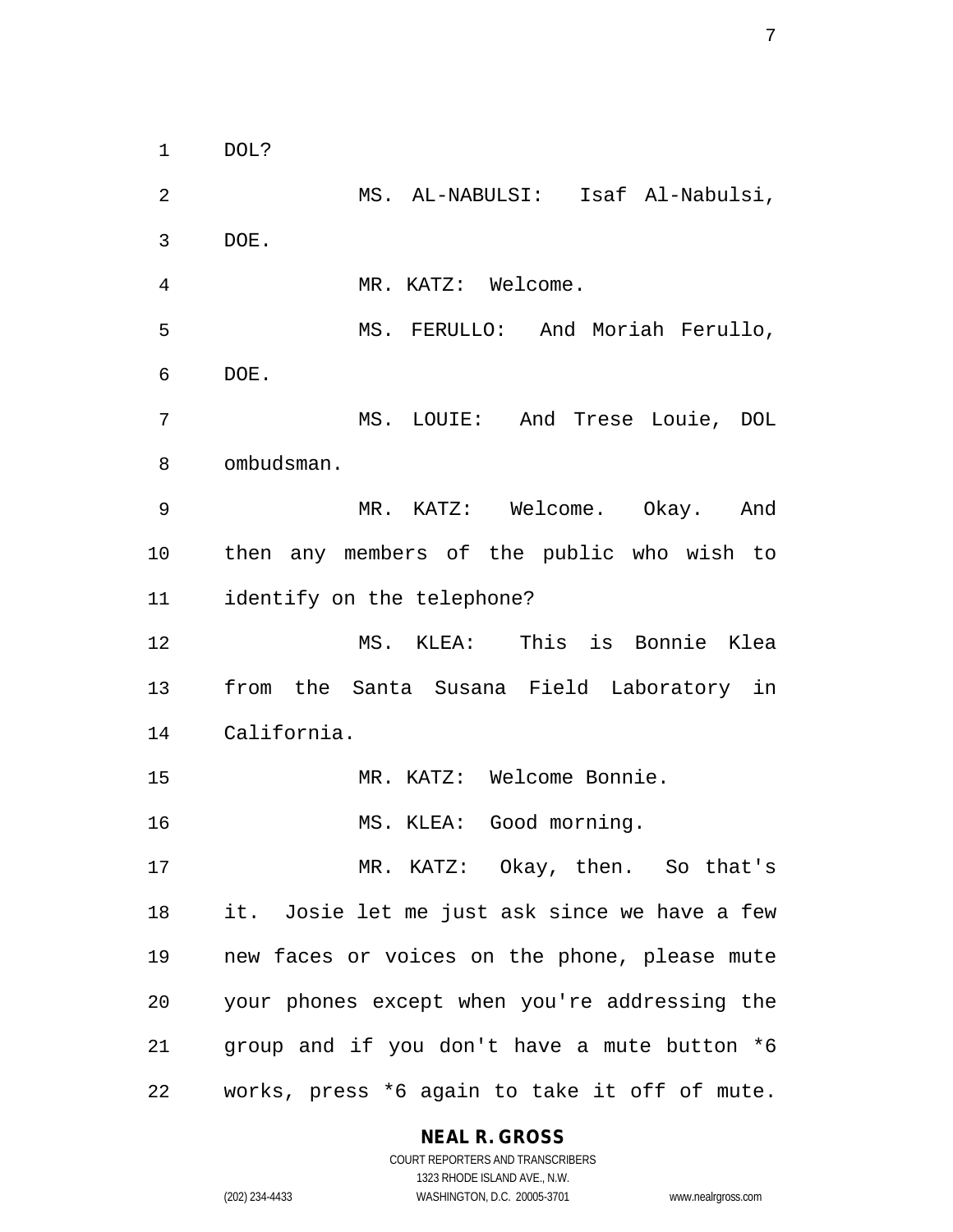DOL?

MS. AL-NABULSI: Isaf Al-Nabulsi, DOE.

MR. KATZ: Welcome.

MS. FERULLO: And Moriah Ferullo, DOE.

MS. LOUIE: And Trese Louie, DOL ombudsman.

MR. KATZ: Welcome. Okay. And then any members of the public who wish to identify on the telephone?

MS. KLEA: This is Bonnie Klea from the Santa Susana Field Laboratory in California.

MR. KATZ: Welcome Bonnie.

MS. KLEA: Good morning.

MR. KATZ: Okay, then. So that's it. Josie let me just ask since we have a few new faces or voices on the phone, please mute your phones except when you're addressing the group and if you don't have a mute button *6 works, press *6 again to take it off of mute.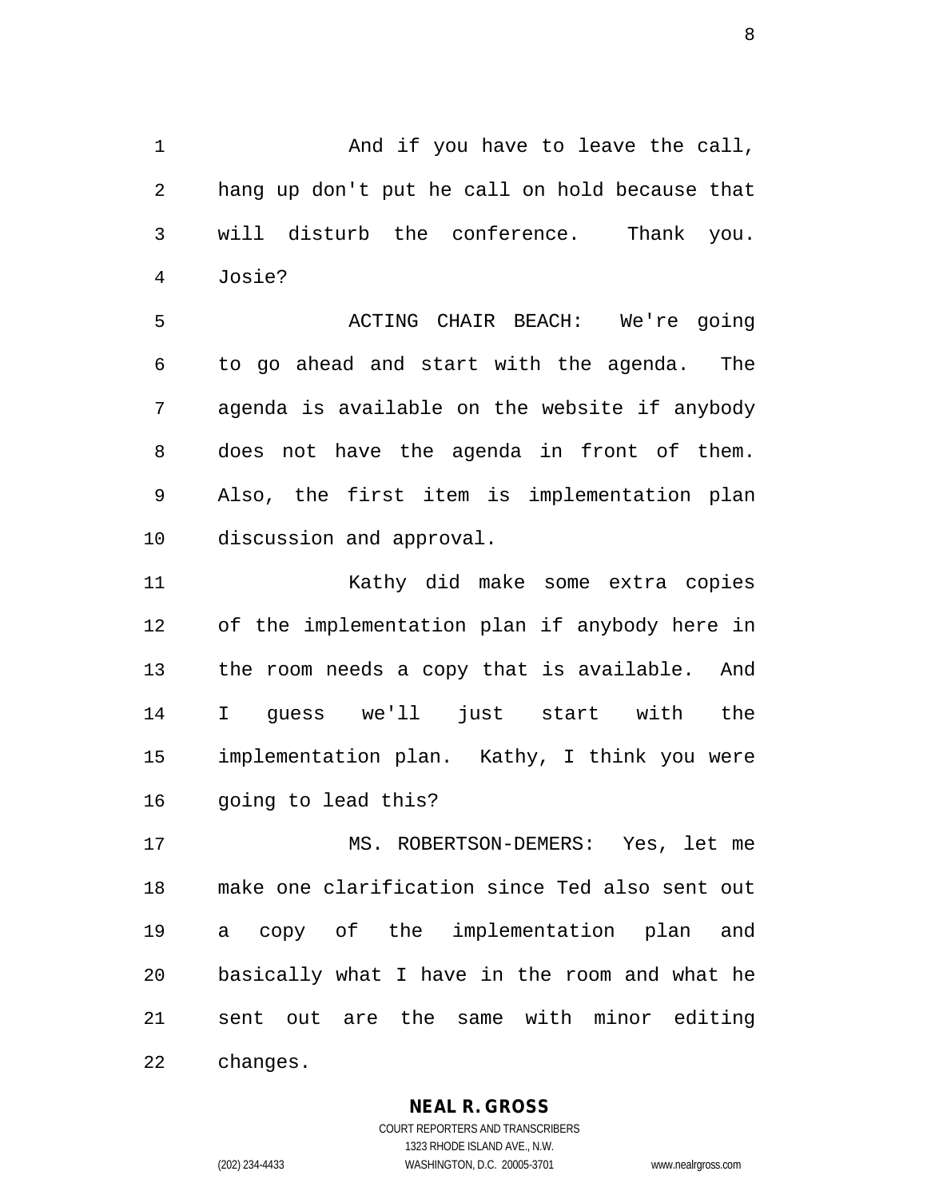And if you have to leave the call, hang up don't put he call on hold because that will disturb the conference. Thank you. Josie?

ACTING CHAIR BEACH: We're going to go ahead and start with the agenda. The agenda is available on the website if anybody does not have the agenda in front of them. Also, the first item is implementation plan discussion and approval.

Kathy did make some extra copies of the implementation plan if anybody here in the room needs a copy that is available. And I guess we'll just start with the implementation plan. Kathy, I think you were going to lead this?

MS. ROBERTSON-DEMERS: Yes, let me make one clarification since Ted also sent out a copy of the implementation plan and basically what I have in the room and what he sent out are the same with minor editing changes.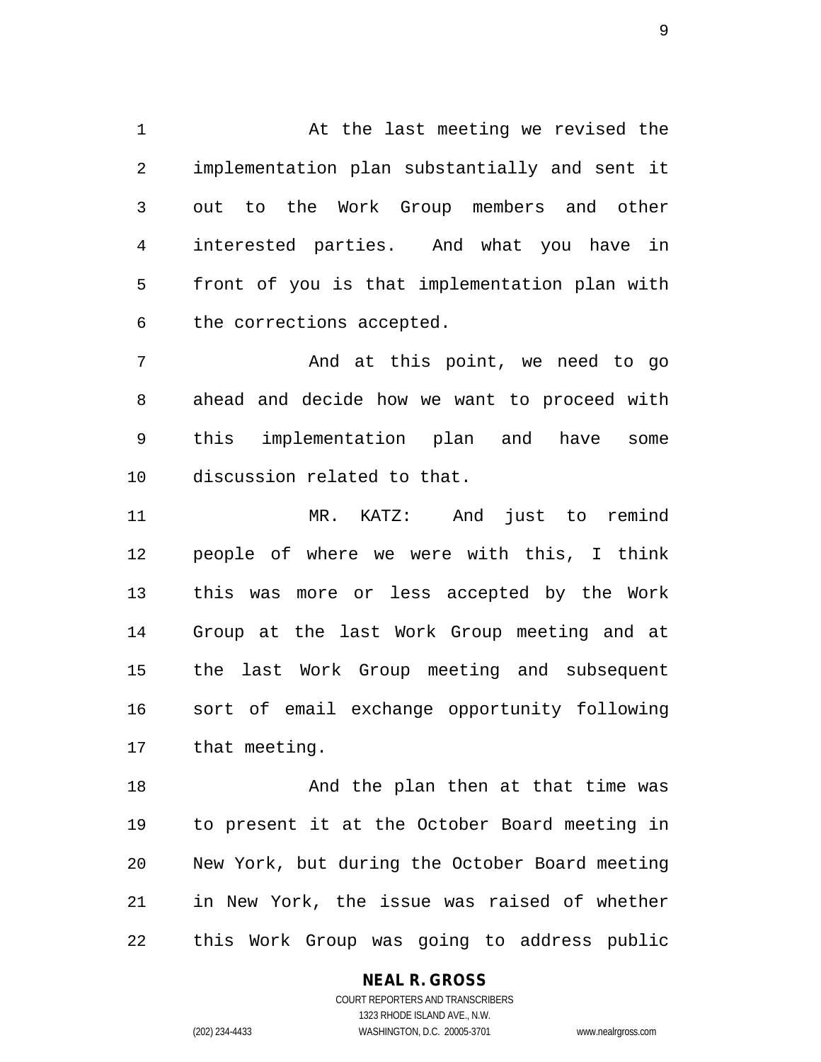At the last meeting we revised the implementation plan substantially and sent it out to the Work Group members and other interested parties. And what you have in front of you is that implementation plan with the corrections accepted.

And at this point, we need to go ahead and decide how we want to proceed with this implementation plan and have some discussion related to that.

MR. KATZ: And just to remind people of where we were with this, I think this was more or less accepted by the Work Group at the last Work Group meeting and at the last Work Group meeting and subsequent sort of email exchange opportunity following that meeting.

And the plan then at that time was to present it at the October Board meeting in New York, but during the October Board meeting in New York, the issue was raised of whether this Work Group was going to address public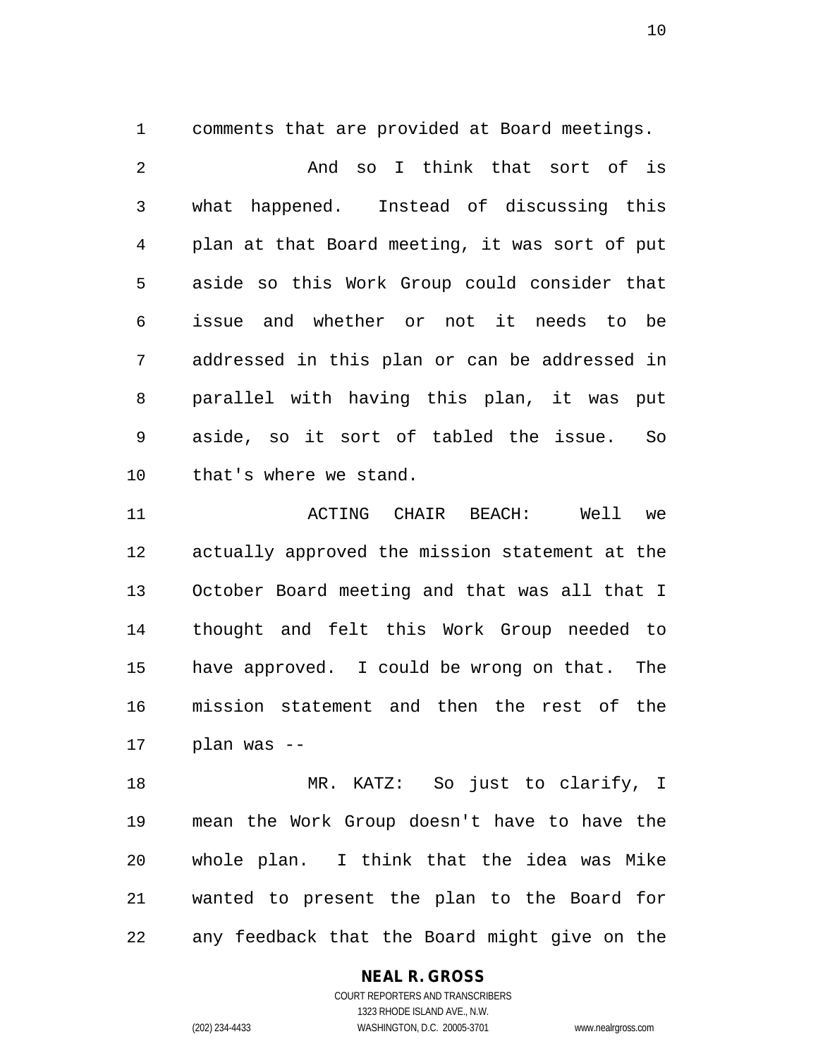comments that are provided at Board meetings.

And so I think that sort of is what happened. Instead of discussing this plan at that Board meeting, it was sort of put aside so this Work Group could consider that issue and whether or not it needs to be addressed in this plan or can be addressed in parallel with having this plan, it was put aside, so it sort of tabled the issue. So that's where we stand.

ACTING CHAIR BEACH: Well we actually approved the mission statement at the October Board meeting and that was all that I thought and felt this Work Group needed to have approved. I could be wrong on that. The mission statement and then the rest of the plan was --

MR. KATZ: So just to clarify, I mean the Work Group doesn't have to have the whole plan. I think that the idea was Mike wanted to present the plan to the Board for any feedback that the Board might give on the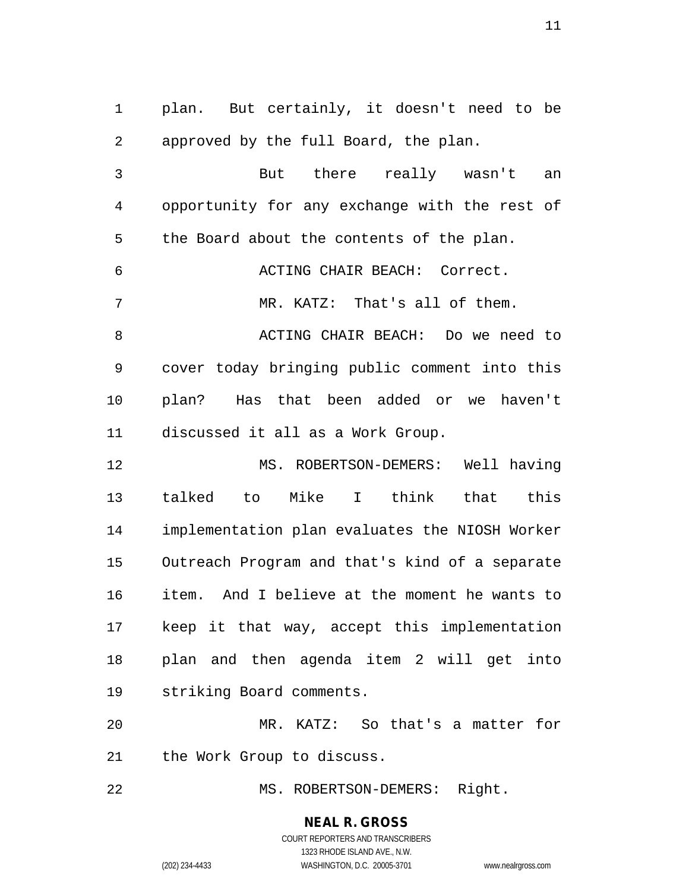plan. But certainly, it doesn't need to be approved by the full Board, the plan.

But there really wasn't an opportunity for any exchange with the rest of the Board about the contents of the plan.

ACTING CHAIR BEACH: Correct.

MR. KATZ: That's all of them.

ACTING CHAIR BEACH: Do we need to cover today bringing public comment into this plan? Has that been added or we haven't discussed it all as a Work Group.

MS. ROBERTSON-DEMERS: Well having talked to Mike I think that this implementation plan evaluates the NIOSH Worker Outreach Program and that's kind of a separate item. And I believe at the moment he wants to keep it that way, accept this implementation plan and then agenda item 2 will get into striking Board comments.

MR. KATZ: So that's a matter for the Work Group to discuss.

MS. ROBERTSON-DEMERS: Right.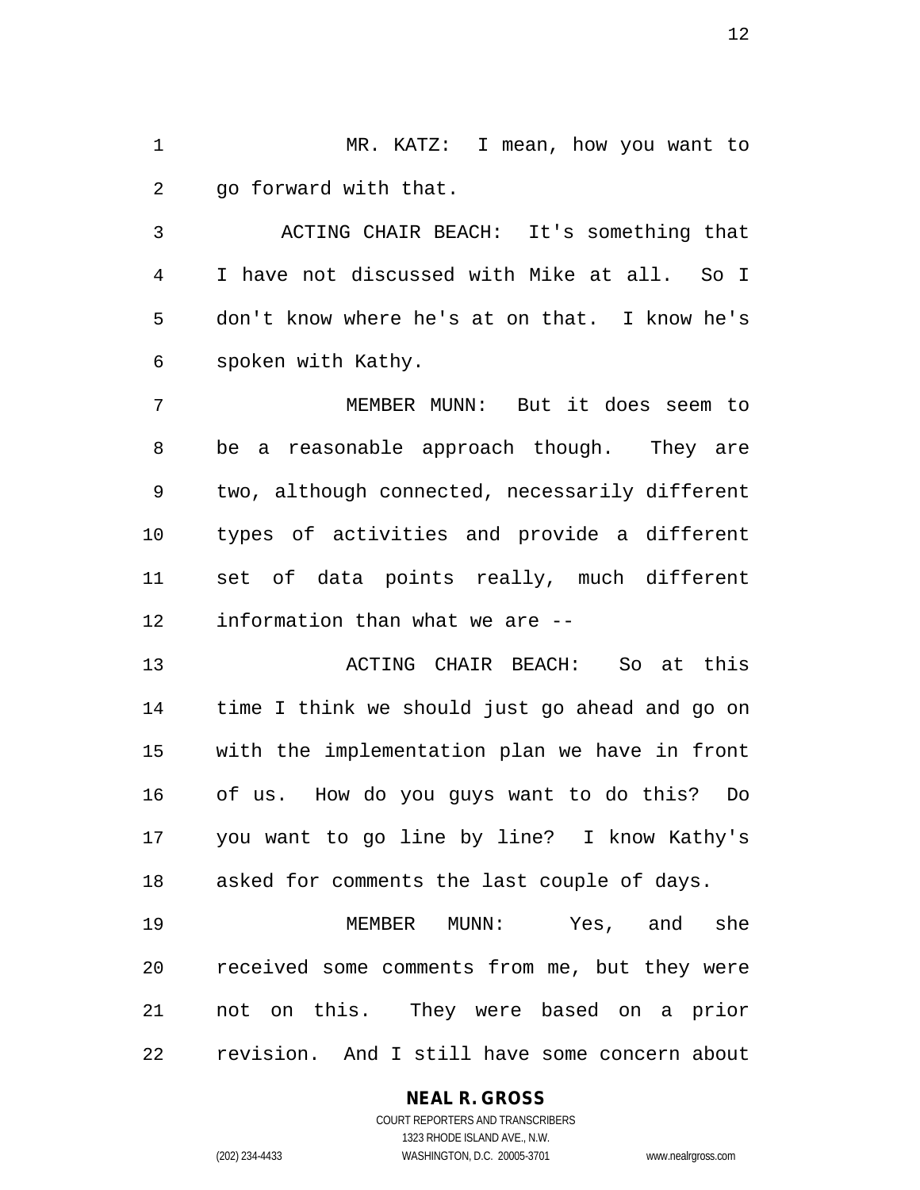MR. KATZ: I mean, how you want to go forward with that.

ACTING CHAIR BEACH: It's something that I have not discussed with Mike at all. So I don't know where he's at on that. I know he's spoken with Kathy.

MEMBER MUNN: But it does seem to be a reasonable approach though. They are two, although connected, necessarily different types of activities and provide a different set of data points really, much different information than what we are --

ACTING CHAIR BEACH: So at this time I think we should just go ahead and go on with the implementation plan we have in front of us. How do you guys want to do this? Do you want to go line by line? I know Kathy's asked for comments the last couple of days.

MEMBER MUNN: Yes, and she received some comments from me, but they were not on this. They were based on a prior revision. And I still have some concern about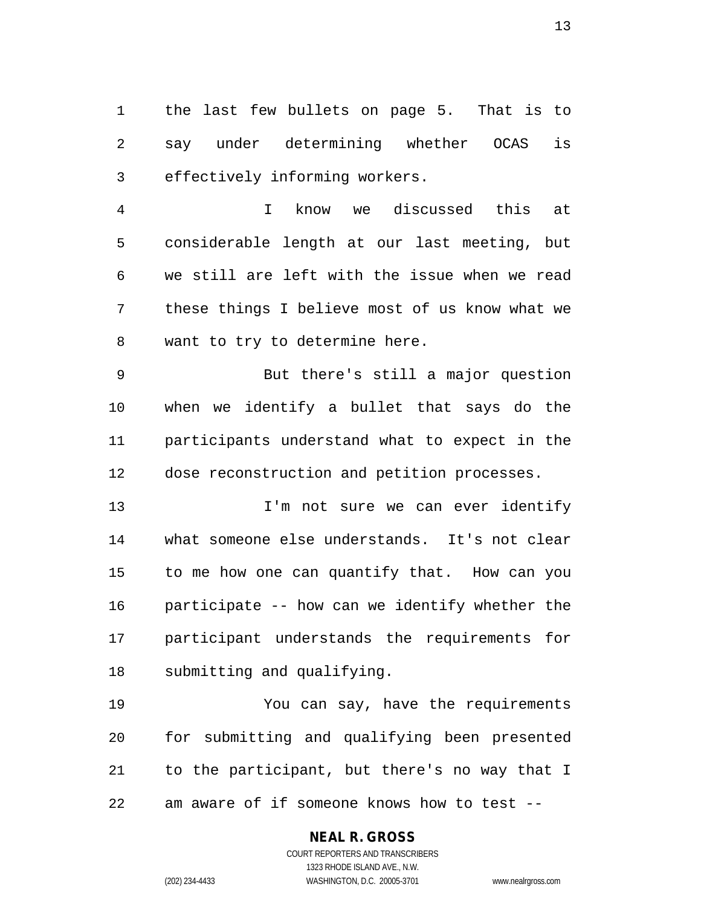the last few bullets on page 5. That is to say under determining whether OCAS is effectively informing workers.

I know we discussed this at considerable length at our last meeting, but we still are left with the issue when we read these things I believe most of us know what we want to try to determine here.

But there's still a major question when we identify a bullet that says do the participants understand what to expect in the dose reconstruction and petition processes.

I'm not sure we can ever identify what someone else understands. It's not clear to me how one can quantify that. How can you participate -- how can we identify whether the participant understands the requirements for submitting and qualifying.

You can say, have the requirements for submitting and qualifying been presented to the participant, but there's no way that I am aware of if someone knows how to test --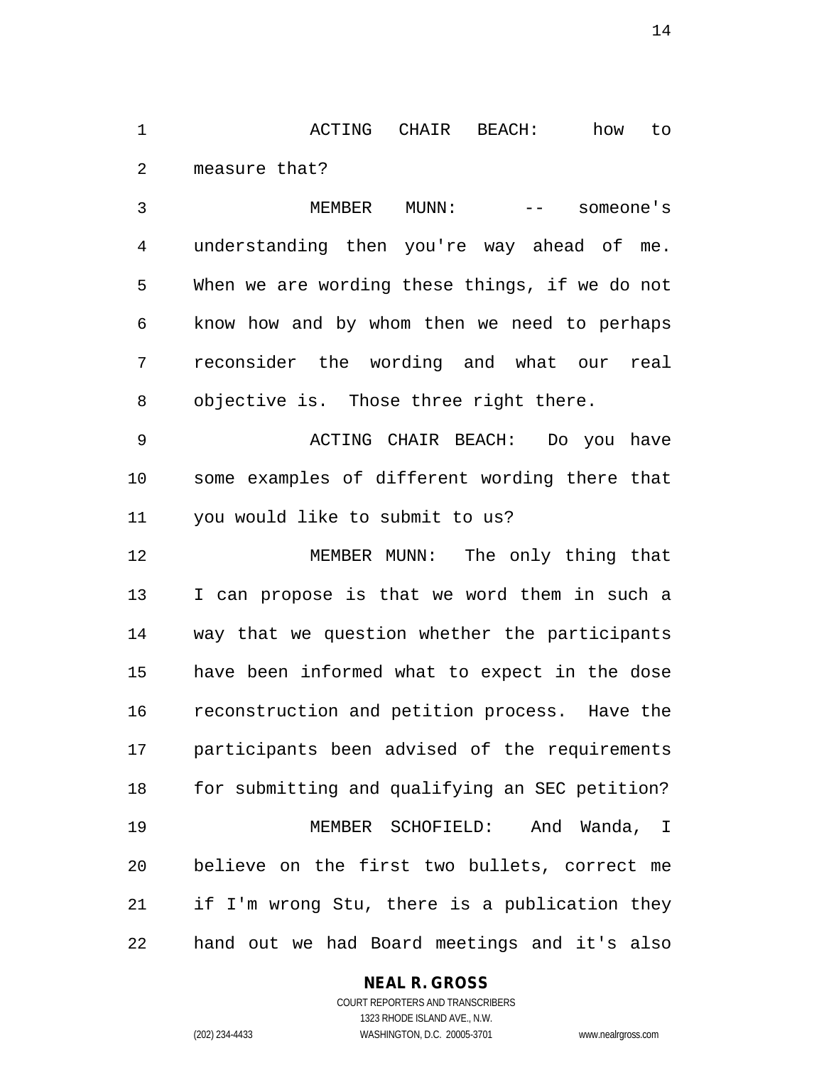ACTING CHAIR BEACH: how to measure that?

MEMBER MUNN: -- someone's understanding then you're way ahead of me. When we are wording these things, if we do not know how and by whom then we need to perhaps reconsider the wording and what our real objective is. Those three right there.

ACTING CHAIR BEACH: Do you have some examples of different wording there that you would like to submit to us?

MEMBER MUNN: The only thing that I can propose is that we word them in such a way that we question whether the participants have been informed what to expect in the dose reconstruction and petition process. Have the participants been advised of the requirements for submitting and qualifying an SEC petition?

MEMBER SCHOFIELD: And Wanda, I believe on the first two bullets, correct me if I'm wrong Stu, there is a publication they hand out we had Board meetings and it's also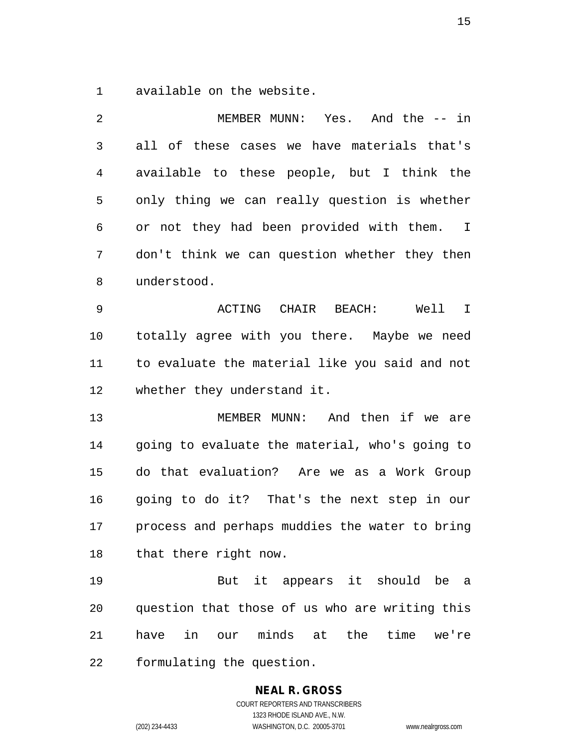available on the website.

MEMBER MUNN: Yes. And the -- in all of these cases we have materials that's available to these people, but I think the only thing we can really question is whether or not they had been provided with them. I don't think we can question whether they then understood.

ACTING CHAIR BEACH: Well I totally agree with you there. Maybe we need to evaluate the material like you said and not whether they understand it.

MEMBER MUNN: And then if we are going to evaluate the material, who's going to do that evaluation? Are we as a Work Group going to do it? That's the next step in our process and perhaps muddies the water to bring that there right now.

But it appears it should be a question that those of us who are writing this have in our minds at the time we're formulating the question.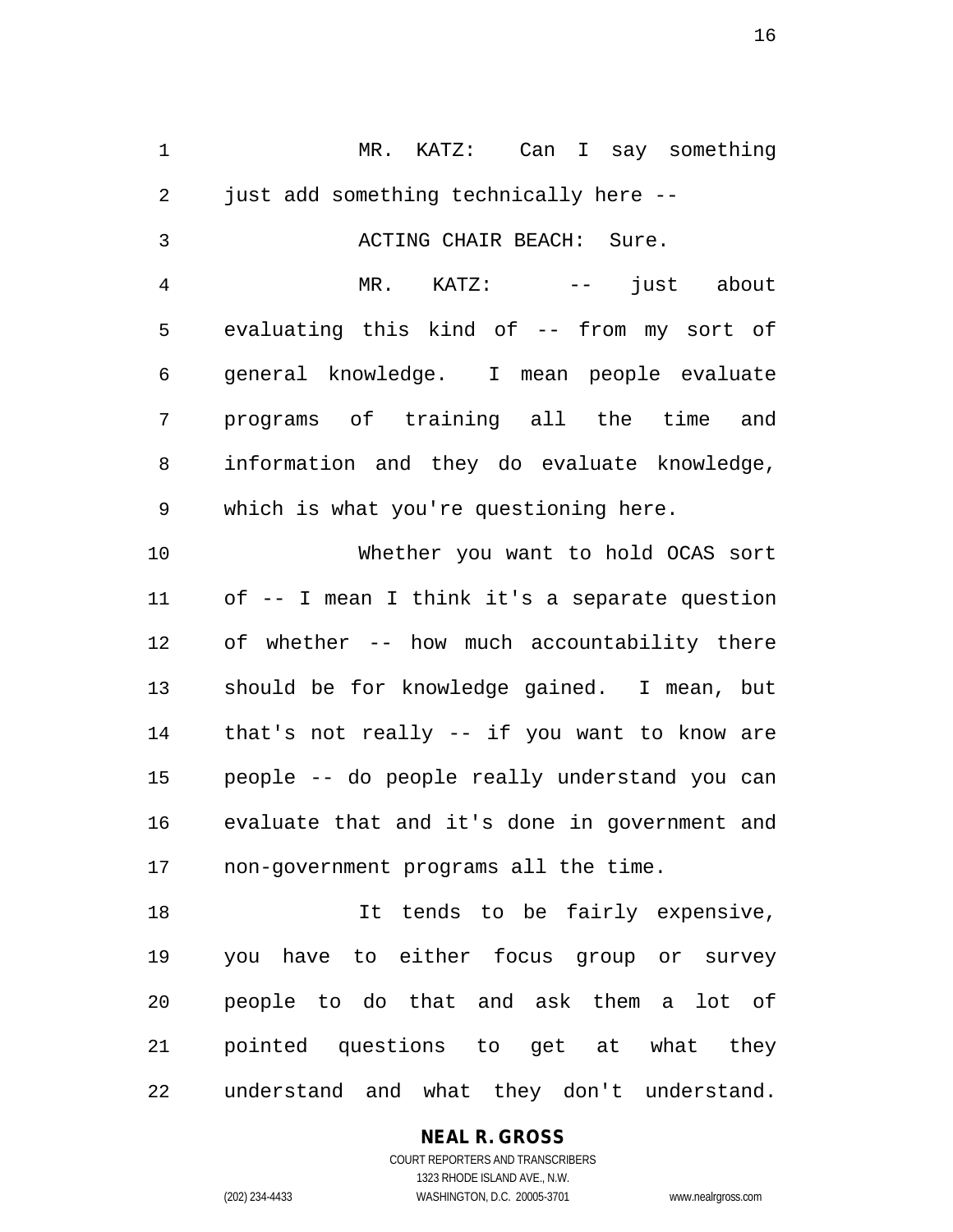MR. KATZ: Can I say something just add something technically here --

ACTING CHAIR BEACH: Sure.

MR. KATZ: -- just about evaluating this kind of -- from my sort of general knowledge. I mean people evaluate programs of training all the time and information and they do evaluate knowledge, which is what you're questioning here.

Whether you want to hold OCAS sort of -- I mean I think it's a separate question of whether -- how much accountability there should be for knowledge gained. I mean, but that's not really -- if you want to know are people -- do people really understand you can evaluate that and it's done in government and non-government programs all the time.

It tends to be fairly expensive, you have to either focus group or survey people to do that and ask them a lot of pointed questions to get at what they understand and what they don't understand.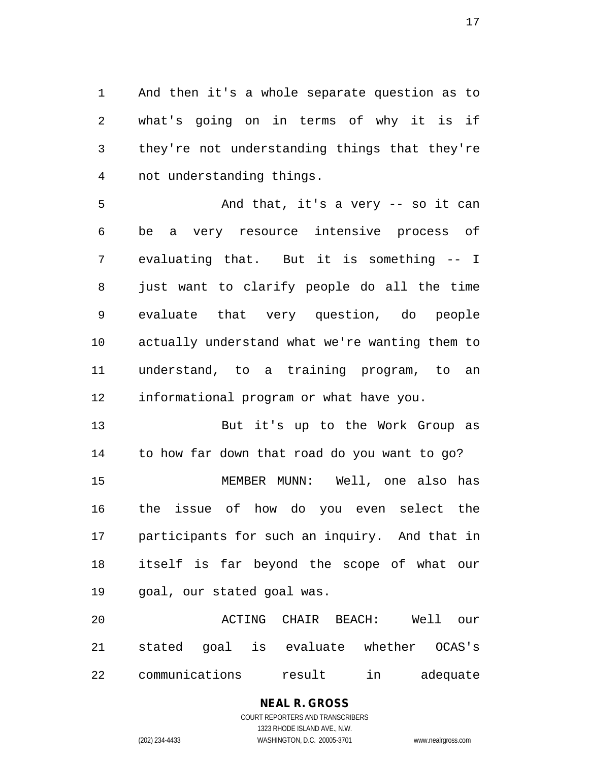And then it's a whole separate question as to what's going on in terms of why it is if they're not understanding things that they're not understanding things.

And that, it's a very -- so it can be a very resource intensive process of evaluating that. But it is something -- I just want to clarify people do all the time evaluate that very question, do people actually understand what we're wanting them to understand, to a training program, to an informational program or what have you.

But it's up to the Work Group as to how far down that road do you want to go?

MEMBER MUNN: Well, one also has the issue of how do you even select the participants for such an inquiry. And that in itself is far beyond the scope of what our goal, our stated goal was.

ACTING CHAIR BEACH: Well our stated goal is evaluate whether OCAS's communications result in adequate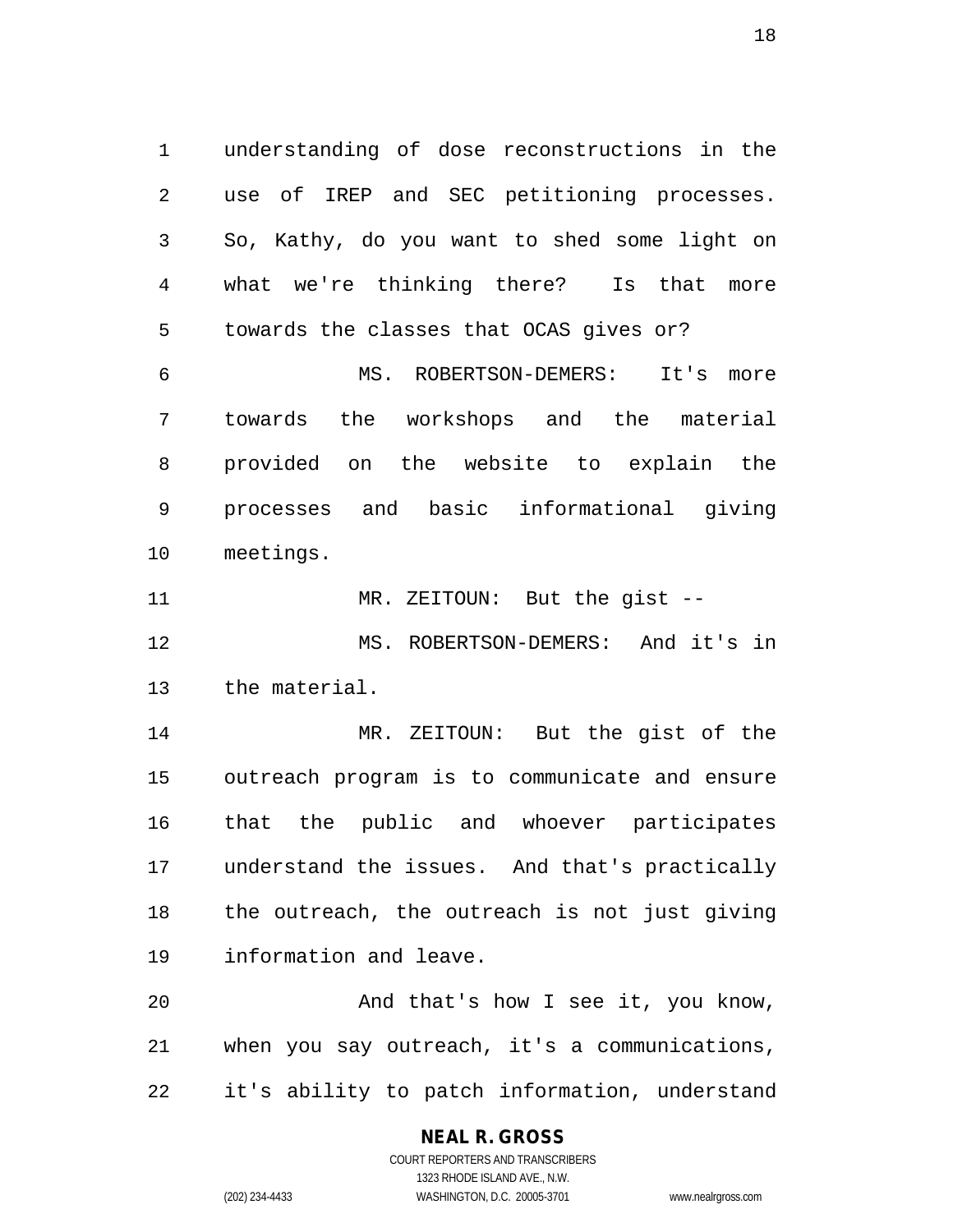understanding of dose reconstructions in the use of IREP and SEC petitioning processes. So, Kathy, do you want to shed some light on what we're thinking there? Is that more towards the classes that OCAS gives or?

MS. ROBERTSON-DEMERS: It's more towards the workshops and the material provided on the website to explain the processes and basic informational giving meetings.

MR. ZEITOUN: But the gist --

MS. ROBERTSON-DEMERS: And it's in the material.

MR. ZEITOUN: But the gist of the outreach program is to communicate and ensure that the public and whoever participates understand the issues. And that's practically the outreach, the outreach is not just giving information and leave.

And that's how I see it, you know, when you say outreach, it's a communications, it's ability to patch information, understand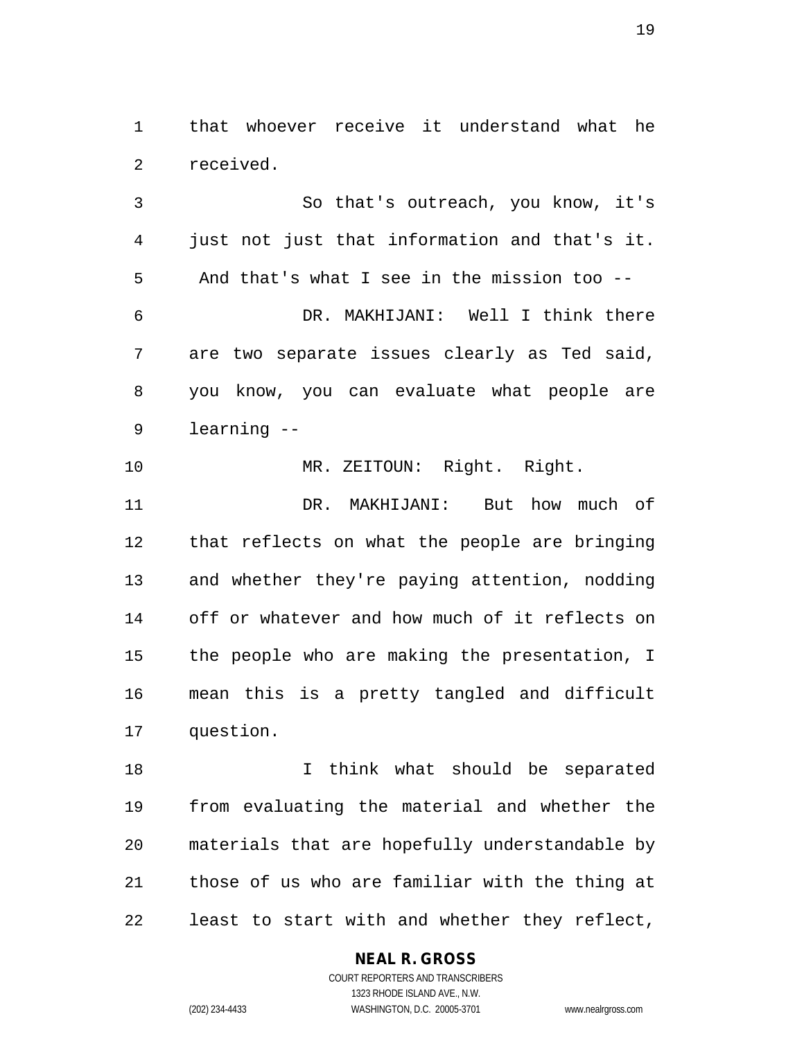that whoever receive it understand what he received.

So that's outreach, you know, it's just not just that information and that's it. And that's what I see in the mission too --

DR. MAKHIJANI: Well I think there are two separate issues clearly as Ted said, you know, you can evaluate what people are learning --

MR. ZEITOUN: Right. Right.

DR. MAKHIJANI: But how much of that reflects on what the people are bringing and whether they're paying attention, nodding off or whatever and how much of it reflects on the people who are making the presentation, I mean this is a pretty tangled and difficult question.

I think what should be separated from evaluating the material and whether the materials that are hopefully understandable by those of us who are familiar with the thing at least to start with and whether they reflect,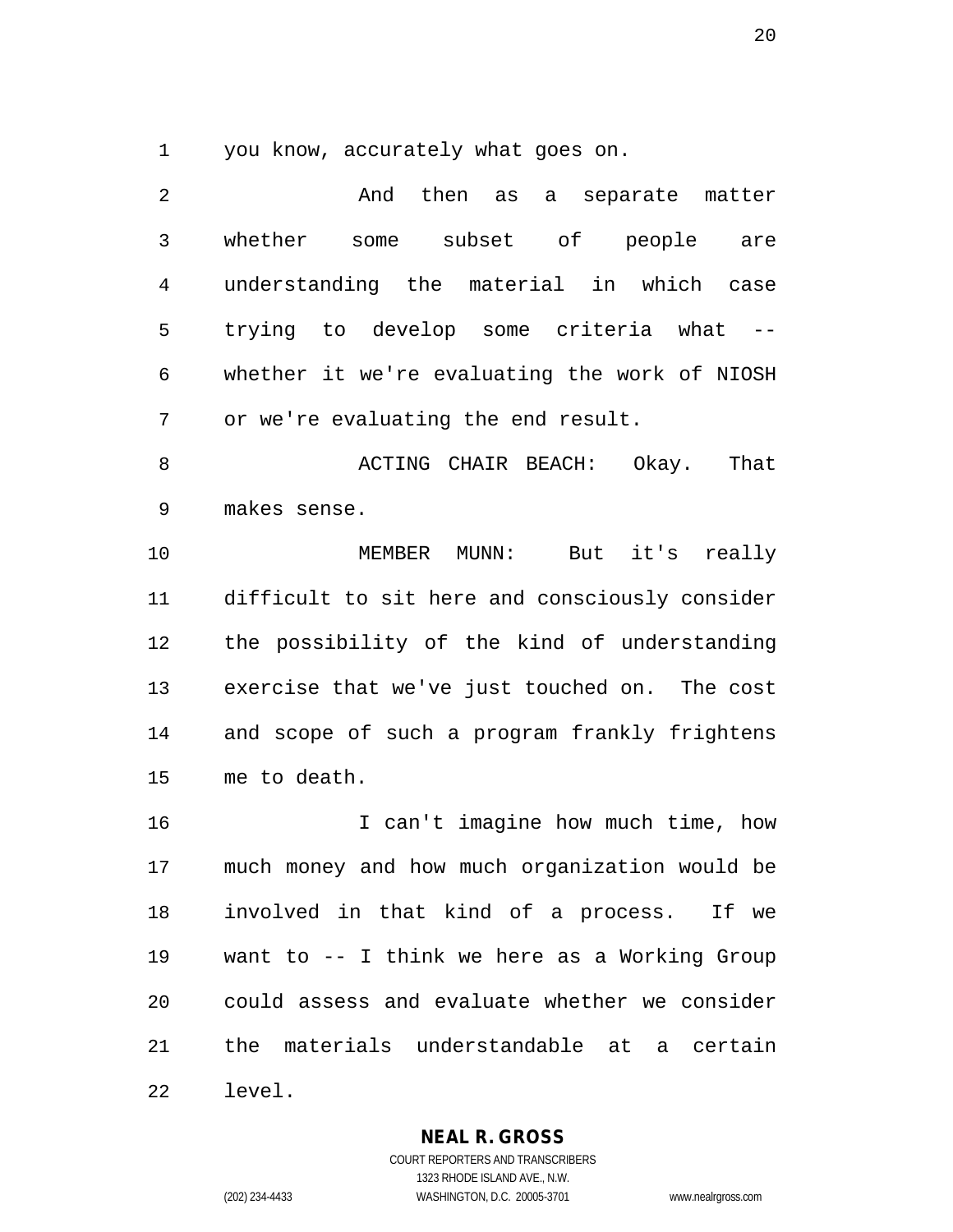you know, accurately what goes on.

And then as a separate matter whether some subset of people are understanding the material in which case trying to develop some criteria what -- whether it we're evaluating the work of NIOSH or we're evaluating the end result.

ACTING CHAIR BEACH: Okay. That makes sense.

MEMBER MUNN: But it's really difficult to sit here and consciously consider the possibility of the kind of understanding exercise that we've just touched on. The cost and scope of such a program frankly frightens me to death.

I can't imagine how much time, how much money and how much organization would be involved in that kind of a process. If we want to -- I think we here as a Working Group could assess and evaluate whether we consider the materials understandable at a certain level.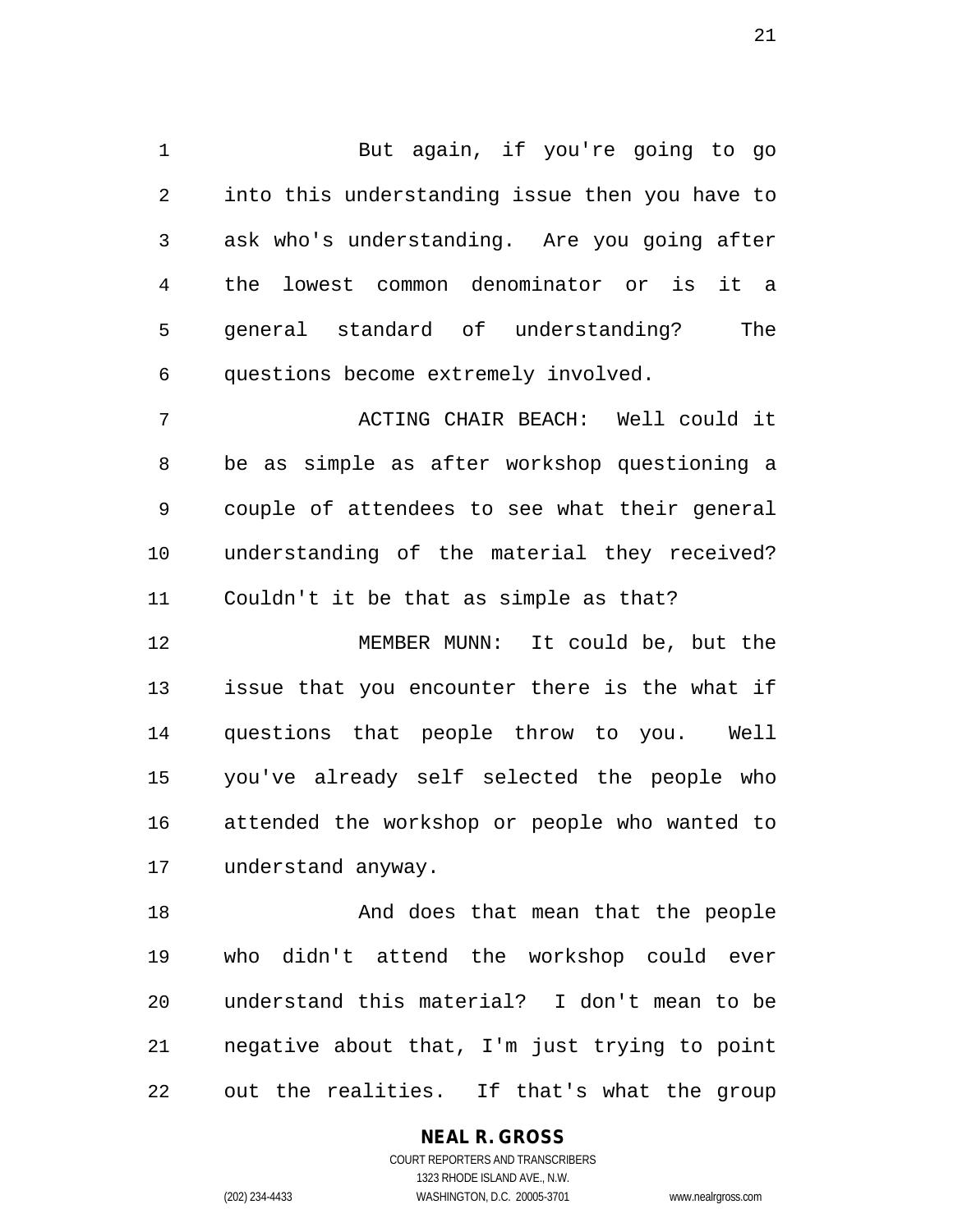But again, if you're going to go into this understanding issue then you have to ask who's understanding. Are you going after the lowest common denominator or is it a general standard of understanding? The questions become extremely involved.

ACTING CHAIR BEACH: Well could it be as simple as after workshop questioning a couple of attendees to see what their general understanding of the material they received? Couldn't it be that as simple as that?

MEMBER MUNN: It could be, but the issue that you encounter there is the what if questions that people throw to you. Well you've already self selected the people who attended the workshop or people who wanted to understand anyway.

And does that mean that the people who didn't attend the workshop could ever understand this material? I don't mean to be negative about that, I'm just trying to point out the realities. If that's what the group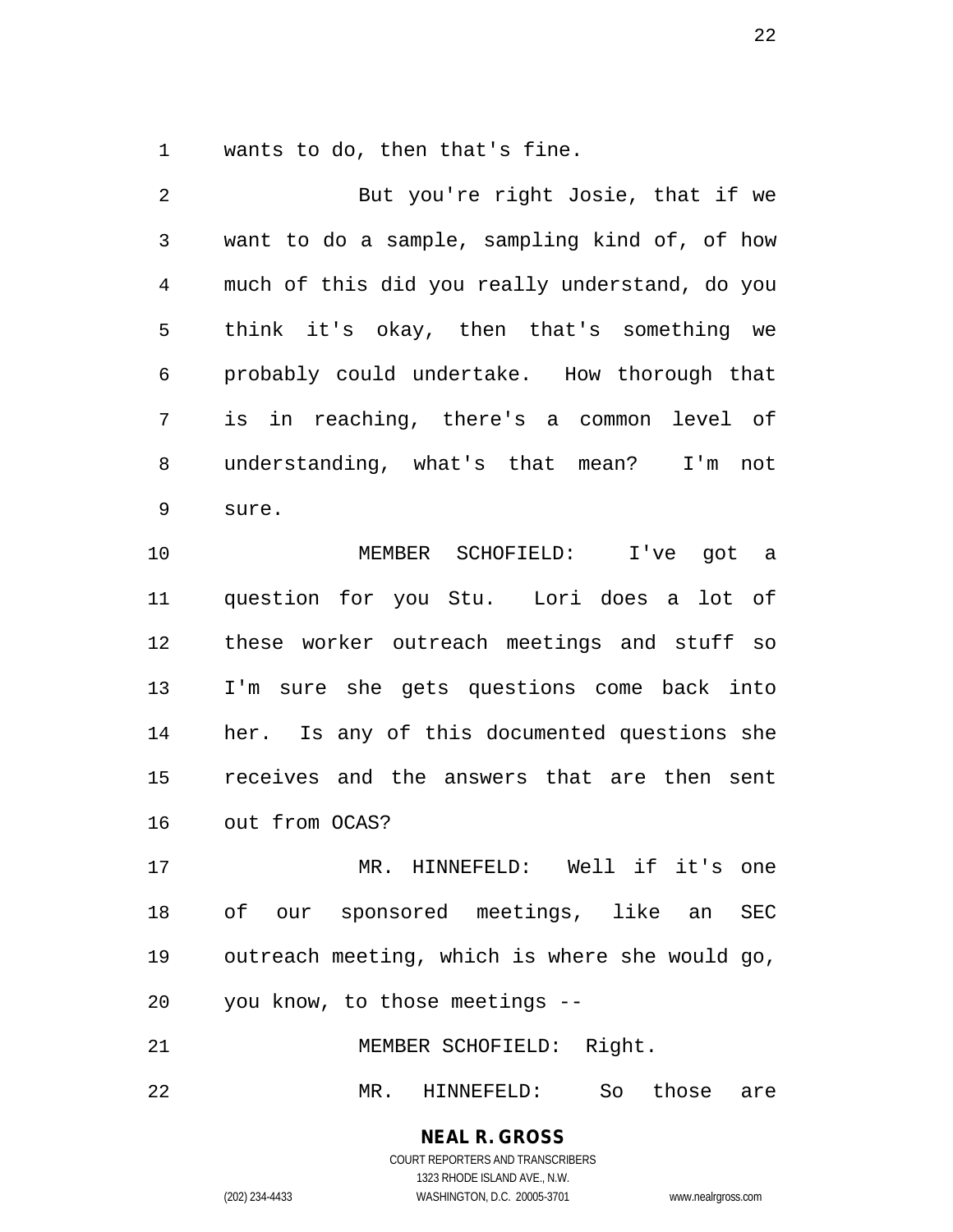wants to do, then that's fine.

But you're right Josie, that if we want to do a sample, sampling kind of, of how much of this did you really understand, do you think it's okay, then that's something we probably could undertake. How thorough that is in reaching, there's a common level of understanding, what's that mean? I'm not sure.

MEMBER SCHOFIELD: I've got a question for you Stu. Lori does a lot of these worker outreach meetings and stuff so I'm sure she gets questions come back into her. Is any of this documented questions she receives and the answers that are then sent out from OCAS?

MR. HINNEFELD: Well if it's one of our sponsored meetings, like an SEC outreach meeting, which is where she would go, you know, to those meetings --

MEMBER SCHOFIELD: Right.

MR. HINNEFELD: So those are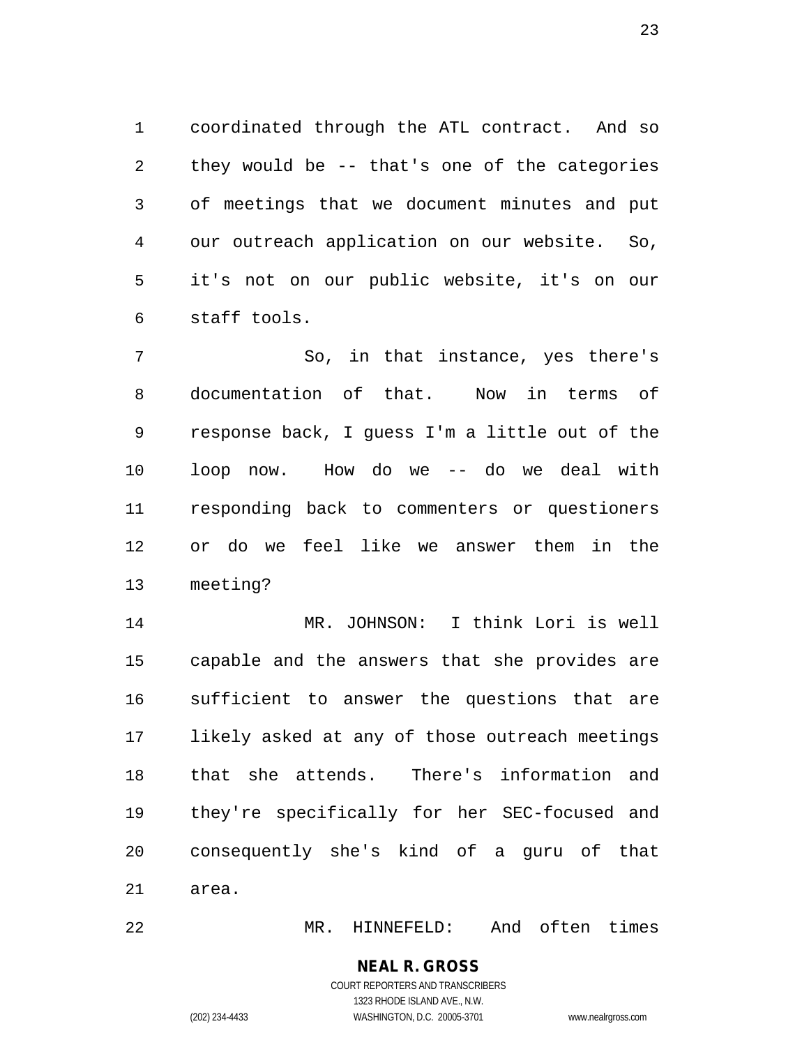coordinated through the ATL contract. And so they would be -- that's one of the categories of meetings that we document minutes and put our outreach application on our website. So, it's not on our public website, it's on our staff tools.

So, in that instance, yes there's documentation of that. Now in terms of response back, I guess I'm a little out of the loop now. How do we -- do we deal with responding back to commenters or questioners or do we feel like we answer them in the meeting?

MR. JOHNSON: I think Lori is well capable and the answers that she provides are sufficient to answer the questions that are likely asked at any of those outreach meetings that she attends. There's information and they're specifically for her SEC-focused and consequently she's kind of a guru of that area.

MR. HINNEFELD: And often times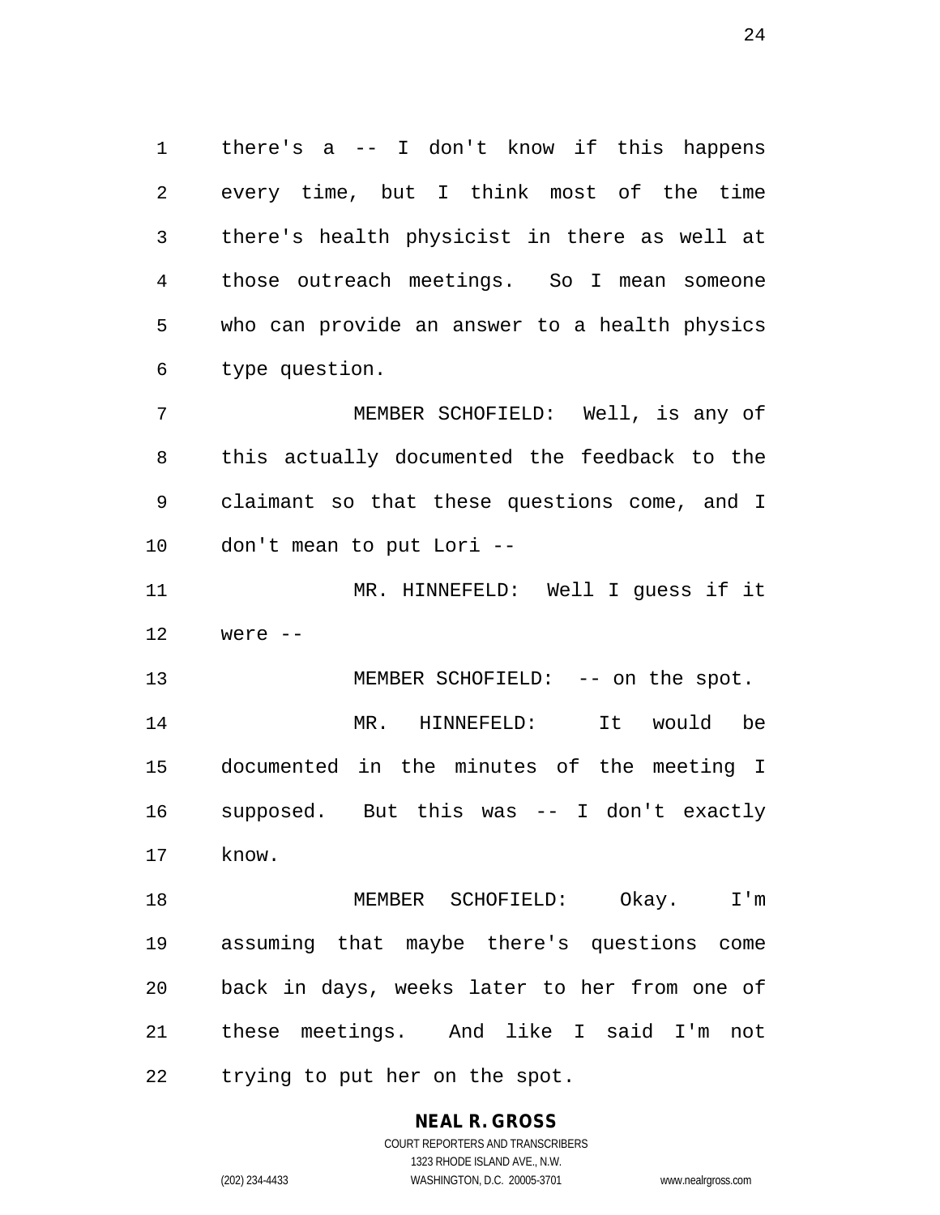there's a -- I don't know if this happens every time, but I think most of the time there's health physicist in there as well at those outreach meetings. So I mean someone who can provide an answer to a health physics type question.

MEMBER SCHOFIELD: Well, is any of this actually documented the feedback to the claimant so that these questions come, and I don't mean to put Lori --

MR. HINNEFELD: Well I guess if it were --

MEMBER SCHOFIELD: -- on the spot.

MR. HINNEFELD: It would be documented in the minutes of the meeting I supposed. But this was -- I don't exactly know.

MEMBER SCHOFIELD: Okay. I'm assuming that maybe there's questions come back in days, weeks later to her from one of these meetings. And like I said I'm not trying to put her on the spot.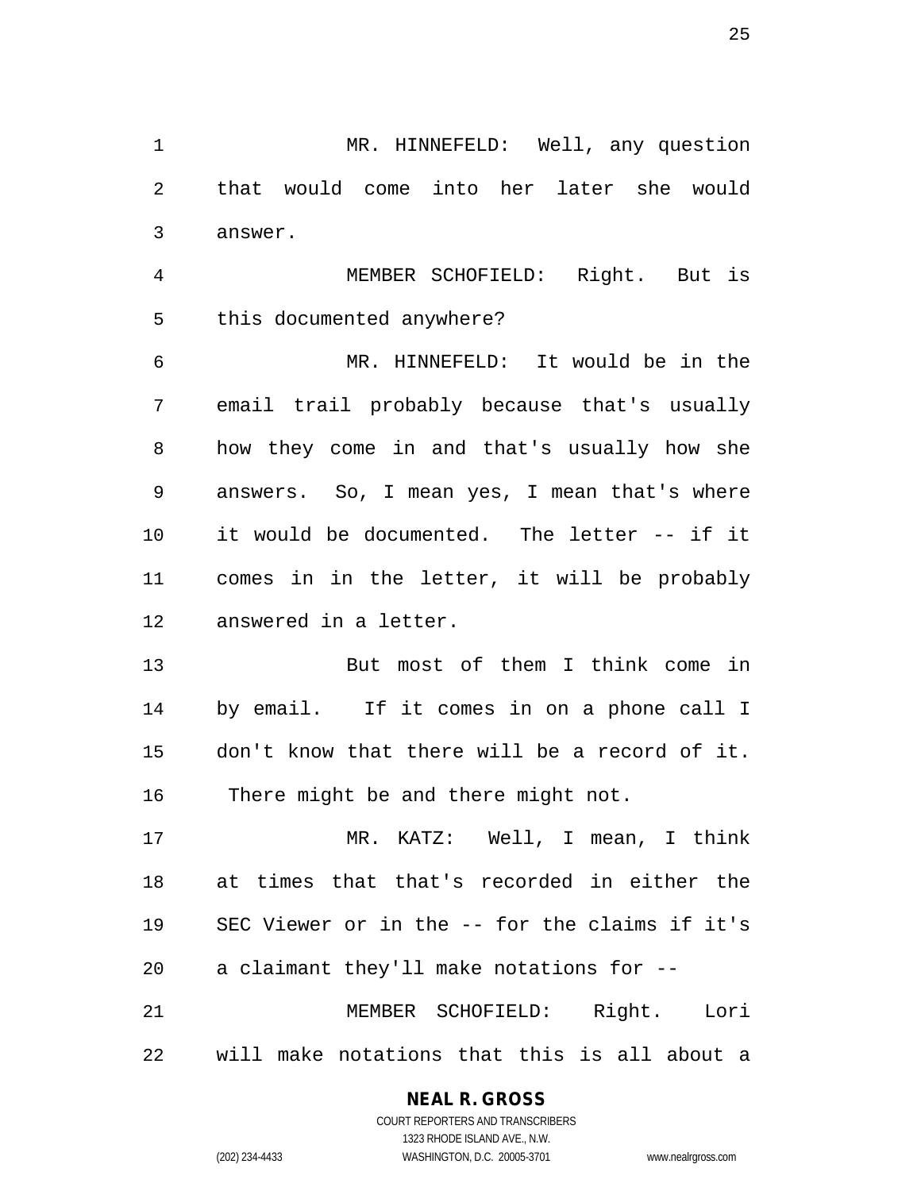MR. HINNEFELD: Well, any question that would come into her later she would answer.

MEMBER SCHOFIELD: Right. But is this documented anywhere?

MR. HINNEFELD: It would be in the email trail probably because that's usually how they come in and that's usually how she answers. So, I mean yes, I mean that's where it would be documented. The letter -- if it comes in in the letter, it will be probably answered in a letter.

But most of them I think come in by email. If it comes in on a phone call I don't know that there will be a record of it. There might be and there might not.

MR. KATZ: Well, I mean, I think at times that that's recorded in either the SEC Viewer or in the -- for the claims if it's a claimant they'll make notations for --

MEMBER SCHOFIELD: Right. Lori will make notations that this is all about a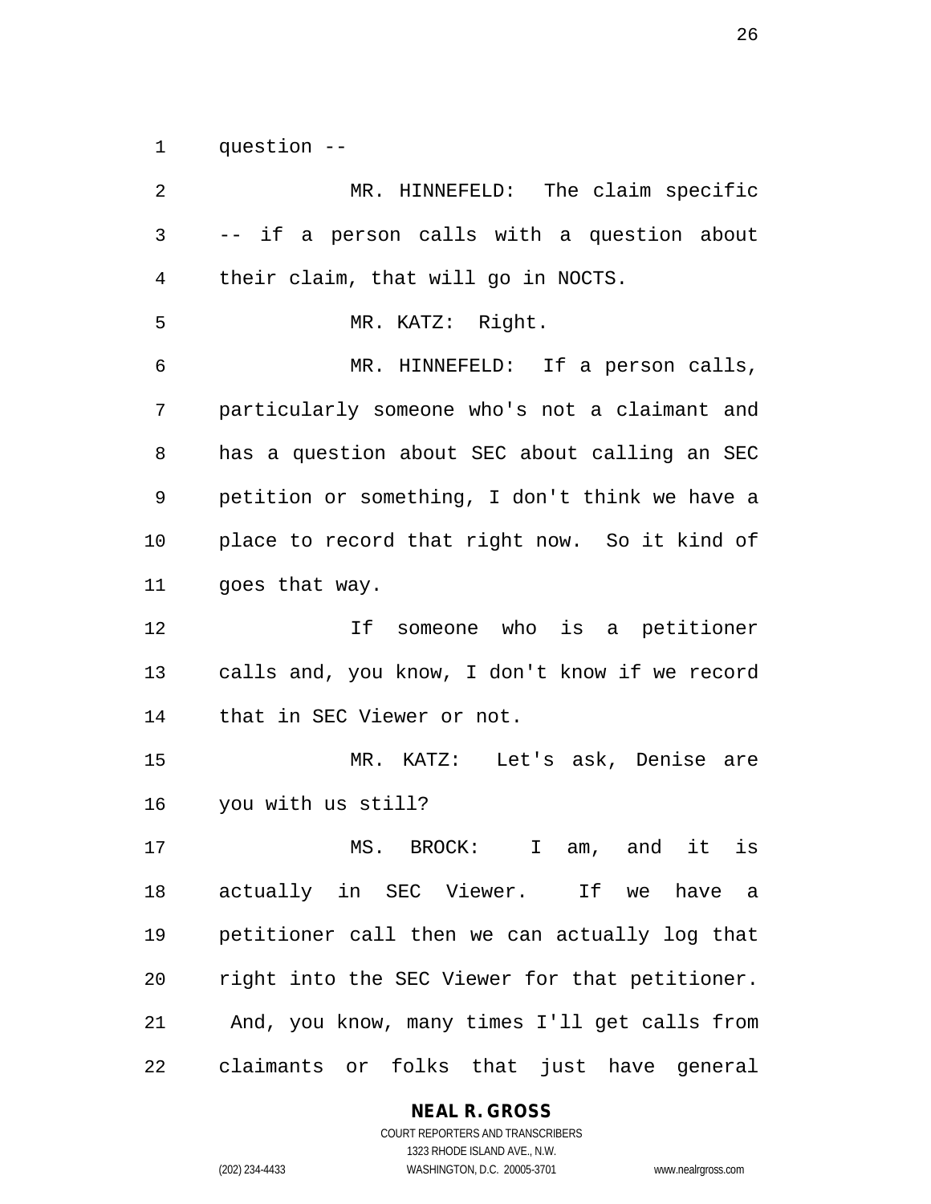question --

MR. HINNEFELD: The claim specific -- if a person calls with a question about their claim, that will go in NOCTS.

MR. KATZ: Right.

MR. HINNEFELD: If a person calls, particularly someone who's not a claimant and has a question about SEC about calling an SEC petition or something, I don't think we have a place to record that right now. So it kind of goes that way.

If someone who is a petitioner calls and, you know, I don't know if we record that in SEC Viewer or not.

MR. KATZ: Let's ask, Denise are you with us still?

MS. BROCK: I am, and it is actually in SEC Viewer. If we have a petitioner call then we can actually log that right into the SEC Viewer for that petitioner. And, you know, many times I'll get calls from claimants or folks that just have general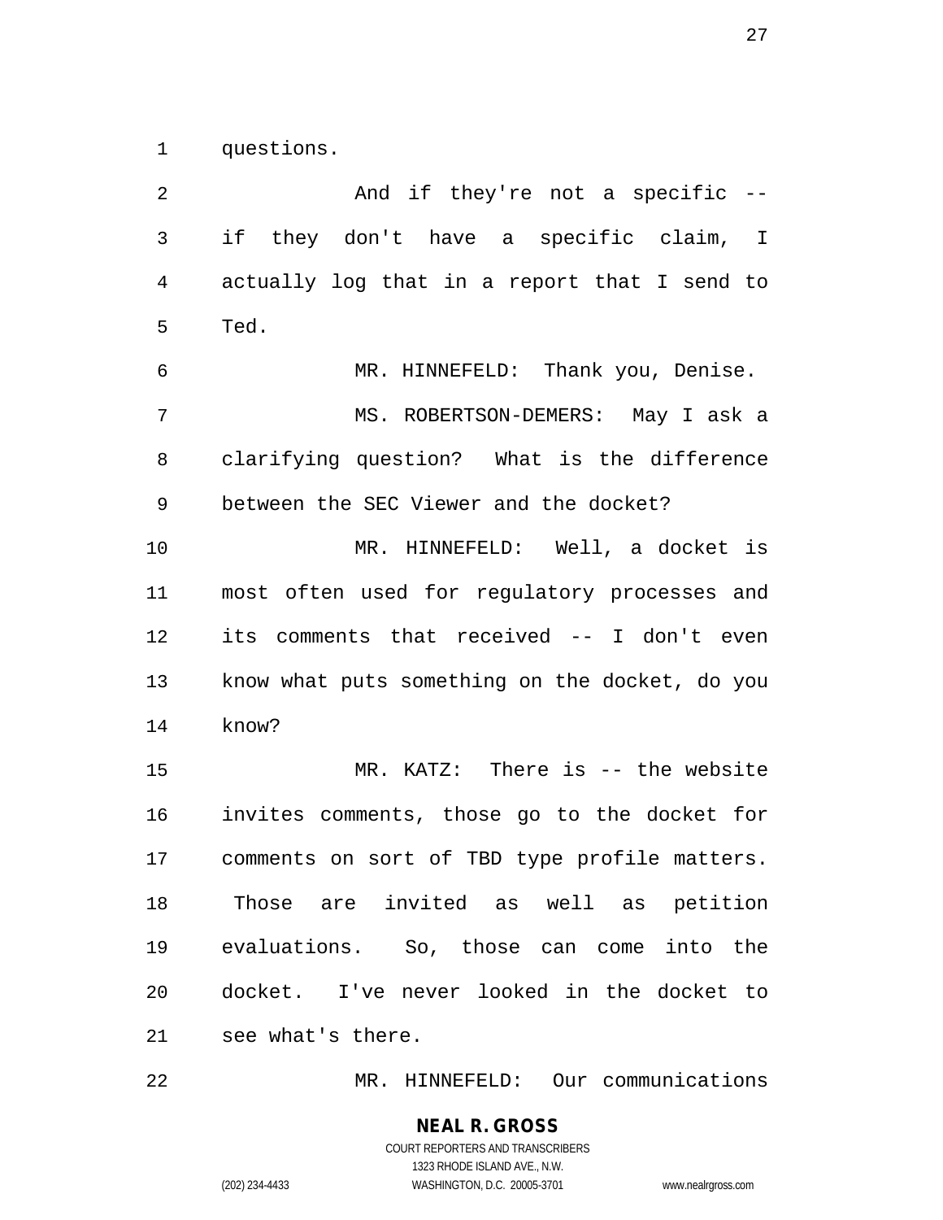questions.

And if they're not a specific -- if they don't have a specific claim, I actually log that in a report that I send to Ted.

MR. HINNEFELD: Thank you, Denise.

MS. ROBERTSON-DEMERS: May I ask a clarifying question? What is the difference between the SEC Viewer and the docket?

MR. HINNEFELD: Well, a docket is most often used for regulatory processes and its comments that received -- I don't even know what puts something on the docket, do you know?

MR. KATZ: There is -- the website invites comments, those go to the docket for comments on sort of TBD type profile matters. Those are invited as well as petition evaluations. So, those can come into the docket. I've never looked in the docket to see what's there.

MR. HINNEFELD: Our communications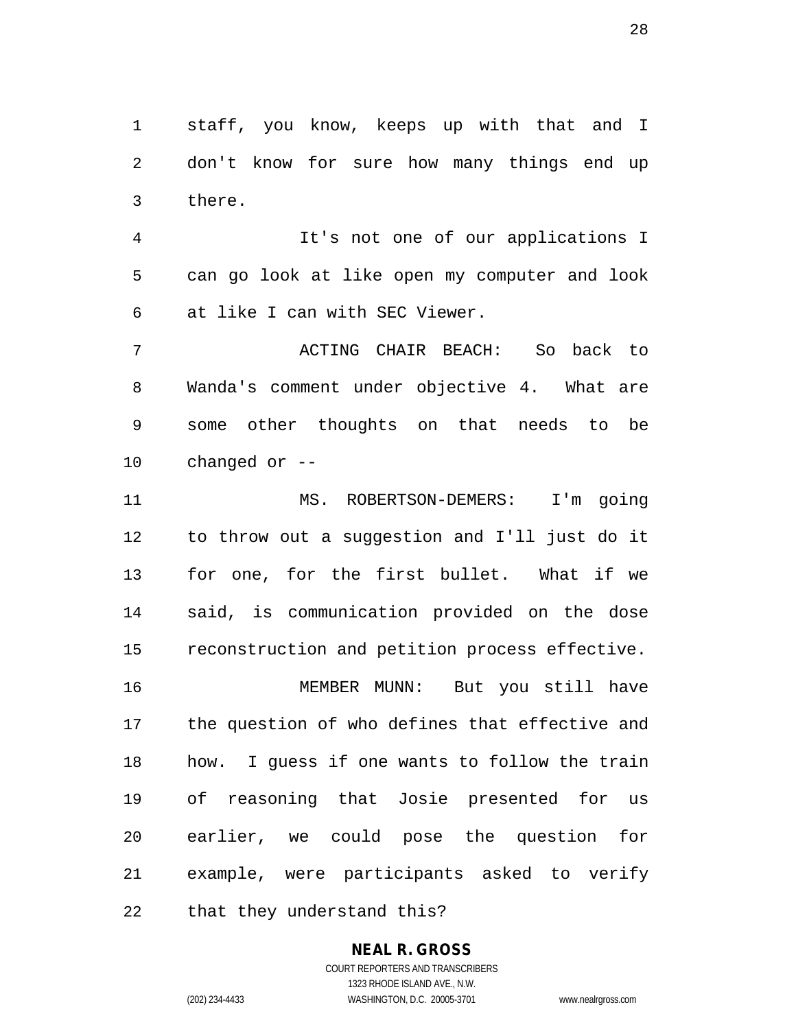staff, you know, keeps up with that and I don't know for sure how many things end up there.

It's not one of our applications I can go look at like open my computer and look at like I can with SEC Viewer.

ACTING CHAIR BEACH: So back to Wanda's comment under objective 4. What are some other thoughts on that needs to be changed or --

MS. ROBERTSON-DEMERS: I'm going to throw out a suggestion and I'll just do it for one, for the first bullet. What if we said, is communication provided on the dose reconstruction and petition process effective.

MEMBER MUNN: But you still have the question of who defines that effective and how. I guess if one wants to follow the train of reasoning that Josie presented for us earlier, we could pose the question for example, were participants asked to verify that they understand this?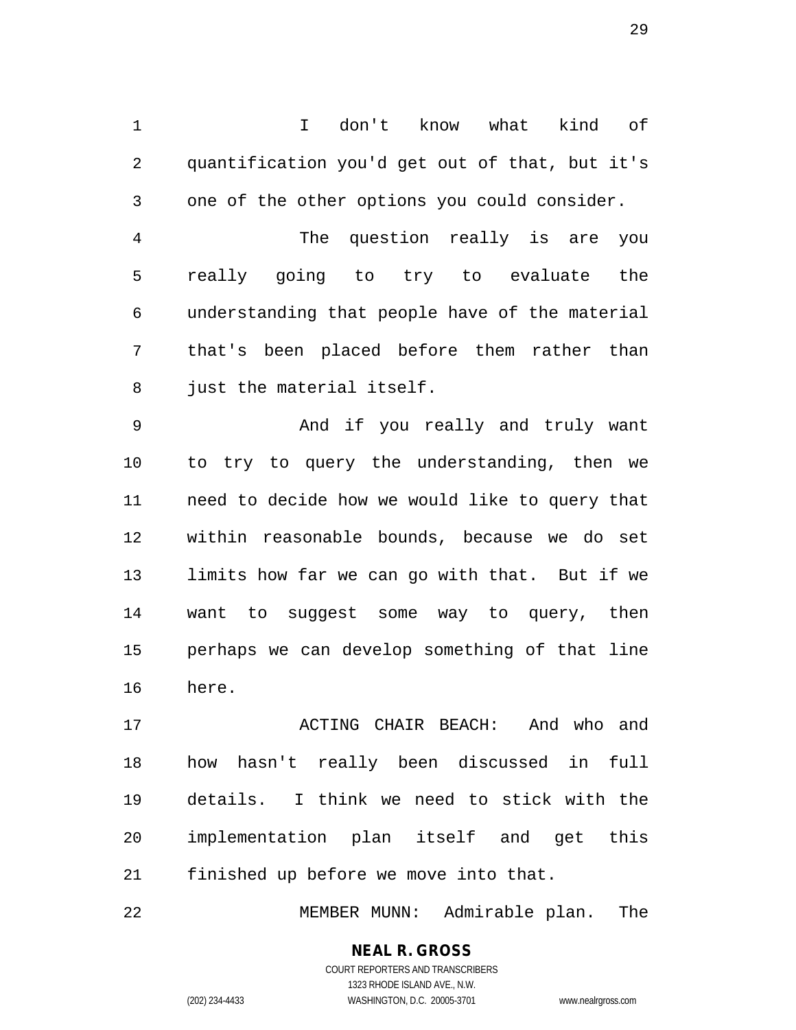I don't know what kind of quantification you'd get out of that, but it's one of the other options you could consider.

The question really is are you really going to try to evaluate the understanding that people have of the material that's been placed before them rather than just the material itself.

And if you really and truly want to try to query the understanding, then we need to decide how we would like to query that within reasonable bounds, because we do set limits how far we can go with that. But if we want to suggest some way to query, then perhaps we can develop something of that line here.

ACTING CHAIR BEACH: And who and how hasn't really been discussed in full details. I think we need to stick with the implementation plan itself and get this finished up before we move into that.

MEMBER MUNN: Admirable plan. The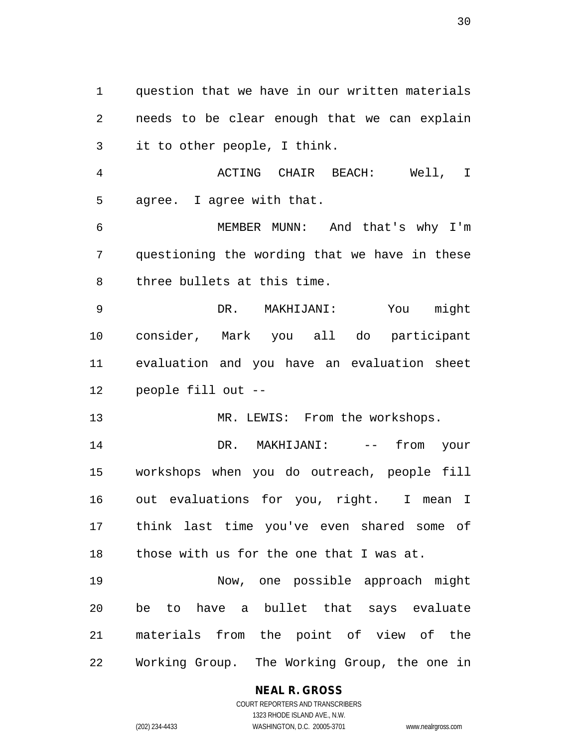question that we have in our written materials needs to be clear enough that we can explain it to other people, I think.

ACTING CHAIR BEACH: Well, I agree. I agree with that.

MEMBER MUNN: And that's why I'm questioning the wording that we have in these three bullets at this time.

DR. MAKHIJANI: You might consider, Mark you all do participant evaluation and you have an evaluation sheet people fill out --

MR. LEWIS: From the workshops.

DR. MAKHIJANI: -- from your workshops when you do outreach, people fill out evaluations for you, right. I mean I think last time you've even shared some of those with us for the one that I was at.

Now, one possible approach might be to have a bullet that says evaluate materials from the point of view of the Working Group. The Working Group, the one in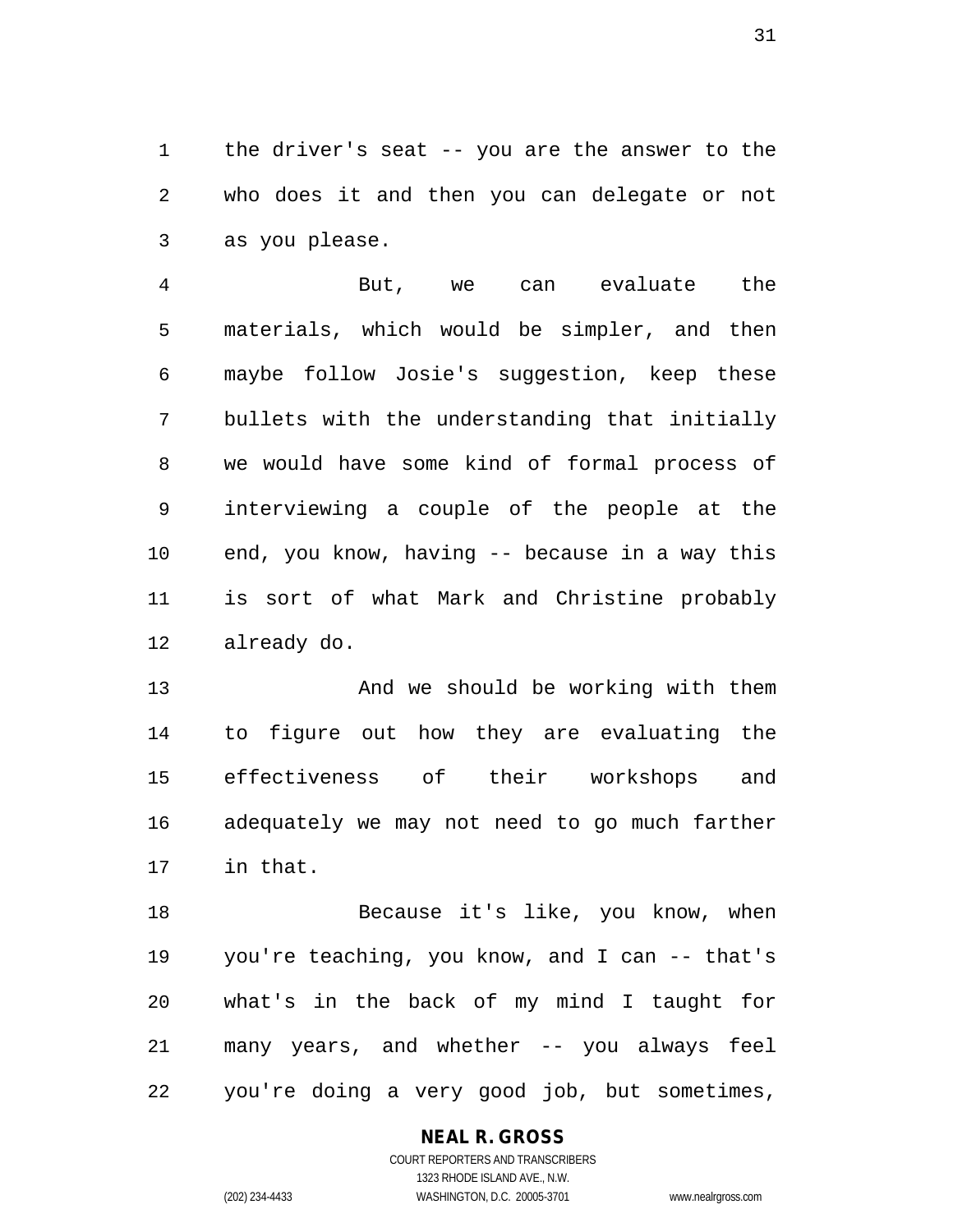the driver's seat -- you are the answer to the who does it and then you can delegate or not as you please.

But, we can evaluate the materials, which would be simpler, and then maybe follow Josie's suggestion, keep these bullets with the understanding that initially we would have some kind of formal process of interviewing a couple of the people at the end, you know, having -- because in a way this is sort of what Mark and Christine probably already do.

And we should be working with them to figure out how they are evaluating the effectiveness of their workshops and adequately we may not need to go much farther in that.

Because it's like, you know, when you're teaching, you know, and I can -- that's what's in the back of my mind I taught for many years, and whether -- you always feel you're doing a very good job, but sometimes,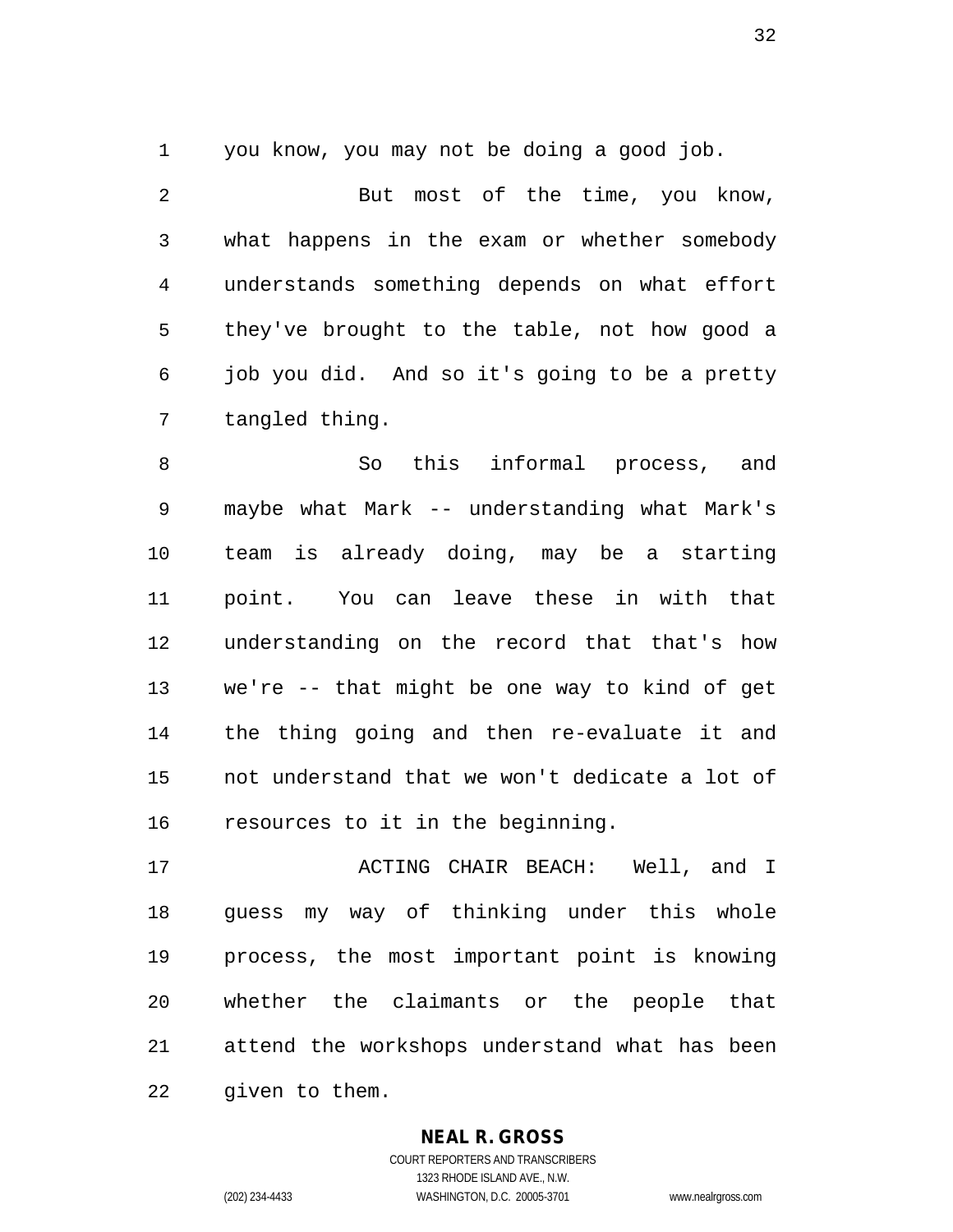you know, you may not be doing a good job.

But most of the time, you know, what happens in the exam or whether somebody understands something depends on what effort they've brought to the table, not how good a job you did. And so it's going to be a pretty tangled thing.

So this informal process, and maybe what Mark -- understanding what Mark's team is already doing, may be a starting point. You can leave these in with that understanding on the record that that's how we're -- that might be one way to kind of get the thing going and then re-evaluate it and not understand that we won't dedicate a lot of resources to it in the beginning.

ACTING CHAIR BEACH: Well, and I guess my way of thinking under this whole process, the most important point is knowing whether the claimants or the people that attend the workshops understand what has been given to them.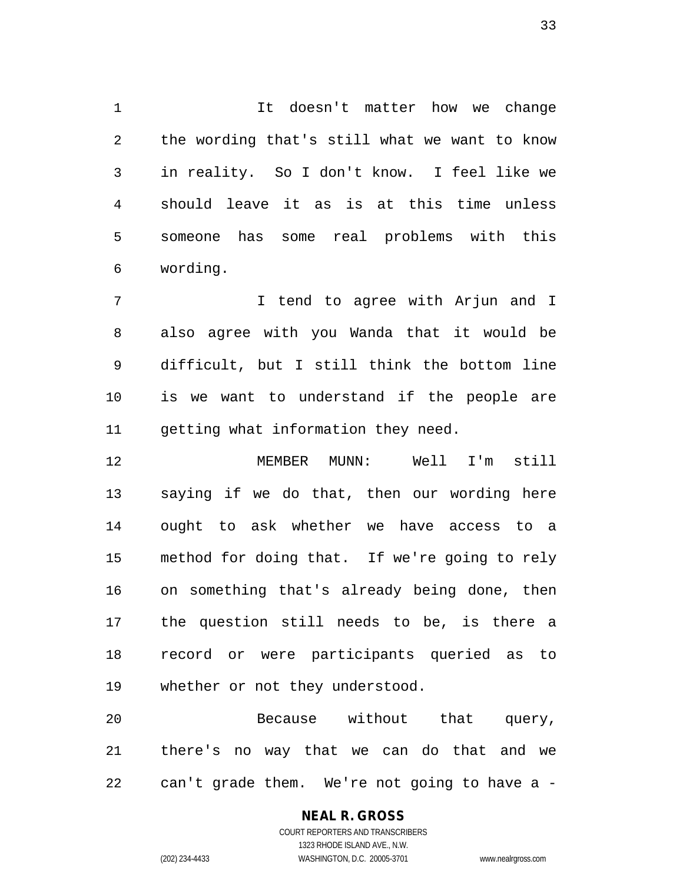It doesn't matter how we change the wording that's still what we want to know in reality. So I don't know. I feel like we should leave it as is at this time unless someone has some real problems with this wording.

I tend to agree with Arjun and I also agree with you Wanda that it would be difficult, but I still think the bottom line is we want to understand if the people are getting what information they need.

MEMBER MUNN: Well I'm still saying if we do that, then our wording here ought to ask whether we have access to a method for doing that. If we're going to rely on something that's already being done, then the question still needs to be, is there a record or were participants queried as to whether or not they understood.

Because without that query, there's no way that we can do that and we can't grade them. We're not going to have a -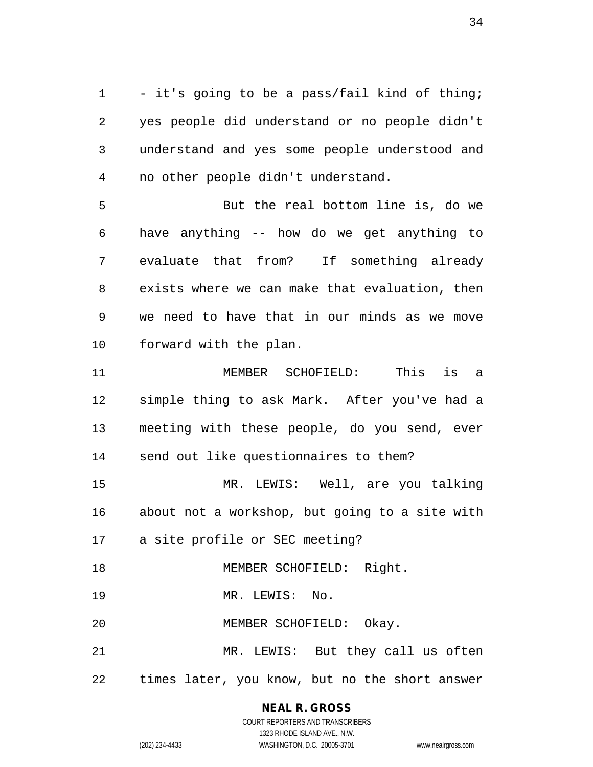- it's going to be a pass/fail kind of thing; yes people did understand or no people didn't understand and yes some people understood and no other people didn't understand.

But the real bottom line is, do we have anything -- how do we get anything to evaluate that from? If something already exists where we can make that evaluation, then we need to have that in our minds as we move forward with the plan.

MEMBER SCHOFIELD: This is a simple thing to ask Mark. After you've had a meeting with these people, do you send, ever send out like questionnaires to them?

MR. LEWIS: Well, are you talking about not a workshop, but going to a site with a site profile or SEC meeting?

MEMBER SCHOFIELD: Right.

MR. LEWIS: No.

MEMBER SCHOFIELD: Okay.

MR. LEWIS: But they call us often times later, you know, but no the short answer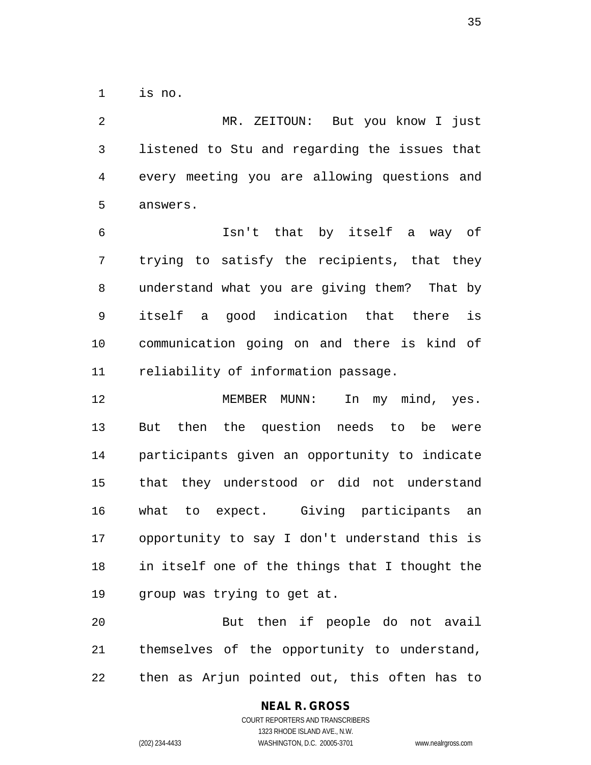is no.

MR. ZEITOUN: But you know I just listened to Stu and regarding the issues that every meeting you are allowing questions and answers.

Isn't that by itself a way of trying to satisfy the recipients, that they understand what you are giving them? That by itself a good indication that there is communication going on and there is kind of reliability of information passage.

MEMBER MUNN: In my mind, yes. But then the question needs to be were participants given an opportunity to indicate that they understood or did not understand what to expect. Giving participants an opportunity to say I don't understand this is in itself one of the things that I thought the group was trying to get at.

But then if people do not avail themselves of the opportunity to understand, then as Arjun pointed out, this often has to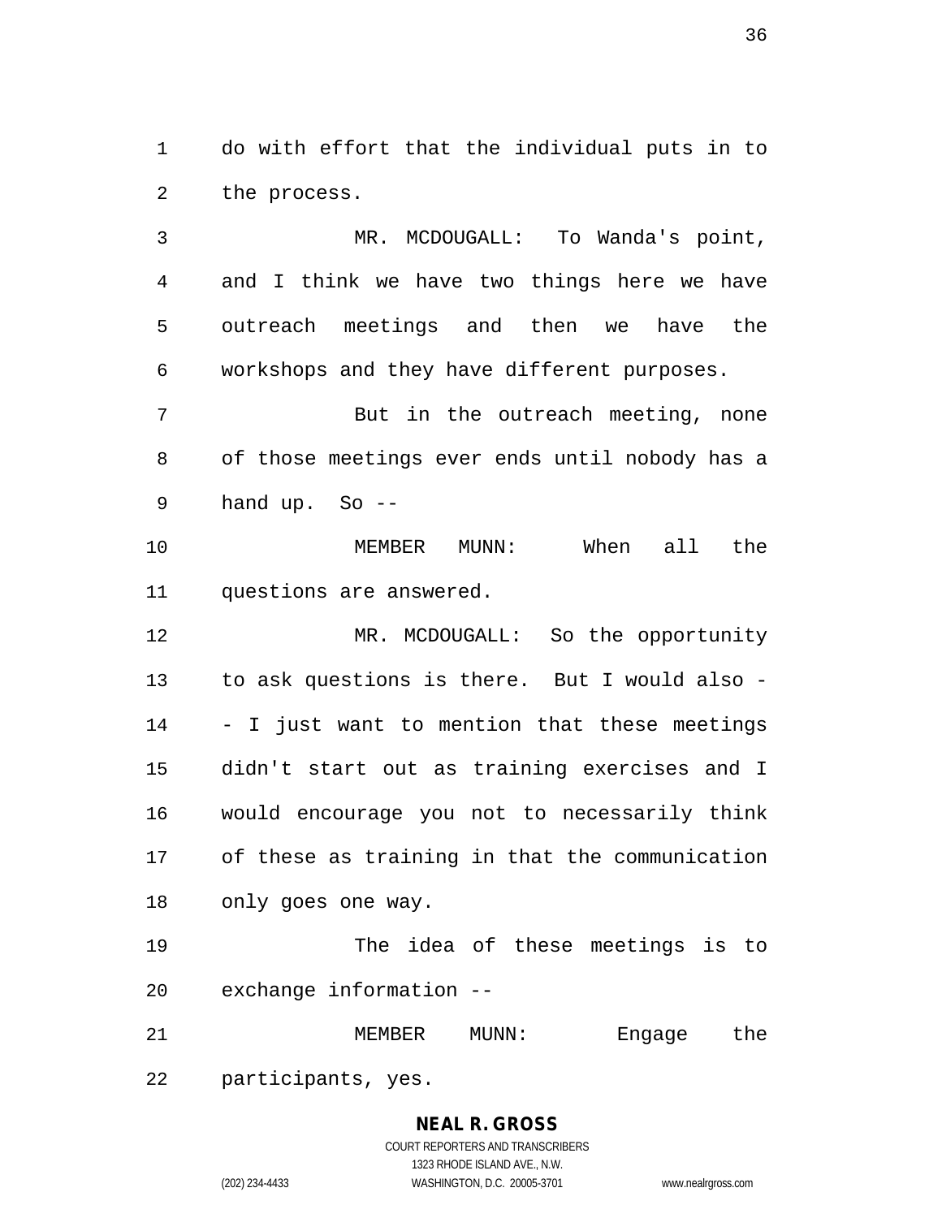do with effort that the individual puts in to the process.

MR. MCDOUGALL: To Wanda's point, and I think we have two things here we have outreach meetings and then we have the workshops and they have different purposes.

But in the outreach meeting, none of those meetings ever ends until nobody has a hand up. So --

MEMBER MUNN: When all the questions are answered.

MR. MCDOUGALL: So the opportunity to ask questions is there. But I would also -- I just want to mention that these meetings didn't start out as training exercises and I would encourage you not to necessarily think of these as training in that the communication only goes one way.

The idea of these meetings is to exchange information --

MEMBER MUNN: Engage the participants, yes.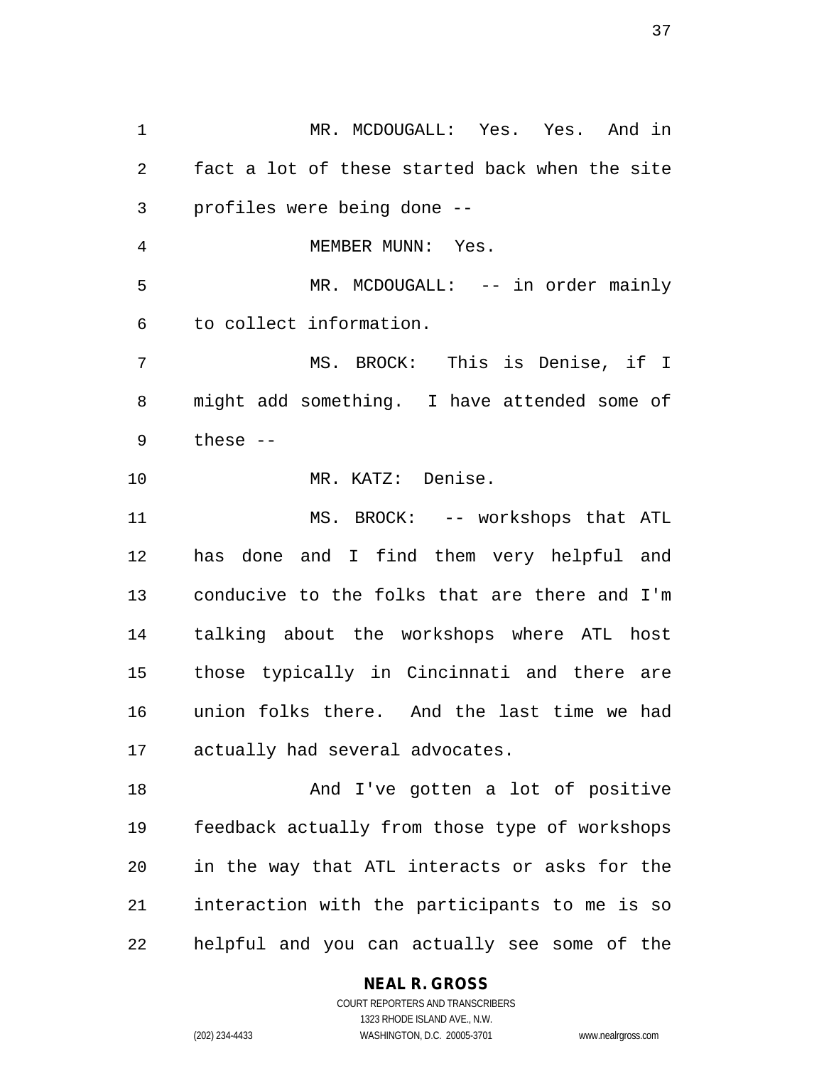MR. MCDOUGALL: Yes. Yes. And in fact a lot of these started back when the site profiles were being done --

MEMBER MUNN: Yes.

MR. MCDOUGALL: -- in order mainly to collect information.

MS. BROCK: This is Denise, if I might add something. I have attended some of these --

MR. KATZ: Denise.

MS. BROCK: -- workshops that ATL has done and I find them very helpful and conducive to the folks that are there and I'm talking about the workshops where ATL host those typically in Cincinnati and there are union folks there. And the last time we had actually had several advocates.

And I've gotten a lot of positive feedback actually from those type of workshops in the way that ATL interacts or asks for the interaction with the participants to me is so helpful and you can actually see some of the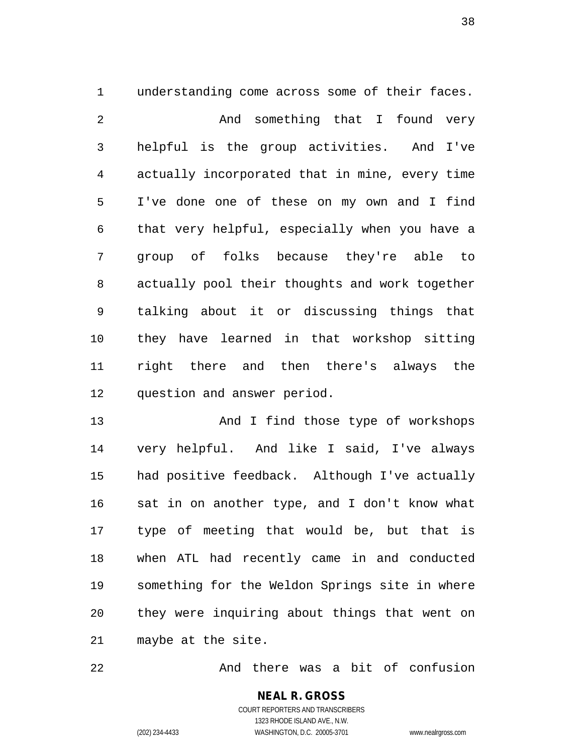understanding come across some of their faces.

And something that I found very helpful is the group activities. And I've actually incorporated that in mine, every time I've done one of these on my own and I find that very helpful, especially when you have a group of folks because they're able to actually pool their thoughts and work together talking about it or discussing things that they have learned in that workshop sitting right there and then there's always the question and answer period.

And I find those type of workshops very helpful. And like I said, I've always had positive feedback. Although I've actually sat in on another type, and I don't know what type of meeting that would be, but that is when ATL had recently came in and conducted something for the Weldon Springs site in where they were inquiring about things that went on maybe at the site.

And there was a bit of confusion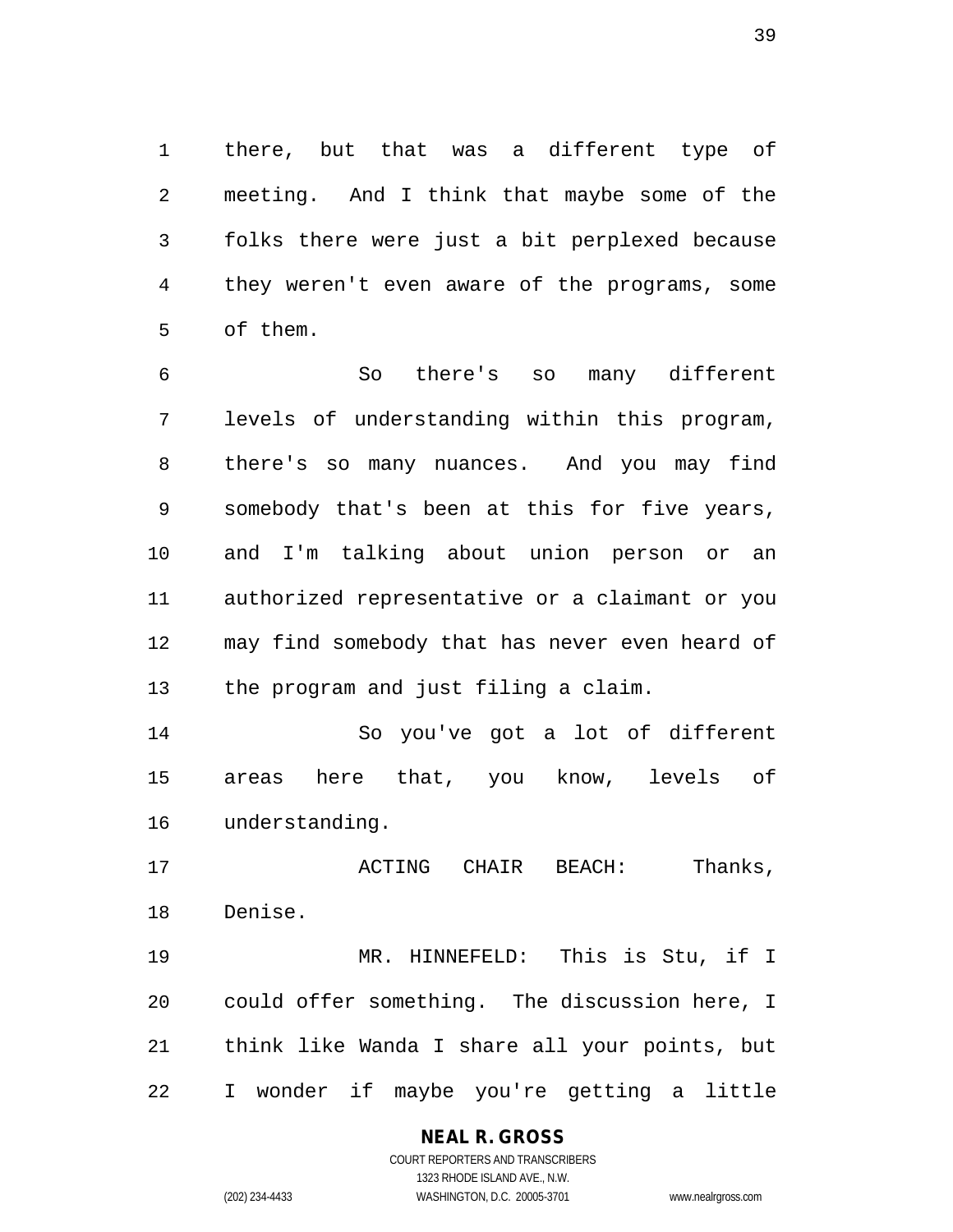there, but that was a different type of meeting. And I think that maybe some of the folks there were just a bit perplexed because they weren't even aware of the programs, some of them.

So there's so many different levels of understanding within this program, there's so many nuances. And you may find somebody that's been at this for five years, and I'm talking about union person or an authorized representative or a claimant or you may find somebody that has never even heard of the program and just filing a claim.

So you've got a lot of different areas here that, you know, levels of understanding.

ACTING CHAIR BEACH: Thanks, Denise.

MR. HINNEFELD: This is Stu, if I could offer something. The discussion here, I think like Wanda I share all your points, but I wonder if maybe you're getting a little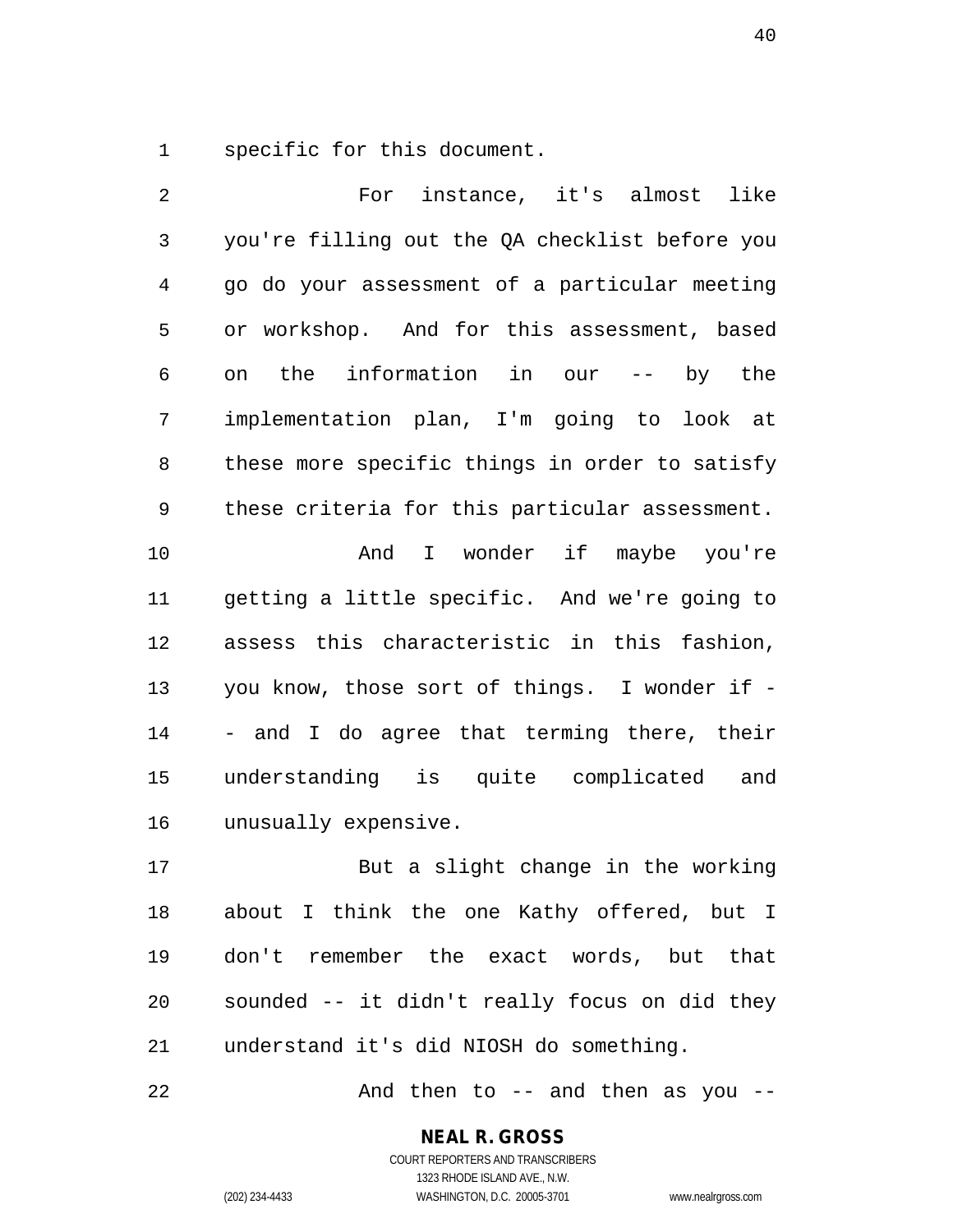specific for this document.

For instance, it's almost like you're filling out the QA checklist before you go do your assessment of a particular meeting or workshop. And for this assessment, based on the information in our -- by the implementation plan, I'm going to look at these more specific things in order to satisfy these criteria for this particular assessment.

And I wonder if maybe you're getting a little specific. And we're going to assess this characteristic in this fashion, you know, those sort of things. I wonder if -- and I do agree that terming there, their understanding is quite complicated and unusually expensive.

But a slight change in the working about I think the one Kathy offered, but I don't remember the exact words, but that sounded -- it didn't really focus on did they understand it's did NIOSH do something.

And then to -- and then as you --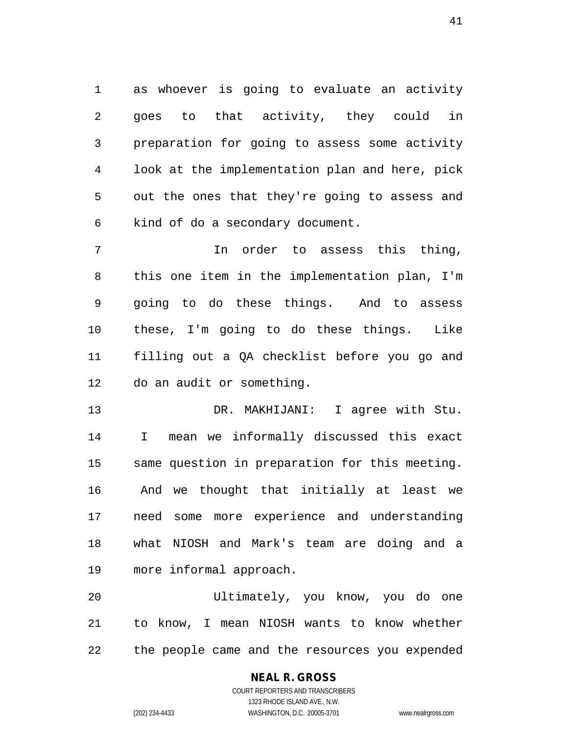as whoever is going to evaluate an activity goes to that activity, they could in preparation for going to assess some activity look at the implementation plan and here, pick out the ones that they're going to assess and kind of do a secondary document.

In order to assess this thing, this one item in the implementation plan, I'm going to do these things. And to assess these, I'm going to do these things. Like filling out a QA checklist before you go and do an audit or something.

DR. MAKHIJANI: I agree with Stu. I mean we informally discussed this exact same question in preparation for this meeting. And we thought that initially at least we need some more experience and understanding what NIOSH and Mark's team are doing and a more informal approach.

Ultimately, you know, you do one to know, I mean NIOSH wants to know whether the people came and the resources you expended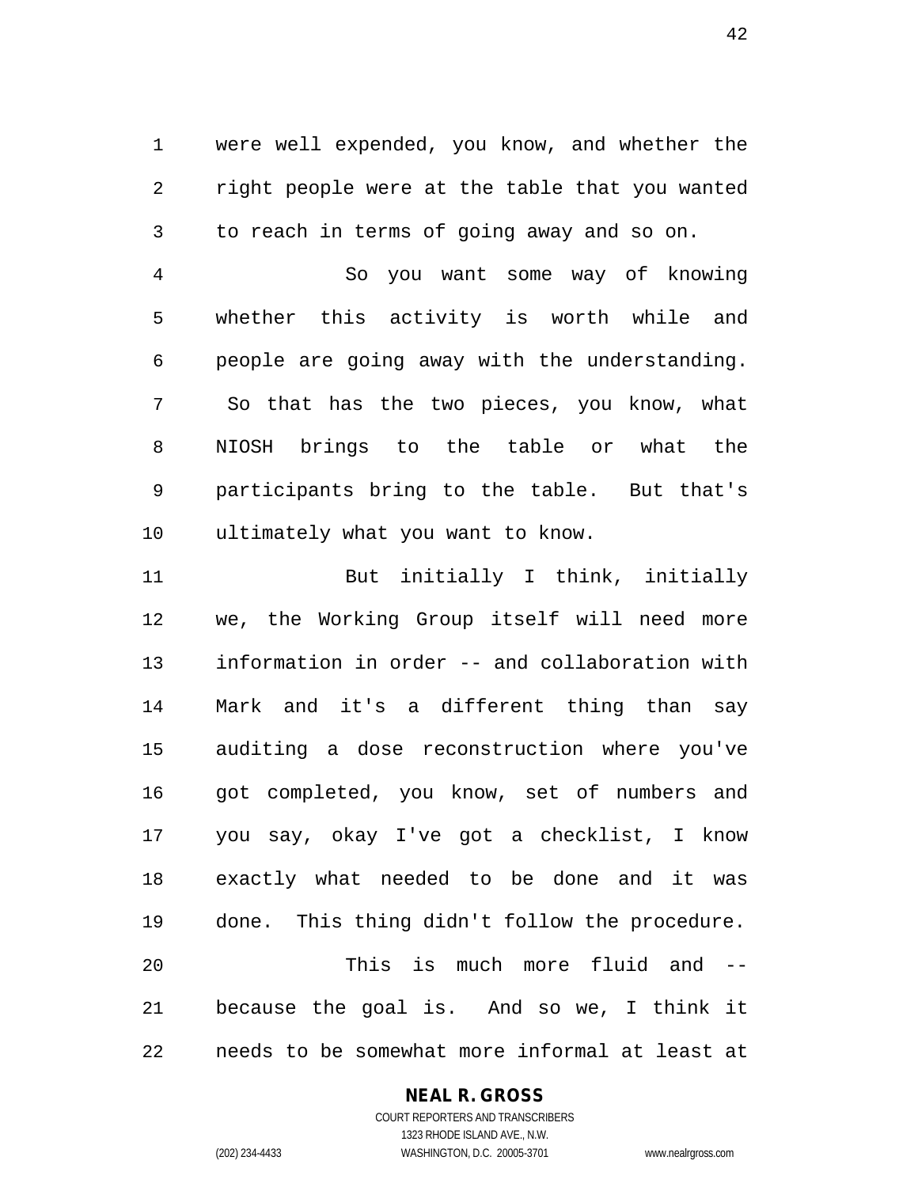were well expended, you know, and whether the right people were at the table that you wanted to reach in terms of going away and so on.

So you want some way of knowing whether this activity is worth while and people are going away with the understanding. So that has the two pieces, you know, what NIOSH brings to the table or what the participants bring to the table. But that's ultimately what you want to know.

But initially I think, initially we, the Working Group itself will need more information in order -- and collaboration with Mark and it's a different thing than say auditing a dose reconstruction where you've got completed, you know, set of numbers and you say, okay I've got a checklist, I know exactly what needed to be done and it was done. This thing didn't follow the procedure.

This is much more fluid and -- because the goal is. And so we, I think it needs to be somewhat more informal at least at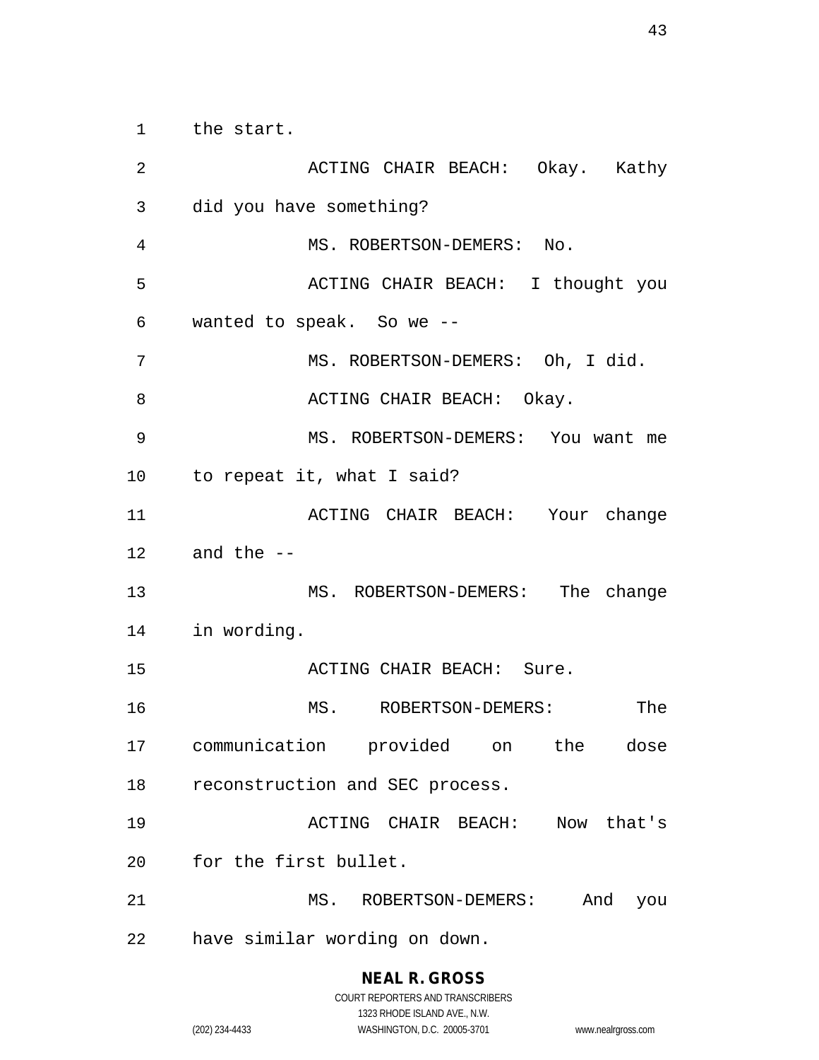the start.

ACTING CHAIR BEACH: Okay. Kathy did you have something?

MS. ROBERTSON-DEMERS: No.

ACTING CHAIR BEACH: I thought you wanted to speak. So we --

MS. ROBERTSON-DEMERS: Oh, I did.

ACTING CHAIR BEACH: Okay.

MS. ROBERTSON-DEMERS: You want me to repeat it, what I said?

ACTING CHAIR BEACH: Your change and the --

MS. ROBERTSON-DEMERS: The change in wording.

ACTING CHAIR BEACH: Sure.

MS. ROBERTSON-DEMERS: The communication provided on the dose reconstruction and SEC process.

ACTING CHAIR BEACH: Now that's for the first bullet.

MS. ROBERTSON-DEMERS: And you have similar wording on down.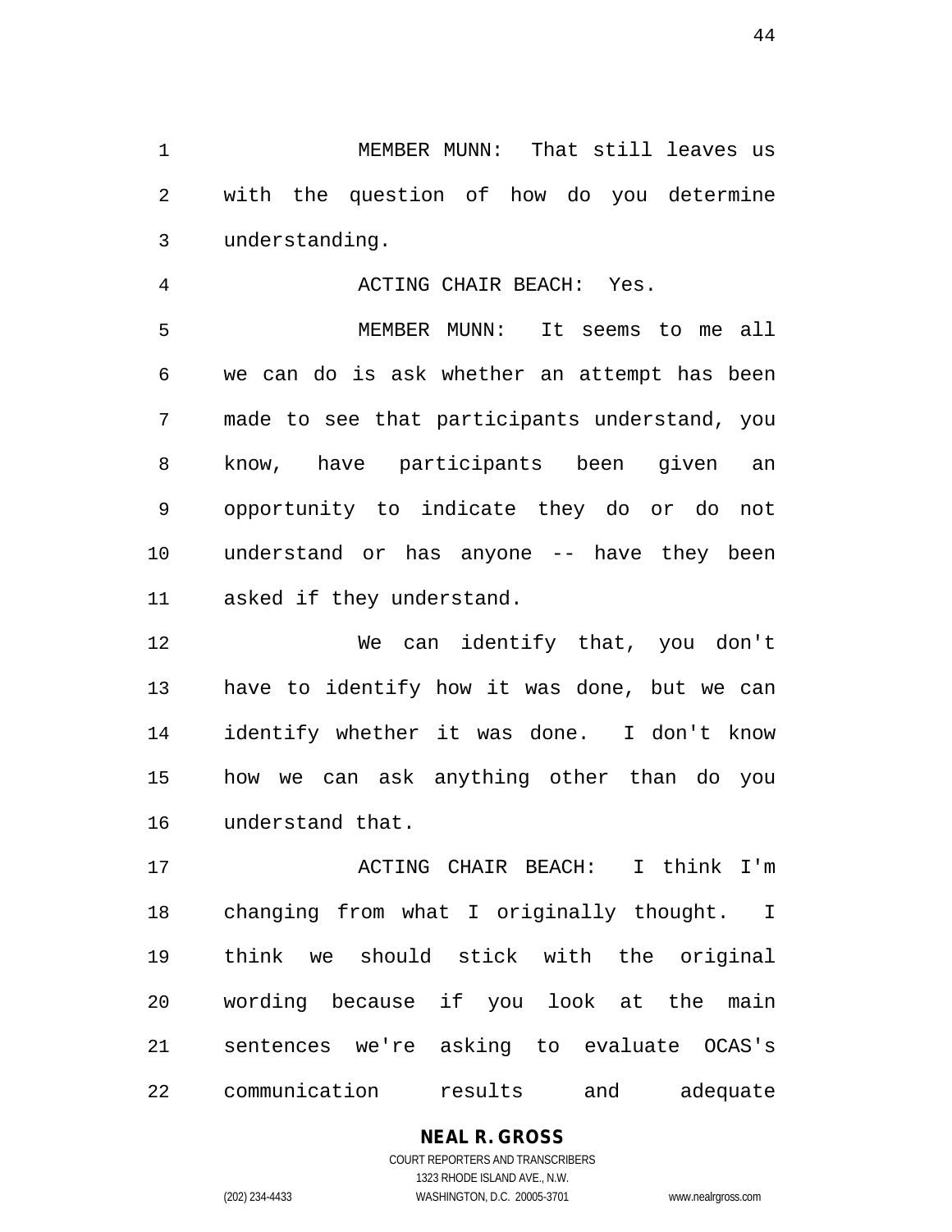MEMBER MUNN: That still leaves us with the question of how do you determine understanding.

ACTING CHAIR BEACH: Yes.

MEMBER MUNN: It seems to me all we can do is ask whether an attempt has been made to see that participants understand, you know, have participants been given an opportunity to indicate they do or do not understand or has anyone -- have they been asked if they understand.

We can identify that, you don't have to identify how it was done, but we can identify whether it was done. I don't know how we can ask anything other than do you understand that.

ACTING CHAIR BEACH: I think I'm changing from what I originally thought. I think we should stick with the original wording because if you look at the main sentences we're asking to evaluate OCAS's communication results and adequate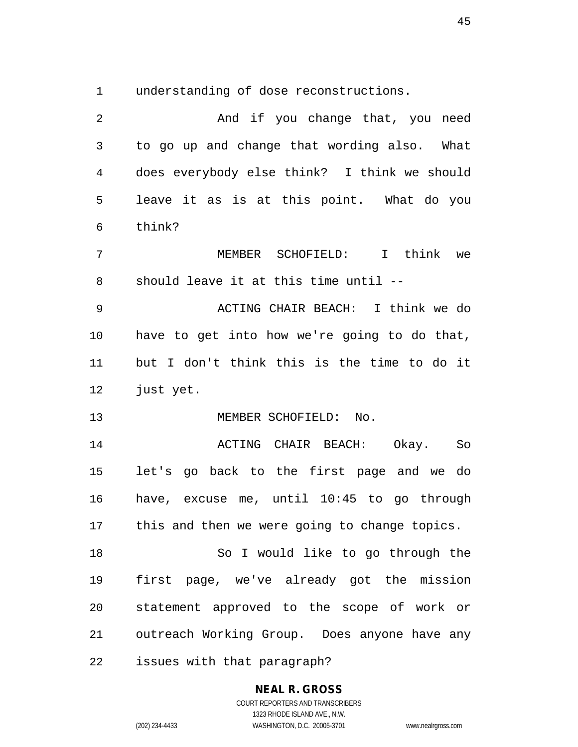understanding of dose reconstructions.

And if you change that, you need to go up and change that wording also. What does everybody else think? I think we should leave it as is at this point. What do you think?

MEMBER SCHOFIELD: I think we should leave it at this time until --

ACTING CHAIR BEACH: I think we do have to get into how we're going to do that, but I don't think this is the time to do it just yet.

MEMBER SCHOFIELD: No.

ACTING CHAIR BEACH: Okay. So let's go back to the first page and we do have, excuse me, until 10:45 to go through this and then we were going to change topics.

So I would like to go through the first page, we've already got the mission statement approved to the scope of work or outreach Working Group. Does anyone have any issues with that paragraph?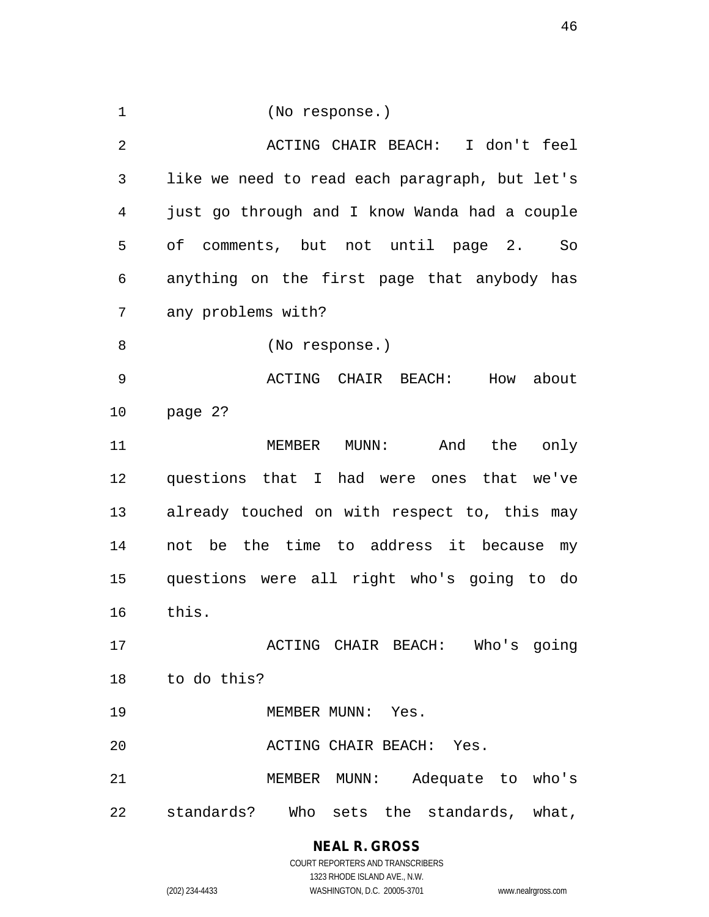(No response.)

ACTING CHAIR BEACH: I don't feel like we need to read each paragraph, but let's just go through and I know Wanda had a couple of comments, but not until page 2. So anything on the first page that anybody has any problems with?

(No response.)

ACTING CHAIR BEACH: How about page 2?

MEMBER MUNN: And the only questions that I had were ones that we've already touched on with respect to, this may not be the time to address it because my questions were all right who's going to do this.

ACTING CHAIR BEACH: Who's going to do this?

MEMBER MUNN: Yes.

ACTING CHAIR BEACH: Yes.

MEMBER MUNN: Adequate to who's standards? Who sets the standards, what,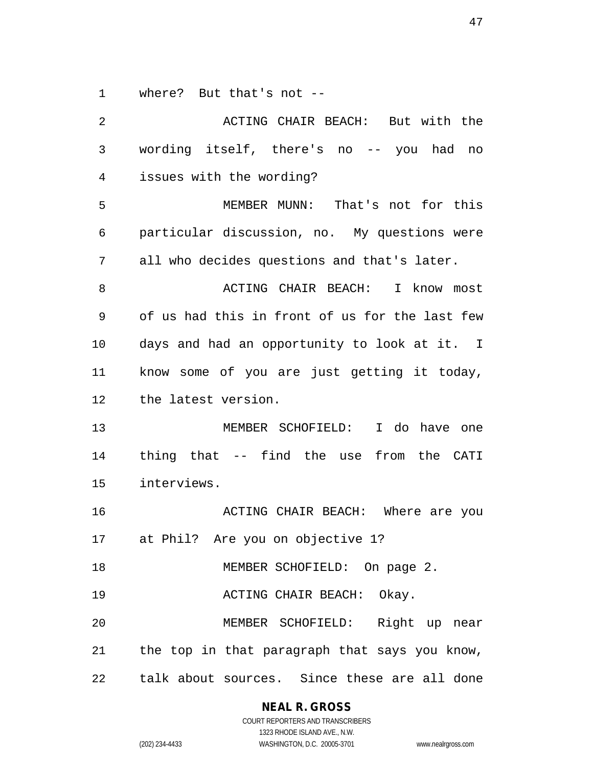where? But that's not --

ACTING CHAIR BEACH: But with the wording itself, there's no -- you had no issues with the wording?

MEMBER MUNN: That's not for this particular discussion, no. My questions were all who decides questions and that's later.

ACTING CHAIR BEACH: I know most of us had this in front of us for the last few days and had an opportunity to look at it. I know some of you are just getting it today, the latest version.

MEMBER SCHOFIELD: I do have one thing that -- find the use from the CATI interviews.

ACTING CHAIR BEACH: Where are you at Phil? Are you on objective 1?

MEMBER SCHOFIELD: On page 2.

ACTING CHAIR BEACH: Okay.

MEMBER SCHOFIELD: Right up near the top in that paragraph that says you know, talk about sources. Since these are all done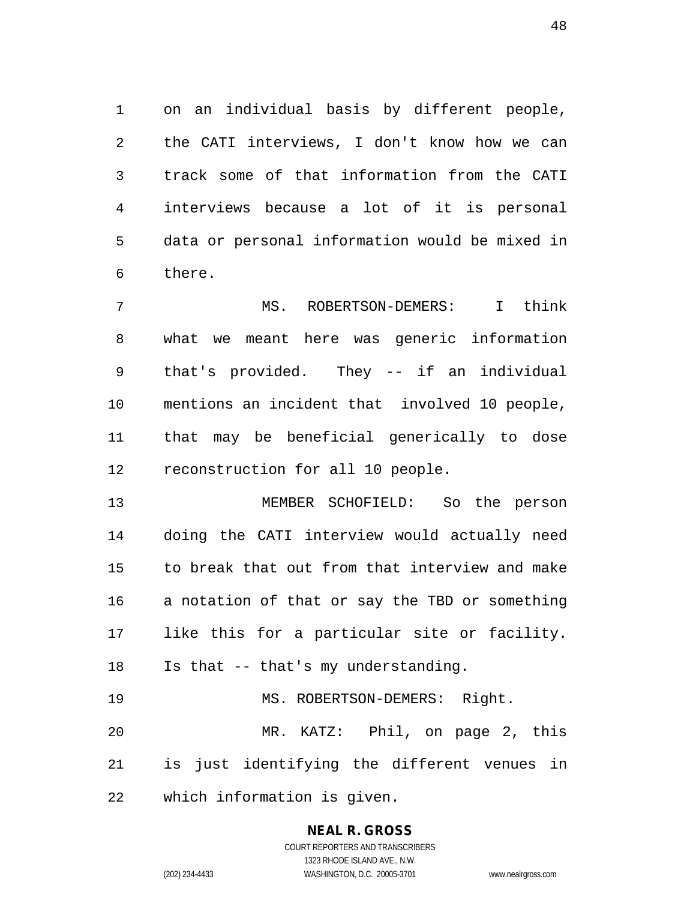on an individual basis by different people, the CATI interviews, I don't know how we can track some of that information from the CATI interviews because a lot of it is personal data or personal information would be mixed in there.

MS. ROBERTSON-DEMERS: I think what we meant here was generic information that's provided. They -- if an individual mentions an incident that involved 10 people, that may be beneficial generically to dose reconstruction for all 10 people.

MEMBER SCHOFIELD: So the person doing the CATI interview would actually need to break that out from that interview and make a notation of that or say the TBD or something like this for a particular site or facility. Is that -- that's my understanding.

MS. ROBERTSON-DEMERS: Right.

MR. KATZ: Phil, on page 2, this is just identifying the different venues in which information is given.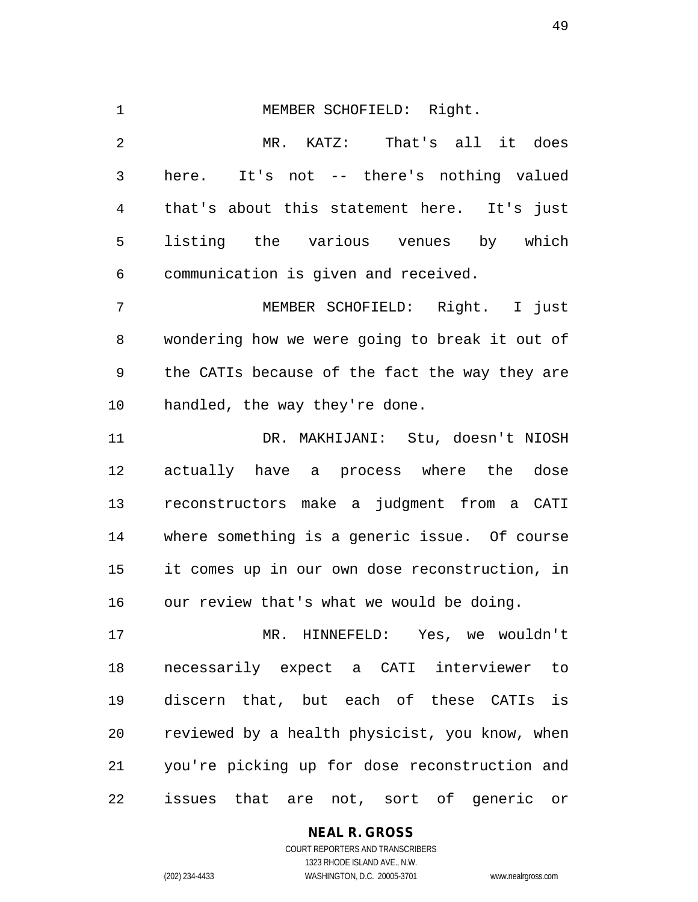MEMBER SCHOFIELD: Right.

MR. KATZ: That's all it does here. It's not -- there's nothing valued that's about this statement here. It's just listing the various venues by which communication is given and received.

MEMBER SCHOFIELD: Right. I just wondering how we were going to break it out of the CATIs because of the fact the way they are handled, the way they're done.

DR. MAKHIJANI: Stu, doesn't NIOSH actually have a process where the dose reconstructors make a judgment from a CATI where something is a generic issue. Of course it comes up in our own dose reconstruction, in our review that's what we would be doing.

MR. HINNEFELD: Yes, we wouldn't necessarily expect a CATI interviewer to discern that, but each of these CATIs is reviewed by a health physicist, you know, when you're picking up for dose reconstruction and issues that are not, sort of generic or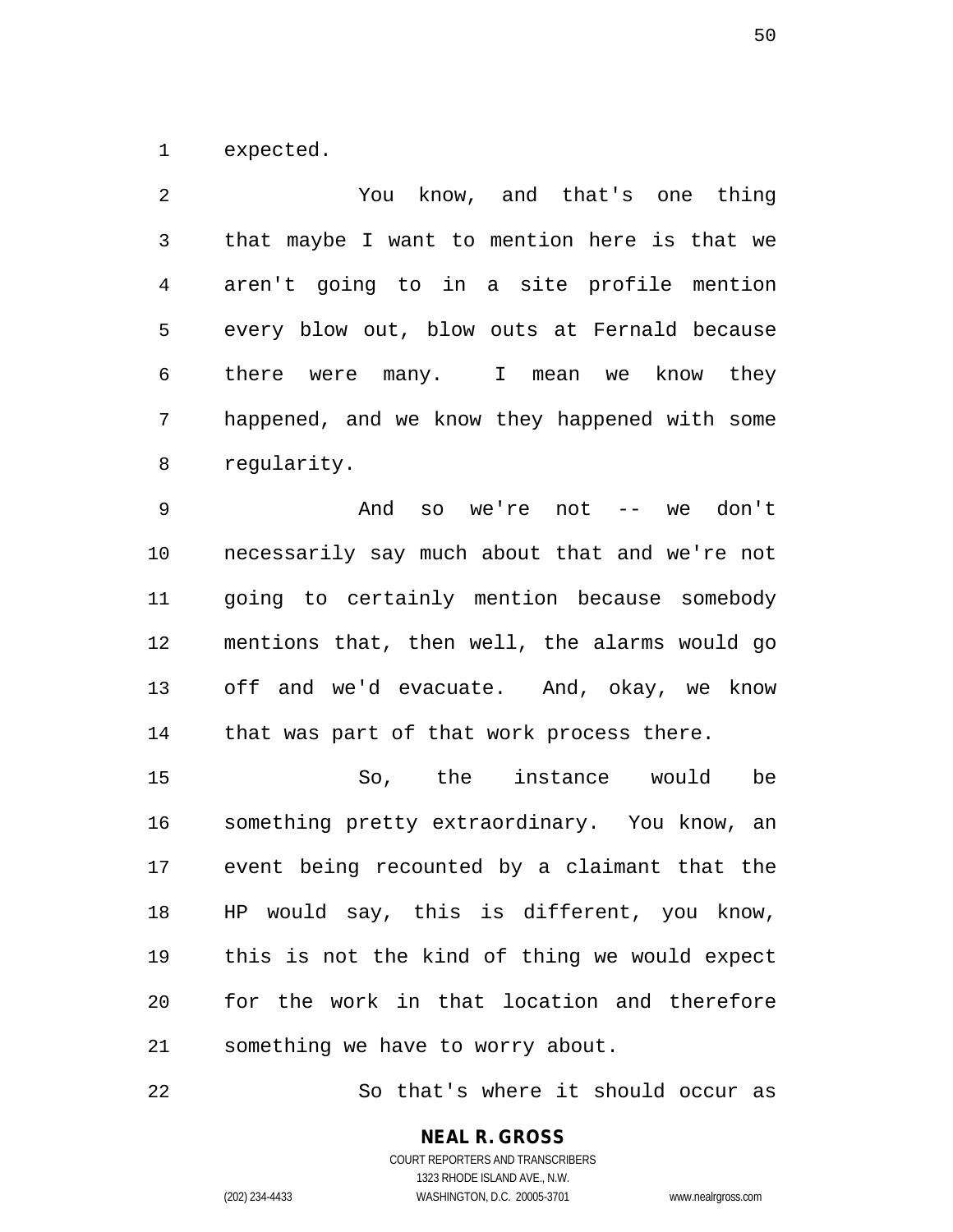expected.

You know, and that's one thing that maybe I want to mention here is that we aren't going to in a site profile mention every blow out, blow outs at Fernald because there were many. I mean we know they happened, and we know they happened with some regularity.

And so we're not -- we don't necessarily say much about that and we're not going to certainly mention because somebody mentions that, then well, the alarms would go off and we'd evacuate. And, okay, we know that was part of that work process there.

So, the instance would be something pretty extraordinary. You know, an event being recounted by a claimant that the HP would say, this is different, you know, this is not the kind of thing we would expect for the work in that location and therefore something we have to worry about.

So that's where it should occur as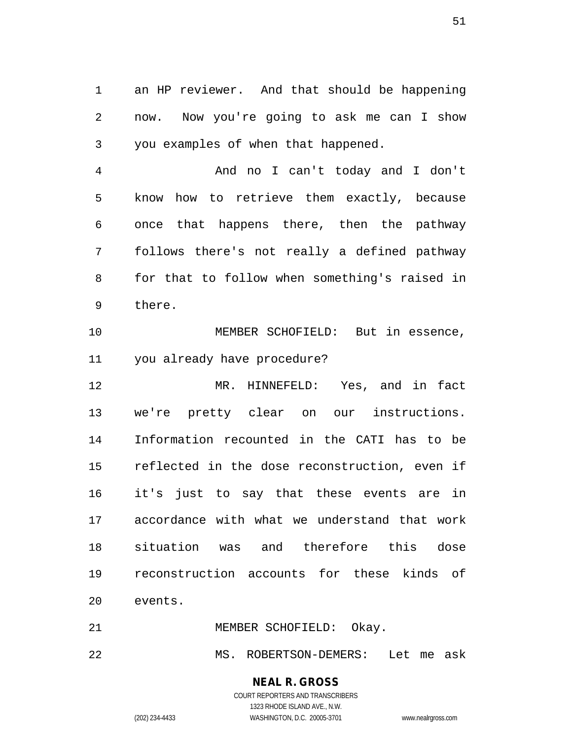an HP reviewer. And that should be happening now. Now you're going to ask me can I show you examples of when that happened.

And no I can't today and I don't know how to retrieve them exactly, because once that happens there, then the pathway follows there's not really a defined pathway for that to follow when something's raised in there.

MEMBER SCHOFIELD: But in essence, you already have procedure?

MR. HINNEFELD: Yes, and in fact we're pretty clear on our instructions. Information recounted in the CATI has to be reflected in the dose reconstruction, even if it's just to say that these events are in accordance with what we understand that work situation was and therefore this dose reconstruction accounts for these kinds of events.

MEMBER SCHOFIELD: Okay.

MS. ROBERTSON-DEMERS: Let me ask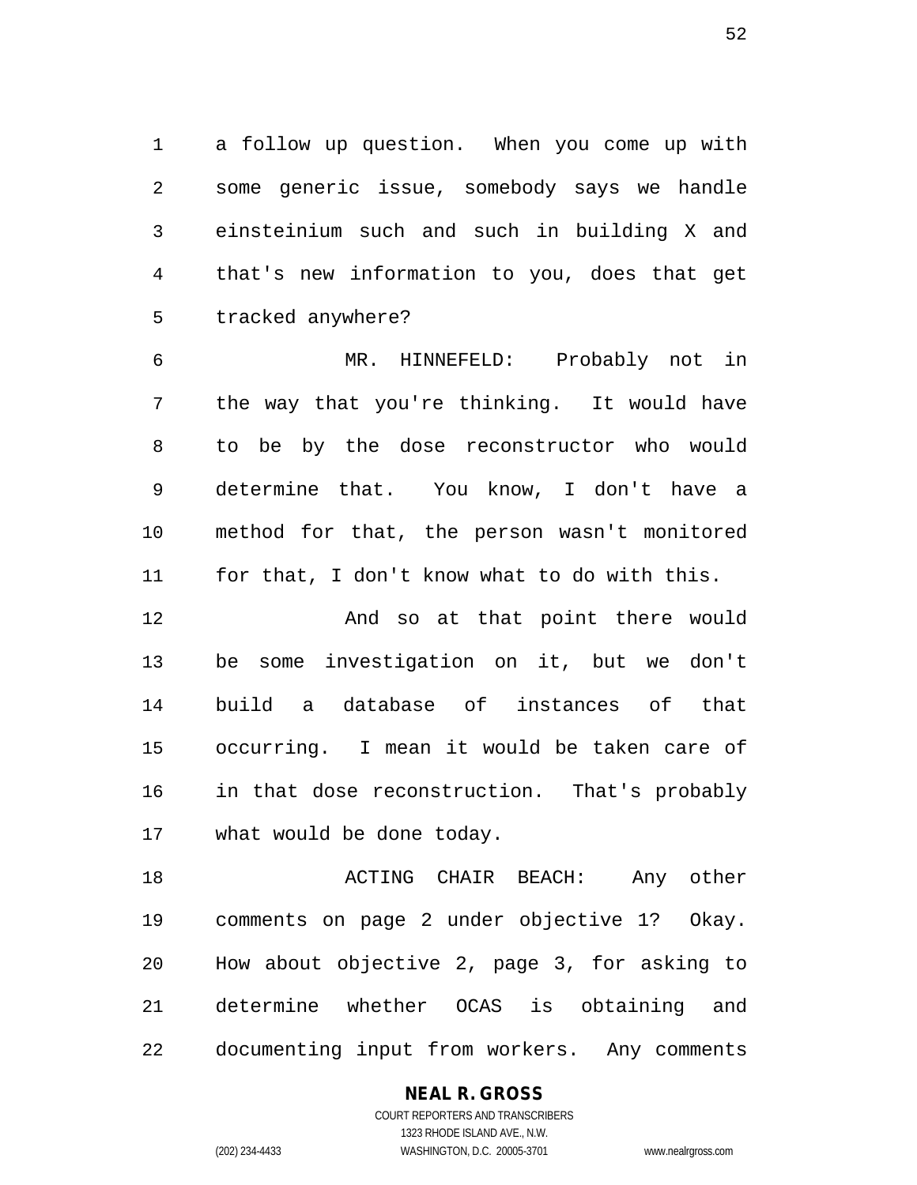a follow up question. When you come up with some generic issue, somebody says we handle einsteinium such and such in building X and that's new information to you, does that get tracked anywhere?

MR. HINNEFELD: Probably not in the way that you're thinking. It would have to be by the dose reconstructor who would determine that. You know, I don't have a method for that, the person wasn't monitored for that, I don't know what to do with this.

And so at that point there would be some investigation on it, but we don't build a database of instances of that occurring. I mean it would be taken care of in that dose reconstruction. That's probably what would be done today.

ACTING CHAIR BEACH: Any other comments on page 2 under objective 1? Okay. How about objective 2, page 3, for asking to determine whether OCAS is obtaining and documenting input from workers. Any comments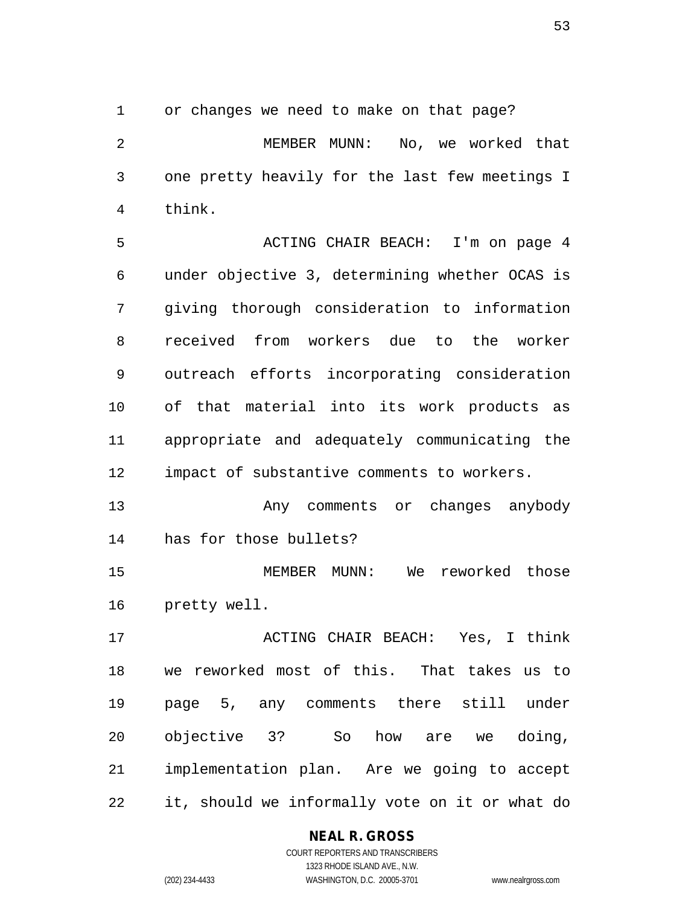or changes we need to make on that page?

MEMBER MUNN: No, we worked that one pretty heavily for the last few meetings I think.

ACTING CHAIR BEACH: I'm on page 4 under objective 3, determining whether OCAS is giving thorough consideration to information received from workers due to the worker outreach efforts incorporating consideration of that material into its work products as appropriate and adequately communicating the impact of substantive comments to workers.

Any comments or changes anybody has for those bullets?

MEMBER MUNN: We reworked those pretty well.

ACTING CHAIR BEACH: Yes, I think we reworked most of this. That takes us to page 5, any comments there still under objective 3? So how are we doing, implementation plan. Are we going to accept it, should we informally vote on it or what do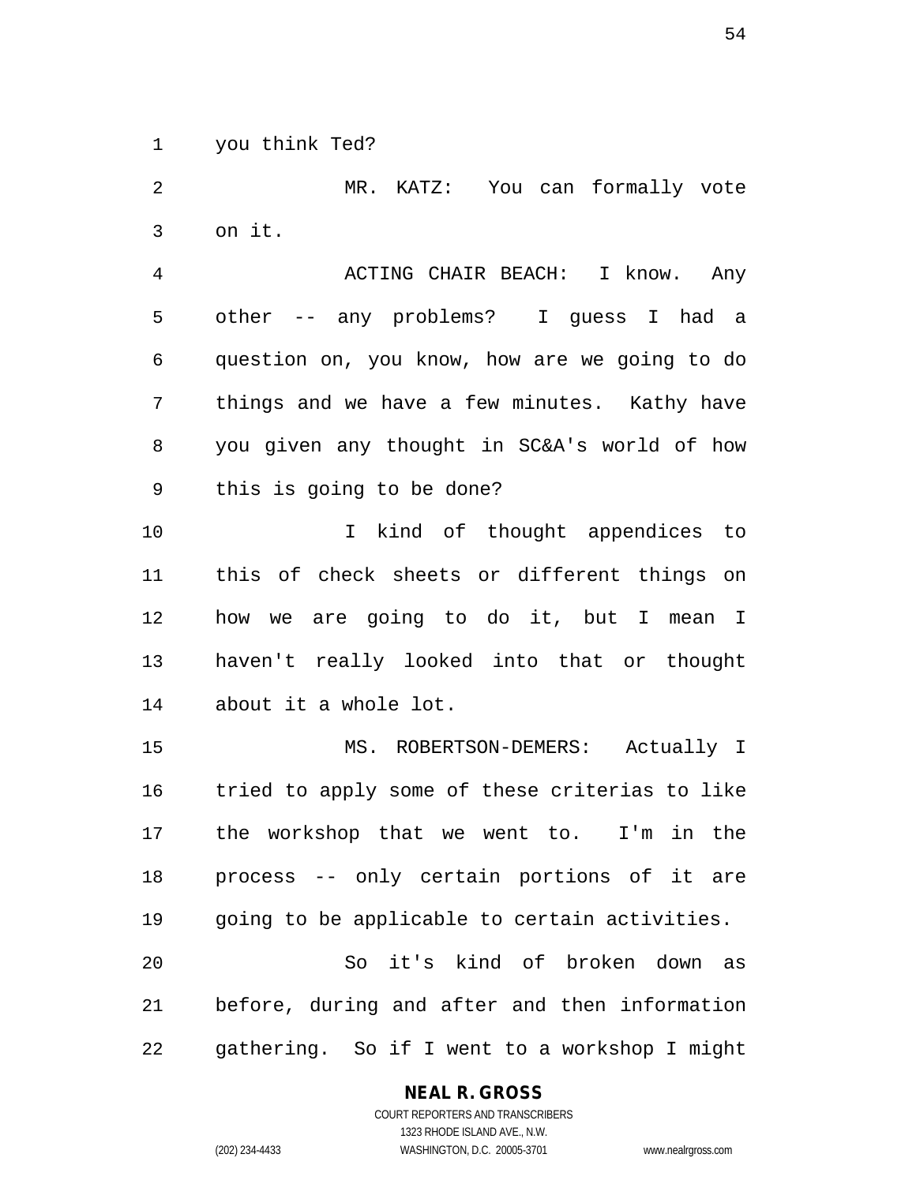you think Ted?

MR. KATZ: You can formally vote on it.

ACTING CHAIR BEACH: I know. Any other -- any problems? I guess I had a question on, you know, how are we going to do things and we have a few minutes. Kathy have you given any thought in SC&A's world of how this is going to be done?

I kind of thought appendices to this of check sheets or different things on how we are going to do it, but I mean I haven't really looked into that or thought about it a whole lot.

MS. ROBERTSON-DEMERS: Actually I tried to apply some of these criterias to like the workshop that we went to. I'm in the process -- only certain portions of it are going to be applicable to certain activities.

So it's kind of broken down as before, during and after and then information gathering. So if I went to a workshop I might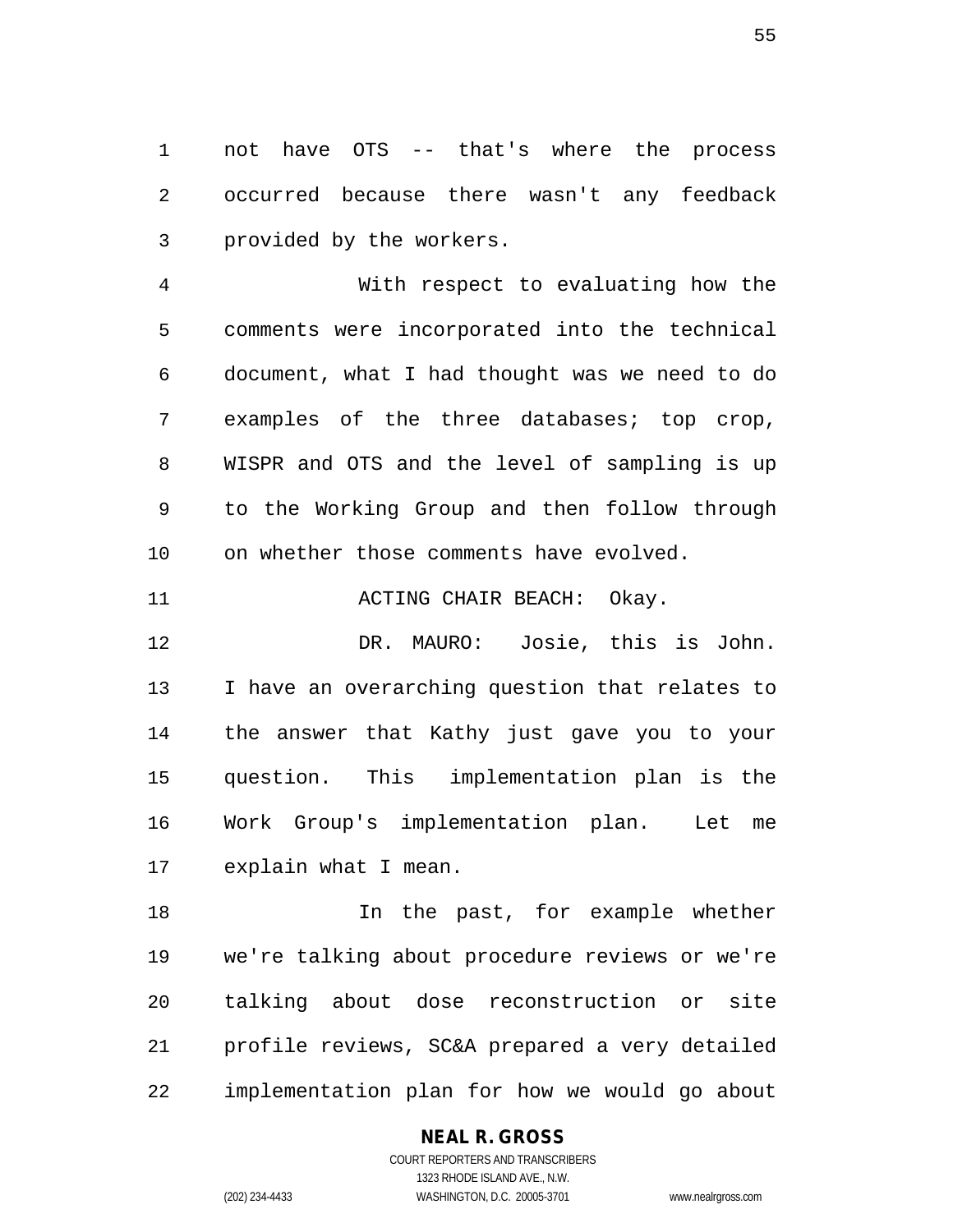not have OTS -- that's where the process occurred because there wasn't any feedback provided by the workers.

With respect to evaluating how the comments were incorporated into the technical document, what I had thought was we need to do examples of the three databases; top crop, WISPR and OTS and the level of sampling is up to the Working Group and then follow through on whether those comments have evolved.

ACTING CHAIR BEACH: Okay.

DR. MAURO: Josie, this is John. I have an overarching question that relates to the answer that Kathy just gave you to your question. This implementation plan is the Work Group's implementation plan. Let me explain what I mean.

In the past, for example whether we're talking about procedure reviews or we're talking about dose reconstruction or site profile reviews, SC&A prepared a very detailed implementation plan for how we would go about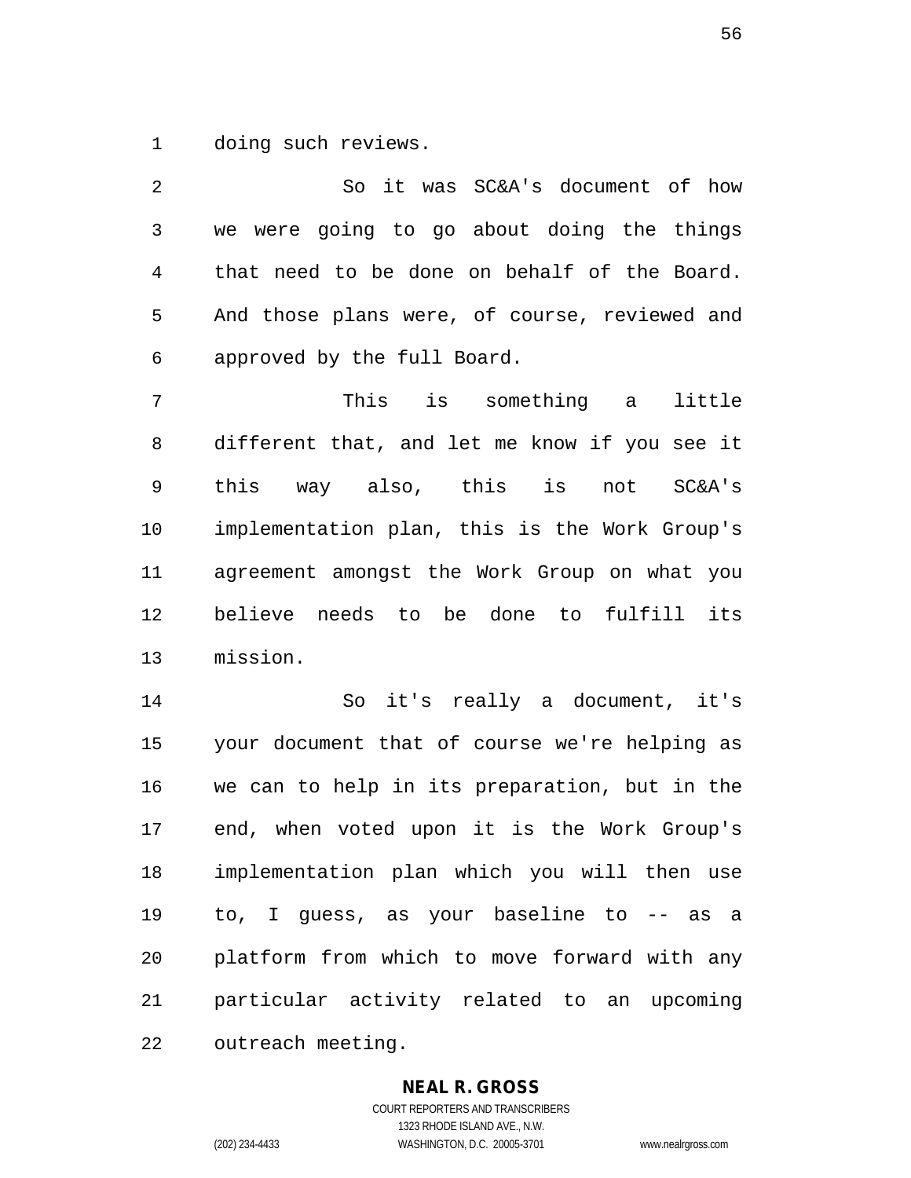doing such reviews.

So it was SC&A's document of how we were going to go about doing the things that need to be done on behalf of the Board. And those plans were, of course, reviewed and approved by the full Board.

This is something a little different that, and let me know if you see it this way also, this is not SC&A's implementation plan, this is the Work Group's agreement amongst the Work Group on what you believe needs to be done to fulfill its mission.

So it's really a document, it's your document that of course we're helping as we can to help in its preparation, but in the end, when voted upon it is the Work Group's implementation plan which you will then use to, I guess, as your baseline to -- as a platform from which to move forward with any particular activity related to an upcoming outreach meeting.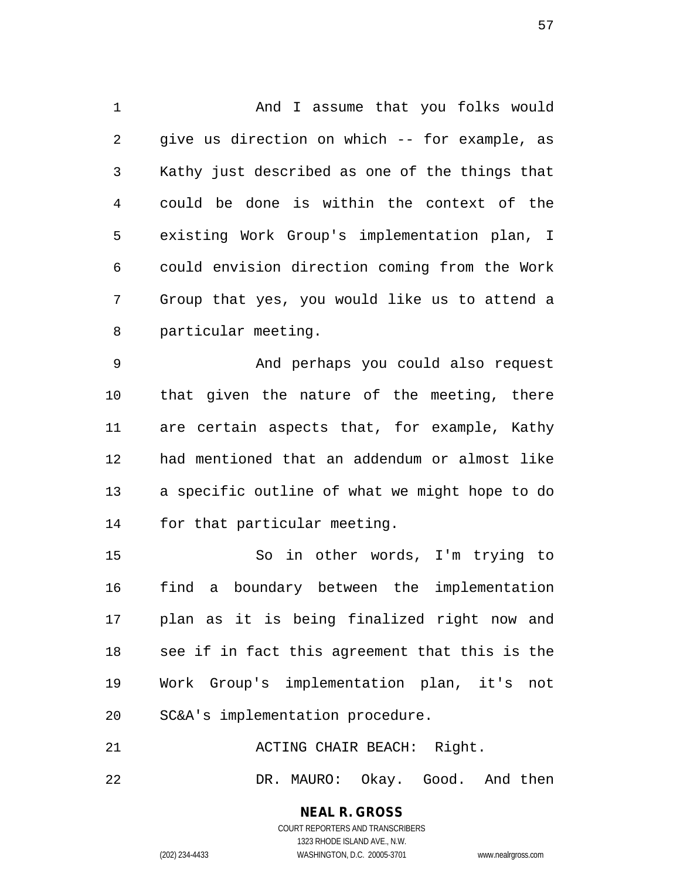And I assume that you folks would give us direction on which -- for example, as Kathy just described as one of the things that could be done is within the context of the existing Work Group's implementation plan, I could envision direction coming from the Work Group that yes, you would like us to attend a particular meeting.

And perhaps you could also request that given the nature of the meeting, there are certain aspects that, for example, Kathy had mentioned that an addendum or almost like a specific outline of what we might hope to do for that particular meeting.

So in other words, I'm trying to find a boundary between the implementation plan as it is being finalized right now and see if in fact this agreement that this is the Work Group's implementation plan, it's not SC&A's implementation procedure.

ACTING CHAIR BEACH: Right.

DR. MAURO: Okay. Good. And then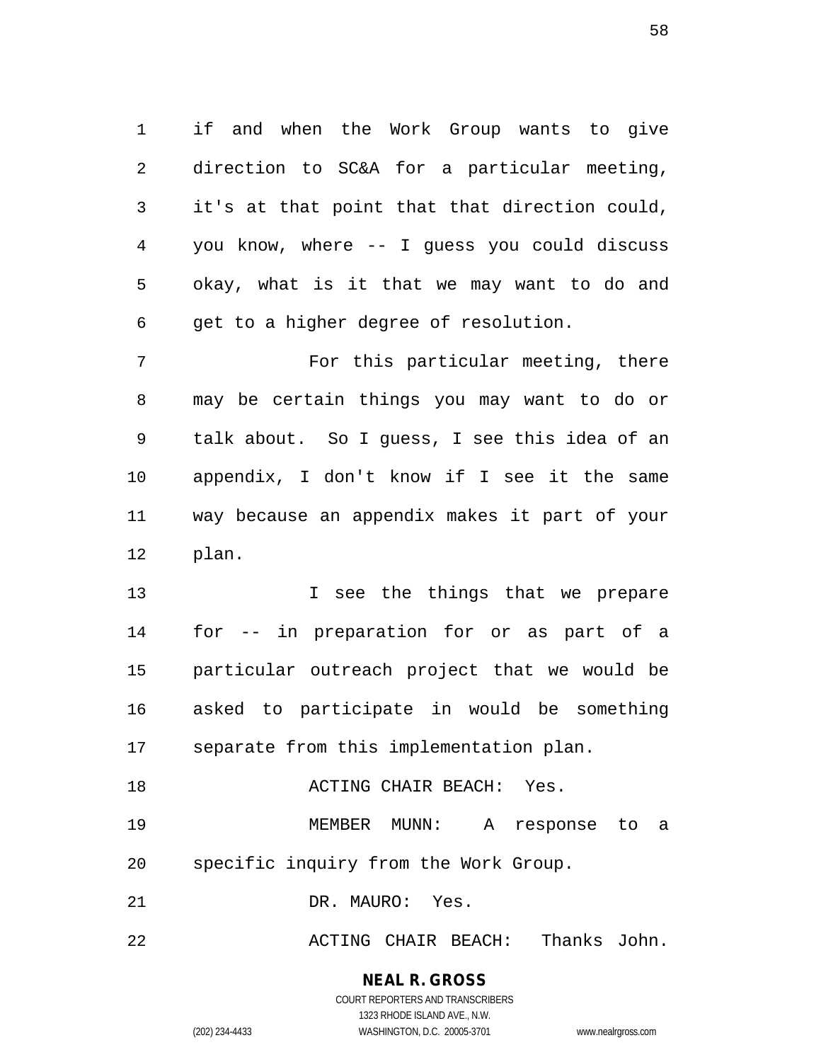if and when the Work Group wants to give direction to SC&A for a particular meeting, it's at that point that that direction could, you know, where -- I guess you could discuss okay, what is it that we may want to do and get to a higher degree of resolution.

For this particular meeting, there may be certain things you may want to do or talk about. So I guess, I see this idea of an appendix, I don't know if I see it the same way because an appendix makes it part of your plan.

I see the things that we prepare for -- in preparation for or as part of a particular outreach project that we would be asked to participate in would be something separate from this implementation plan.

ACTING CHAIR BEACH: Yes.

MEMBER MUNN: A response to a specific inquiry from the Work Group.

DR. MAURO: Yes.

ACTING CHAIR BEACH: Thanks John.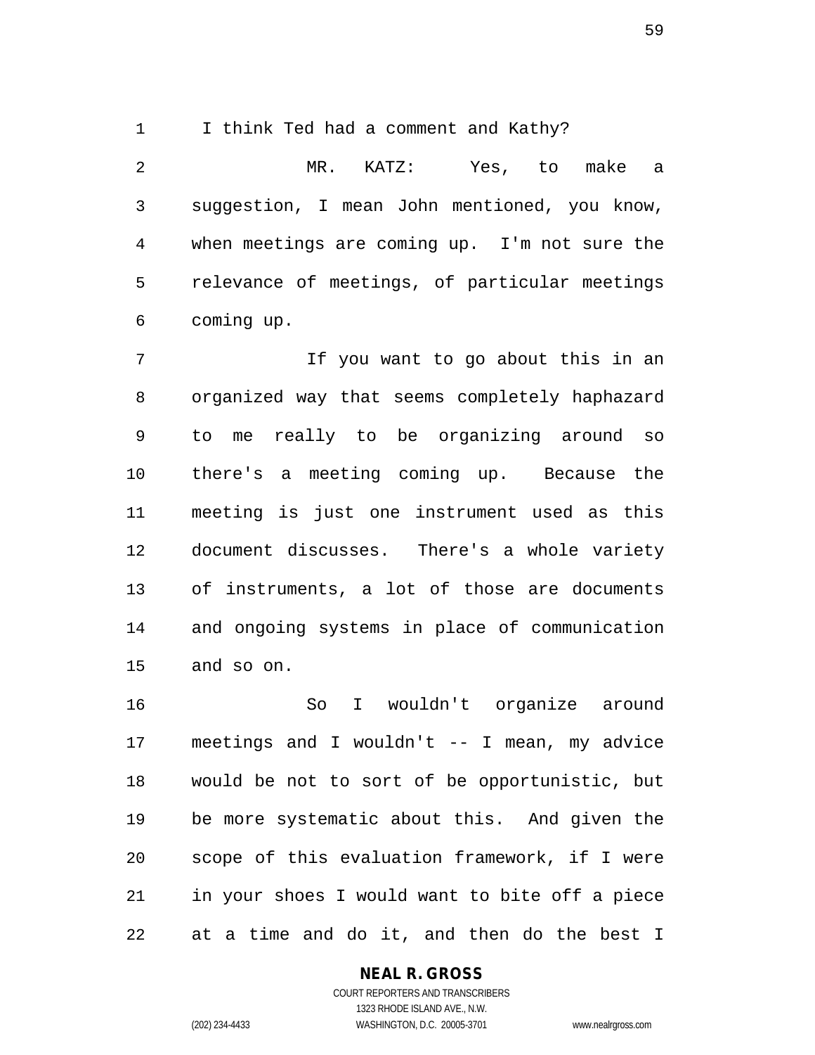I think Ted had a comment and Kathy?

MR. KATZ: Yes, to make a suggestion, I mean John mentioned, you know, when meetings are coming up. I'm not sure the relevance of meetings, of particular meetings coming up.

If you want to go about this in an organized way that seems completely haphazard to me really to be organizing around so there's a meeting coming up. Because the meeting is just one instrument used as this document discusses. There's a whole variety of instruments, a lot of those are documents and ongoing systems in place of communication and so on.

So I wouldn't organize around meetings and I wouldn't -- I mean, my advice would be not to sort of be opportunistic, but be more systematic about this. And given the scope of this evaluation framework, if I were in your shoes I would want to bite off a piece at a time and do it, and then do the best I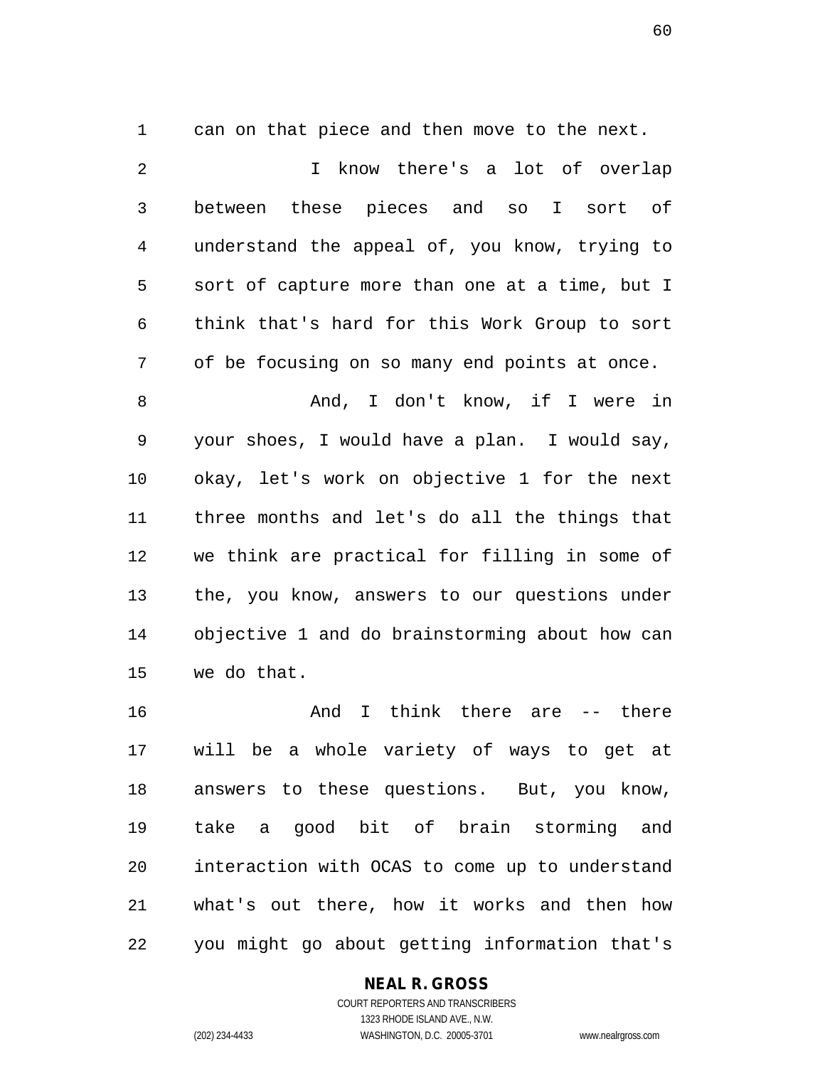can on that piece and then move to the next.

I know there's a lot of overlap between these pieces and so I sort of understand the appeal of, you know, trying to sort of capture more than one at a time, but I think that's hard for this Work Group to sort of be focusing on so many end points at once.

And, I don't know, if I were in your shoes, I would have a plan. I would say, okay, let's work on objective 1 for the next three months and let's do all the things that we think are practical for filling in some of the, you know, answers to our questions under objective 1 and do brainstorming about how can we do that.

And I think there are -- there will be a whole variety of ways to get at answers to these questions. But, you know, take a good bit of brain storming and interaction with OCAS to come up to understand what's out there, how it works and then how you might go about getting information that's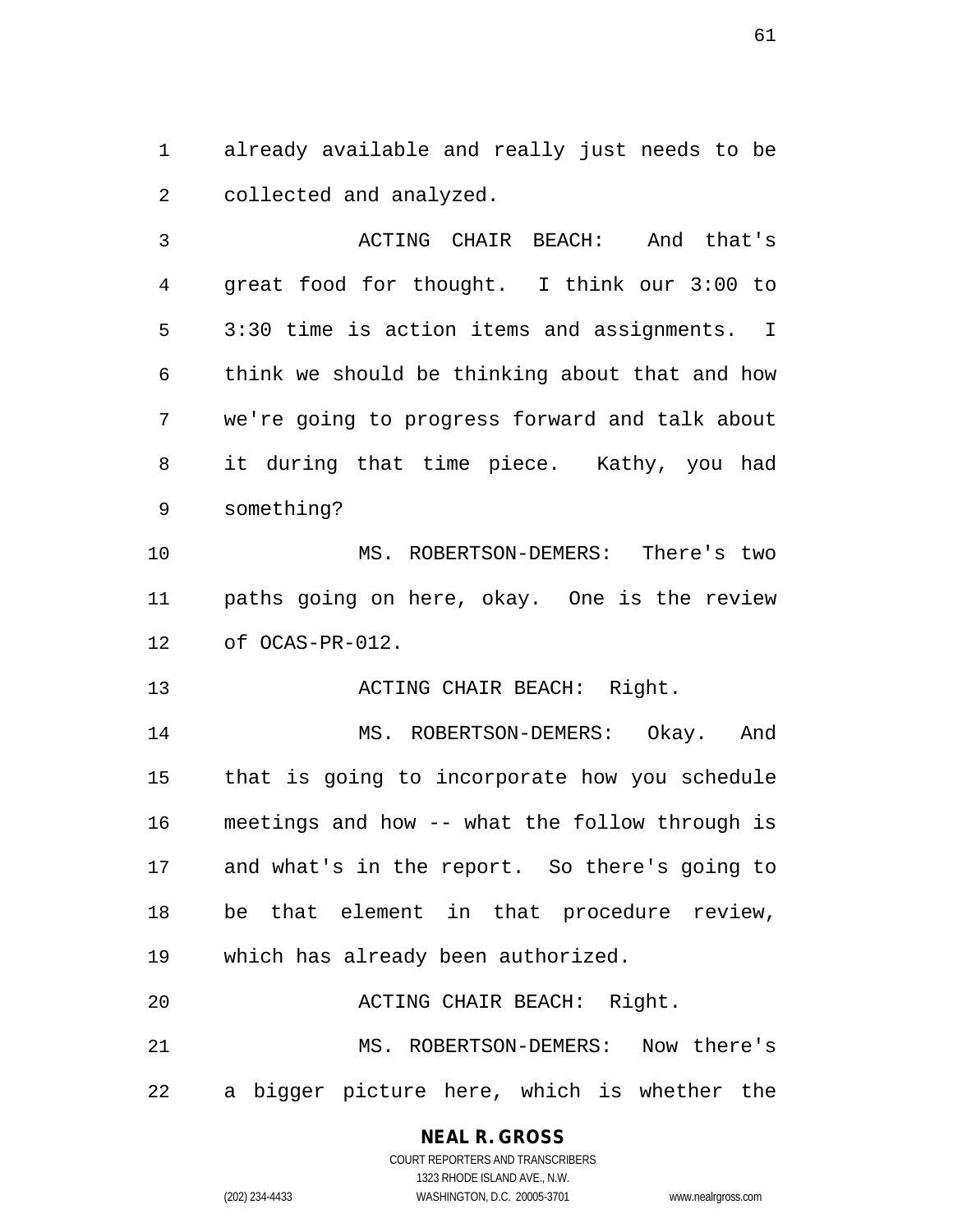already available and really just needs to be collected and analyzed.

ACTING CHAIR BEACH: And that's great food for thought. I think our 3:00 to 3:30 time is action items and assignments. I think we should be thinking about that and how we're going to progress forward and talk about it during that time piece. Kathy, you had something?

MS. ROBERTSON-DEMERS: There's two paths going on here, okay. One is the review of OCAS-PR-012.

ACTING CHAIR BEACH: Right.

MS. ROBERTSON-DEMERS: Okay. And that is going to incorporate how you schedule meetings and how -- what the follow through is and what's in the report. So there's going to be that element in that procedure review, which has already been authorized.

ACTING CHAIR BEACH: Right.

MS. ROBERTSON-DEMERS: Now there's a bigger picture here, which is whether the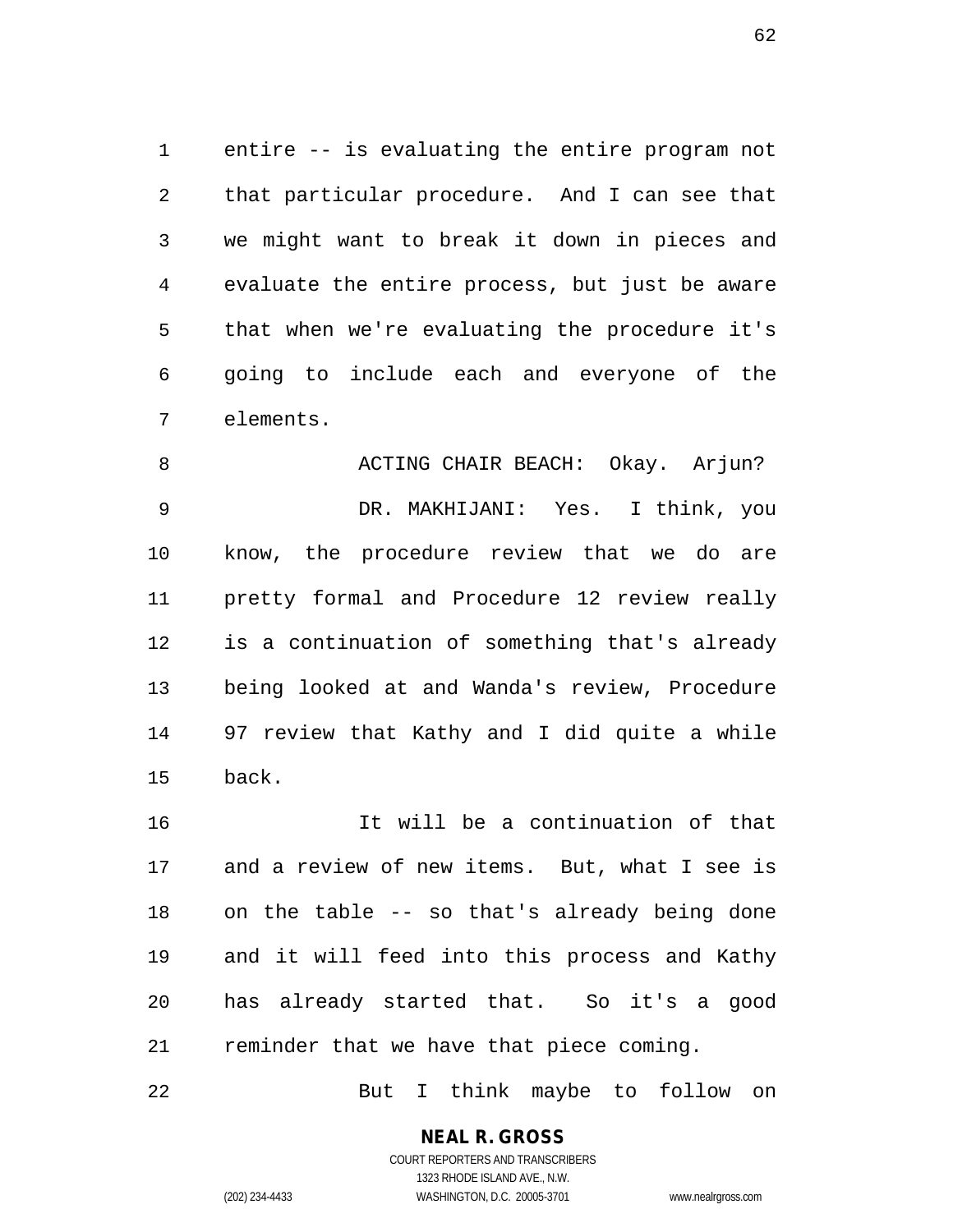entire -- is evaluating the entire program not that particular procedure. And I can see that we might want to break it down in pieces and evaluate the entire process, but just be aware that when we're evaluating the procedure it's going to include each and everyone of the elements.

ACTING CHAIR BEACH: Okay. Arjun?

DR. MAKHIJANI: Yes. I think, you know, the procedure review that we do are pretty formal and Procedure 12 review really is a continuation of something that's already being looked at and Wanda's review, Procedure 97 review that Kathy and I did quite a while back.

It will be a continuation of that and a review of new items. But, what I see is on the table -- so that's already being done and it will feed into this process and Kathy has already started that. So it's a good reminder that we have that piece coming.

But I think maybe to follow on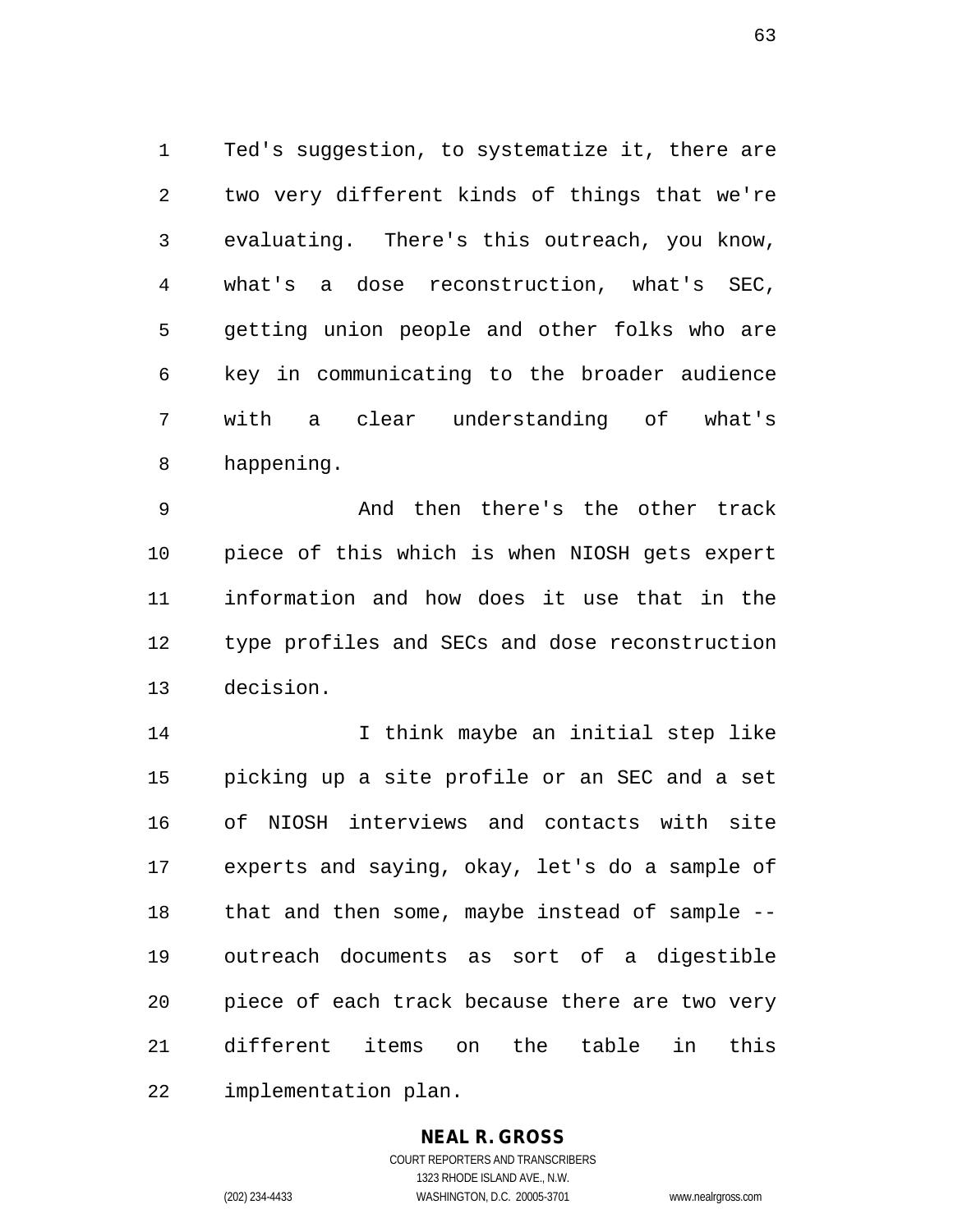Ted's suggestion, to systematize it, there are two very different kinds of things that we're evaluating. There's this outreach, you know, what's a dose reconstruction, what's SEC, getting union people and other folks who are key in communicating to the broader audience with a clear understanding of what's happening.

And then there's the other track piece of this which is when NIOSH gets expert information and how does it use that in the type profiles and SECs and dose reconstruction decision.

I think maybe an initial step like picking up a site profile or an SEC and a set of NIOSH interviews and contacts with site experts and saying, okay, let's do a sample of that and then some, maybe instead of sample -- outreach documents as sort of a digestible piece of each track because there are two very different items on the table in this implementation plan.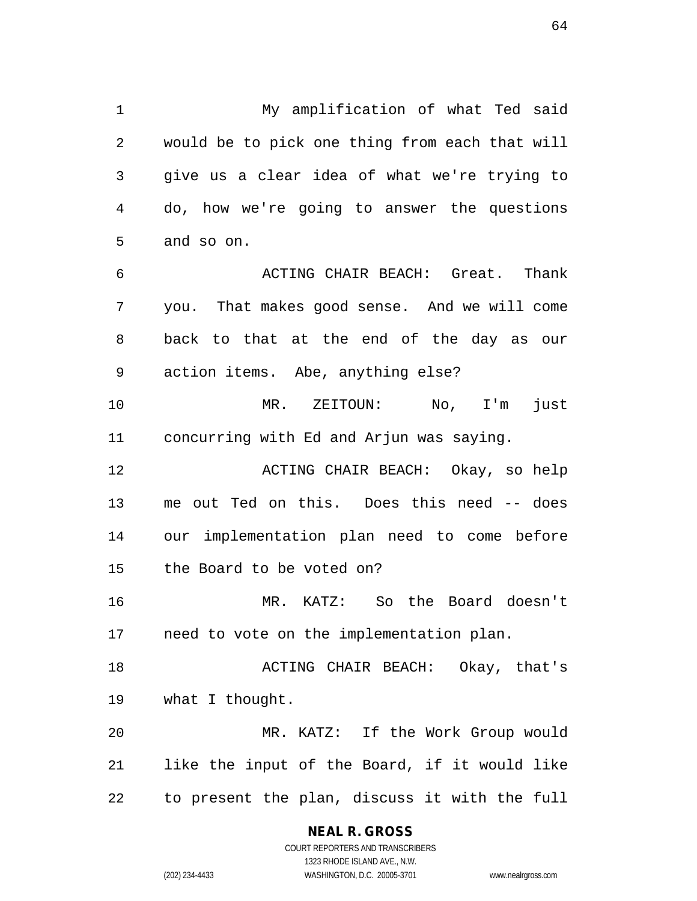My amplification of what Ted said would be to pick one thing from each that will give us a clear idea of what we're trying to do, how we're going to answer the questions and so on.

ACTING CHAIR BEACH: Great. Thank you. That makes good sense. And we will come back to that at the end of the day as our action items. Abe, anything else?

MR. ZEITOUN: No, I'm just concurring with Ed and Arjun was saying.

ACTING CHAIR BEACH: Okay, so help me out Ted on this. Does this need -- does our implementation plan need to come before the Board to be voted on?

MR. KATZ: So the Board doesn't need to vote on the implementation plan.

ACTING CHAIR BEACH: Okay, that's what I thought.

MR. KATZ: If the Work Group would like the input of the Board, if it would like to present the plan, discuss it with the full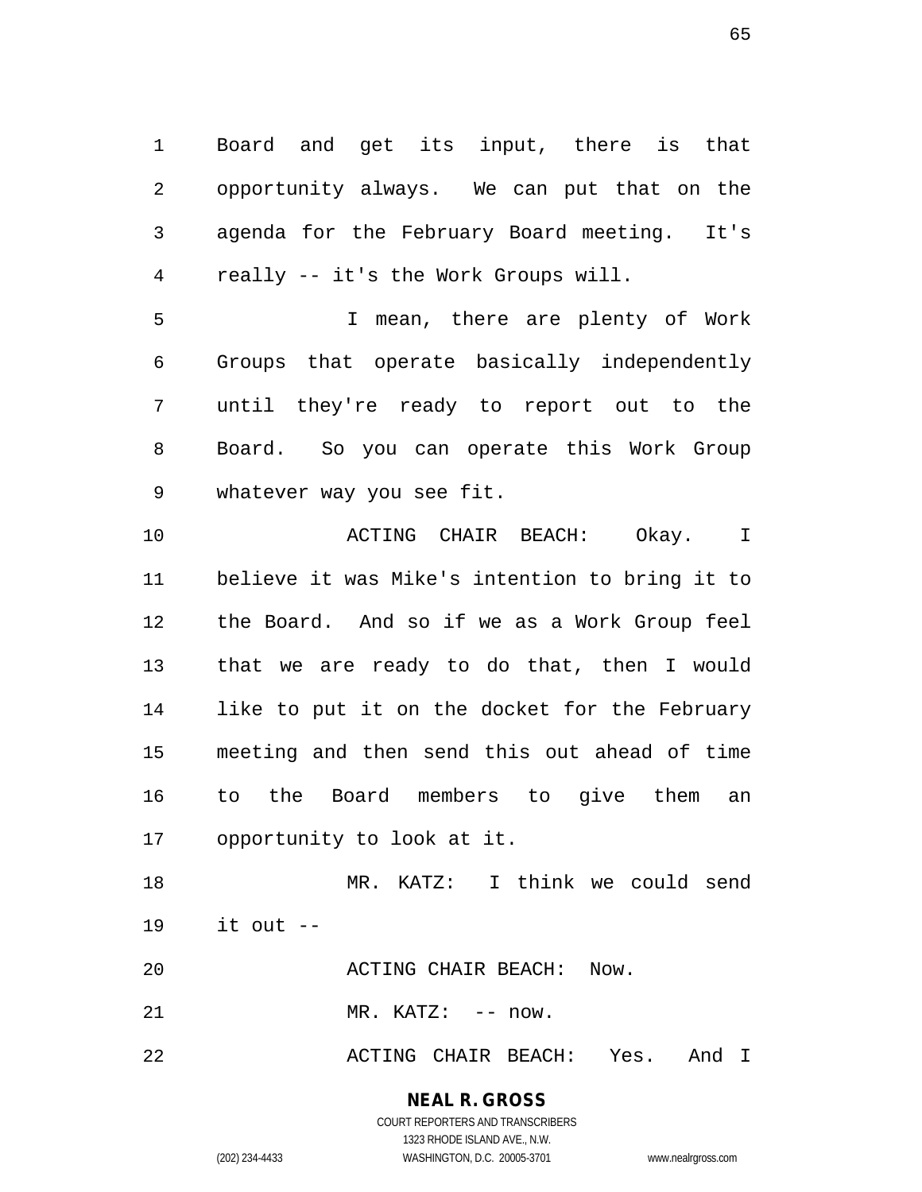Board and get its input, there is that opportunity always. We can put that on the agenda for the February Board meeting. It's really -- it's the Work Groups will.

I mean, there are plenty of Work Groups that operate basically independently until they're ready to report out to the Board. So you can operate this Work Group whatever way you see fit.

ACTING CHAIR BEACH: Okay. I believe it was Mike's intention to bring it to the Board. And so if we as a Work Group feel that we are ready to do that, then I would like to put it on the docket for the February meeting and then send this out ahead of time to the Board members to give them an opportunity to look at it.

MR. KATZ: I think we could send it out --

ACTING CHAIR BEACH: Now.

MR. KATZ: -- now.

ACTING CHAIR BEACH: Yes. And I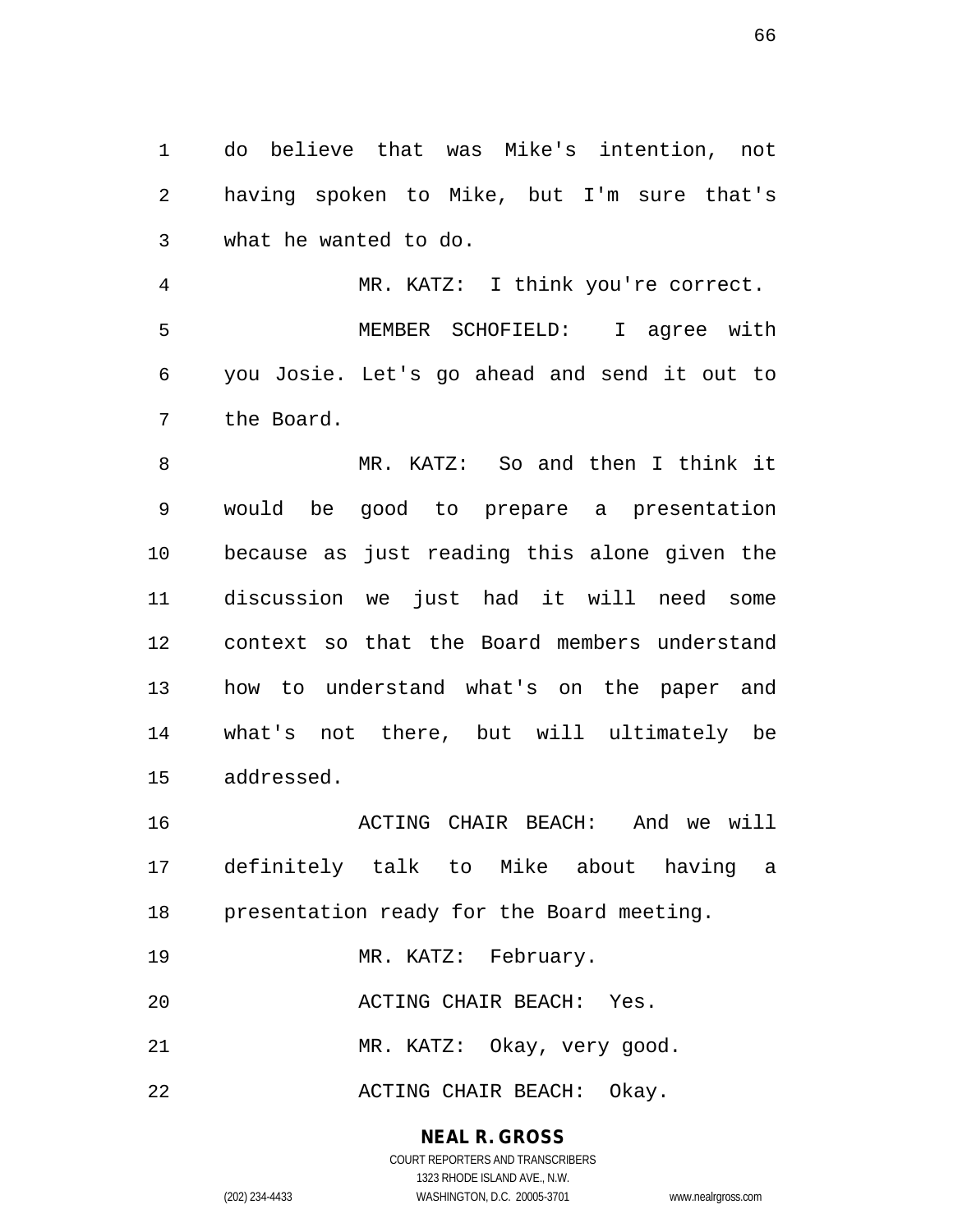do believe that was Mike's intention, not having spoken to Mike, but I'm sure that's what he wanted to do.

MR. KATZ: I think you're correct.

MEMBER SCHOFIELD: I agree with you Josie. Let's go ahead and send it out to the Board.

MR. KATZ: So and then I think it would be good to prepare a presentation because as just reading this alone given the discussion we just had it will need some context so that the Board members understand how to understand what's on the paper and what's not there, but will ultimately be addressed.

ACTING CHAIR BEACH: And we will definitely talk to Mike about having a presentation ready for the Board meeting.

MR. KATZ: February.

ACTING CHAIR BEACH: Yes.

MR. KATZ: Okay, very good.

ACTING CHAIR BEACH: Okay.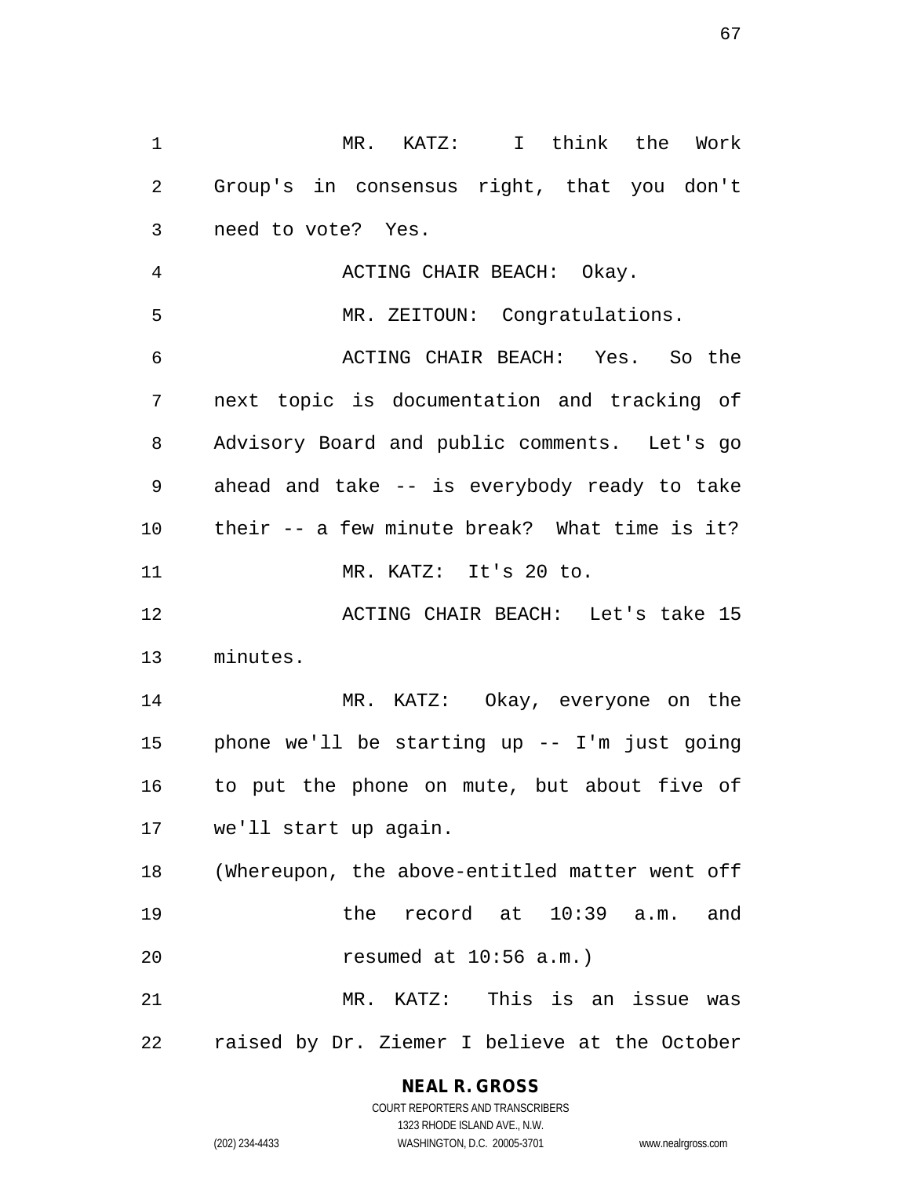MR. KATZ: I think the Work Group's in consensus right, that you don't need to vote? Yes.

ACTING CHAIR BEACH: Okay.

MR. ZEITOUN: Congratulations.

ACTING CHAIR BEACH: Yes. So the next topic is documentation and tracking of Advisory Board and public comments. Let's go ahead and take -- is everybody ready to take their -- a few minute break? What time is it?

MR. KATZ: It's 20 to.

ACTING CHAIR BEACH: Let's take 15 minutes.

MR. KATZ: Okay, everyone on the phone we'll be starting up -- I'm just going to put the phone on mute, but about five of we'll start up again.

(Whereupon, the above-entitled matter went off the record at 10:39 a.m. and resumed at 10:56 a.m.)

MR. KATZ: This is an issue was raised by Dr. Ziemer I believe at the October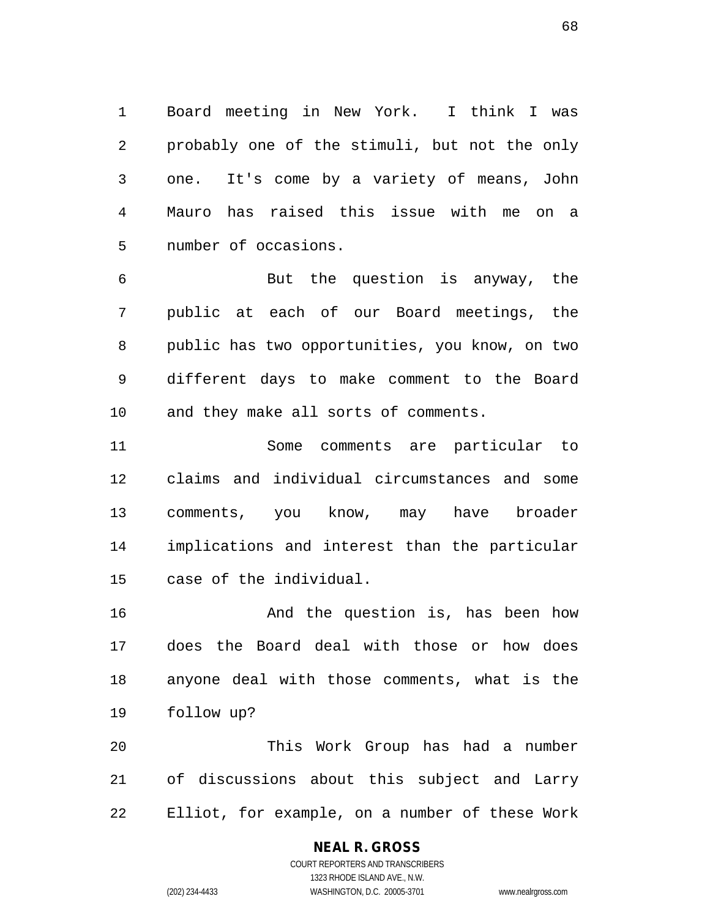Board meeting in New York. I think I was probably one of the stimuli, but not the only one. It's come by a variety of means, John Mauro has raised this issue with me on a number of occasions.

But the question is anyway, the public at each of our Board meetings, the public has two opportunities, you know, on two different days to make comment to the Board and they make all sorts of comments.

Some comments are particular to claims and individual circumstances and some comments, you know, may have broader implications and interest than the particular case of the individual.

And the question is, has been how does the Board deal with those or how does anyone deal with those comments, what is the follow up?

This Work Group has had a number of discussions about this subject and Larry Elliot, for example, on a number of these Work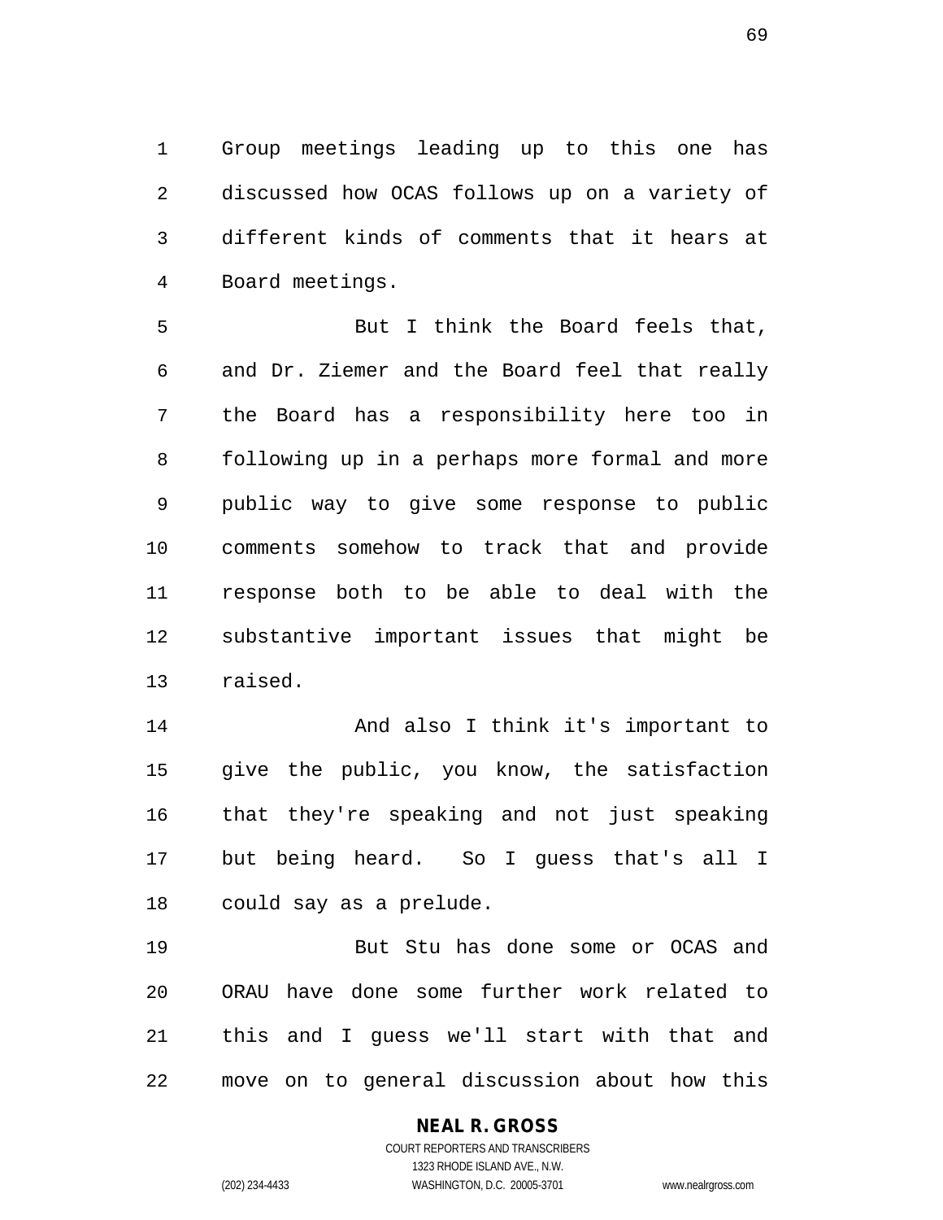Group meetings leading up to this one has discussed how OCAS follows up on a variety of different kinds of comments that it hears at Board meetings.

But I think the Board feels that, and Dr. Ziemer and the Board feel that really the Board has a responsibility here too in following up in a perhaps more formal and more public way to give some response to public comments somehow to track that and provide response both to be able to deal with the substantive important issues that might be raised.

And also I think it's important to give the public, you know, the satisfaction that they're speaking and not just speaking but being heard. So I guess that's all I could say as a prelude.

But Stu has done some or OCAS and ORAU have done some further work related to this and I guess we'll start with that and move on to general discussion about how this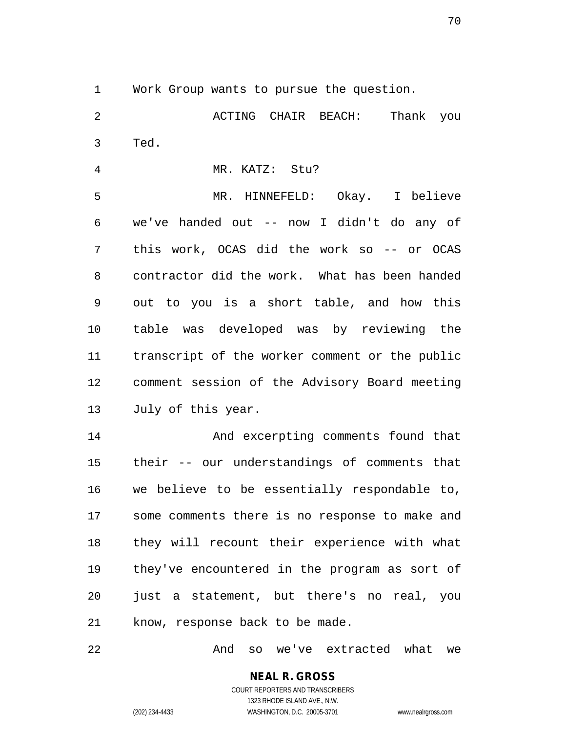Work Group wants to pursue the question.

ACTING CHAIR BEACH: Thank you Ted.

MR. KATZ: Stu?

MR. HINNEFELD: Okay. I believe we've handed out -- now I didn't do any of this work, OCAS did the work so -- or OCAS contractor did the work. What has been handed out to you is a short table, and how this table was developed was by reviewing the transcript of the worker comment or the public comment session of the Advisory Board meeting July of this year.

And excerpting comments found that their -- our understandings of comments that we believe to be essentially respondable to, some comments there is no response to make and they will recount their experience with what they've encountered in the program as sort of just a statement, but there's no real, you know, response back to be made.

And so we've extracted what we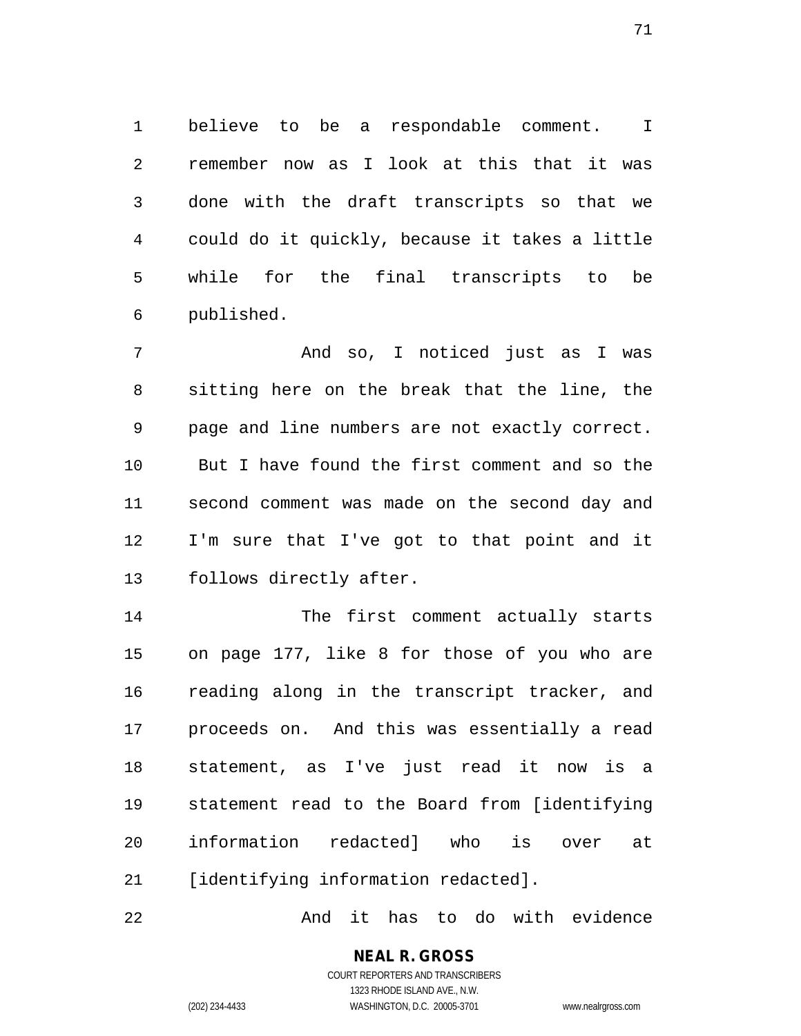believe to be a respondable comment. I remember now as I look at this that it was done with the draft transcripts so that we could do it quickly, because it takes a little while for the final transcripts to be published.

And so, I noticed just as I was sitting here on the break that the line, the page and line numbers are not exactly correct. But I have found the first comment and so the second comment was made on the second day and I'm sure that I've got to that point and it follows directly after.

The first comment actually starts on page 177, like 8 for those of you who are reading along in the transcript tracker, and proceeds on. And this was essentially a read statement, as I've just read it now is a statement read to the Board from [identifying information redacted] who is over at [identifying information redacted].

And it has to do with evidence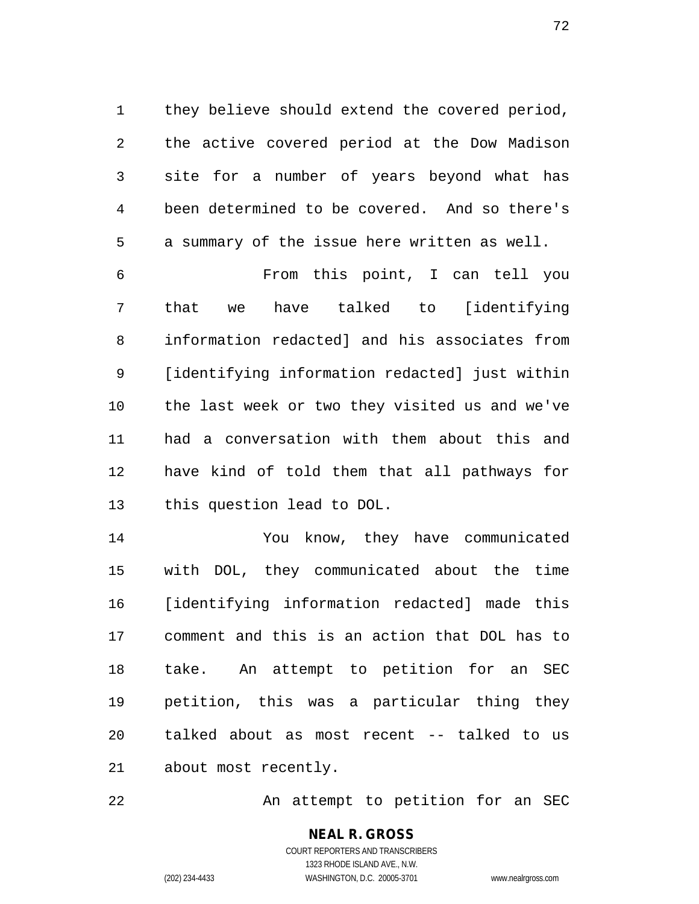they believe should extend the covered period, the active covered period at the Dow Madison site for a number of years beyond what has been determined to be covered. And so there's a summary of the issue here written as well.

From this point, I can tell you that we have talked to [identifying information redacted] and his associates from [identifying information redacted] just within the last week or two they visited us and we've had a conversation with them about this and have kind of told them that all pathways for this question lead to DOL.

You know, they have communicated with DOL, they communicated about the time [identifying information redacted] made this comment and this is an action that DOL has to take. An attempt to petition for an SEC petition, this was a particular thing they talked about as most recent -- talked to us about most recently.

An attempt to petition for an SEC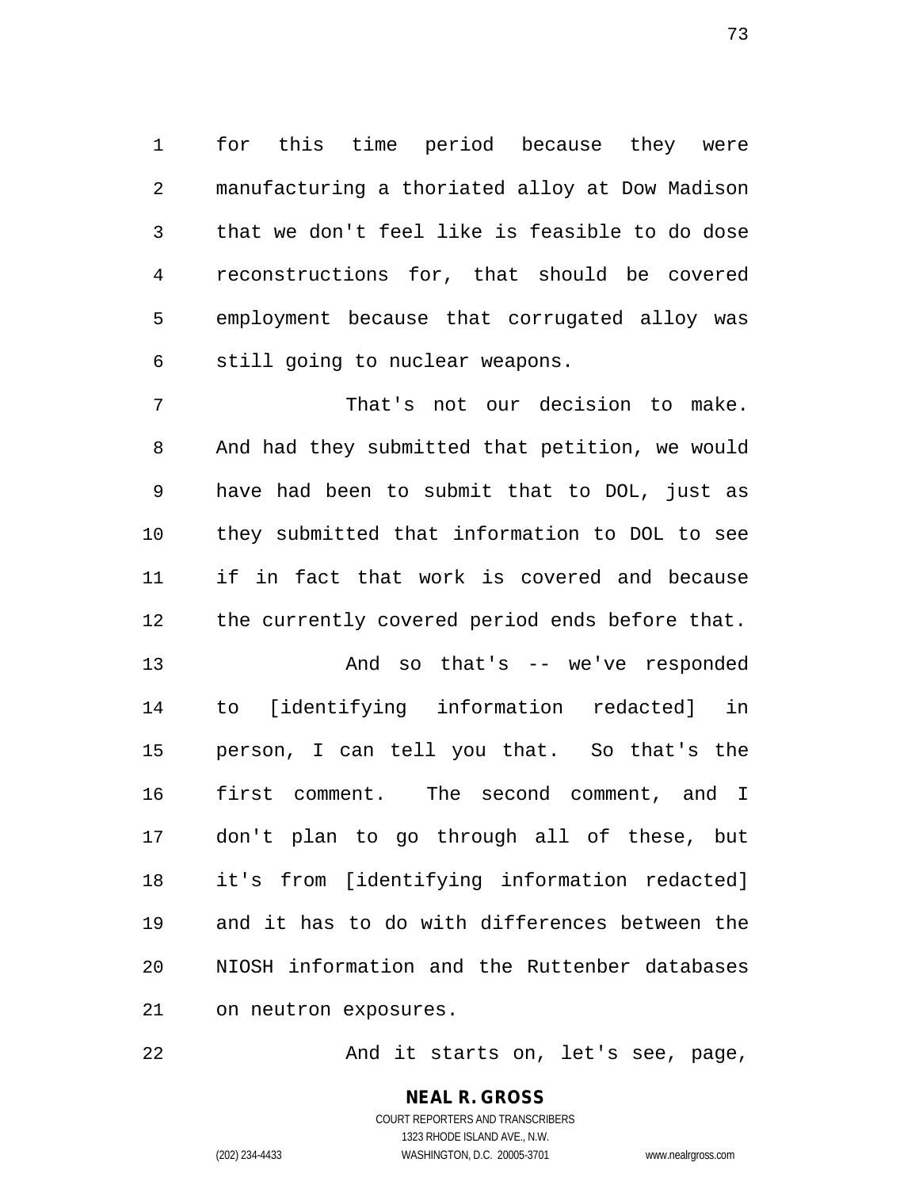for this time period because they were manufacturing a thoriated alloy at Dow Madison that we don't feel like is feasible to do dose reconstructions for, that should be covered employment because that corrugated alloy was still going to nuclear weapons.

That's not our decision to make. And had they submitted that petition, we would have had been to submit that to DOL, just as they submitted that information to DOL to see if in fact that work is covered and because the currently covered period ends before that.

And so that's -- we've responded to [identifying information redacted] in person, I can tell you that. So that's the first comment. The second comment, and I don't plan to go through all of these, but it's from [identifying information redacted] and it has to do with differences between the NIOSH information and the Ruttenber databases on neutron exposures.

And it starts on, let's see, page,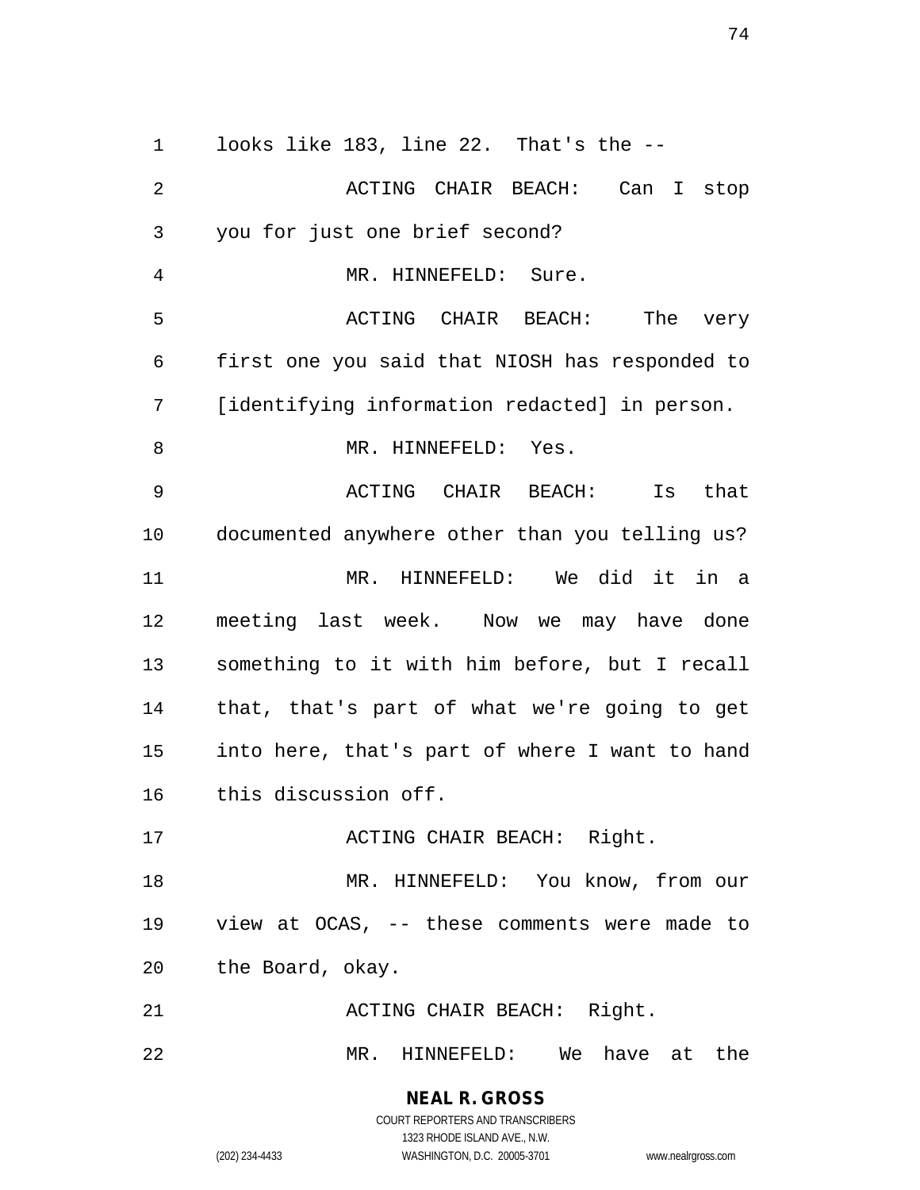looks like 183, line 22. That's the --

ACTING CHAIR BEACH: Can I stop you for just one brief second?

MR. HINNEFELD: Sure.

ACTING CHAIR BEACH: The very first one you said that NIOSH has responded to [identifying information redacted] in person.

MR. HINNEFELD: Yes.

ACTING CHAIR BEACH: Is that documented anywhere other than you telling us?

MR. HINNEFELD: We did it in a meeting last week. Now we may have done something to it with him before, but I recall that, that's part of what we're going to get into here, that's part of where I want to hand this discussion off.

ACTING CHAIR BEACH: Right.

MR. HINNEFELD: You know, from our view at OCAS, -- these comments were made to the Board, okay.

ACTING CHAIR BEACH: Right.

MR. HINNEFELD: We have at the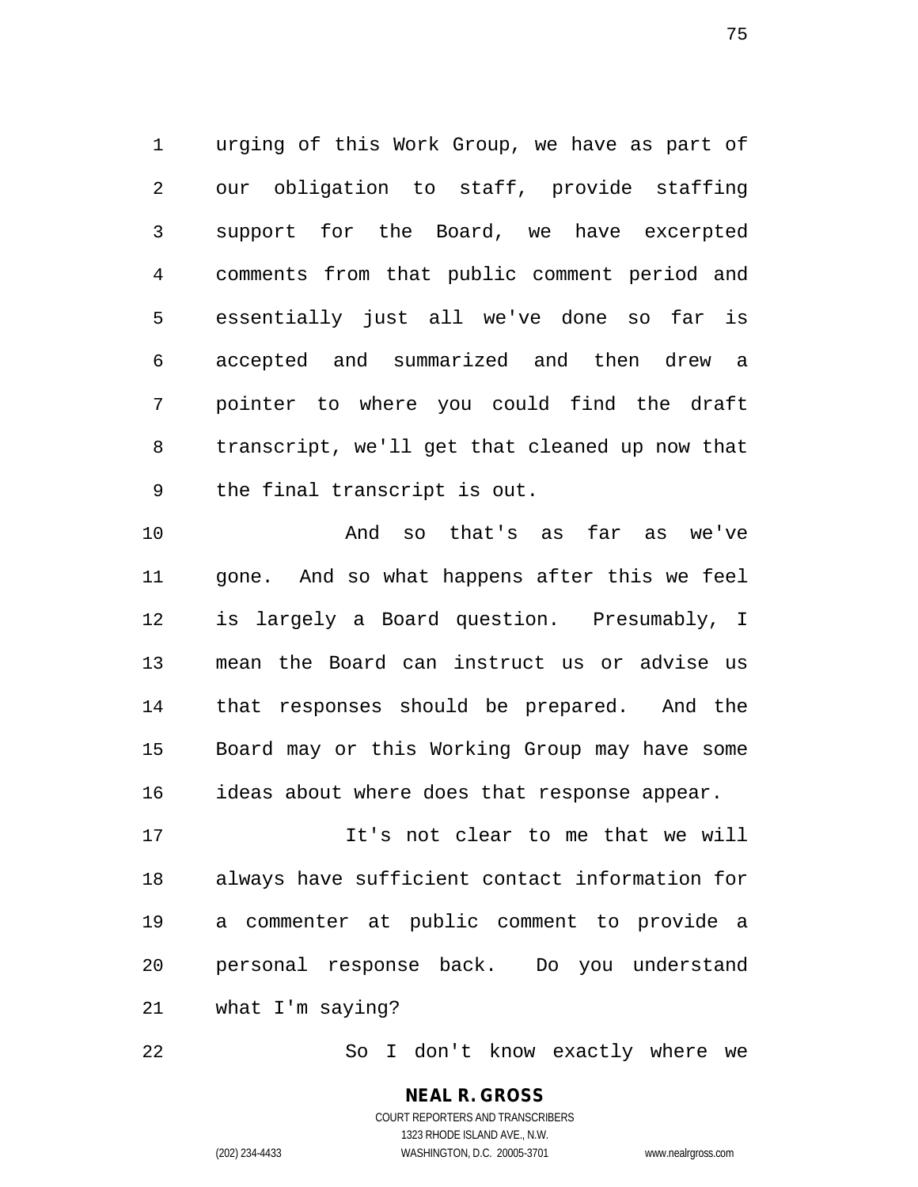urging of this Work Group, we have as part of our obligation to staff, provide staffing support for the Board, we have excerpted comments from that public comment period and essentially just all we've done so far is accepted and summarized and then drew a pointer to where you could find the draft transcript, we'll get that cleaned up now that the final transcript is out.

And so that's as far as we've gone. And so what happens after this we feel is largely a Board question. Presumably, I mean the Board can instruct us or advise us that responses should be prepared. And the Board may or this Working Group may have some ideas about where does that response appear.

It's not clear to me that we will always have sufficient contact information for a commenter at public comment to provide a personal response back. Do you understand what I'm saying?

So I don't know exactly where we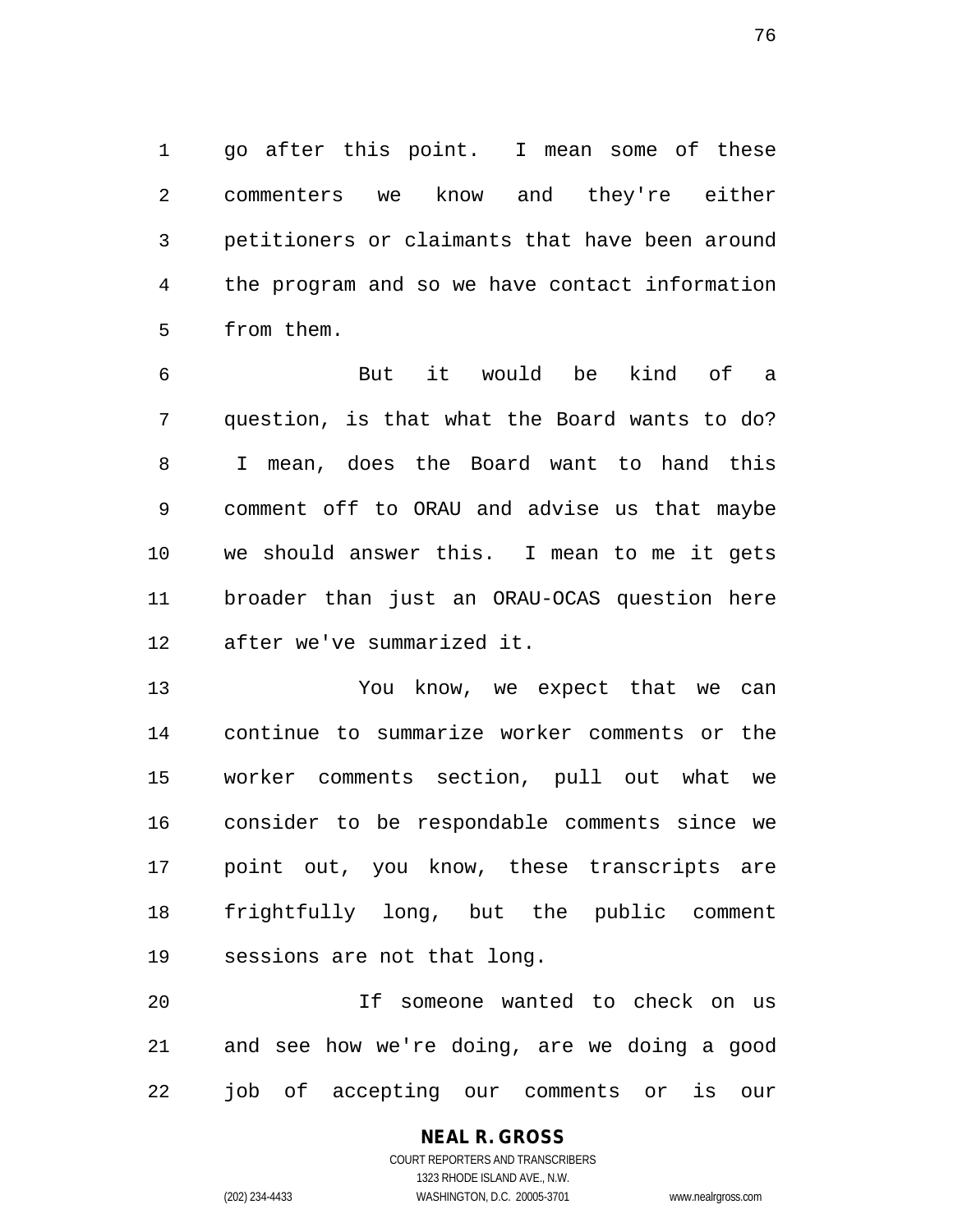go after this point. I mean some of these commenters we know and they're either petitioners or claimants that have been around the program and so we have contact information from them.

But it would be kind of a question, is that what the Board wants to do? I mean, does the Board want to hand this comment off to ORAU and advise us that maybe we should answer this. I mean to me it gets broader than just an ORAU-OCAS question here after we've summarized it.

You know, we expect that we can continue to summarize worker comments or the worker comments section, pull out what we consider to be respondable comments since we point out, you know, these transcripts are frightfully long, but the public comment sessions are not that long.

If someone wanted to check on us and see how we're doing, are we doing a good job of accepting our comments or is our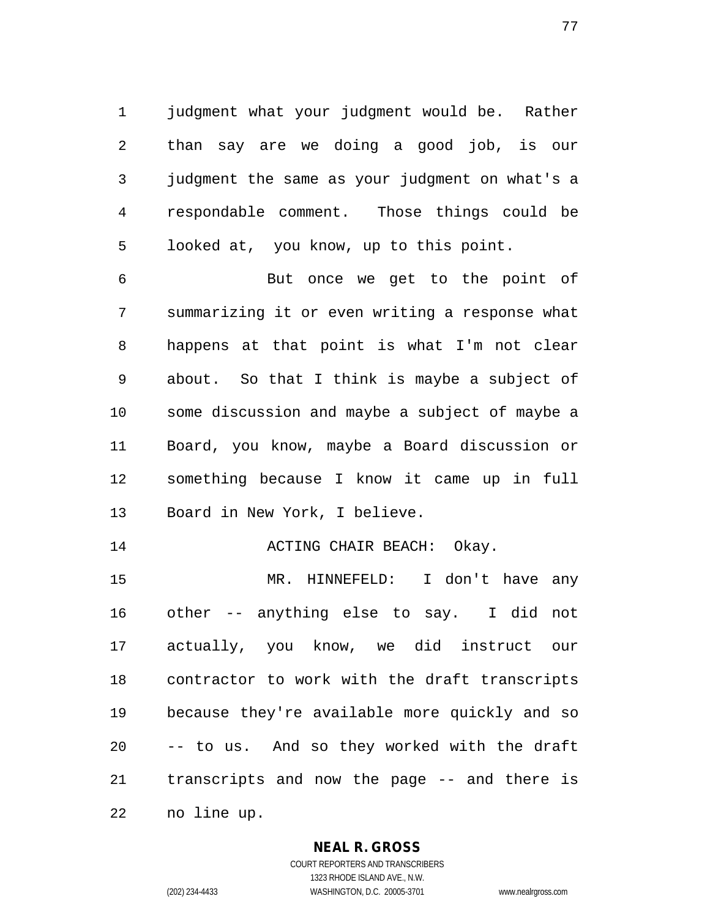judgment what your judgment would be. Rather than say are we doing a good job, is our judgment the same as your judgment on what's a respondable comment. Those things could be looked at, you know, up to this point.

But once we get to the point of summarizing it or even writing a response what happens at that point is what I'm not clear about. So that I think is maybe a subject of some discussion and maybe a subject of maybe a Board, you know, maybe a Board discussion or something because I know it came up in full Board in New York, I believe.

ACTING CHAIR BEACH: Okay.

MR. HINNEFELD: I don't have any other -- anything else to say. I did not actually, you know, we did instruct our contractor to work with the draft transcripts because they're available more quickly and so -- to us. And so they worked with the draft transcripts and now the page -- and there is no line up.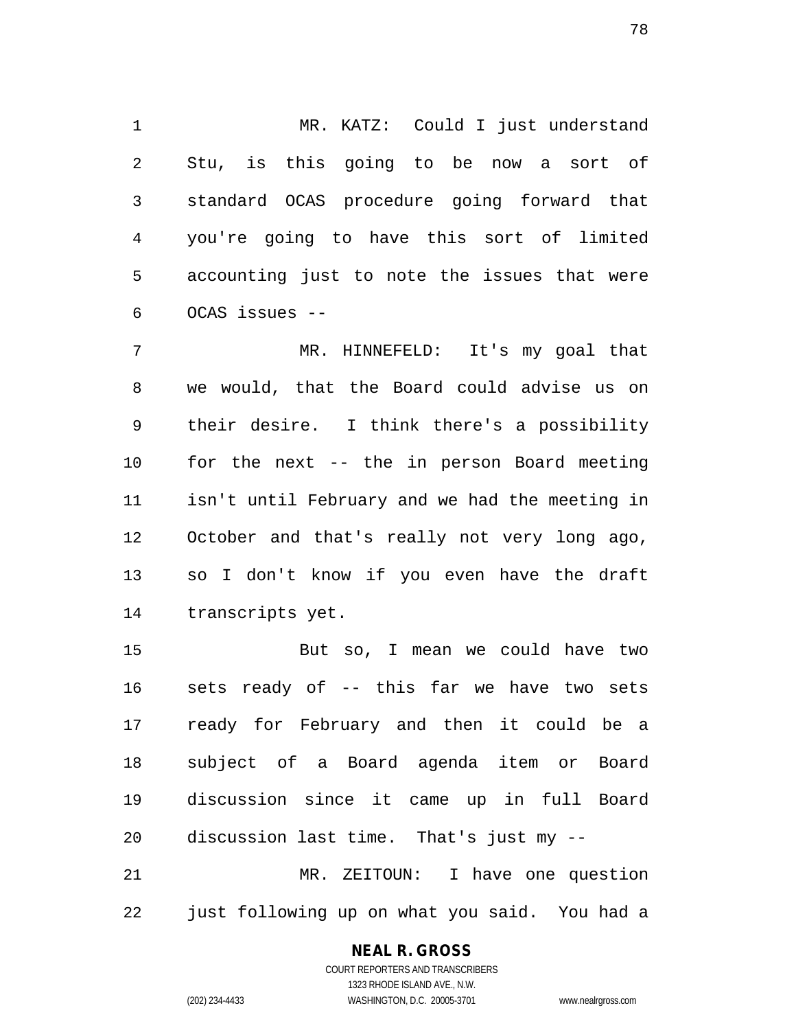MR. KATZ: Could I just understand Stu, is this going to be now a sort of standard OCAS procedure going forward that you're going to have this sort of limited accounting just to note the issues that were OCAS issues --

MR. HINNEFELD: It's my goal that we would, that the Board could advise us on their desire. I think there's a possibility for the next -- the in person Board meeting isn't until February and we had the meeting in October and that's really not very long ago, so I don't know if you even have the draft transcripts yet.

But so, I mean we could have two sets ready of -- this far we have two sets ready for February and then it could be a subject of a Board agenda item or Board discussion since it came up in full Board discussion last time. That's just my --

MR. ZEITOUN: I have one question just following up on what you said. You had a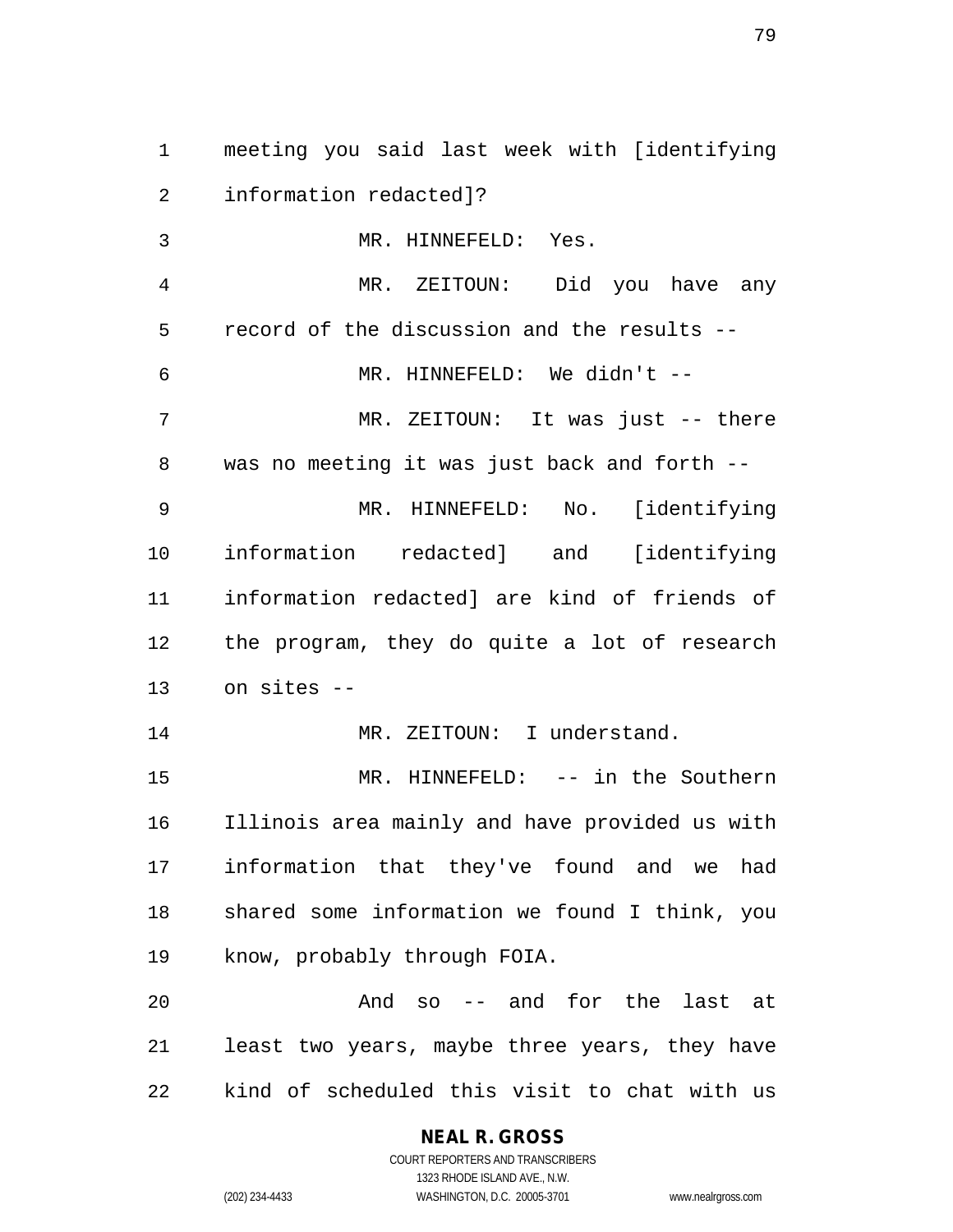meeting you said last week with [identifying information redacted]?

MR. HINNEFELD: Yes.

MR. ZEITOUN: Did you have any record of the discussion and the results --

MR. HINNEFELD: We didn't --

MR. ZEITOUN: It was just -- there was no meeting it was just back and forth --

MR. HINNEFELD: No. [identifying information redacted] and [identifying information redacted] are kind of friends of the program, they do quite a lot of research on sites --

MR. ZEITOUN: I understand.

MR. HINNEFELD: -- in the Southern Illinois area mainly and have provided us with information that they've found and we had shared some information we found I think, you know, probably through FOIA.

And so -- and for the last at least two years, maybe three years, they have kind of scheduled this visit to chat with us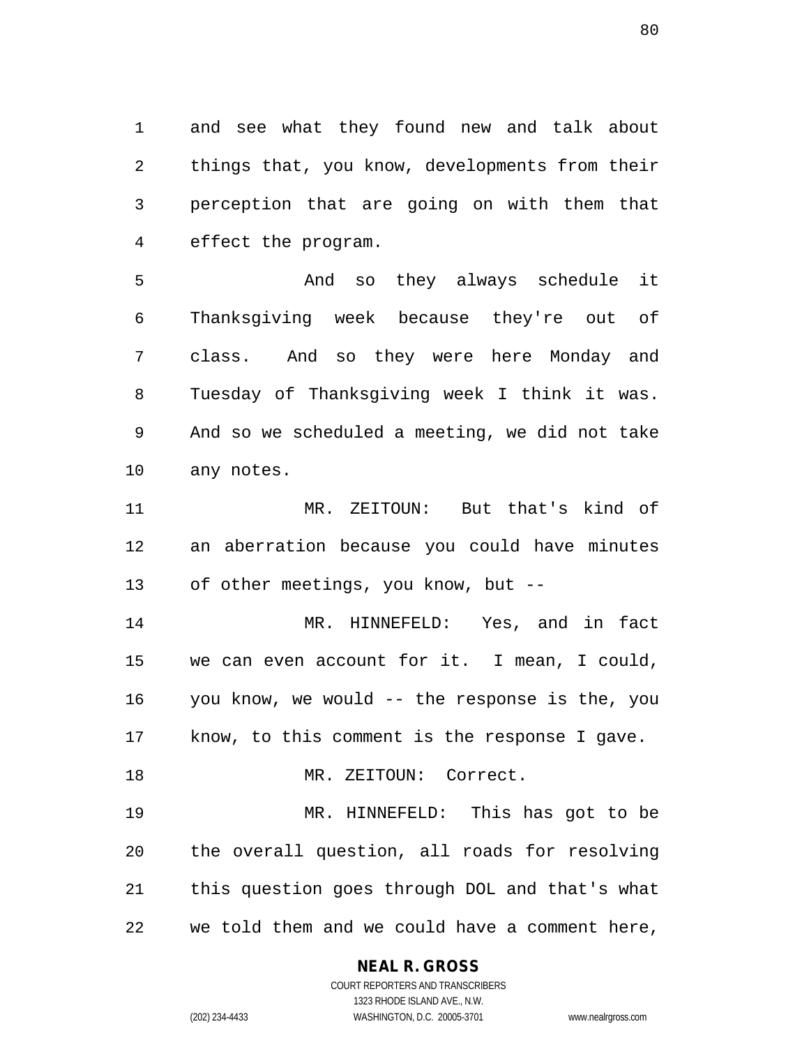and see what they found new and talk about things that, you know, developments from their perception that are going on with them that effect the program.

And so they always schedule it Thanksgiving week because they're out of class. And so they were here Monday and Tuesday of Thanksgiving week I think it was. And so we scheduled a meeting, we did not take any notes.

MR. ZEITOUN: But that's kind of an aberration because you could have minutes of other meetings, you know, but --

MR. HINNEFELD: Yes, and in fact we can even account for it. I mean, I could, you know, we would -- the response is the, you know, to this comment is the response I gave.

MR. ZEITOUN: Correct.

MR. HINNEFELD: This has got to be the overall question, all roads for resolving this question goes through DOL and that's what we told them and we could have a comment here,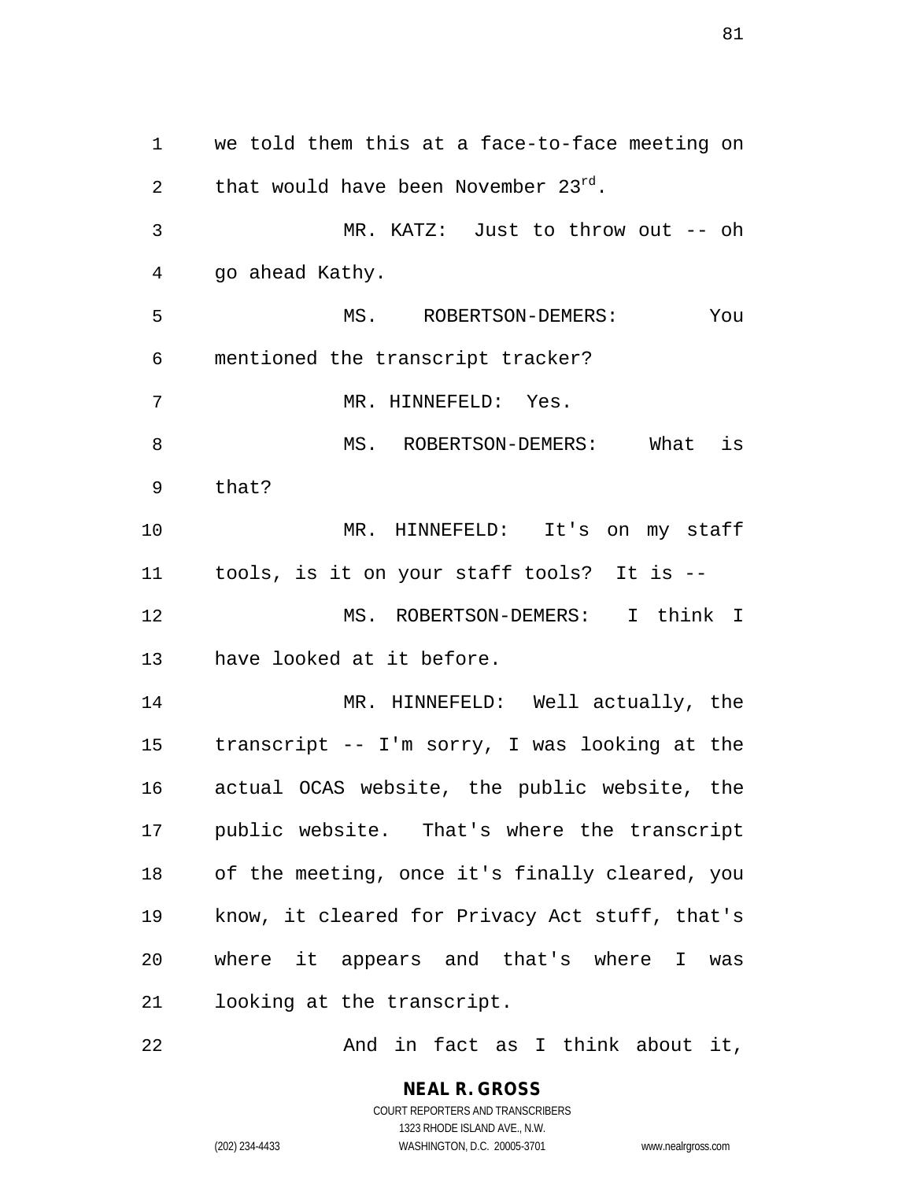we told them this at a face-to-face meeting on that would have been November 23rd.

MR. KATZ: Just to throw out -- oh go ahead Kathy.

MS. ROBERTSON-DEMERS: You mentioned the transcript tracker?

MR. HINNEFELD: Yes.

MS. ROBERTSON-DEMERS: What is that?

MR. HINNEFELD: It's on my staff tools, is it on your staff tools? It is --

MS. ROBERTSON-DEMERS: I think I have looked at it before.

MR. HINNEFELD: Well actually, the transcript -- I'm sorry, I was looking at the actual OCAS website, the public website, the public website. That's where the transcript of the meeting, once it's finally cleared, you know, it cleared for Privacy Act stuff, that's where it appears and that's where I was looking at the transcript.

And in fact as I think about it,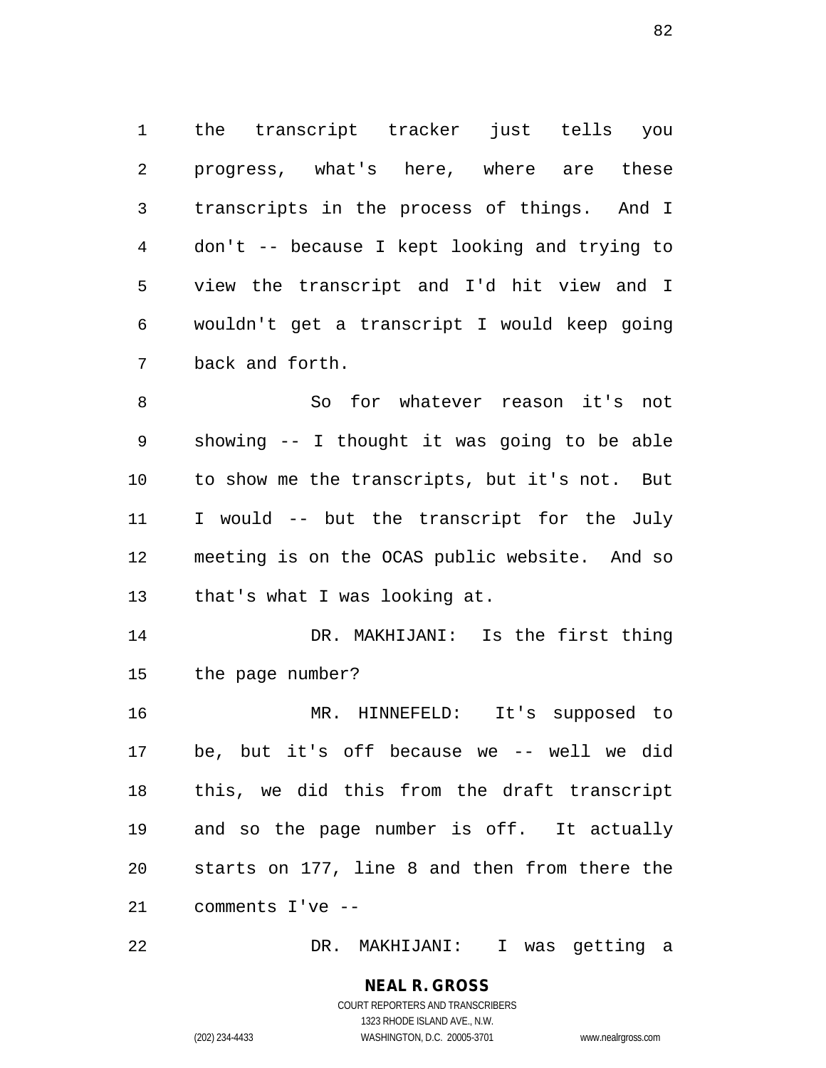the transcript tracker just tells you progress, what's here, where are these transcripts in the process of things. And I don't -- because I kept looking and trying to view the transcript and I'd hit view and I wouldn't get a transcript I would keep going back and forth.

So for whatever reason it's not showing -- I thought it was going to be able to show me the transcripts, but it's not. But I would -- but the transcript for the July meeting is on the OCAS public website. And so that's what I was looking at.

DR. MAKHIJANI: Is the first thing the page number?

MR. HINNEFELD: It's supposed to be, but it's off because we -- well we did this, we did this from the draft transcript and so the page number is off. It actually starts on 177, line 8 and then from there the comments I've --

DR. MAKHIJANI: I was getting a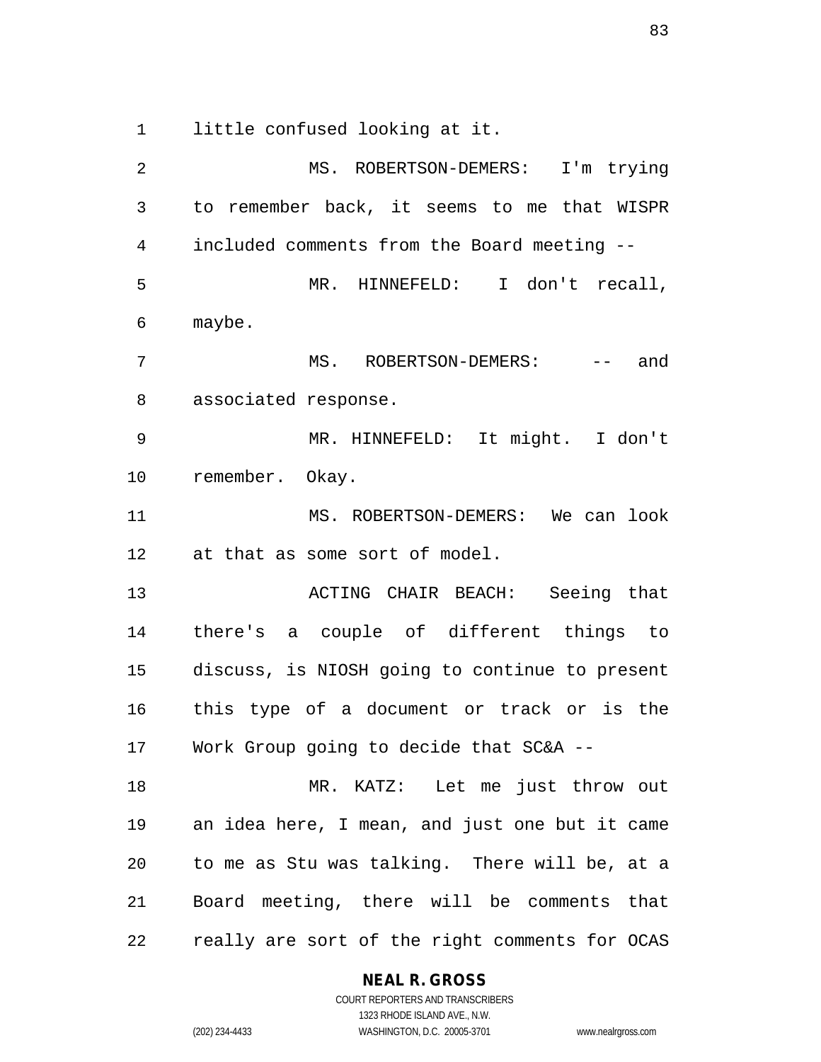little confused looking at it.

MS. ROBERTSON-DEMERS: I'm trying to remember back, it seems to me that WISPR included comments from the Board meeting --

MR. HINNEFELD: I don't recall, maybe.

MS. ROBERTSON-DEMERS: -- and associated response.

MR. HINNEFELD: It might. I don't remember. Okay.

MS. ROBERTSON-DEMERS: We can look at that as some sort of model.

ACTING CHAIR BEACH: Seeing that there's a couple of different things to discuss, is NIOSH going to continue to present this type of a document or track or is the Work Group going to decide that SC&A --

MR. KATZ: Let me just throw out an idea here, I mean, and just one but it came to me as Stu was talking. There will be, at a Board meeting, there will be comments that really are sort of the right comments for OCAS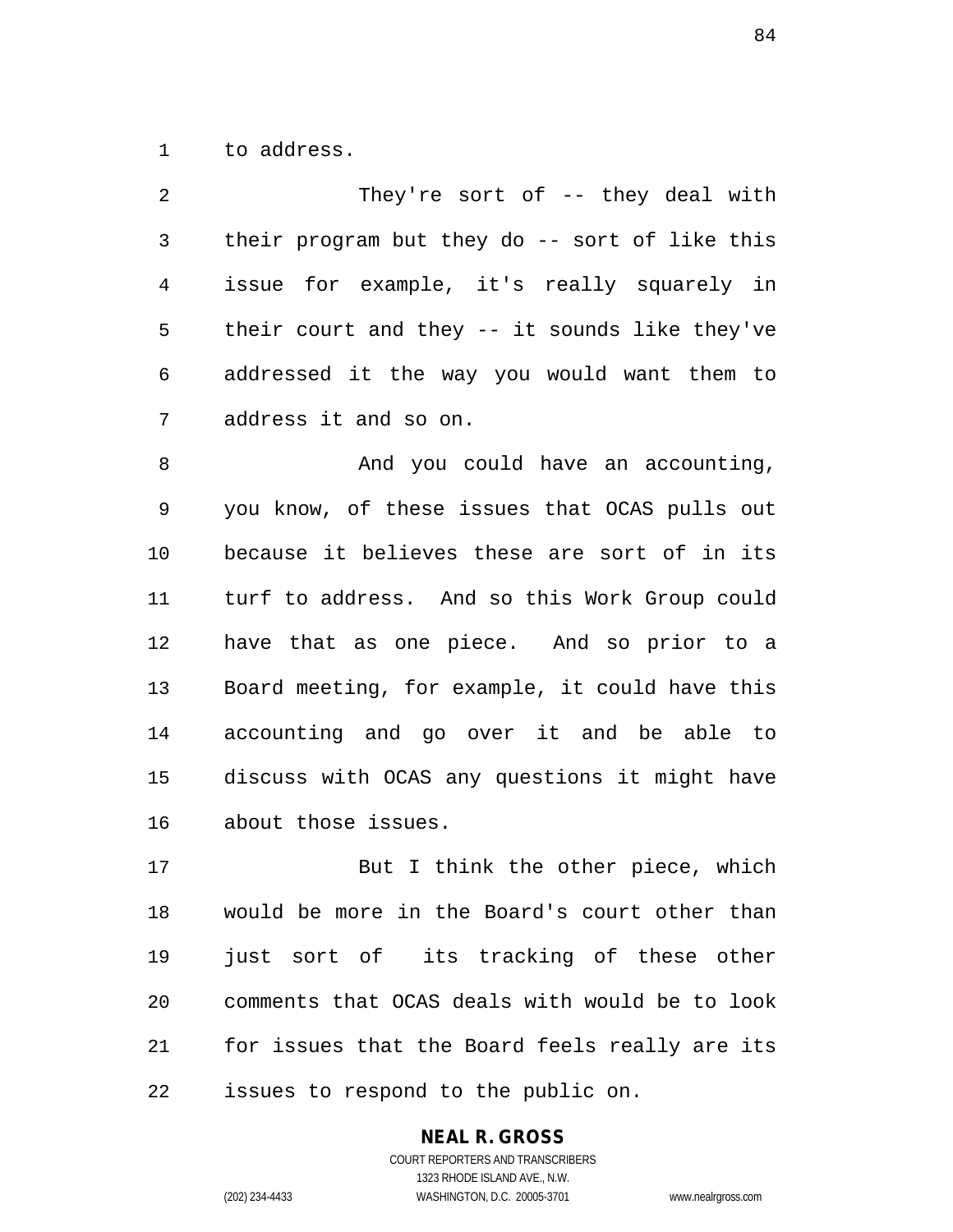to address.

They're sort of -- they deal with their program but they do -- sort of like this issue for example, it's really squarely in their court and they -- it sounds like they've addressed it the way you would want them to address it and so on.

And you could have an accounting, you know, of these issues that OCAS pulls out because it believes these are sort of in its turf to address. And so this Work Group could have that as one piece. And so prior to a Board meeting, for example, it could have this accounting and go over it and be able to discuss with OCAS any questions it might have about those issues.

But I think the other piece, which would be more in the Board's court other than just sort of its tracking of these other comments that OCAS deals with would be to look for issues that the Board feels really are its issues to respond to the public on.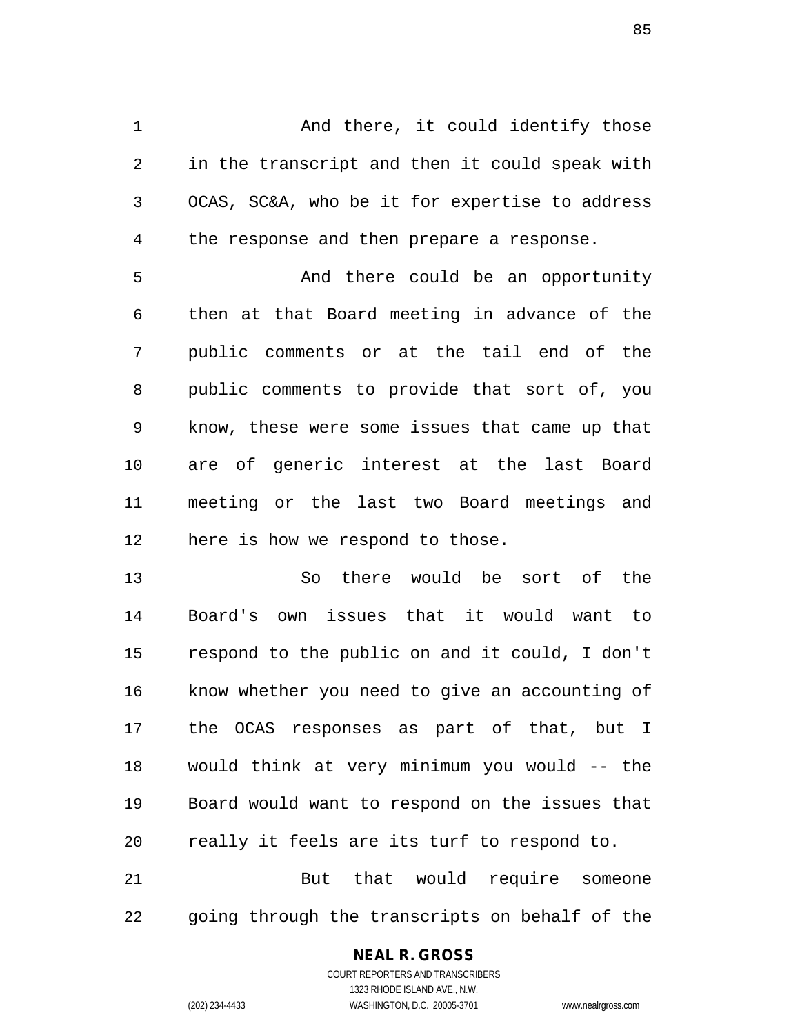And there, it could identify those in the transcript and then it could speak with OCAS, SC&A, who be it for expertise to address the response and then prepare a response.

And there could be an opportunity then at that Board meeting in advance of the public comments or at the tail end of the public comments to provide that sort of, you know, these were some issues that came up that are of generic interest at the last Board meeting or the last two Board meetings and here is how we respond to those.

So there would be sort of the Board's own issues that it would want to respond to the public on and it could, I don't know whether you need to give an accounting of the OCAS responses as part of that, but I would think at very minimum you would -- the Board would want to respond on the issues that really it feels are its turf to respond to.

But that would require someone going through the transcripts on behalf of the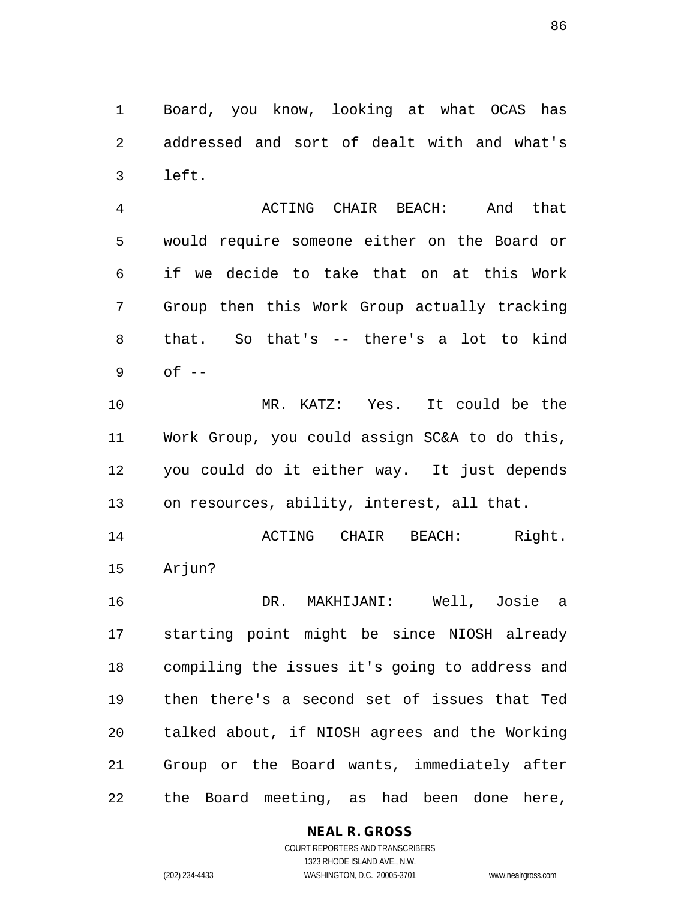Board, you know, looking at what OCAS has addressed and sort of dealt with and what's left.

ACTING CHAIR BEACH: And that would require someone either on the Board or if we decide to take that on at this Work Group then this Work Group actually tracking that. So that's -- there's a lot to kind of --

MR. KATZ: Yes. It could be the Work Group, you could assign SC&A to do this, you could do it either way. It just depends on resources, ability, interest, all that.

ACTING CHAIR BEACH: Right. Arjun?

DR. MAKHIJANI: Well, Josie a starting point might be since NIOSH already compiling the issues it's going to address and then there's a second set of issues that Ted talked about, if NIOSH agrees and the Working Group or the Board wants, immediately after the Board meeting, as had been done here,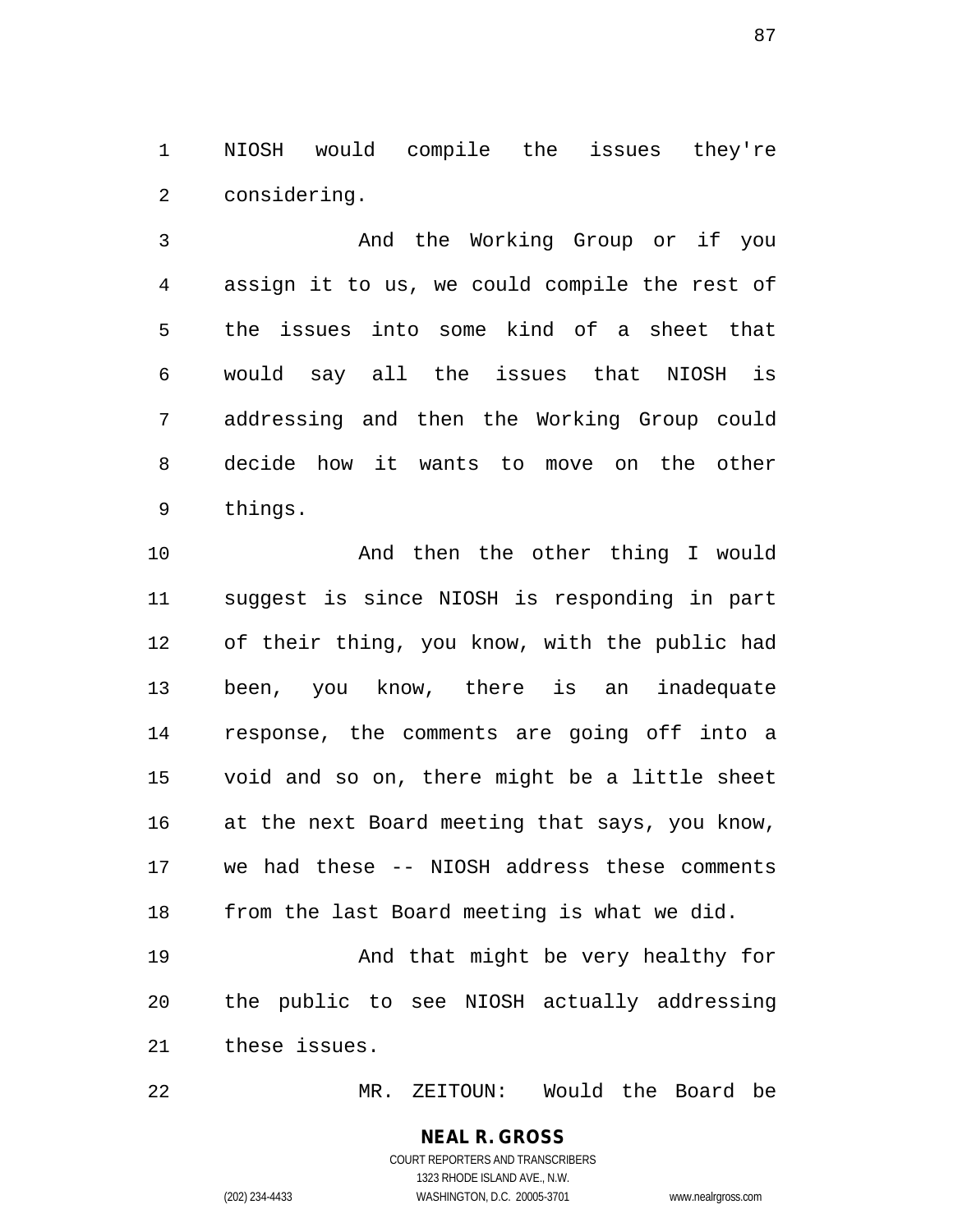NIOSH would compile the issues they're considering.

And the Working Group or if you assign it to us, we could compile the rest of the issues into some kind of a sheet that would say all the issues that NIOSH is addressing and then the Working Group could decide how it wants to move on the other things.

And then the other thing I would suggest is since NIOSH is responding in part of their thing, you know, with the public had been, you know, there is an inadequate response, the comments are going off into a void and so on, there might be a little sheet at the next Board meeting that says, you know, we had these -- NIOSH address these comments from the last Board meeting is what we did.

And that might be very healthy for the public to see NIOSH actually addressing these issues.

MR. ZEITOUN: Would the Board be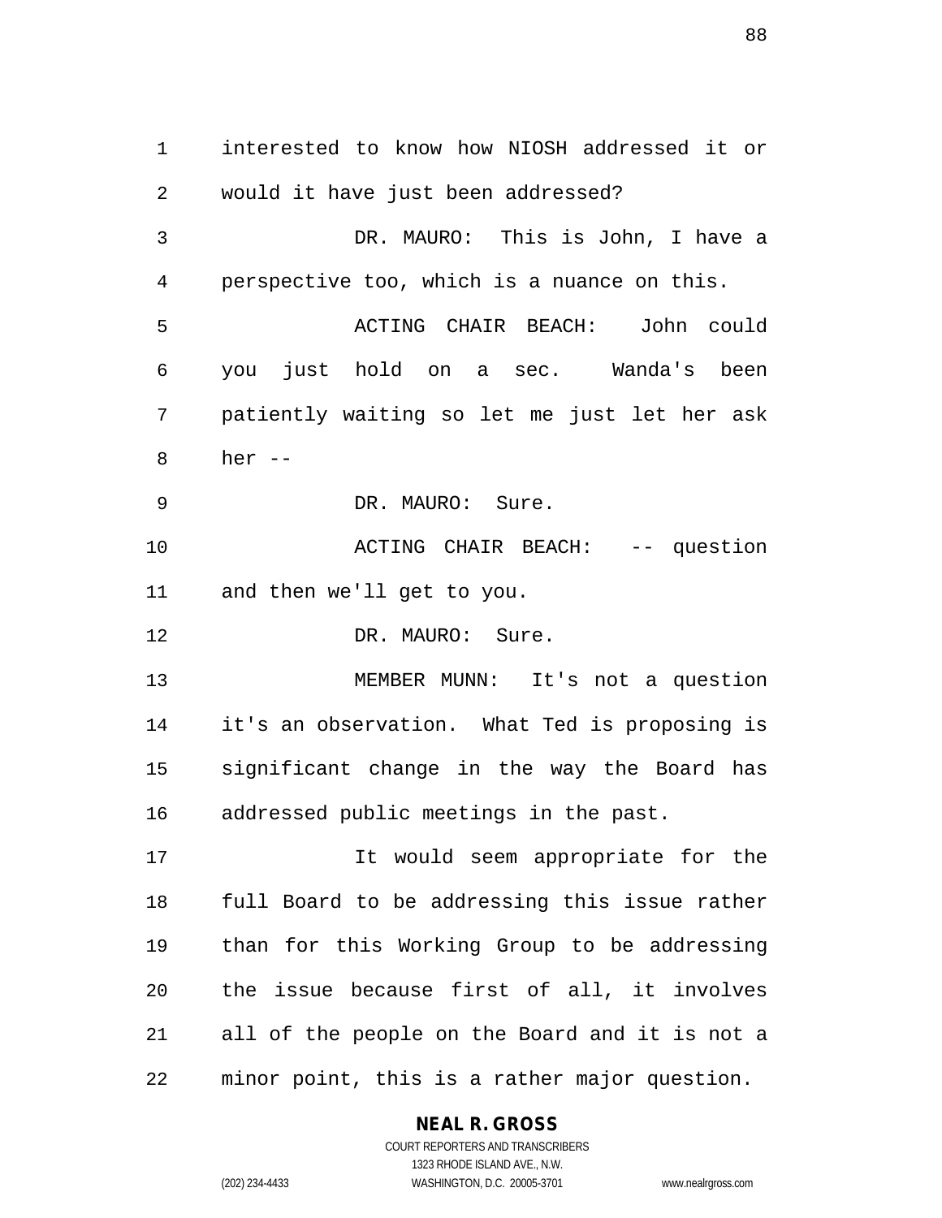interested to know how NIOSH addressed it or would it have just been addressed?

DR. MAURO: This is John, I have a perspective too, which is a nuance on this.

ACTING CHAIR BEACH: John could you just hold on a sec. Wanda's been patiently waiting so let me just let her ask her --

DR. MAURO: Sure.

ACTING CHAIR BEACH: -- question and then we'll get to you.

DR. MAURO: Sure.

MEMBER MUNN: It's not a question it's an observation. What Ted is proposing is significant change in the way the Board has addressed public meetings in the past.

It would seem appropriate for the full Board to be addressing this issue rather than for this Working Group to be addressing the issue because first of all, it involves all of the people on the Board and it is not a minor point, this is a rather major question.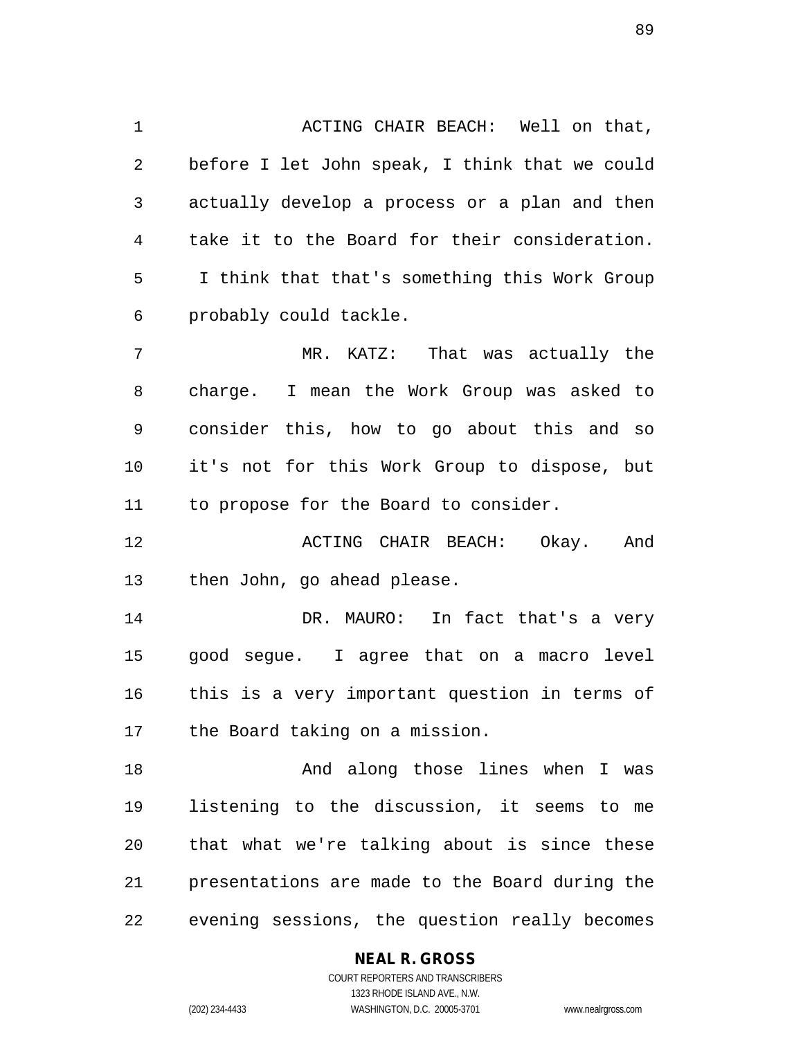ACTING CHAIR BEACH: Well on that, before I let John speak, I think that we could actually develop a process or a plan and then take it to the Board for their consideration. I think that that's something this Work Group probably could tackle.

MR. KATZ: That was actually the charge. I mean the Work Group was asked to consider this, how to go about this and so it's not for this Work Group to dispose, but to propose for the Board to consider.

ACTING CHAIR BEACH: Okay. And then John, go ahead please.

DR. MAURO: In fact that's a very good segue. I agree that on a macro level this is a very important question in terms of the Board taking on a mission.

And along those lines when I was listening to the discussion, it seems to me that what we're talking about is since these presentations are made to the Board during the evening sessions, the question really becomes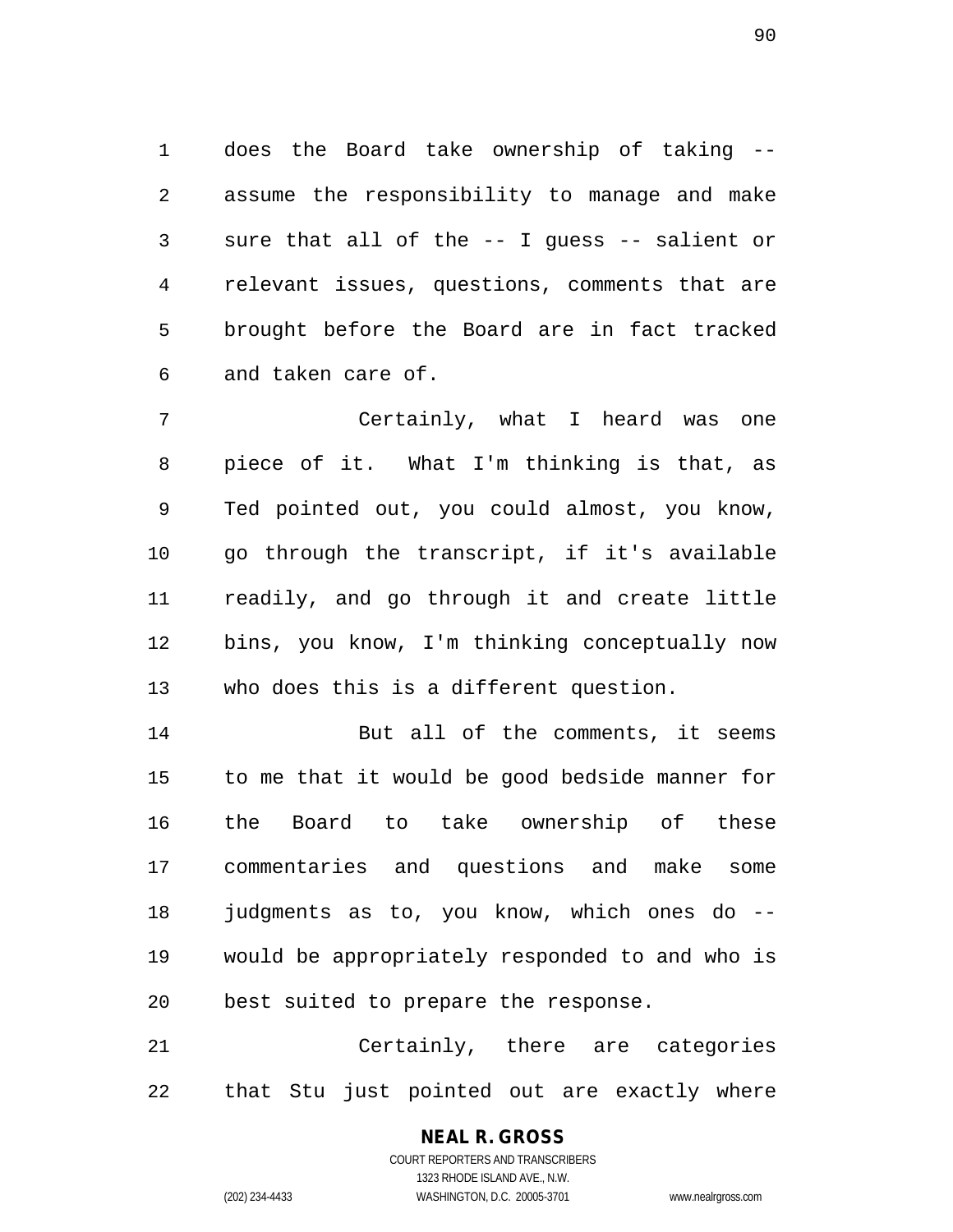does the Board take ownership of taking -- assume the responsibility to manage and make sure that all of the -- I guess -- salient or relevant issues, questions, comments that are brought before the Board are in fact tracked and taken care of.

Certainly, what I heard was one piece of it. What I'm thinking is that, as Ted pointed out, you could almost, you know, go through the transcript, if it's available readily, and go through it and create little bins, you know, I'm thinking conceptually now who does this is a different question.

But all of the comments, it seems to me that it would be good bedside manner for the Board to take ownership of these commentaries and questions and make some judgments as to, you know, which ones do -- would be appropriately responded to and who is best suited to prepare the response.

Certainly, there are categories that Stu just pointed out are exactly where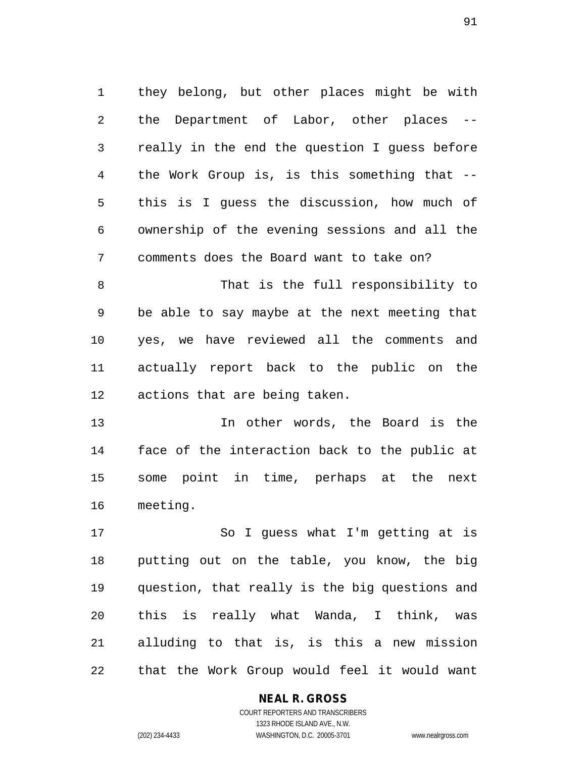they belong, but other places might be with the Department of Labor, other places -- really in the end the question I guess before the Work Group is, is this something that -- this is I guess the discussion, how much of ownership of the evening sessions and all the comments does the Board want to take on?

That is the full responsibility to be able to say maybe at the next meeting that yes, we have reviewed all the comments and actually report back to the public on the actions that are being taken.

In other words, the Board is the face of the interaction back to the public at some point in time, perhaps at the next meeting.

So I guess what I'm getting at is putting out on the table, you know, the big question, that really is the big questions and this is really what Wanda, I think, was alluding to that is, is this a new mission that the Work Group would feel it would want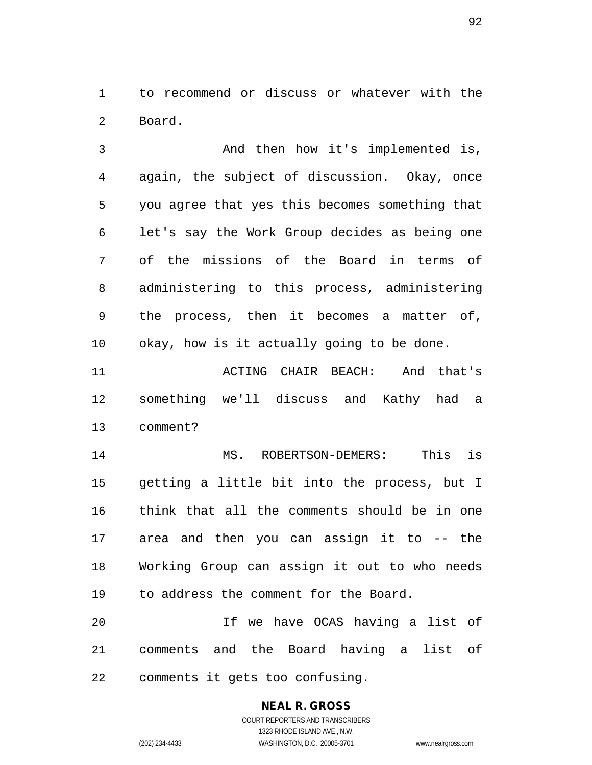to recommend or discuss or whatever with the Board.

And then how it's implemented is, again, the subject of discussion. Okay, once you agree that yes this becomes something that let's say the Work Group decides as being one of the missions of the Board in terms of administering to this process, administering the process, then it becomes a matter of, okay, how is it actually going to be done.

ACTING CHAIR BEACH: And that's something we'll discuss and Kathy had a comment?

MS. ROBERTSON-DEMERS: This is getting a little bit into the process, but I think that all the comments should be in one area and then you can assign it to -- the Working Group can assign it out to who needs to address the comment for the Board.

If we have OCAS having a list of comments and the Board having a list of comments it gets too confusing.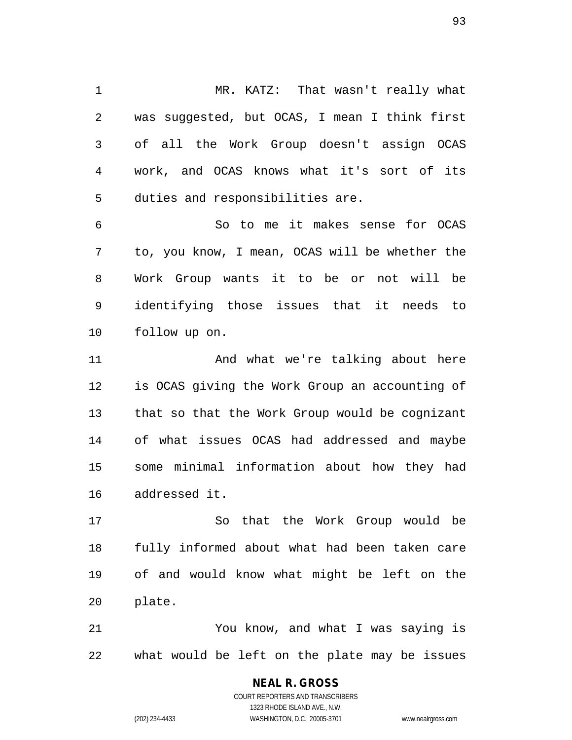MR. KATZ: That wasn't really what was suggested, but OCAS, I mean I think first of all the Work Group doesn't assign OCAS work, and OCAS knows what it's sort of its duties and responsibilities are.

So to me it makes sense for OCAS to, you know, I mean, OCAS will be whether the Work Group wants it to be or not will be identifying those issues that it needs to follow up on.

And what we're talking about here is OCAS giving the Work Group an accounting of that so that the Work Group would be cognizant of what issues OCAS had addressed and maybe some minimal information about how they had addressed it.

So that the Work Group would be fully informed about what had been taken care of and would know what might be left on the plate.

You know, and what I was saying is what would be left on the plate may be issues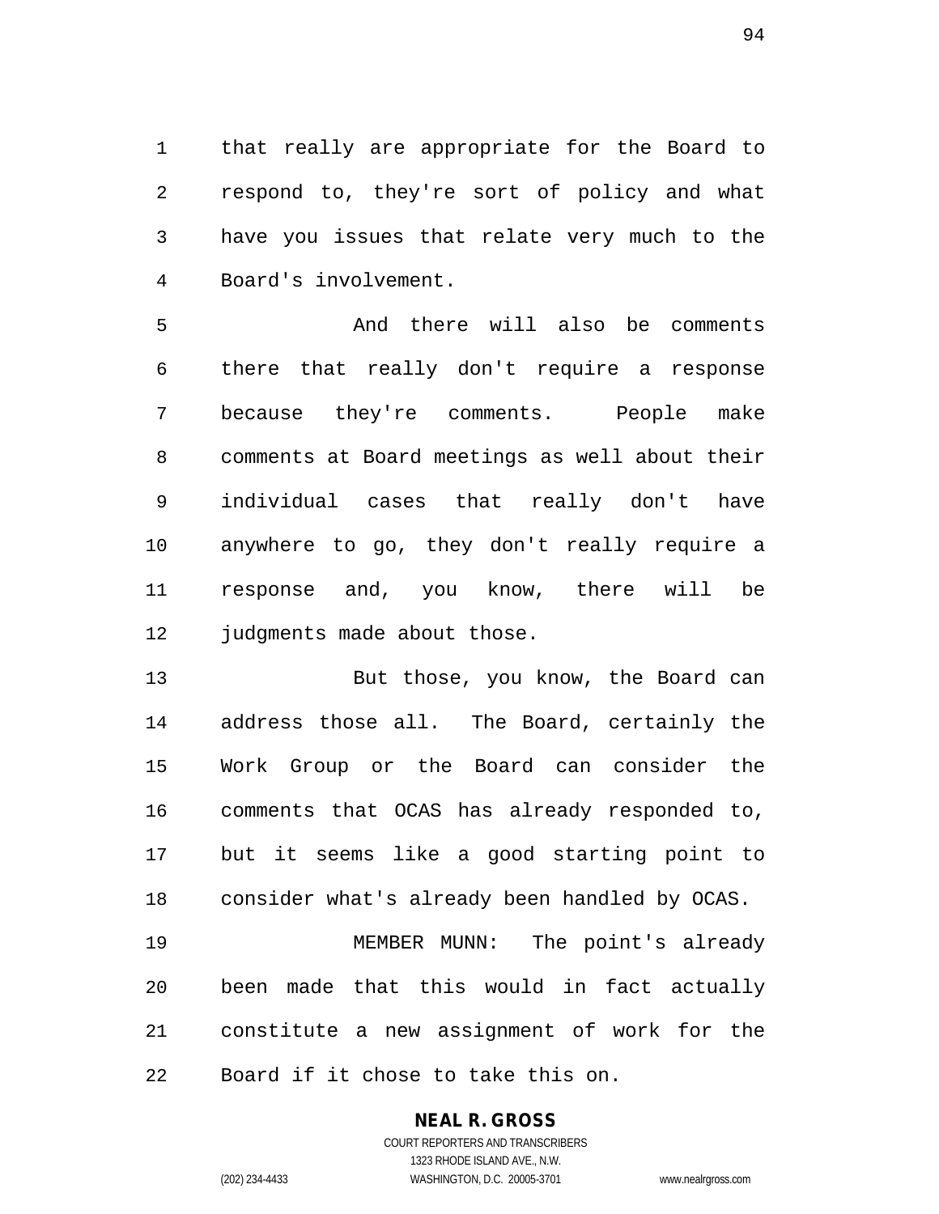that really are appropriate for the Board to respond to, they're sort of policy and what have you issues that relate very much to the Board's involvement.

And there will also be comments there that really don't require a response because they're comments. People make comments at Board meetings as well about their individual cases that really don't have anywhere to go, they don't really require a response and, you know, there will be judgments made about those.

But those, you know, the Board can address those all. The Board, certainly the Work Group or the Board can consider the comments that OCAS has already responded to, but it seems like a good starting point to consider what's already been handled by OCAS.

MEMBER MUNN: The point's already been made that this would in fact actually constitute a new assignment of work for the Board if it chose to take this on.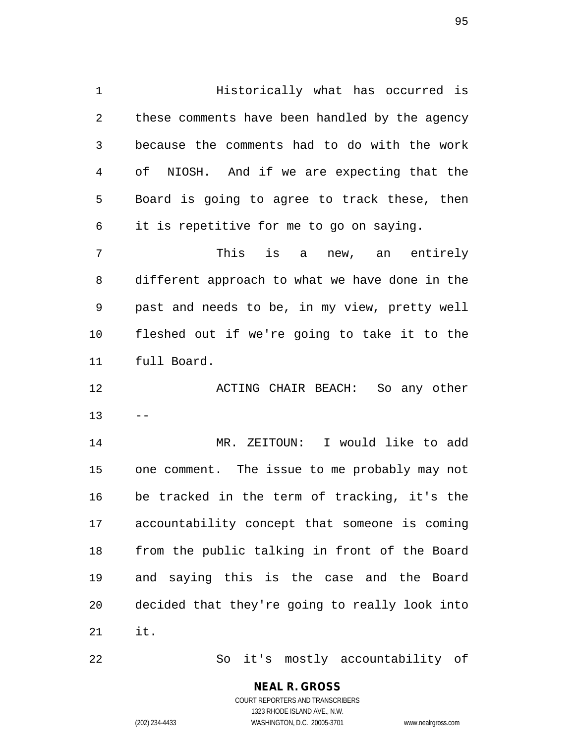Historically what has occurred is these comments have been handled by the agency because the comments had to do with the work of NIOSH. And if we are expecting that the Board is going to agree to track these, then it is repetitive for me to go on saying.

This is a new, an entirely different approach to what we have done in the past and needs to be, in my view, pretty well fleshed out if we're going to take it to the full Board.

ACTING CHAIR BEACH: So any other --

MR. ZEITOUN: I would like to add one comment. The issue to me probably may not be tracked in the term of tracking, it's the accountability concept that someone is coming from the public talking in front of the Board and saying this is the case and the Board decided that they're going to really look into it.

So it's mostly accountability of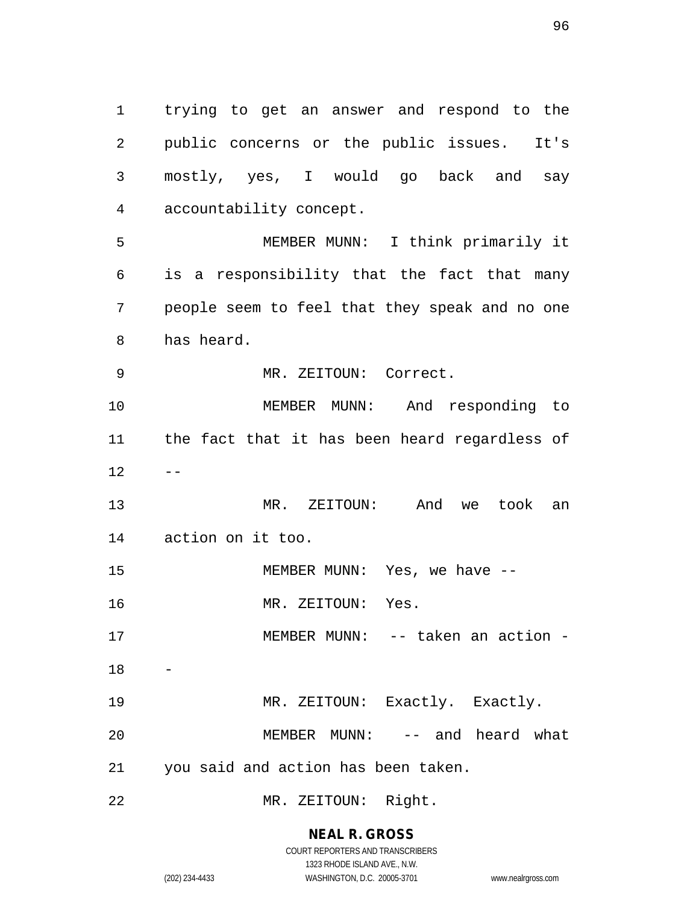trying to get an answer and respond to the public concerns or the public issues. It's mostly, yes, I would go back and say accountability concept.

MEMBER MUNN: I think primarily it is a responsibility that the fact that many people seem to feel that they speak and no one has heard.

MR. ZEITOUN: Correct.

MEMBER MUNN: And responding to the fact that it has been heard regardless of --

MR. ZEITOUN: And we took an action on it too.

MEMBER MUNN: Yes, we have --

MR. ZEITOUN: Yes.

MEMBER MUNN: -- taken an action --

MR. ZEITOUN: Exactly. Exactly.

MEMBER MUNN: -- and heard what you said and action has been taken.

MR. ZEITOUN: Right.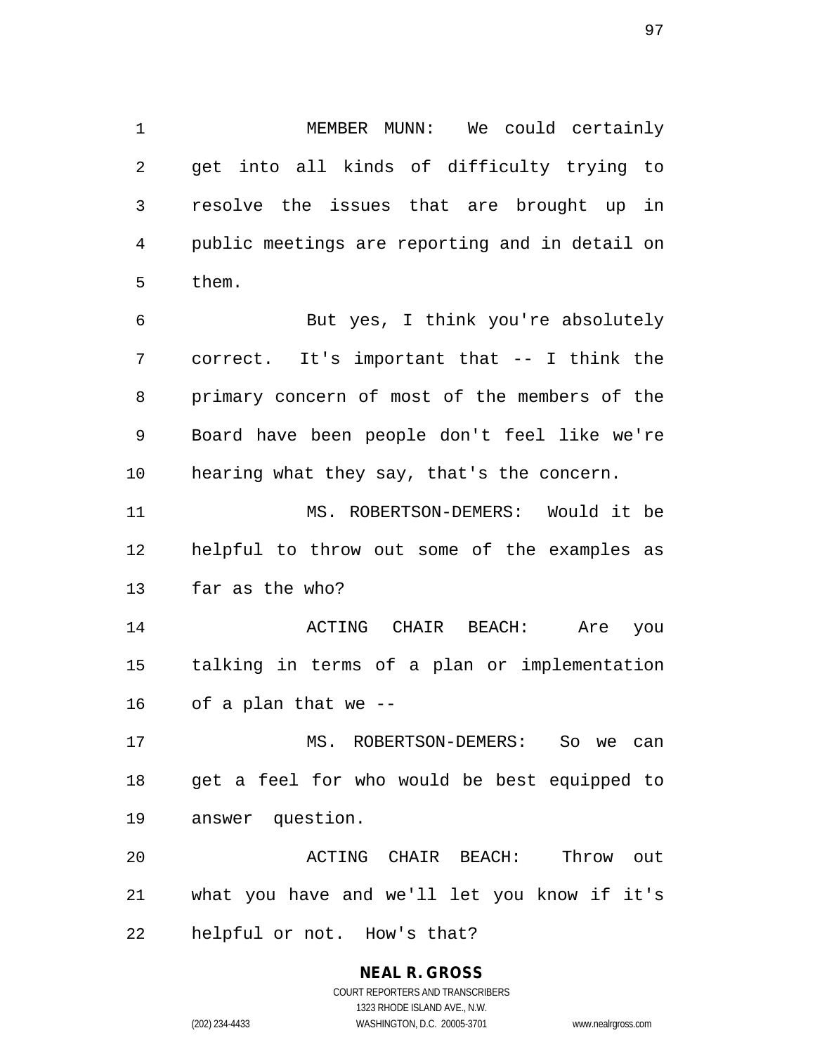MEMBER MUNN: We could certainly get into all kinds of difficulty trying to resolve the issues that are brought up in public meetings are reporting and in detail on them.

But yes, I think you're absolutely correct. It's important that -- I think the primary concern of most of the members of the Board have been people don't feel like we're hearing what they say, that's the concern.

MS. ROBERTSON-DEMERS: Would it be helpful to throw out some of the examples as far as the who?

ACTING CHAIR BEACH: Are you talking in terms of a plan or implementation of a plan that we --

MS. ROBERTSON-DEMERS: So we can get a feel for who would be best equipped to answer question.

ACTING CHAIR BEACH: Throw out what you have and we'll let you know if it's helpful or not. How's that?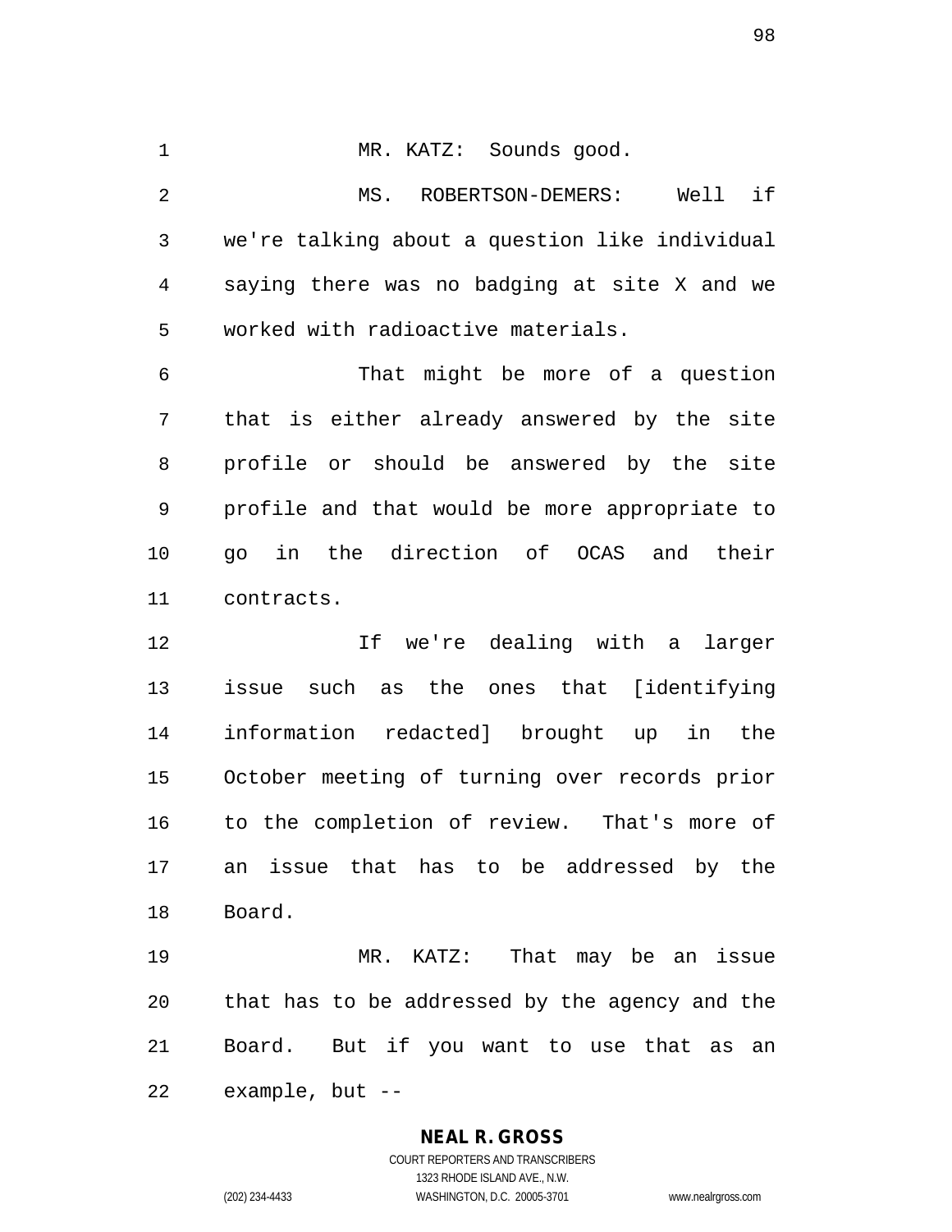MR. KATZ: Sounds good.

MS. ROBERTSON-DEMERS: Well if we're talking about a question like individual saying there was no badging at site X and we worked with radioactive materials.

That might be more of a question that is either already answered by the site profile or should be answered by the site profile and that would be more appropriate to go in the direction of OCAS and their contracts.

If we're dealing with a larger issue such as the ones that [identifying information redacted] brought up in the October meeting of turning over records prior to the completion of review. That's more of an issue that has to be addressed by the Board.

MR. KATZ: That may be an issue that has to be addressed by the agency and the Board. But if you want to use that as an example, but --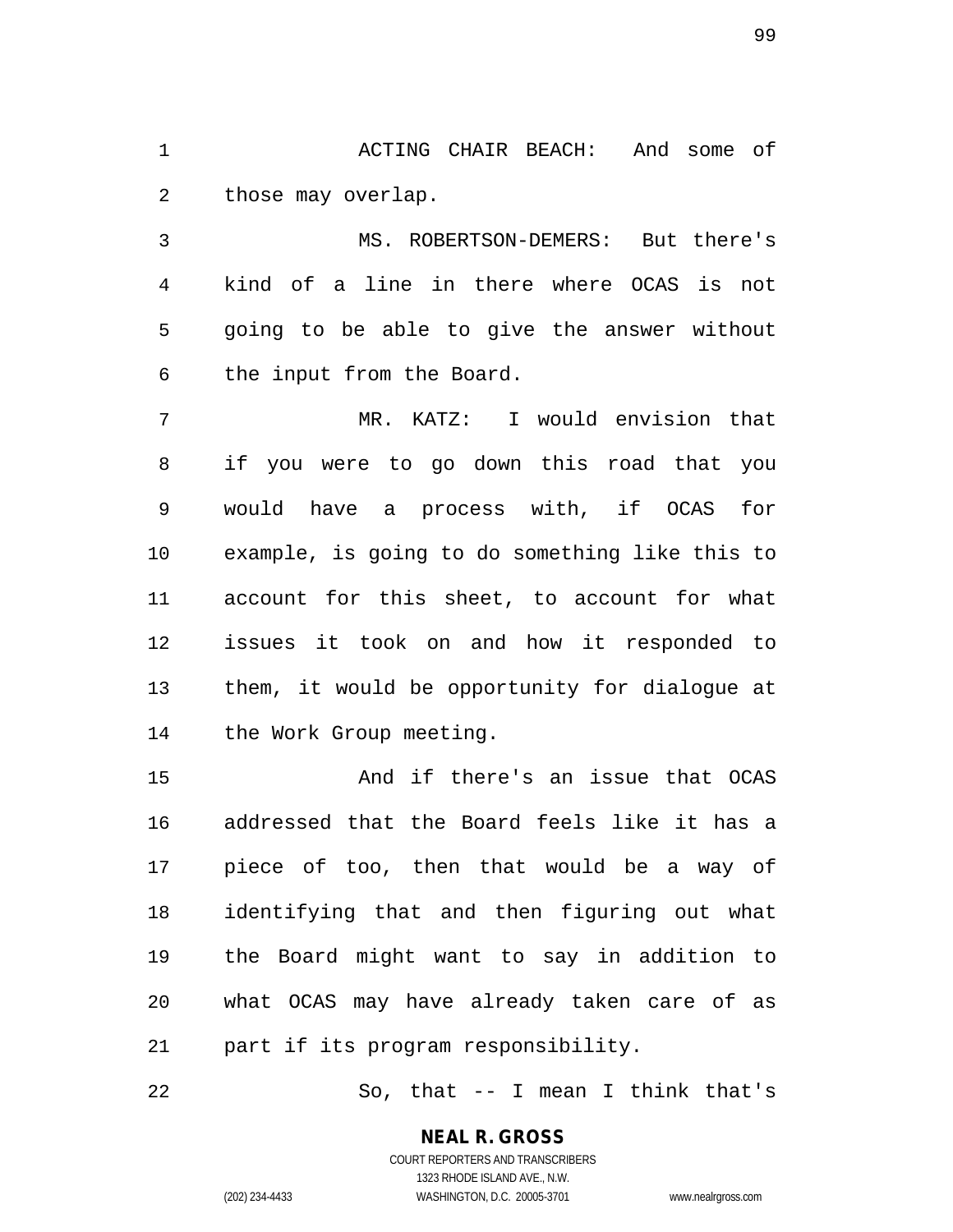ACTING CHAIR BEACH: And some of those may overlap.

MS. ROBERTSON-DEMERS: But there's kind of a line in there where OCAS is not going to be able to give the answer without the input from the Board.

MR. KATZ: I would envision that if you were to go down this road that you would have a process with, if OCAS for example, is going to do something like this to account for this sheet, to account for what issues it took on and how it responded to them, it would be opportunity for dialogue at the Work Group meeting.

And if there's an issue that OCAS addressed that the Board feels like it has a piece of too, then that would be a way of identifying that and then figuring out what the Board might want to say in addition to what OCAS may have already taken care of as part if its program responsibility.

So, that -- I mean I think that's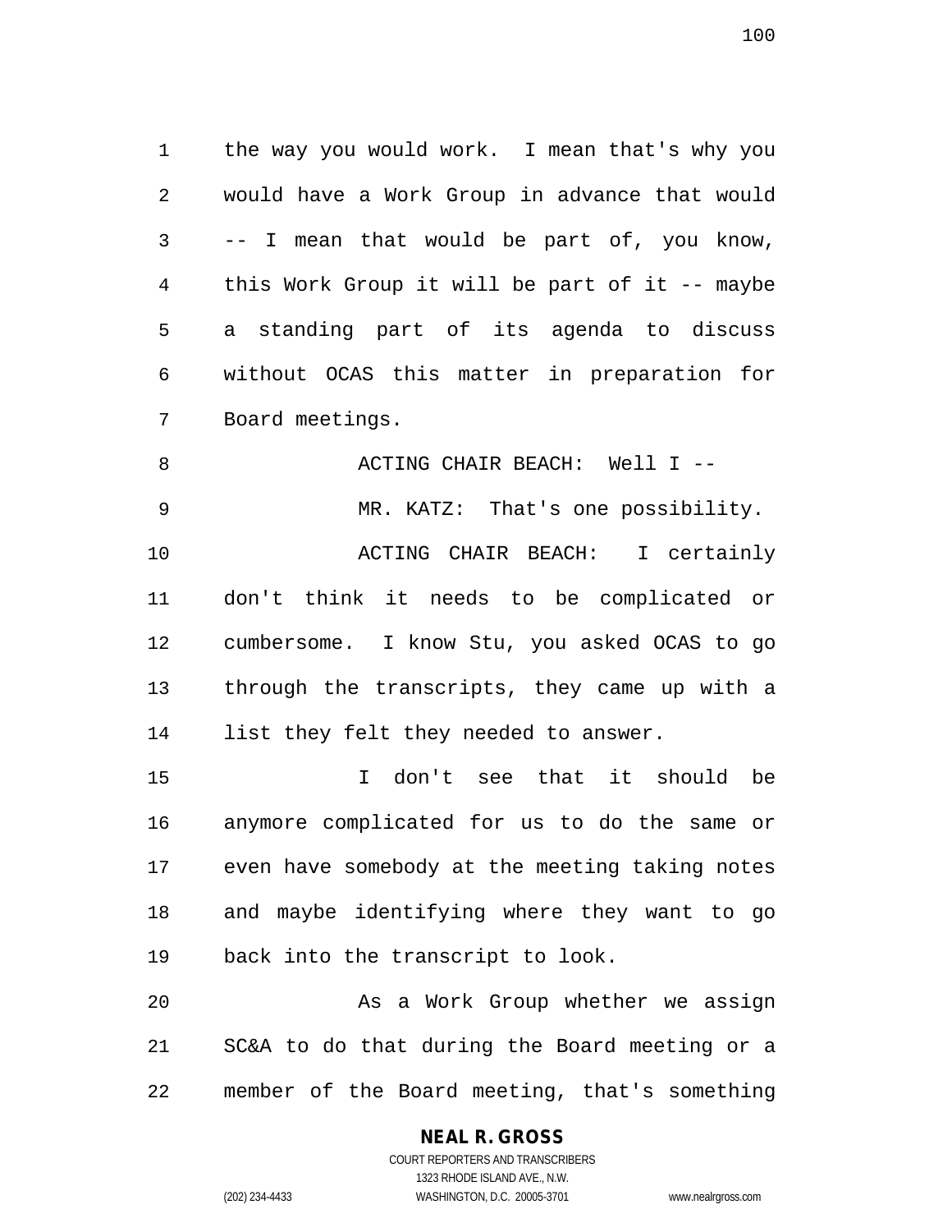the way you would work. I mean that's why you would have a Work Group in advance that would -- I mean that would be part of, you know, this Work Group it will be part of it -- maybe a standing part of its agenda to discuss without OCAS this matter in preparation for Board meetings.

ACTING CHAIR BEACH: Well I --

MR. KATZ: That's one possibility.

ACTING CHAIR BEACH: I certainly don't think it needs to be complicated or cumbersome. I know Stu, you asked OCAS to go through the transcripts, they came up with a list they felt they needed to answer.

I don't see that it should be anymore complicated for us to do the same or even have somebody at the meeting taking notes and maybe identifying where they want to go back into the transcript to look.

As a Work Group whether we assign SC&A to do that during the Board meeting or a member of the Board meeting, that's something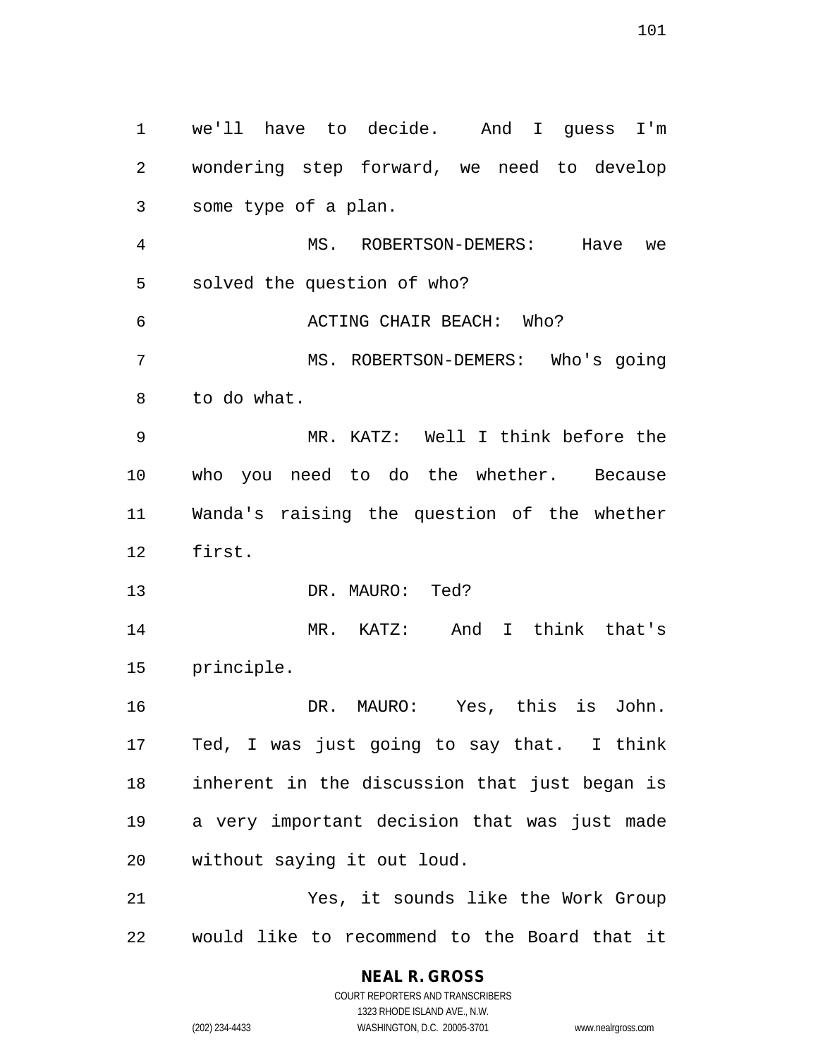we'll have to decide. And I guess I'm wondering step forward, we need to develop some type of a plan.

MS. ROBERTSON-DEMERS: Have we solved the question of who?

ACTING CHAIR BEACH: Who?

MS. ROBERTSON-DEMERS: Who's going to do what.

MR. KATZ: Well I think before the who you need to do the whether. Because Wanda's raising the question of the whether first.

DR. MAURO: Ted?

MR. KATZ: And I think that's principle.

DR. MAURO: Yes, this is John. Ted, I was just going to say that. I think inherent in the discussion that just began is a very important decision that was just made without saying it out loud.

Yes, it sounds like the Work Group would like to recommend to the Board that it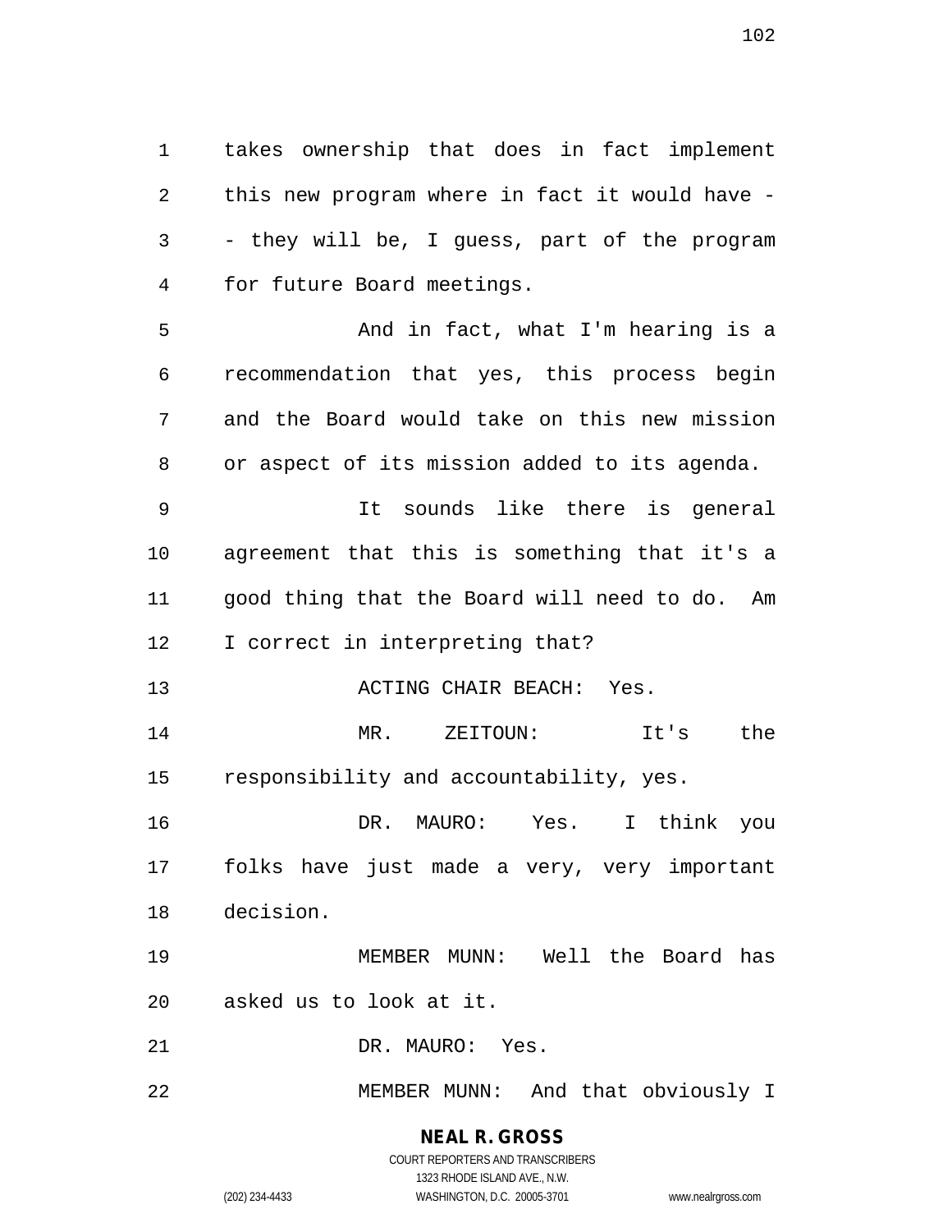takes ownership that does in fact implement this new program where in fact it would have -- they will be, I guess, part of the program for future Board meetings.

And in fact, what I'm hearing is a recommendation that yes, this process begin and the Board would take on this new mission or aspect of its mission added to its agenda.

It sounds like there is general agreement that this is something that it's a good thing that the Board will need to do. Am I correct in interpreting that?

ACTING CHAIR BEACH: Yes.

MR. ZEITOUN: It's the responsibility and accountability, yes.

DR. MAURO: Yes. I think you folks have just made a very, very important decision.

MEMBER MUNN: Well the Board has asked us to look at it.

DR. MAURO: Yes.

MEMBER MUNN: And that obviously I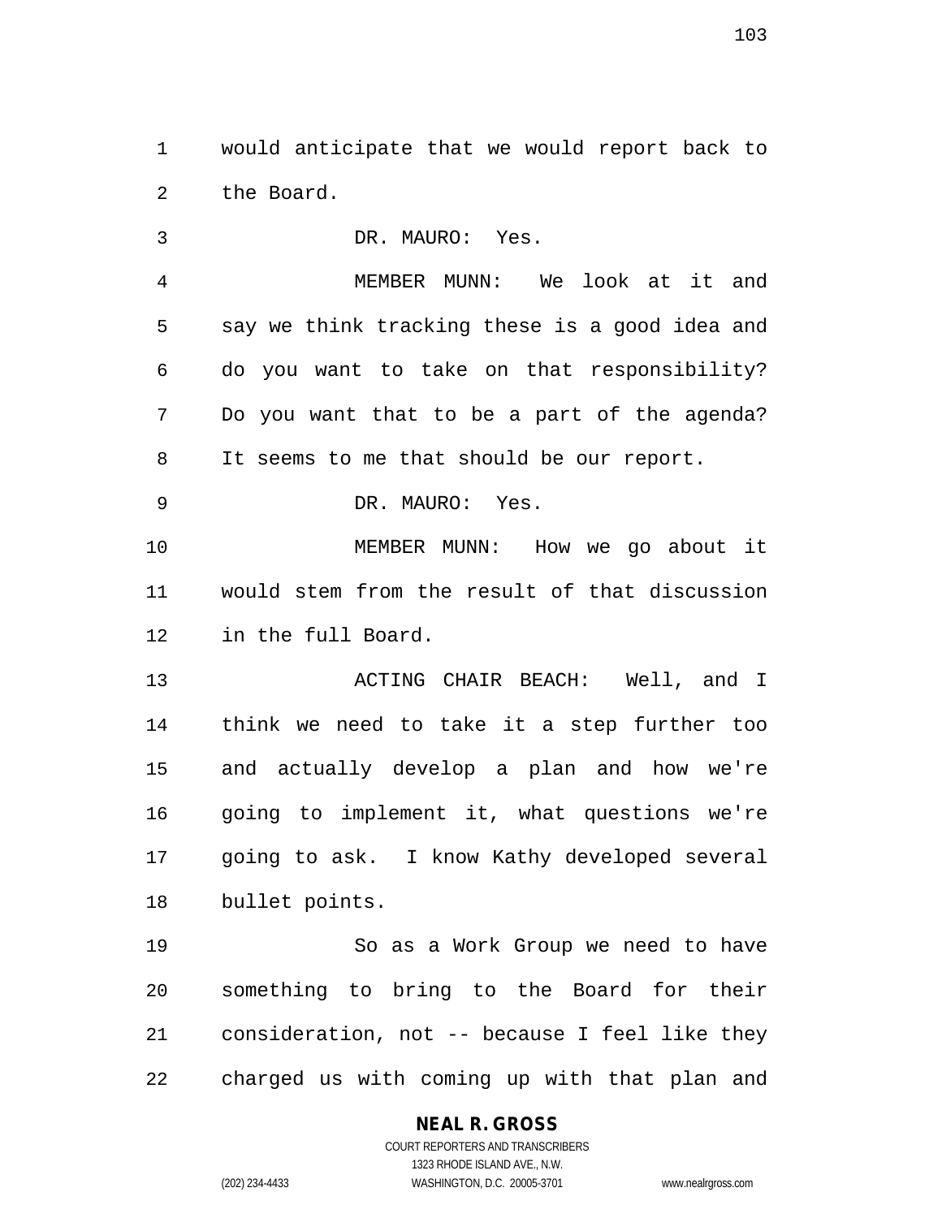would anticipate that we would report back to the Board.

DR. MAURO: Yes.

MEMBER MUNN: We look at it and say we think tracking these is a good idea and do you want to take on that responsibility? Do you want that to be a part of the agenda? It seems to me that should be our report.

DR. MAURO: Yes.

MEMBER MUNN: How we go about it would stem from the result of that discussion in the full Board.

ACTING CHAIR BEACH: Well, and I think we need to take it a step further too and actually develop a plan and how we're going to implement it, what questions we're going to ask. I know Kathy developed several bullet points.

So as a Work Group we need to have something to bring to the Board for their consideration, not -- because I feel like they charged us with coming up with that plan and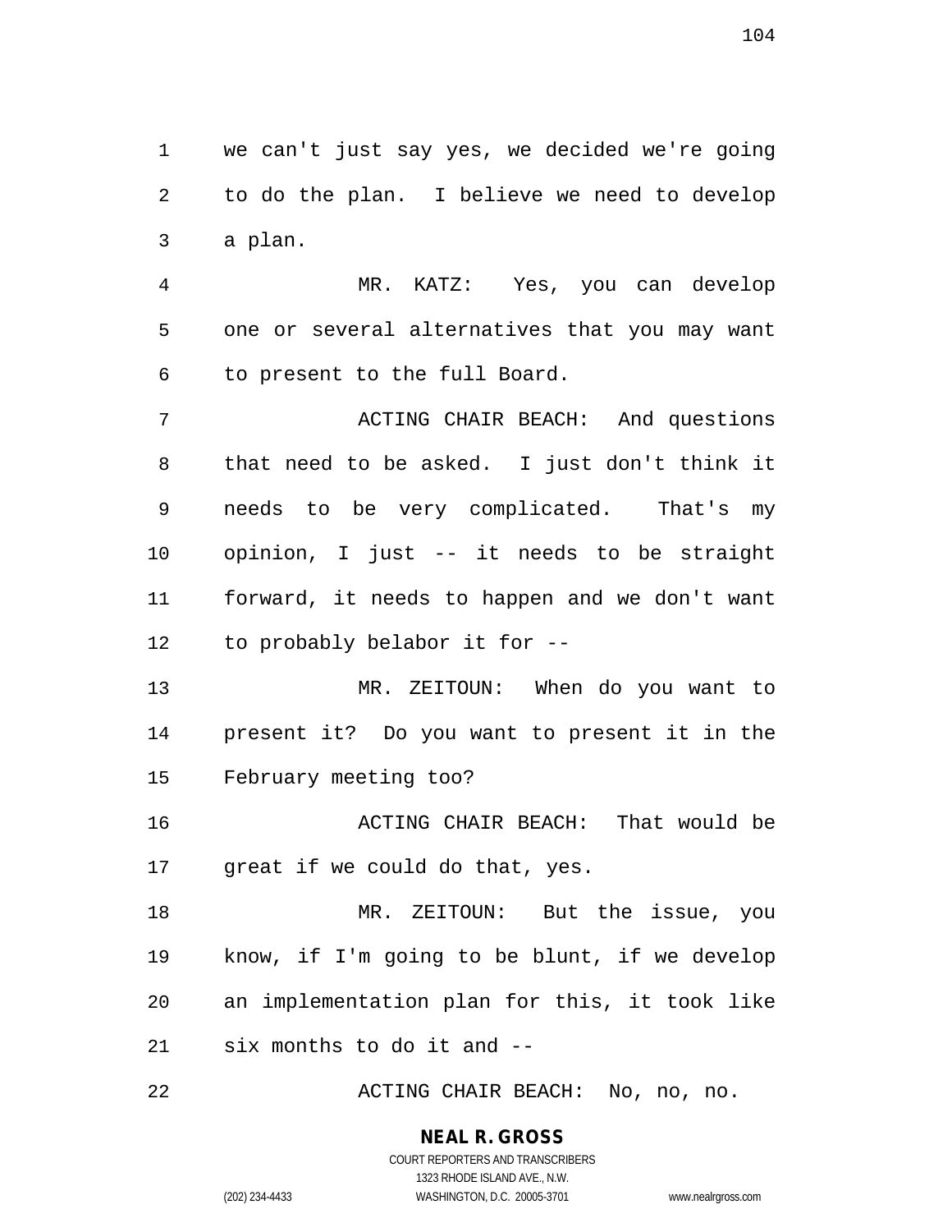we can't just say yes, we decided we're going to do the plan. I believe we need to develop a plan.

MR. KATZ: Yes, you can develop one or several alternatives that you may want to present to the full Board.

ACTING CHAIR BEACH: And questions that need to be asked. I just don't think it needs to be very complicated. That's my opinion, I just -- it needs to be straight forward, it needs to happen and we don't want to probably belabor it for --

MR. ZEITOUN: When do you want to present it? Do you want to present it in the February meeting too?

ACTING CHAIR BEACH: That would be great if we could do that, yes.

MR. ZEITOUN: But the issue, you know, if I'm going to be blunt, if we develop an implementation plan for this, it took like six months to do it and --

ACTING CHAIR BEACH: No, no, no.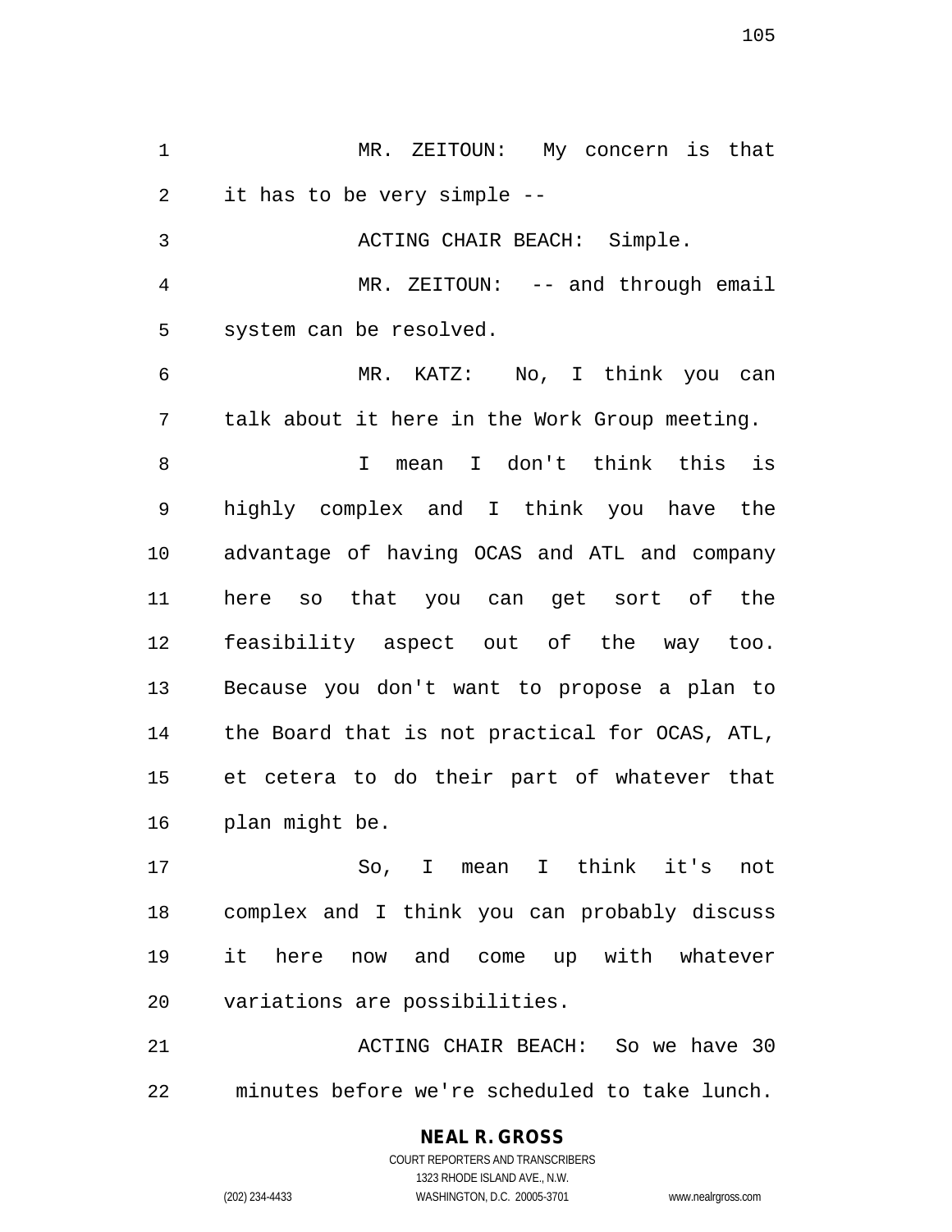MR. ZEITOUN: My concern is that it has to be very simple --

ACTING CHAIR BEACH: Simple.

MR. ZEITOUN: -- and through email system can be resolved.

MR. KATZ: No, I think you can talk about it here in the Work Group meeting.

I mean I don't think this is highly complex and I think you have the advantage of having OCAS and ATL and company here so that you can get sort of the feasibility aspect out of the way too. Because you don't want to propose a plan to the Board that is not practical for OCAS, ATL, et cetera to do their part of whatever that plan might be.

So, I mean I think it's not complex and I think you can probably discuss it here now and come up with whatever variations are possibilities.

ACTING CHAIR BEACH: So we have 30 minutes before we're scheduled to take lunch.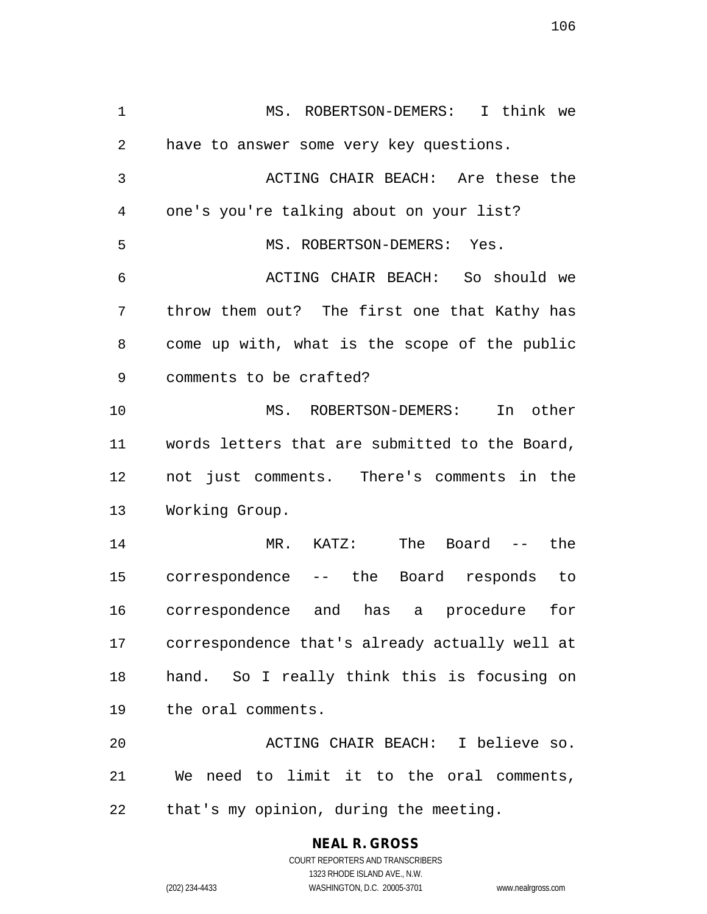MS. ROBERTSON-DEMERS: I think we have to answer some very key questions.

ACTING CHAIR BEACH: Are these the one's you're talking about on your list?

MS. ROBERTSON-DEMERS: Yes.

ACTING CHAIR BEACH: So should we throw them out? The first one that Kathy has come up with, what is the scope of the public comments to be crafted?

MS. ROBERTSON-DEMERS: In other words letters that are submitted to the Board, not just comments. There's comments in the Working Group.

MR. KATZ: The Board -- the correspondence -- the Board responds to correspondence and has a procedure for correspondence that's already actually well at hand. So I really think this is focusing on the oral comments.

ACTING CHAIR BEACH: I believe so. We need to limit it to the oral comments, that's my opinion, during the meeting.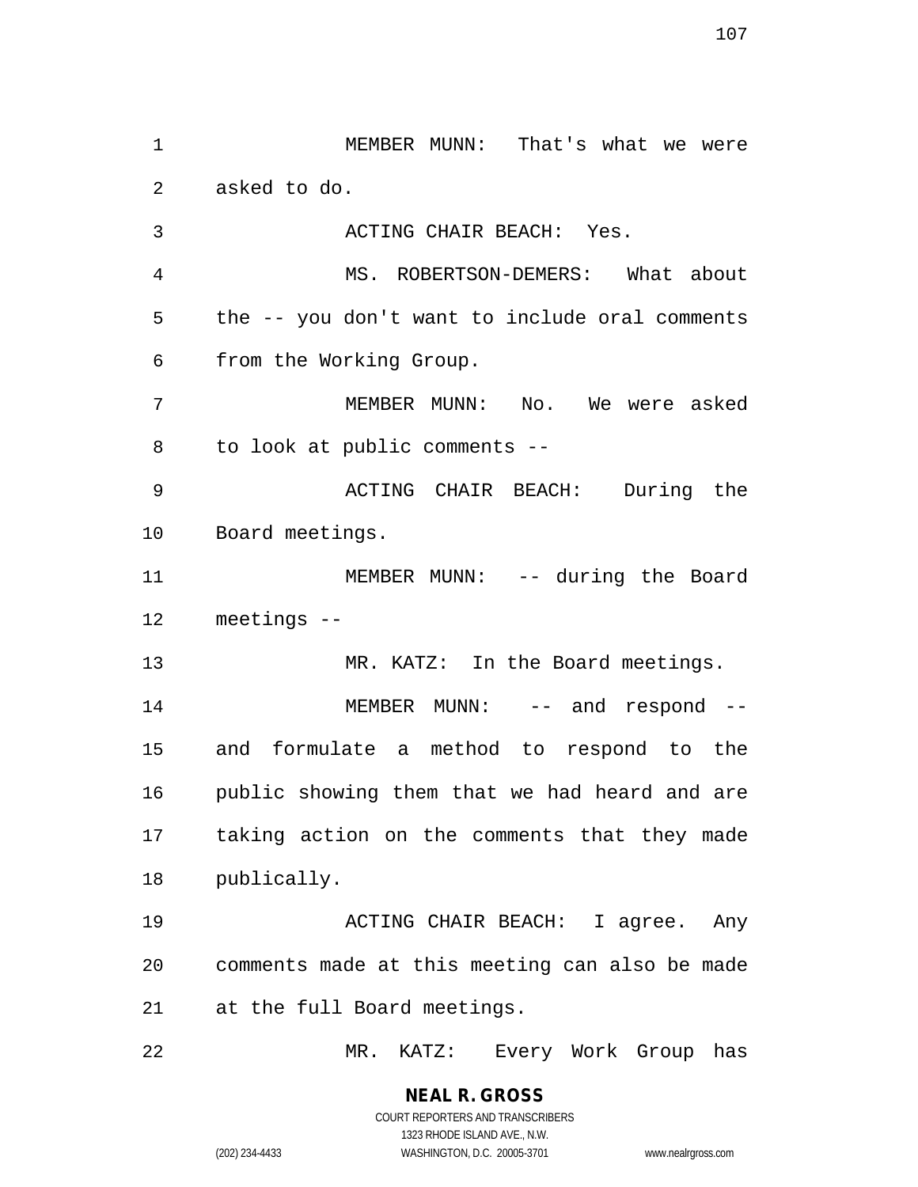MEMBER MUNN: That's what we were asked to do.

ACTING CHAIR BEACH: Yes.

MS. ROBERTSON-DEMERS: What about the -- you don't want to include oral comments from the Working Group.

MEMBER MUNN: No. We were asked to look at public comments --

ACTING CHAIR BEACH: During the Board meetings.

MEMBER MUNN: -- during the Board meetings --

MR. KATZ: In the Board meetings.

MEMBER MUNN: -- and respond -- and formulate a method to respond to the public showing them that we had heard and are taking action on the comments that they made publically.

ACTING CHAIR BEACH: I agree. Any comments made at this meeting can also be made at the full Board meetings.

MR. KATZ: Every Work Group has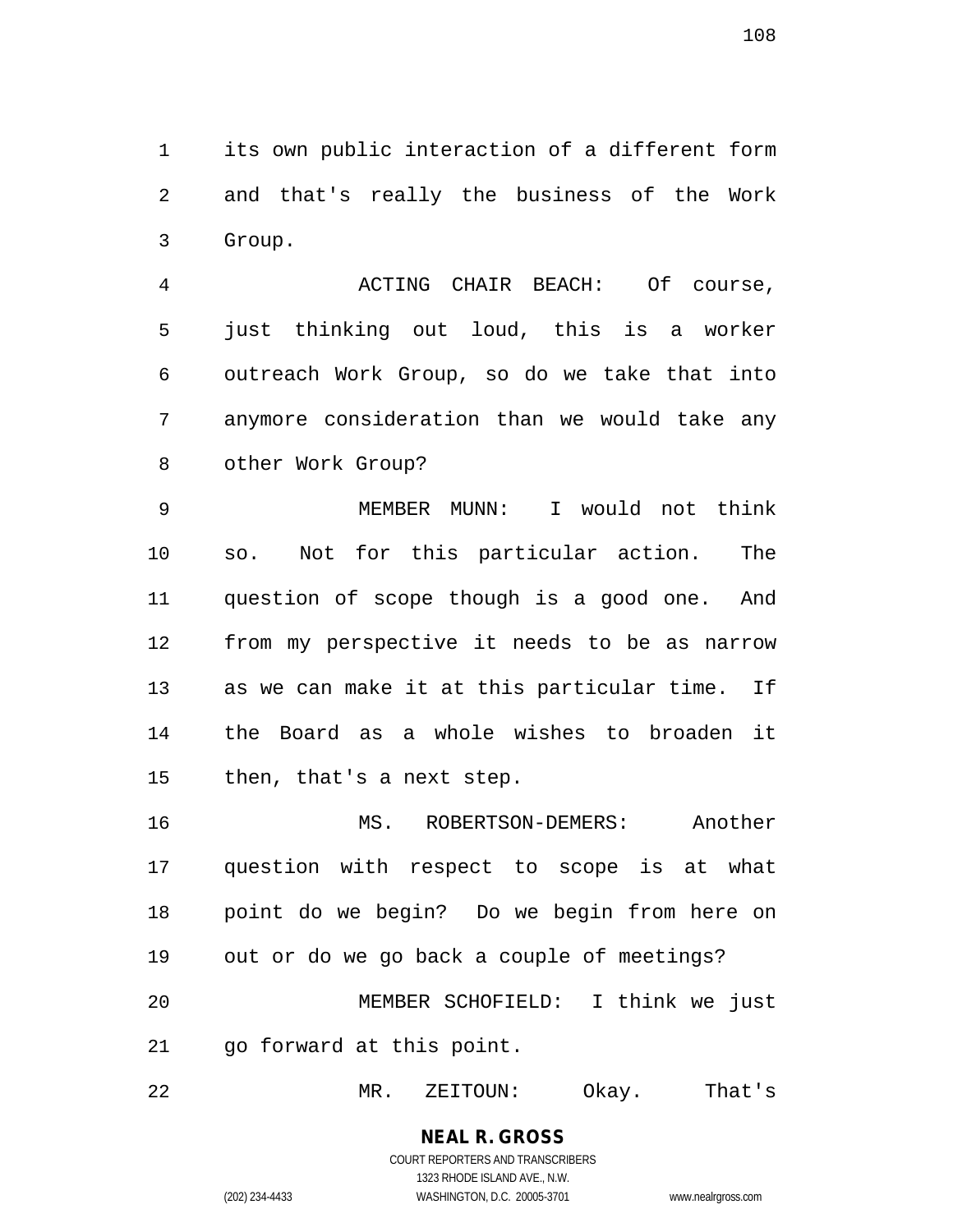its own public interaction of a different form and that's really the business of the Work Group.

ACTING CHAIR BEACH: Of course, just thinking out loud, this is a worker outreach Work Group, so do we take that into anymore consideration than we would take any other Work Group?

MEMBER MUNN: I would not think so. Not for this particular action. The question of scope though is a good one. And from my perspective it needs to be as narrow as we can make it at this particular time. If the Board as a whole wishes to broaden it then, that's a next step.

MS. ROBERTSON-DEMERS: Another question with respect to scope is at what point do we begin? Do we begin from here on out or do we go back a couple of meetings?

MEMBER SCHOFIELD: I think we just go forward at this point.

MR. ZEITOUN: Okay. That's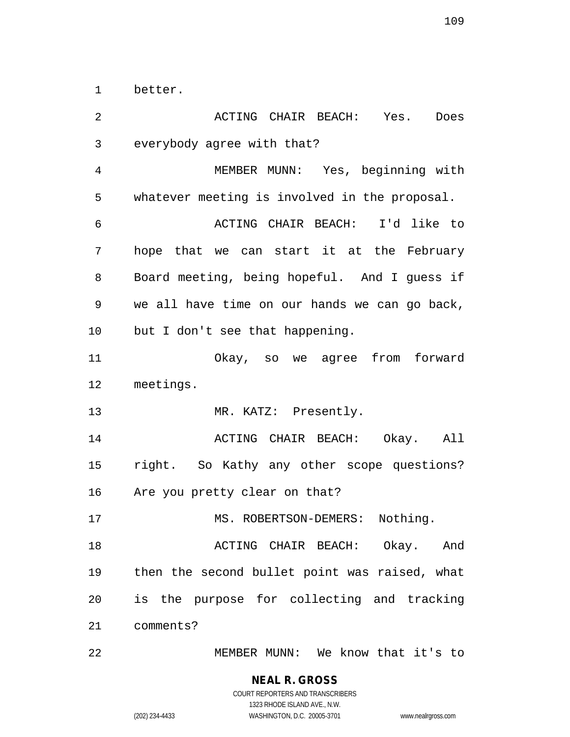better.

ACTING CHAIR BEACH: Yes. Does everybody agree with that?

MEMBER MUNN: Yes, beginning with whatever meeting is involved in the proposal.

ACTING CHAIR BEACH: I'd like to hope that we can start it at the February Board meeting, being hopeful. And I guess if we all have time on our hands we can go back, but I don't see that happening.

Okay, so we agree from forward meetings.

MR. KATZ: Presently.

ACTING CHAIR BEACH: Okay. All right. So Kathy any other scope questions? Are you pretty clear on that?

MS. ROBERTSON-DEMERS: Nothing.

ACTING CHAIR BEACH: Okay. And then the second bullet point was raised, what is the purpose for collecting and tracking comments?

MEMBER MUNN: We know that it's to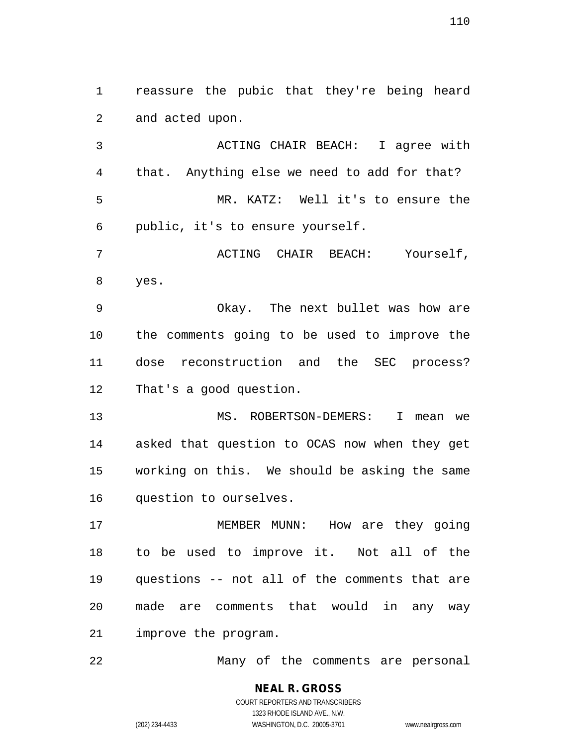reassure the pubic that they're being heard and acted upon.

ACTING CHAIR BEACH: I agree with that. Anything else we need to add for that?

MR. KATZ: Well it's to ensure the public, it's to ensure yourself.

ACTING CHAIR BEACH: Yourself, yes.

Okay. The next bullet was how are the comments going to be used to improve the dose reconstruction and the SEC process? That's a good question.

MS. ROBERTSON-DEMERS: I mean we asked that question to OCAS now when they get working on this. We should be asking the same question to ourselves.

MEMBER MUNN: How are they going to be used to improve it. Not all of the questions -- not all of the comments that are made are comments that would in any way improve the program.

Many of the comments are personal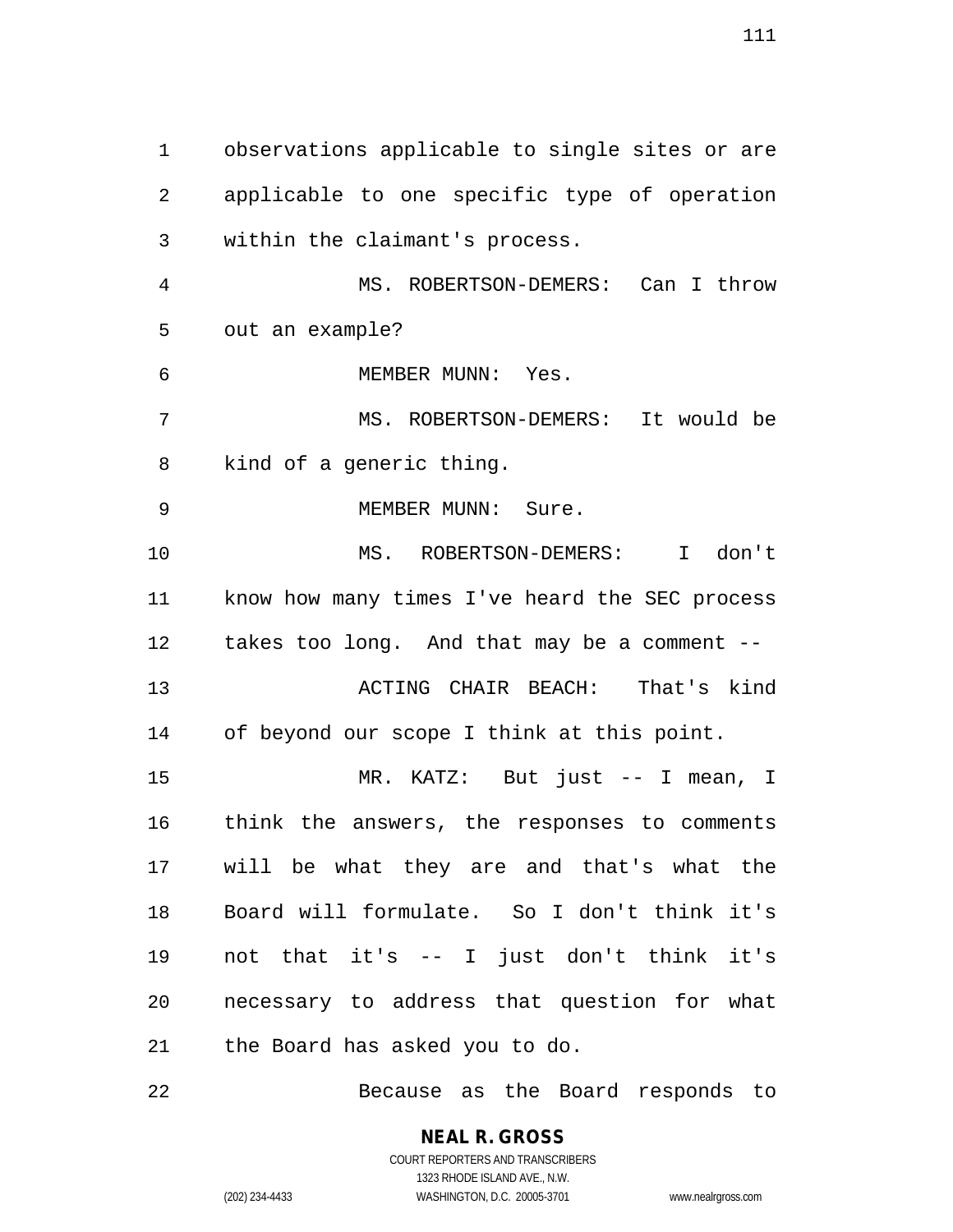observations applicable to single sites or are applicable to one specific type of operation within the claimant's process.

MS. ROBERTSON-DEMERS: Can I throw out an example?

MEMBER MUNN: Yes.

MS. ROBERTSON-DEMERS: It would be kind of a generic thing.

MEMBER MUNN: Sure.

MS. ROBERTSON-DEMERS: I don't know how many times I've heard the SEC process takes too long. And that may be a comment --

ACTING CHAIR BEACH: That's kind of beyond our scope I think at this point.

MR. KATZ: But just -- I mean, I think the answers, the responses to comments will be what they are and that's what the Board will formulate. So I don't think it's not that it's -- I just don't think it's necessary to address that question for what the Board has asked you to do.

Because as the Board responds to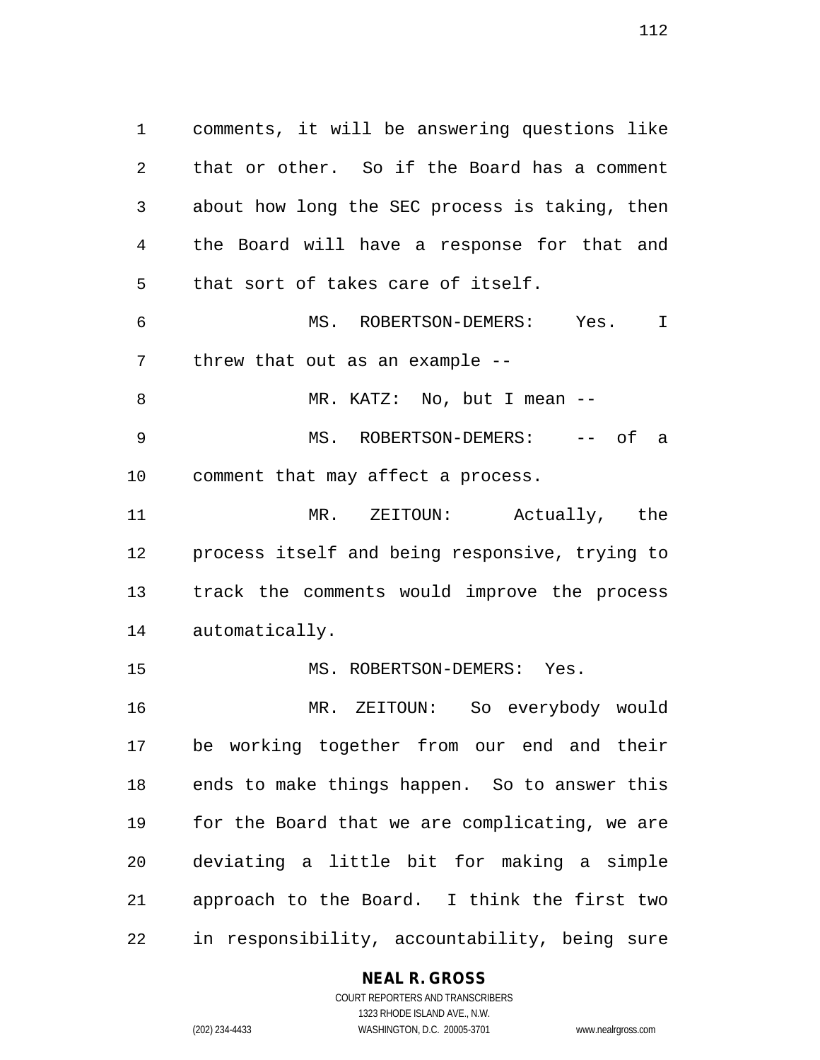comments, it will be answering questions like that or other. So if the Board has a comment about how long the SEC process is taking, then the Board will have a response for that and that sort of takes care of itself.

MS. ROBERTSON-DEMERS: Yes. I threw that out as an example --

MR. KATZ: No, but I mean --

MS. ROBERTSON-DEMERS: -- of a comment that may affect a process.

MR. ZEITOUN: Actually, the process itself and being responsive, trying to track the comments would improve the process automatically.

MS. ROBERTSON-DEMERS: Yes.

MR. ZEITOUN: So everybody would be working together from our end and their ends to make things happen. So to answer this for the Board that we are complicating, we are deviating a little bit for making a simple approach to the Board. I think the first two in responsibility, accountability, being sure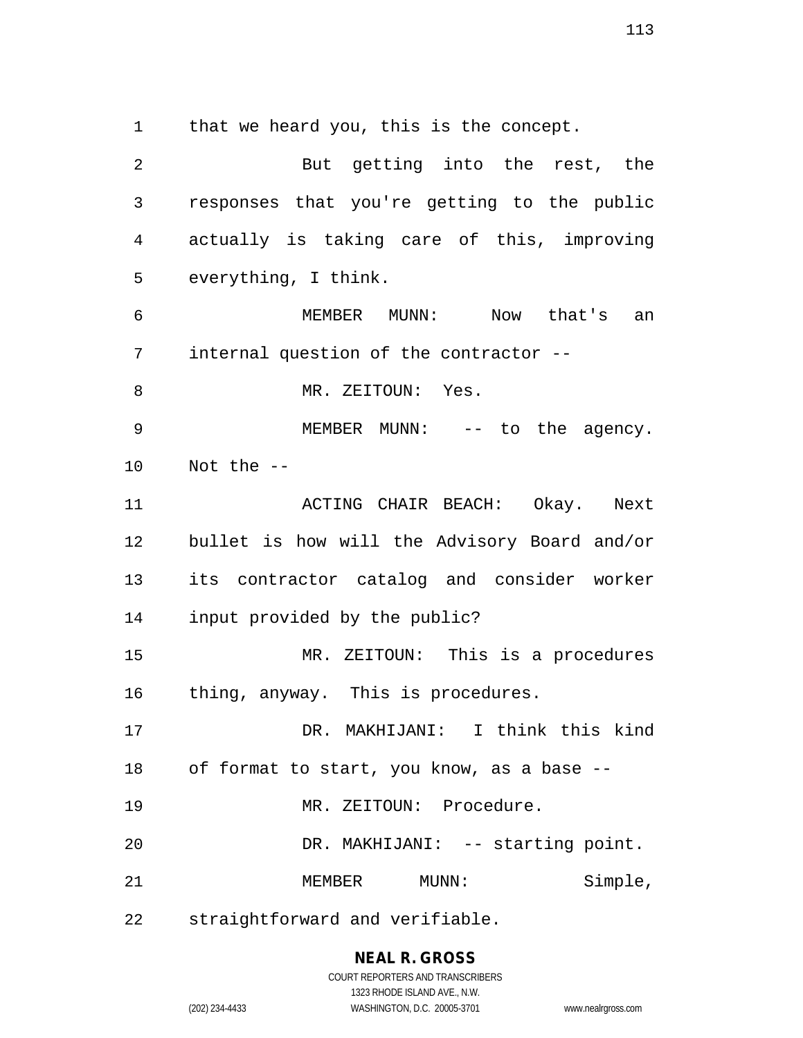that we heard you, this is the concept.

But getting into the rest, the responses that you're getting to the public actually is taking care of this, improving everything, I think.

MEMBER MUNN: Now that's an internal question of the contractor --

MR. ZEITOUN: Yes.

MEMBER MUNN: -- to the agency. Not the --

ACTING CHAIR BEACH: Okay. Next bullet is how will the Advisory Board and/or its contractor catalog and consider worker input provided by the public?

MR. ZEITOUN: This is a procedures thing, anyway. This is procedures.

DR. MAKHIJANI: I think this kind of format to start, you know, as a base --

MR. ZEITOUN: Procedure.

DR. MAKHIJANI: -- starting point.

MEMBER MUNN: Simple, straightforward and verifiable.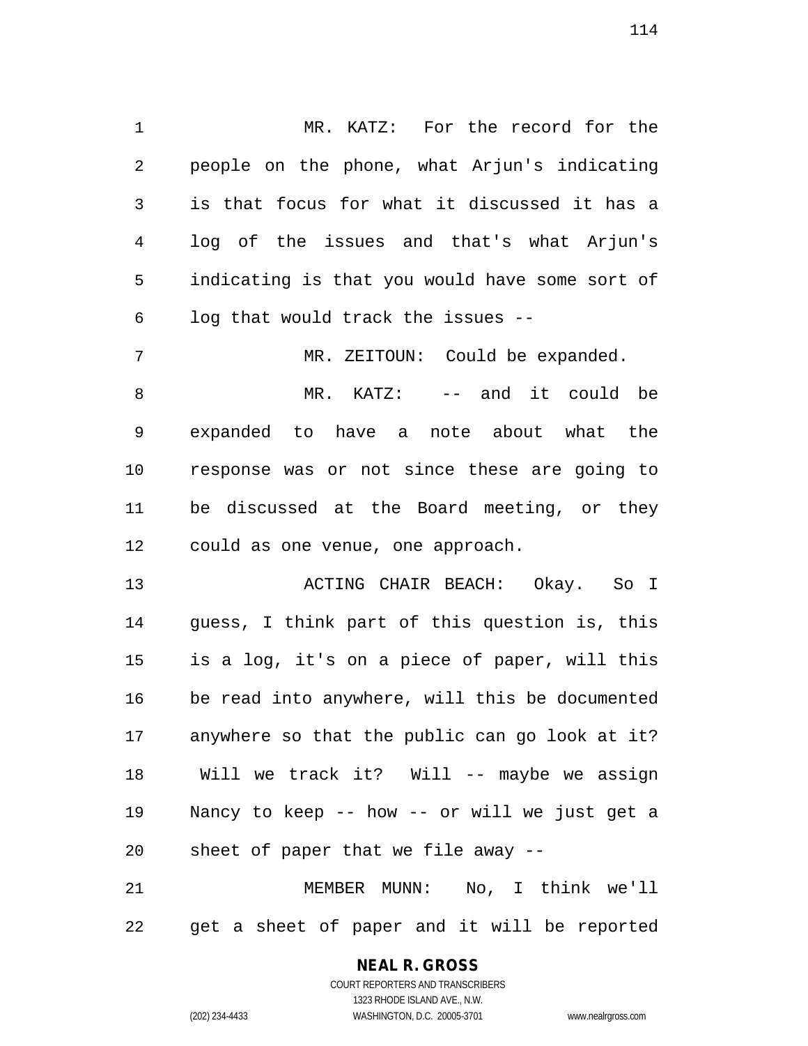MR. KATZ: For the record for the people on the phone, what Arjun's indicating is that focus for what it discussed it has a log of the issues and that's what Arjun's indicating is that you would have some sort of log that would track the issues --

MR. ZEITOUN: Could be expanded.

MR. KATZ: -- and it could be expanded to have a note about what the response was or not since these are going to be discussed at the Board meeting, or they could as one venue, one approach.

ACTING CHAIR BEACH: Okay. So I guess, I think part of this question is, this is a log, it's on a piece of paper, will this be read into anywhere, will this be documented anywhere so that the public can go look at it? Will we track it? Will -- maybe we assign Nancy to keep -- how -- or will we just get a sheet of paper that we file away --

MEMBER MUNN: No, I think we'll get a sheet of paper and it will be reported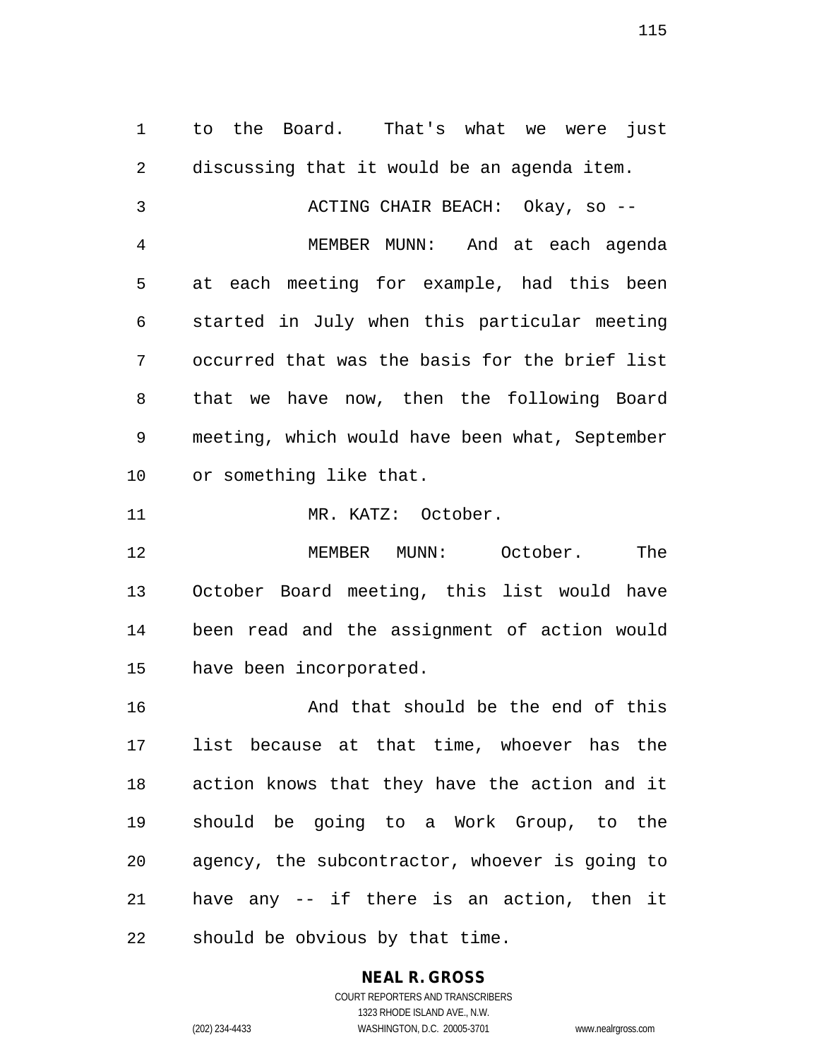to the Board. That's what we were just discussing that it would be an agenda item.

ACTING CHAIR BEACH: Okay, so --

MEMBER MUNN: And at each agenda at each meeting for example, had this been started in July when this particular meeting occurred that was the basis for the brief list that we have now, then the following Board meeting, which would have been what, September or something like that.

MR. KATZ: October.

MEMBER MUNN: October. The October Board meeting, this list would have been read and the assignment of action would have been incorporated.

And that should be the end of this list because at that time, whoever has the action knows that they have the action and it should be going to a Work Group, to the agency, the subcontractor, whoever is going to have any -- if there is an action, then it should be obvious by that time.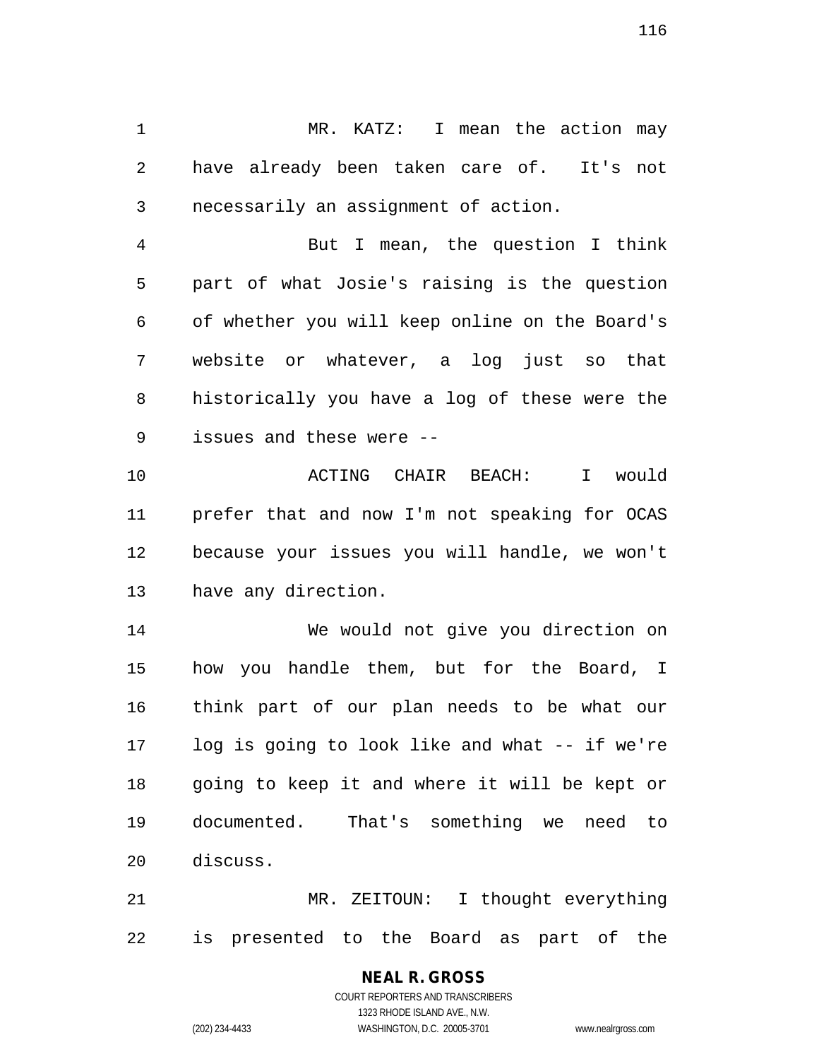MR. KATZ: I mean the action may have already been taken care of. It's not necessarily an assignment of action.

But I mean, the question I think part of what Josie's raising is the question of whether you will keep online on the Board's website or whatever, a log just so that historically you have a log of these were the issues and these were --

ACTING CHAIR BEACH: I would prefer that and now I'm not speaking for OCAS because your issues you will handle, we won't have any direction.

We would not give you direction on how you handle them, but for the Board, I think part of our plan needs to be what our log is going to look like and what -- if we're going to keep it and where it will be kept or documented. That's something we need to discuss.

MR. ZEITOUN: I thought everything is presented to the Board as part of the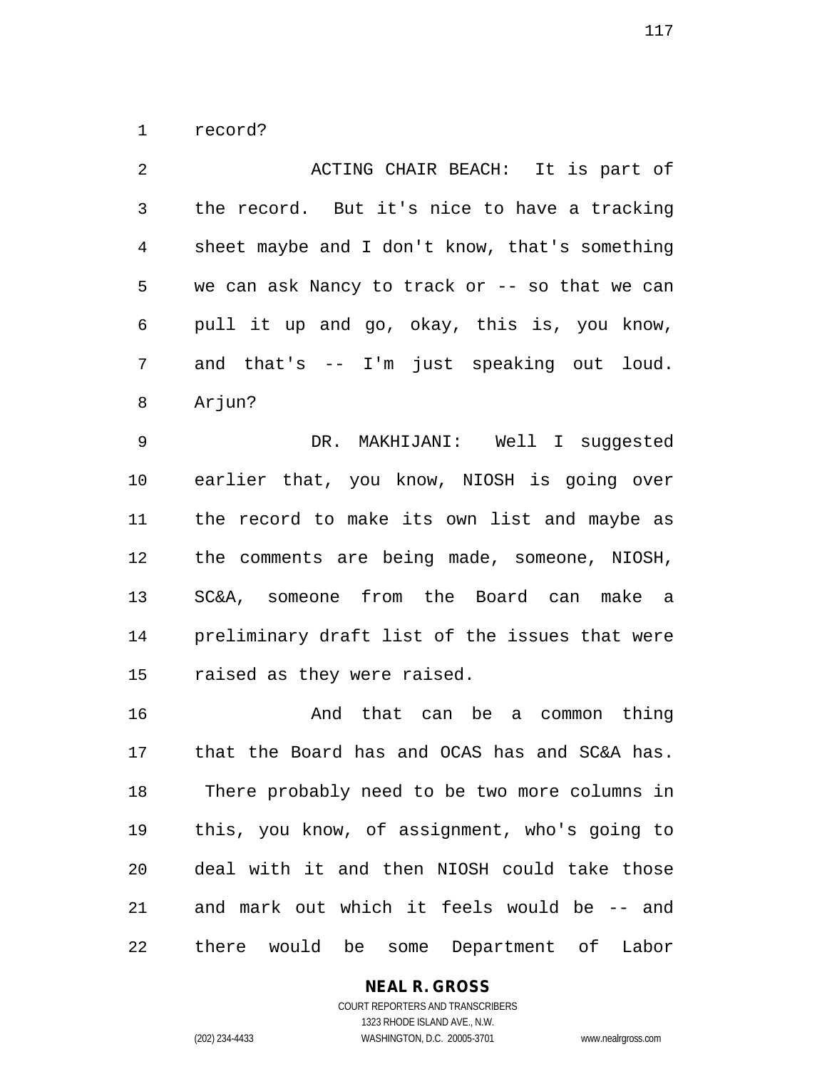record?

ACTING CHAIR BEACH: It is part of the record. But it's nice to have a tracking sheet maybe and I don't know, that's something we can ask Nancy to track or -- so that we can pull it up and go, okay, this is, you know, and that's -- I'm just speaking out loud. Arjun?

DR. MAKHIJANI: Well I suggested earlier that, you know, NIOSH is going over the record to make its own list and maybe as the comments are being made, someone, NIOSH, SC&A, someone from the Board can make a preliminary draft list of the issues that were raised as they were raised.

And that can be a common thing that the Board has and OCAS has and SC&A has. There probably need to be two more columns in this, you know, of assignment, who's going to deal with it and then NIOSH could take those and mark out which it feels would be -- and there would be some Department of Labor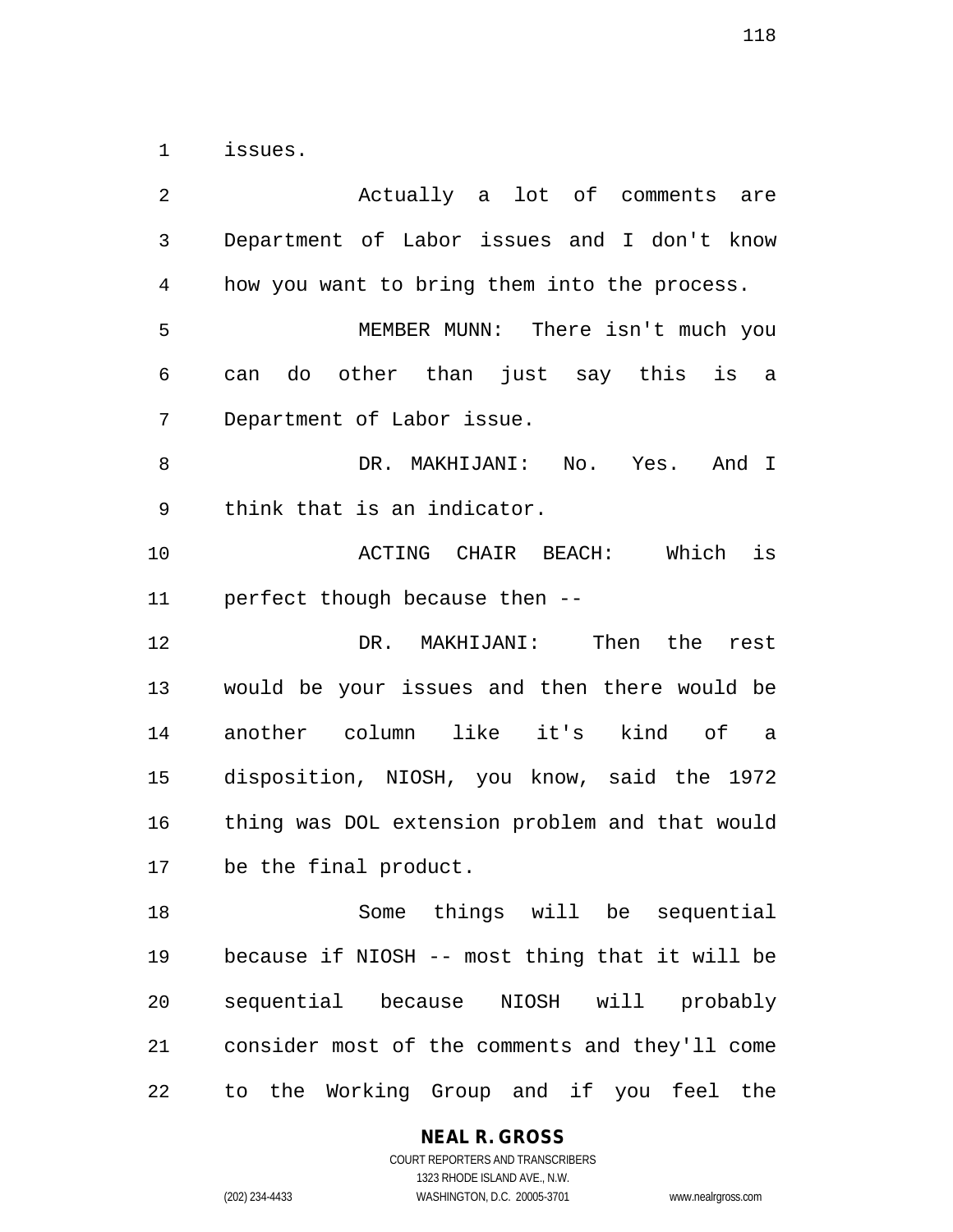issues.

Actually a lot of comments are Department of Labor issues and I don't know how you want to bring them into the process.

MEMBER MUNN: There isn't much you can do other than just say this is a Department of Labor issue.

DR. MAKHIJANI: No. Yes. And I think that is an indicator.

ACTING CHAIR BEACH: Which is perfect though because then --

DR. MAKHIJANI: Then the rest would be your issues and then there would be another column like it's kind of a disposition, NIOSH, you know, said the 1972 thing was DOL extension problem and that would be the final product.

Some things will be sequential because if NIOSH -- most thing that it will be sequential because NIOSH will probably consider most of the comments and they'll come to the Working Group and if you feel the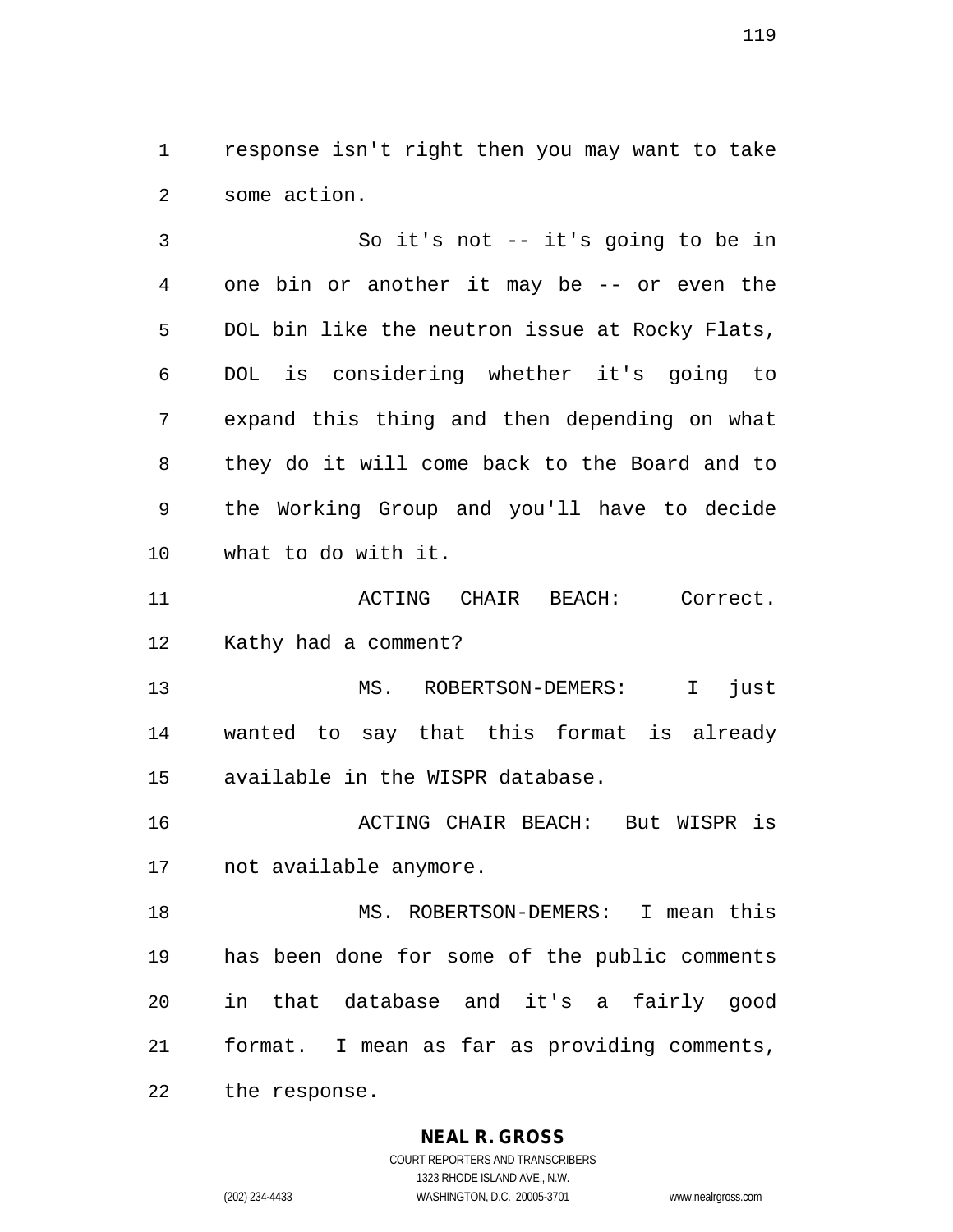response isn't right then you may want to take some action.

So it's not -- it's going to be in one bin or another it may be -- or even the DOL bin like the neutron issue at Rocky Flats, DOL is considering whether it's going to expand this thing and then depending on what they do it will come back to the Board and to the Working Group and you'll have to decide what to do with it.

ACTING CHAIR BEACH: Correct. Kathy had a comment?

MS. ROBERTSON-DEMERS: I just wanted to say that this format is already available in the WISPR database.

ACTING CHAIR BEACH: But WISPR is not available anymore.

MS. ROBERTSON-DEMERS: I mean this has been done for some of the public comments in that database and it's a fairly good format. I mean as far as providing comments, the response.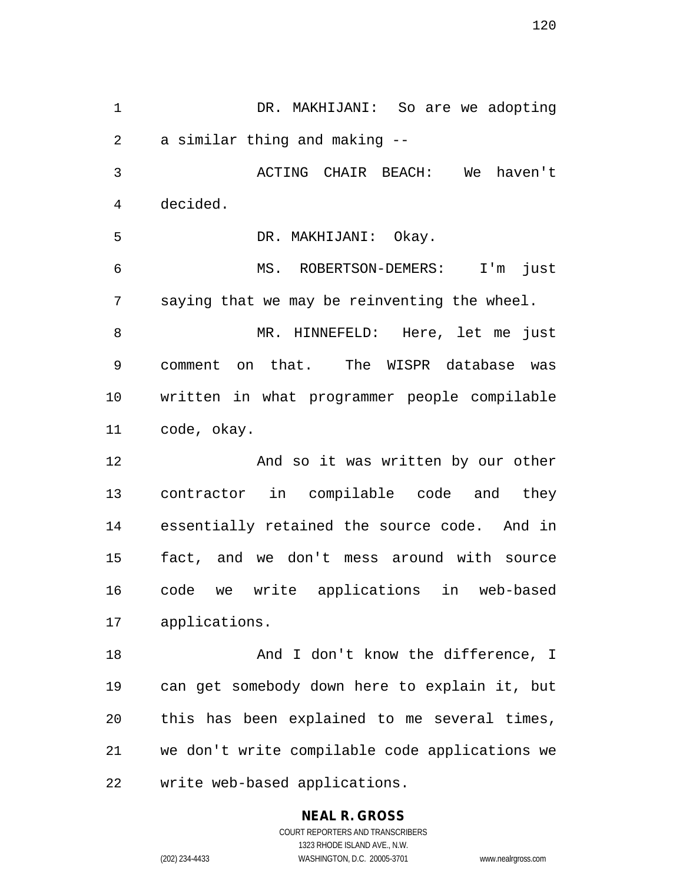DR. MAKHIJANI: So are we adopting a similar thing and making --

ACTING CHAIR BEACH: We haven't decided.

DR. MAKHIJANI: Okay.

MS. ROBERTSON-DEMERS: I'm just saying that we may be reinventing the wheel.

MR. HINNEFELD: Here, let me just comment on that. The WISPR database was written in what programmer people compilable code, okay.

And so it was written by our other contractor in compilable code and they essentially retained the source code. And in fact, and we don't mess around with source code we write applications in web-based applications.

And I don't know the difference, I can get somebody down here to explain it, but this has been explained to me several times, we don't write compilable code applications we write web-based applications.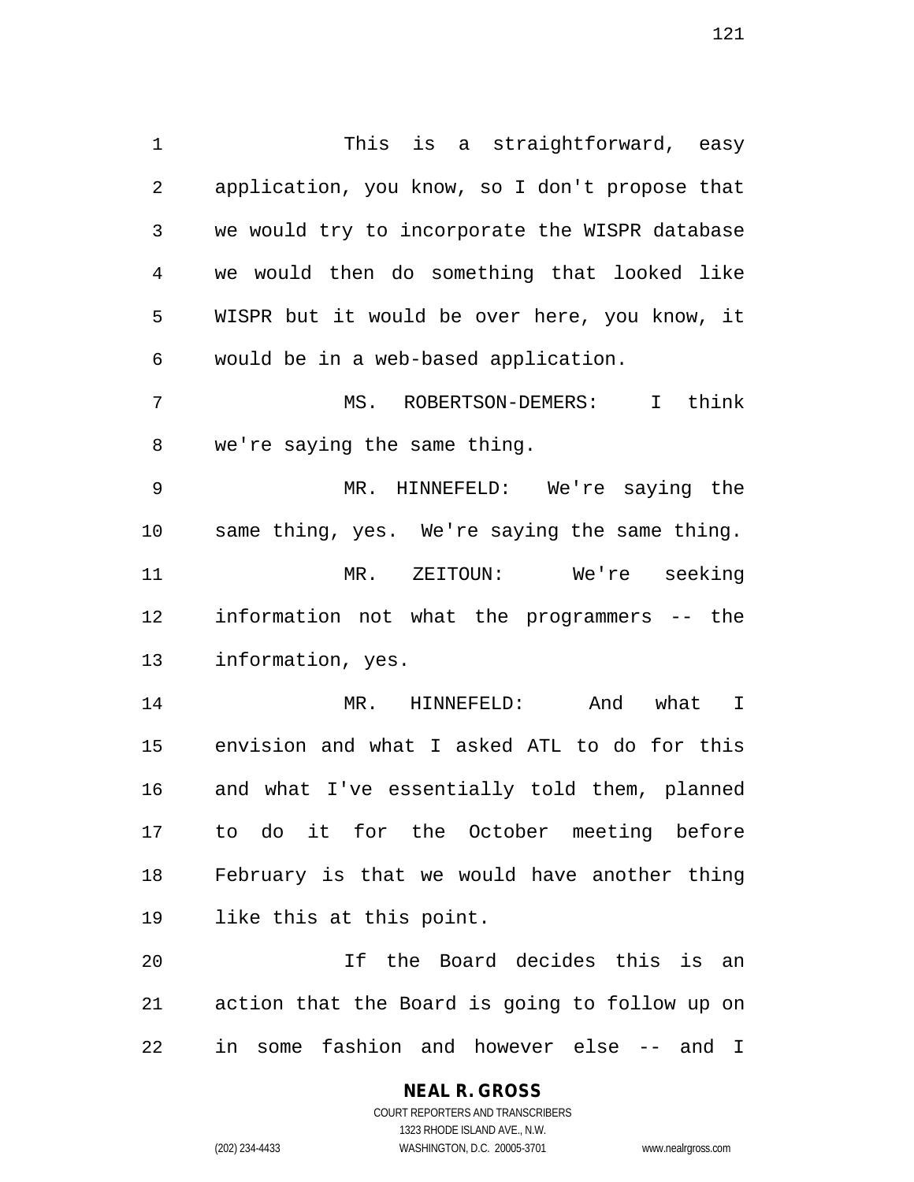This is a straightforward, easy application, you know, so I don't propose that we would try to incorporate the WISPR database we would then do something that looked like WISPR but it would be over here, you know, it would be in a web-based application.

MS. ROBERTSON-DEMERS: I think we're saying the same thing.

MR. HINNEFELD: We're saying the same thing, yes. We're saying the same thing.

MR. ZEITOUN: We're seeking information not what the programmers -- the information, yes.

MR. HINNEFELD: And what I envision and what I asked ATL to do for this and what I've essentially told them, planned to do it for the October meeting before February is that we would have another thing like this at this point.

If the Board decides this is an action that the Board is going to follow up on in some fashion and however else -- and I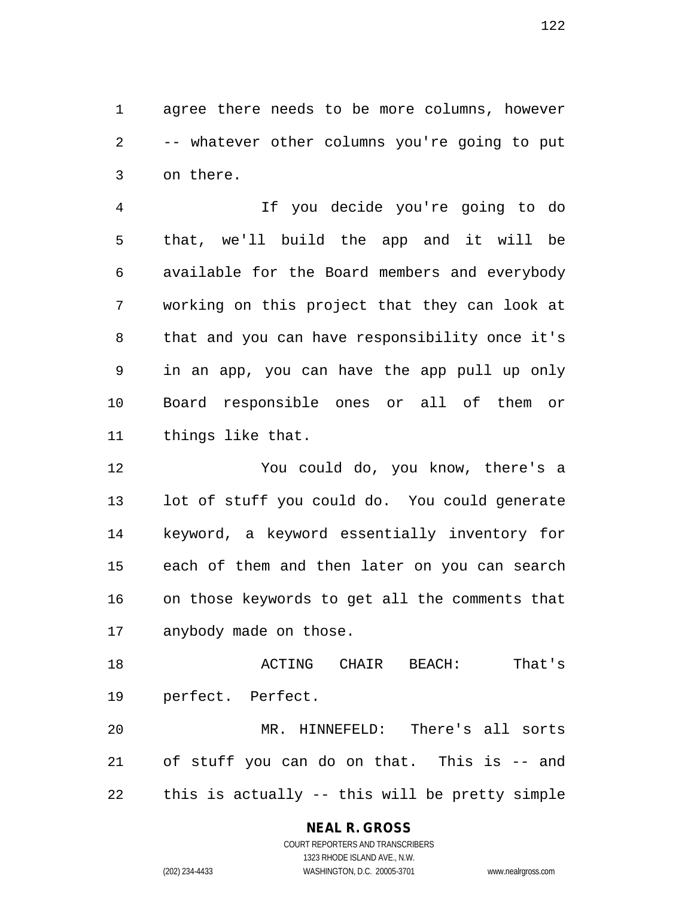agree there needs to be more columns, however -- whatever other columns you're going to put on there.

If you decide you're going to do that, we'll build the app and it will be available for the Board members and everybody working on this project that they can look at that and you can have responsibility once it's in an app, you can have the app pull up only Board responsible ones or all of them or things like that.

You could do, you know, there's a lot of stuff you could do. You could generate keyword, a keyword essentially inventory for each of them and then later on you can search on those keywords to get all the comments that anybody made on those.

ACTING CHAIR BEACH: That's perfect. Perfect.

MR. HINNEFELD: There's all sorts of stuff you can do on that. This is -- and this is actually -- this will be pretty simple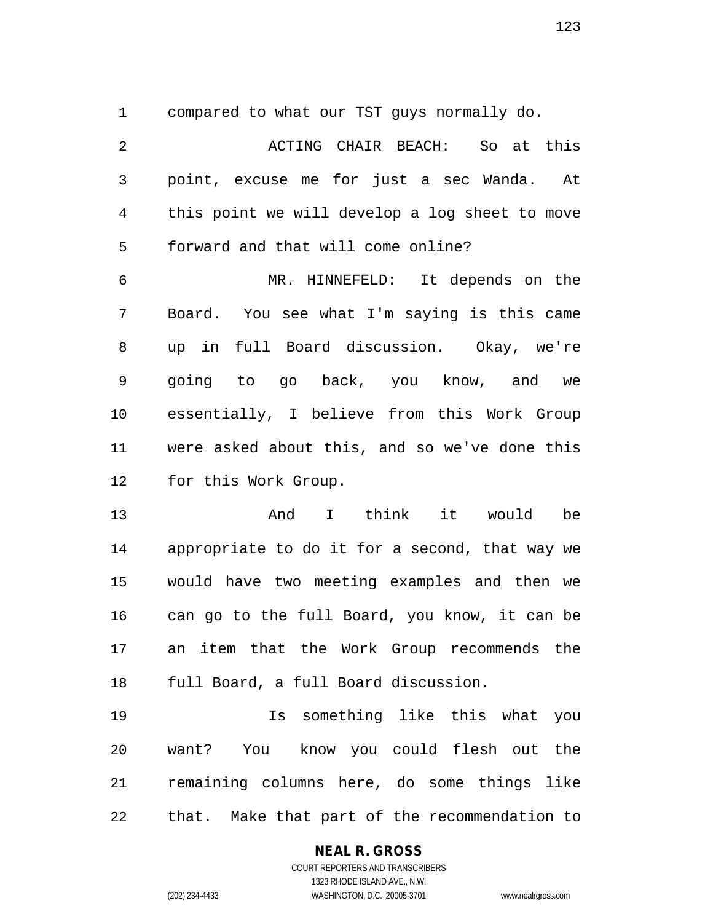compared to what our TST guys normally do.

ACTING CHAIR BEACH: So at this point, excuse me for just a sec Wanda. At this point we will develop a log sheet to move forward and that will come online?

MR. HINNEFELD: It depends on the Board. You see what I'm saying is this came up in full Board discussion. Okay, we're going to go back, you know, and we essentially, I believe from this Work Group were asked about this, and so we've done this for this Work Group.

And I think it would be appropriate to do it for a second, that way we would have two meeting examples and then we can go to the full Board, you know, it can be an item that the Work Group recommends the full Board, a full Board discussion.

Is something like this what you want? You know you could flesh out the remaining columns here, do some things like that. Make that part of the recommendation to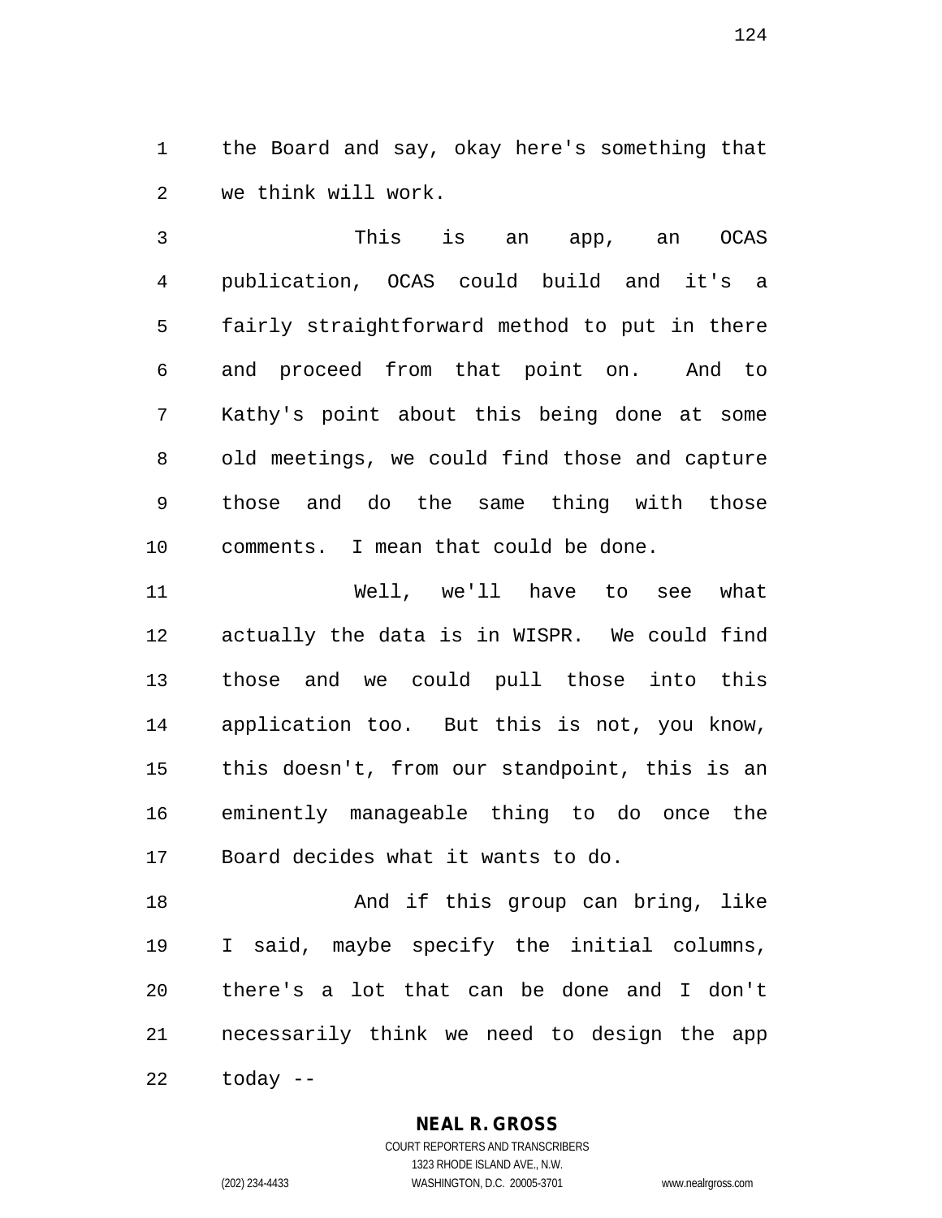the Board and say, okay here's something that we think will work.

This is an app, an OCAS publication, OCAS could build and it's a fairly straightforward method to put in there and proceed from that point on. And to Kathy's point about this being done at some old meetings, we could find those and capture those and do the same thing with those comments. I mean that could be done.

Well, we'll have to see what actually the data is in WISPR. We could find those and we could pull those into this application too. But this is not, you know, this doesn't, from our standpoint, this is an eminently manageable thing to do once the Board decides what it wants to do.

And if this group can bring, like I said, maybe specify the initial columns, there's a lot that can be done and I don't necessarily think we need to design the app today --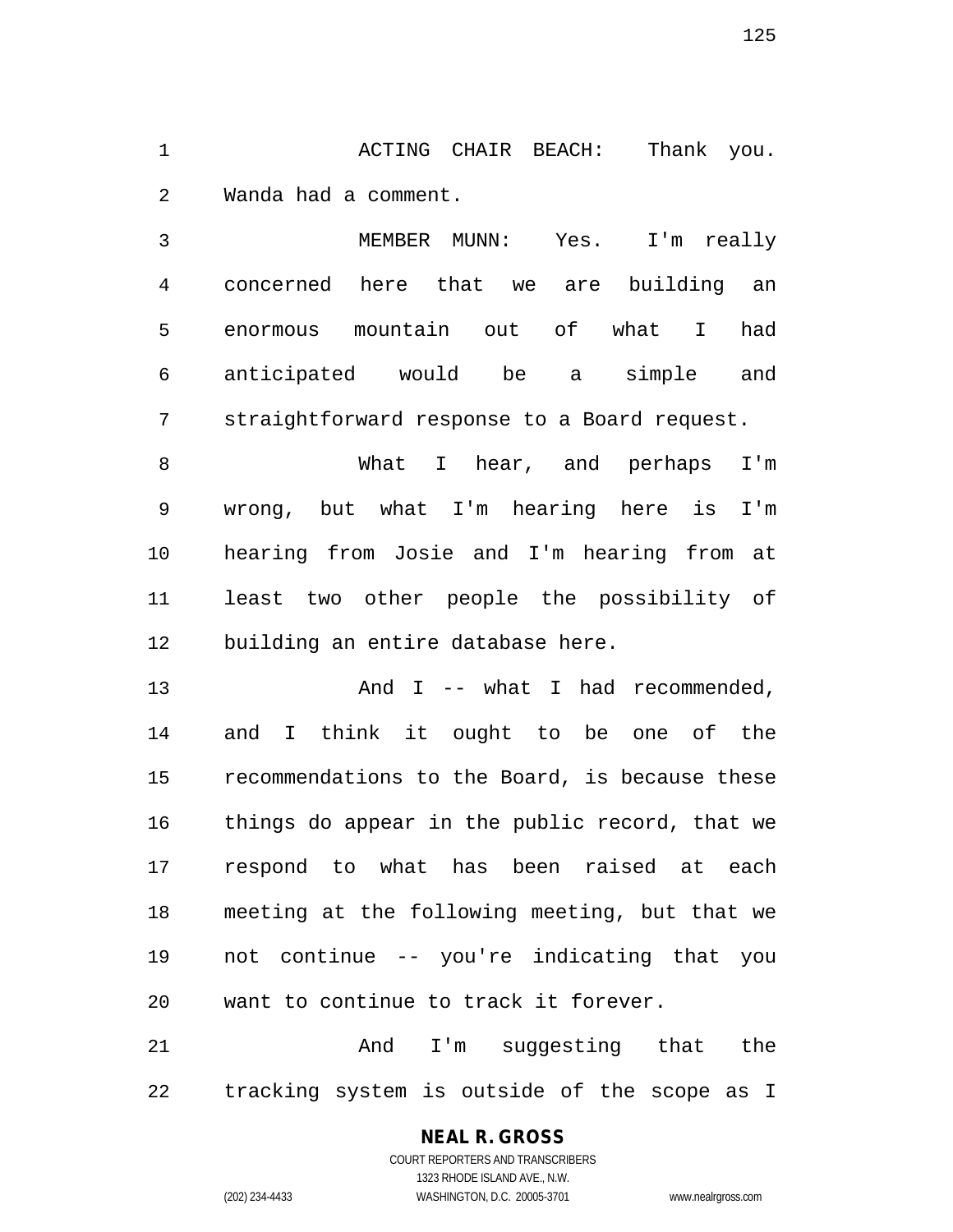ACTING CHAIR BEACH: Thank you. Wanda had a comment.

MEMBER MUNN: Yes. I'm really concerned here that we are building an enormous mountain out of what I had anticipated would be a simple and straightforward response to a Board request.

What I hear, and perhaps I'm wrong, but what I'm hearing here is I'm hearing from Josie and I'm hearing from at least two other people the possibility of building an entire database here.

And I -- what I had recommended, and I think it ought to be one of the recommendations to the Board, is because these things do appear in the public record, that we respond to what has been raised at each meeting at the following meeting, but that we not continue -- you're indicating that you want to continue to track it forever.

And I'm suggesting that the tracking system is outside of the scope as I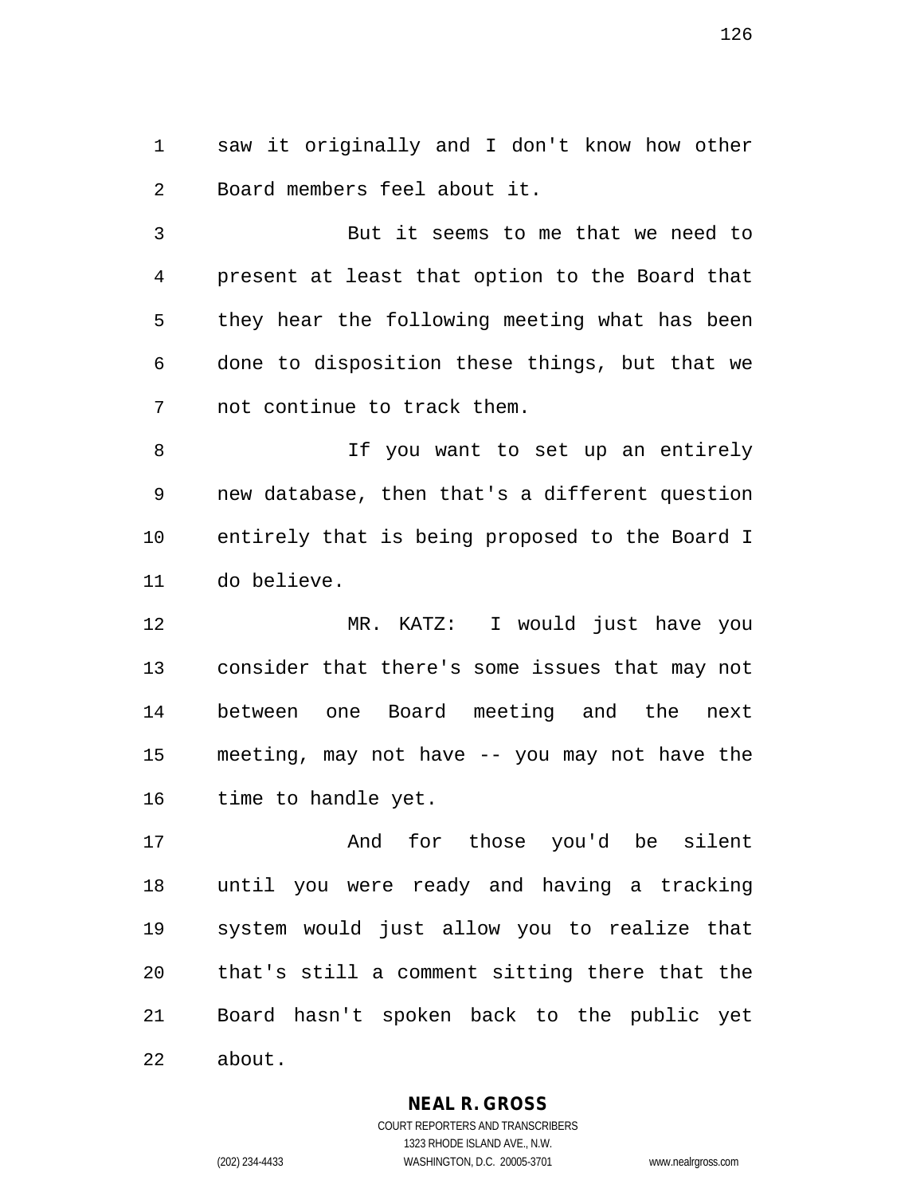saw it originally and I don't know how other Board members feel about it.

But it seems to me that we need to present at least that option to the Board that they hear the following meeting what has been done to disposition these things, but that we not continue to track them.

If you want to set up an entirely new database, then that's a different question entirely that is being proposed to the Board I do believe.

MR. KATZ: I would just have you consider that there's some issues that may not between one Board meeting and the next meeting, may not have -- you may not have the time to handle yet.

And for those you'd be silent until you were ready and having a tracking system would just allow you to realize that that's still a comment sitting there that the Board hasn't spoken back to the public yet about.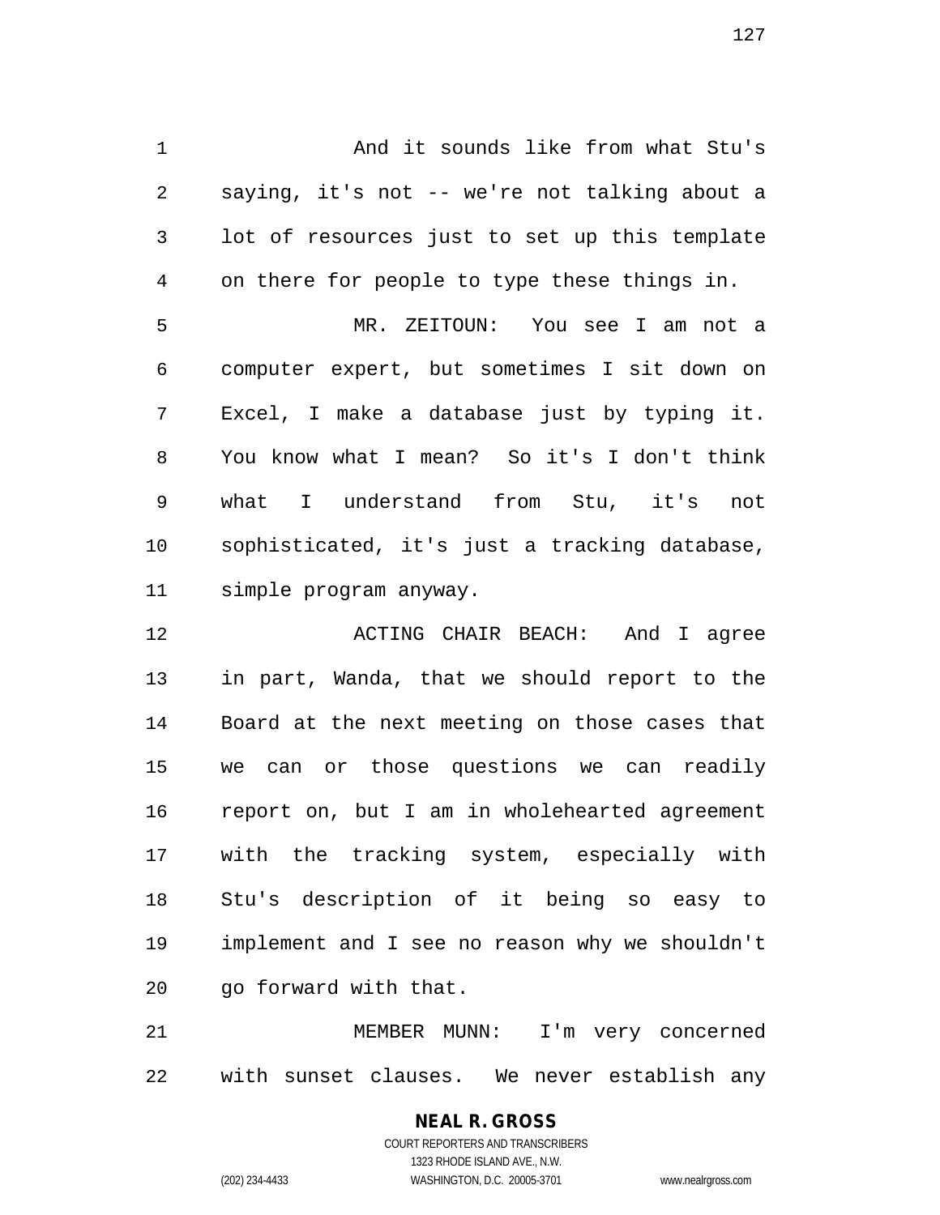And it sounds like from what Stu's saying, it's not -- we're not talking about a lot of resources just to set up this template on there for people to type these things in.

MR. ZEITOUN: You see I am not a computer expert, but sometimes I sit down on Excel, I make a database just by typing it. You know what I mean? So it's I don't think what I understand from Stu, it's not sophisticated, it's just a tracking database, simple program anyway.

ACTING CHAIR BEACH: And I agree in part, Wanda, that we should report to the Board at the next meeting on those cases that we can or those questions we can readily report on, but I am in wholehearted agreement with the tracking system, especially with Stu's description of it being so easy to implement and I see no reason why we shouldn't go forward with that.

MEMBER MUNN: I'm very concerned with sunset clauses. We never establish any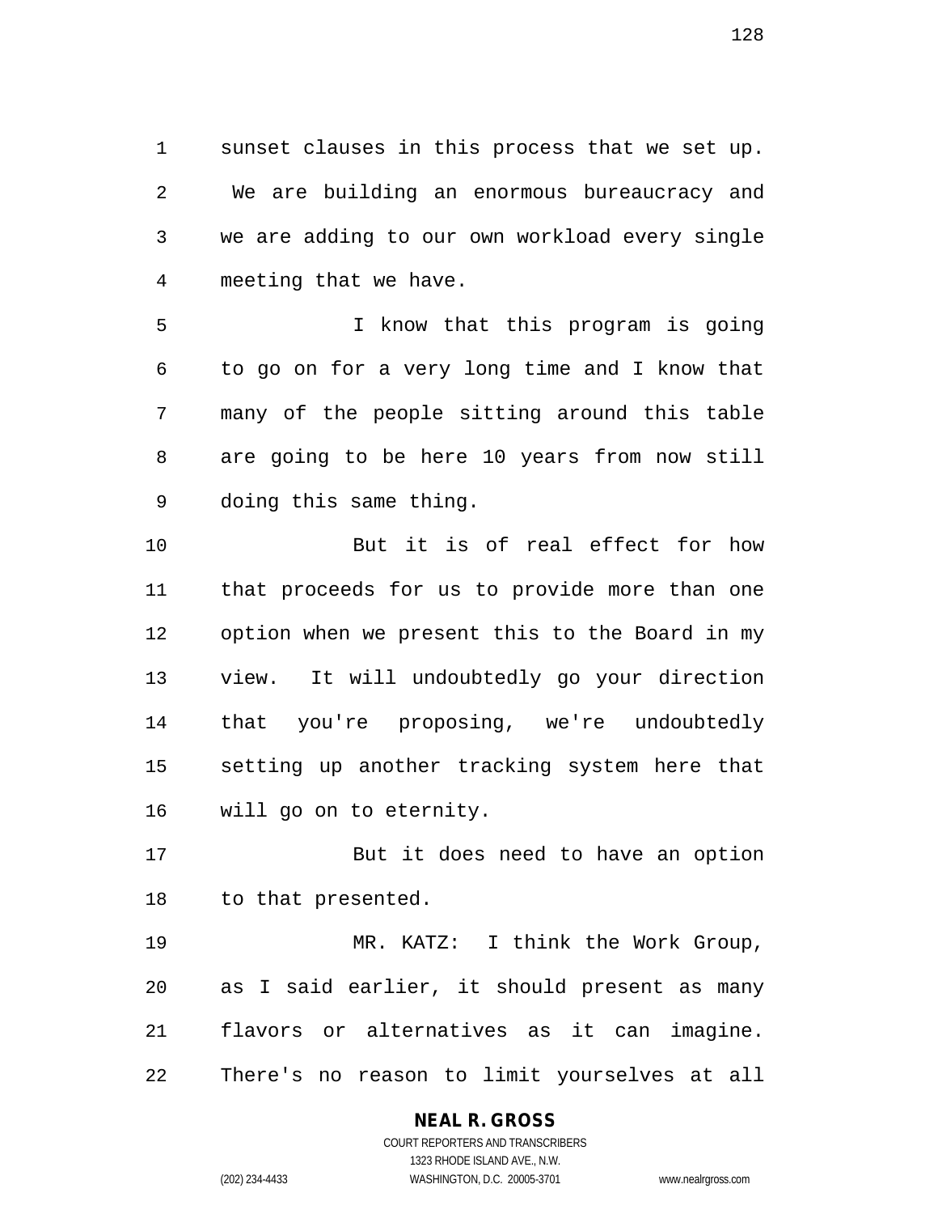sunset clauses in this process that we set up. We are building an enormous bureaucracy and we are adding to our own workload every single meeting that we have.

I know that this program is going to go on for a very long time and I know that many of the people sitting around this table are going to be here 10 years from now still doing this same thing.

But it is of real effect for how that proceeds for us to provide more than one option when we present this to the Board in my view. It will undoubtedly go your direction that you're proposing, we're undoubtedly setting up another tracking system here that will go on to eternity.

But it does need to have an option to that presented.

MR. KATZ: I think the Work Group, as I said earlier, it should present as many flavors or alternatives as it can imagine. There's no reason to limit yourselves at all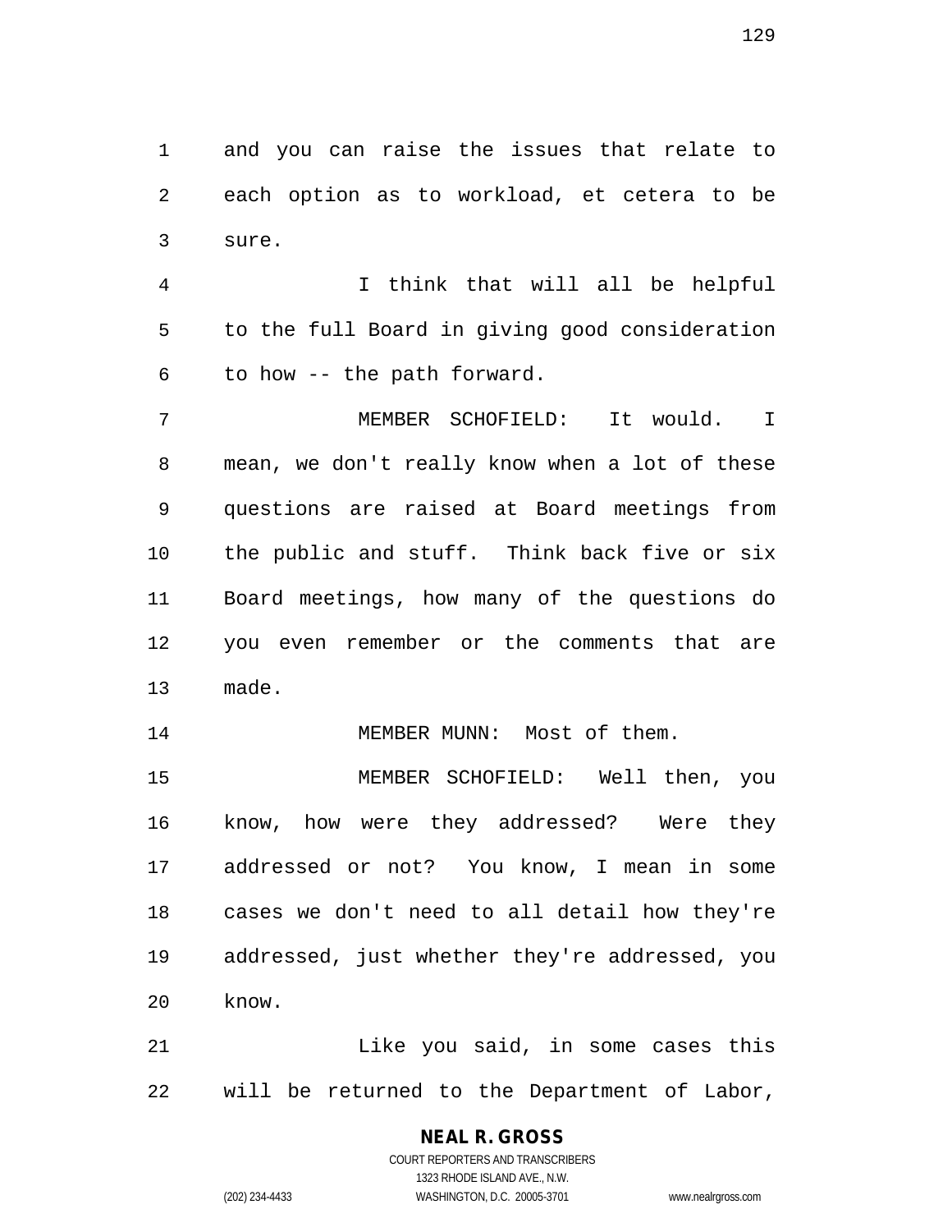and you can raise the issues that relate to each option as to workload, et cetera to be sure.

I think that will all be helpful to the full Board in giving good consideration to how -- the path forward.

MEMBER SCHOFIELD: It would. I mean, we don't really know when a lot of these questions are raised at Board meetings from the public and stuff. Think back five or six Board meetings, how many of the questions do you even remember or the comments that are made.

MEMBER MUNN: Most of them.

MEMBER SCHOFIELD: Well then, you know, how were they addressed? Were they addressed or not? You know, I mean in some cases we don't need to all detail how they're addressed, just whether they're addressed, you know.

Like you said, in some cases this will be returned to the Department of Labor,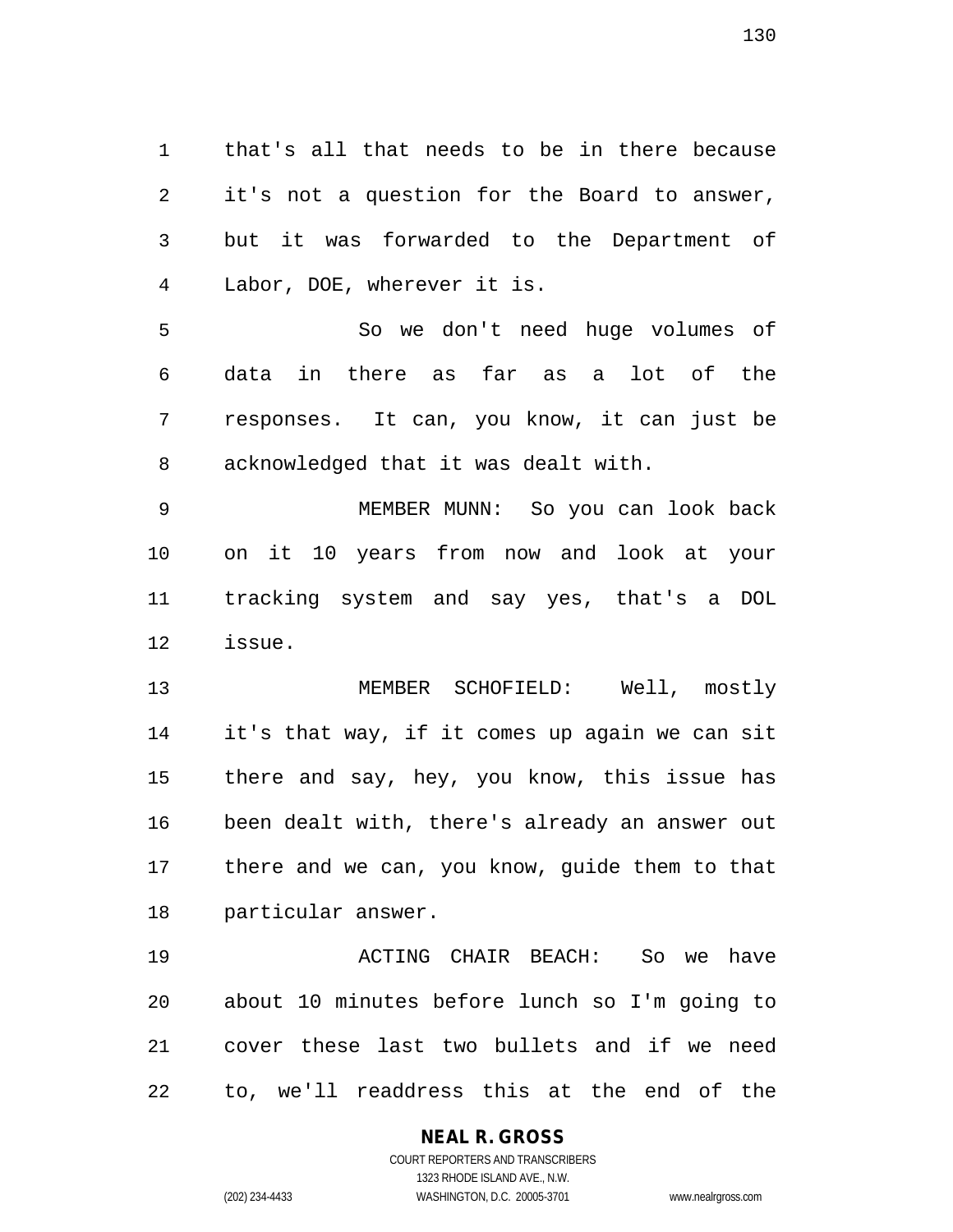that's all that needs to be in there because it's not a question for the Board to answer, but it was forwarded to the Department of Labor, DOE, wherever it is.

So we don't need huge volumes of data in there as far as a lot of the responses. It can, you know, it can just be acknowledged that it was dealt with.

MEMBER MUNN: So you can look back on it 10 years from now and look at your tracking system and say yes, that's a DOL issue.

MEMBER SCHOFIELD: Well, mostly it's that way, if it comes up again we can sit there and say, hey, you know, this issue has been dealt with, there's already an answer out there and we can, you know, guide them to that particular answer.

ACTING CHAIR BEACH: So we have about 10 minutes before lunch so I'm going to cover these last two bullets and if we need to, we'll readdress this at the end of the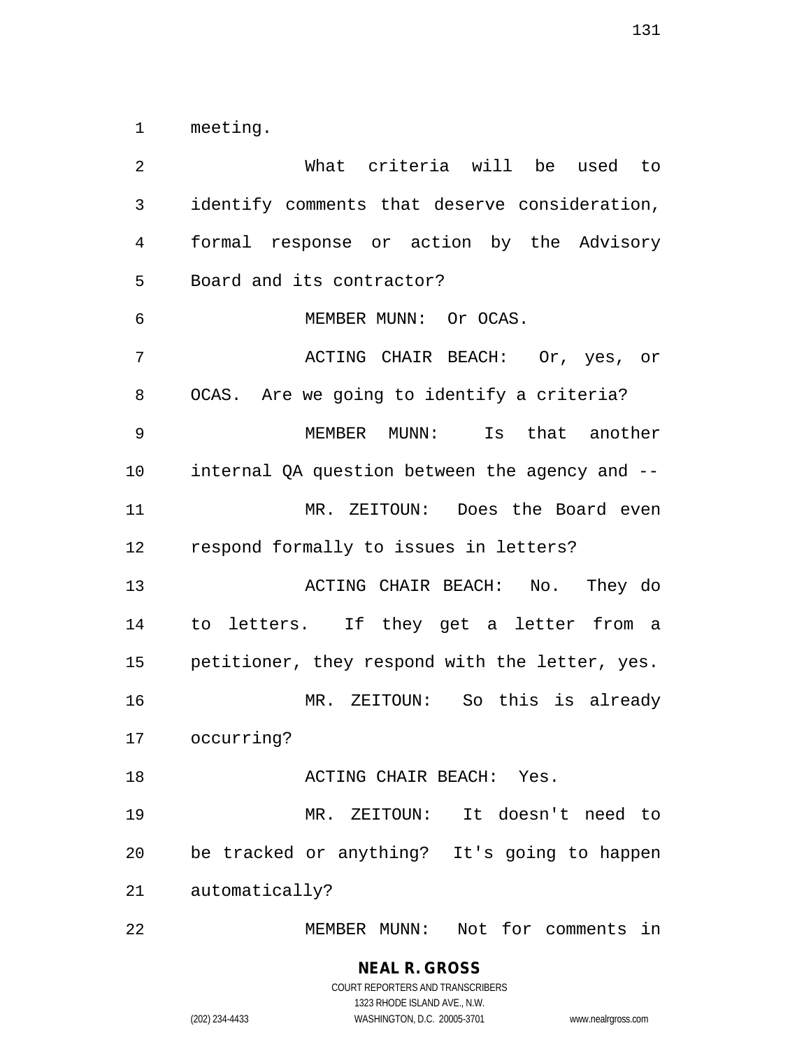meeting.

What criteria will be used to identify comments that deserve consideration, formal response or action by the Advisory Board and its contractor?

MEMBER MUNN: Or OCAS.

ACTING CHAIR BEACH: Or, yes, or OCAS. Are we going to identify a criteria?

MEMBER MUNN: Is that another internal QA question between the agency and --

MR. ZEITOUN: Does the Board even respond formally to issues in letters?

ACTING CHAIR BEACH: No. They do to letters. If they get a letter from a petitioner, they respond with the letter, yes.

MR. ZEITOUN: So this is already occurring?

ACTING CHAIR BEACH: Yes.

MR. ZEITOUN: It doesn't need to be tracked or anything? It's going to happen automatically?

MEMBER MUNN: Not for comments in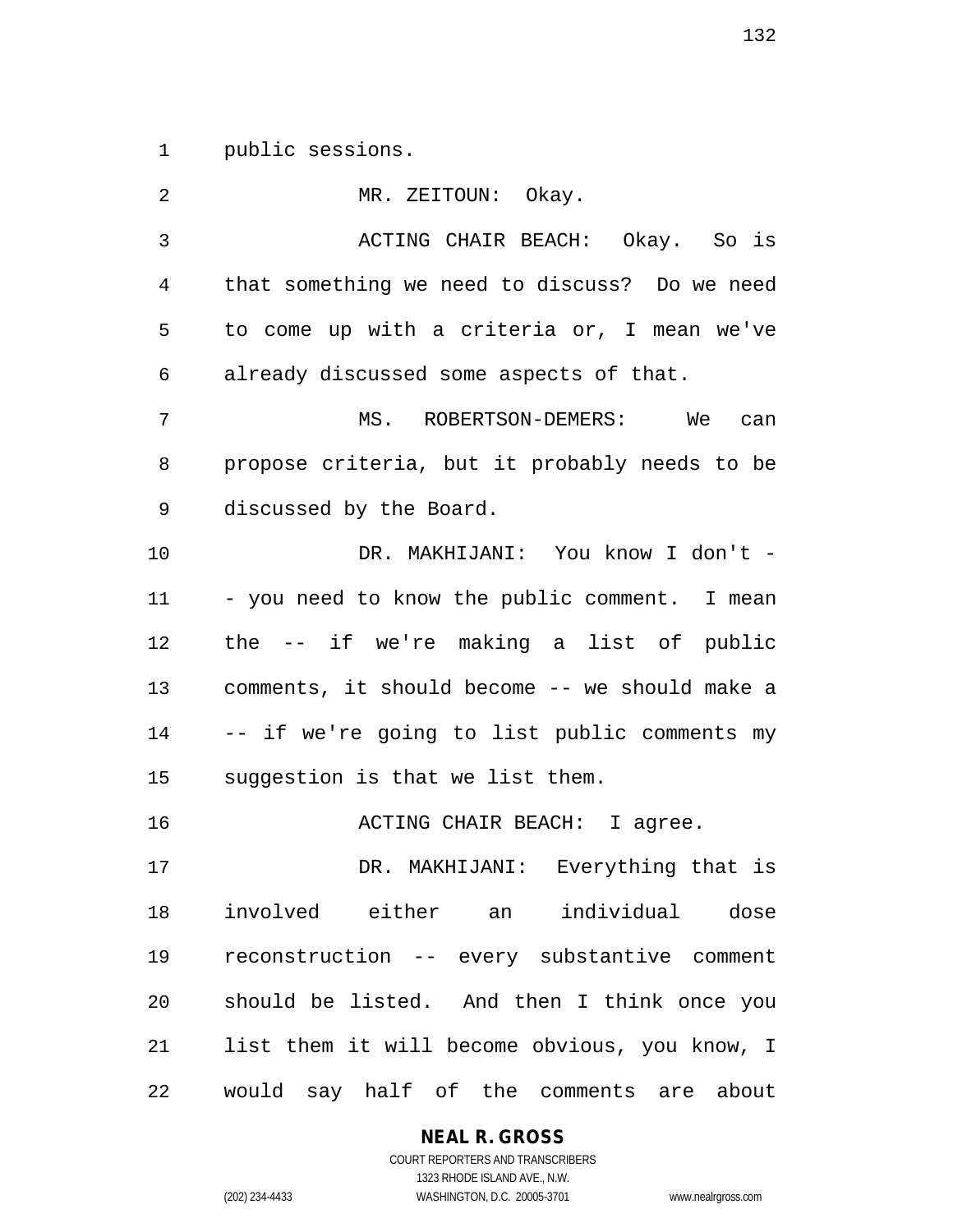public sessions.

MR. ZEITOUN: Okay.

ACTING CHAIR BEACH: Okay. So is that something we need to discuss? Do we need to come up with a criteria or, I mean we've already discussed some aspects of that.

MS. ROBERTSON-DEMERS: We can propose criteria, but it probably needs to be discussed by the Board.

DR. MAKHIJANI: You know I don't -- you need to know the public comment. I mean the -- if we're making a list of public comments, it should become -- we should make a -- if we're going to list public comments my suggestion is that we list them.

ACTING CHAIR BEACH: I agree.

DR. MAKHIJANI: Everything that is involved either an individual dose reconstruction -- every substantive comment should be listed. And then I think once you list them it will become obvious, you know, I would say half of the comments are about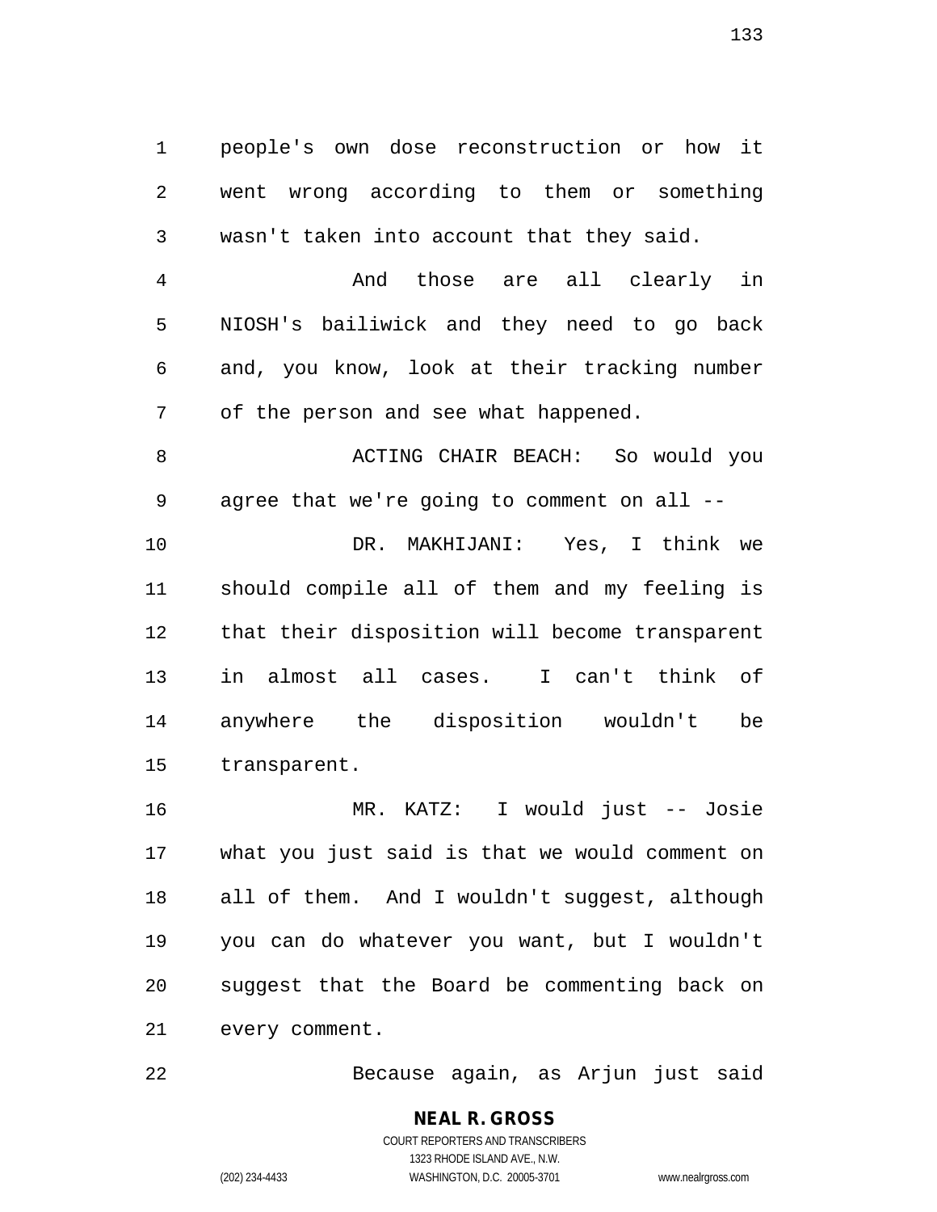people's own dose reconstruction or how it went wrong according to them or something wasn't taken into account that they said.

And those are all clearly in NIOSH's bailiwick and they need to go back and, you know, look at their tracking number of the person and see what happened.

ACTING CHAIR BEACH: So would you agree that we're going to comment on all --

DR. MAKHIJANI: Yes, I think we should compile all of them and my feeling is that their disposition will become transparent in almost all cases. I can't think of anywhere the disposition wouldn't be transparent.

MR. KATZ: I would just -- Josie what you just said is that we would comment on all of them. And I wouldn't suggest, although you can do whatever you want, but I wouldn't suggest that the Board be commenting back on every comment.

Because again, as Arjun just said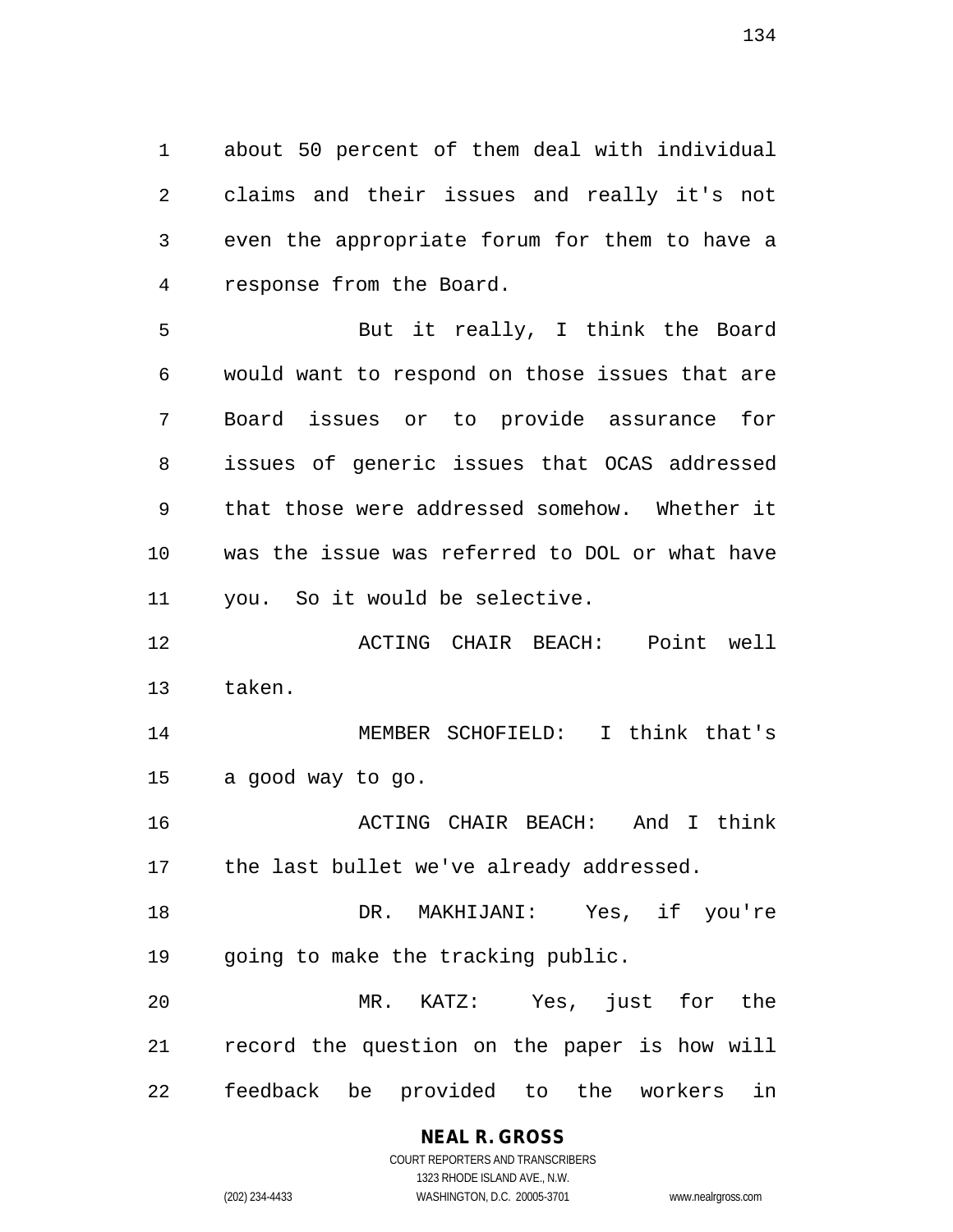about 50 percent of them deal with individual claims and their issues and really it's not even the appropriate forum for them to have a response from the Board.

But it really, I think the Board would want to respond on those issues that are Board issues or to provide assurance for issues of generic issues that OCAS addressed that those were addressed somehow. Whether it was the issue was referred to DOL or what have you. So it would be selective.

ACTING CHAIR BEACH: Point well taken.

MEMBER SCHOFIELD: I think that's a good way to go.

ACTING CHAIR BEACH: And I think the last bullet we've already addressed.

DR. MAKHIJANI: Yes, if you're going to make the tracking public.

MR. KATZ: Yes, just for the record the question on the paper is how will feedback be provided to the workers in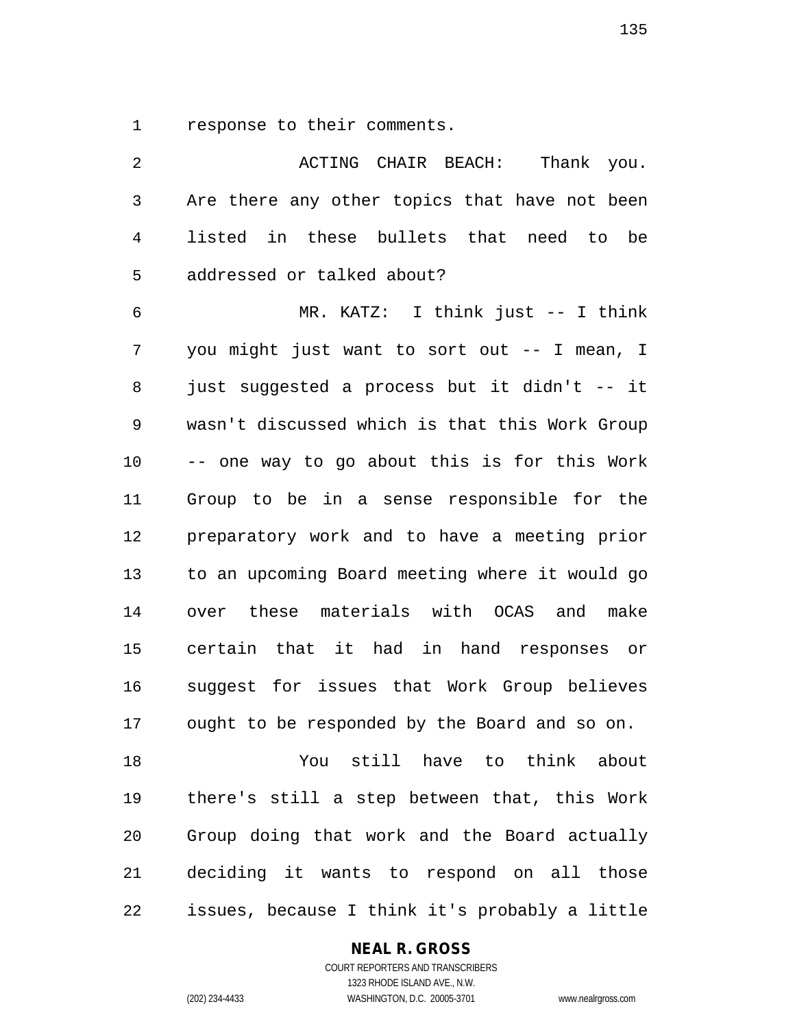response to their comments.

ACTING CHAIR BEACH: Thank you. Are there any other topics that have not been listed in these bullets that need to be addressed or talked about?

MR. KATZ: I think just -- I think you might just want to sort out -- I mean, I just suggested a process but it didn't -- it wasn't discussed which is that this Work Group -- one way to go about this is for this Work Group to be in a sense responsible for the preparatory work and to have a meeting prior to an upcoming Board meeting where it would go over these materials with OCAS and make certain that it had in hand responses or suggest for issues that Work Group believes ought to be responded by the Board and so on.

You still have to think about there's still a step between that, this Work Group doing that work and the Board actually deciding it wants to respond on all those issues, because I think it's probably a little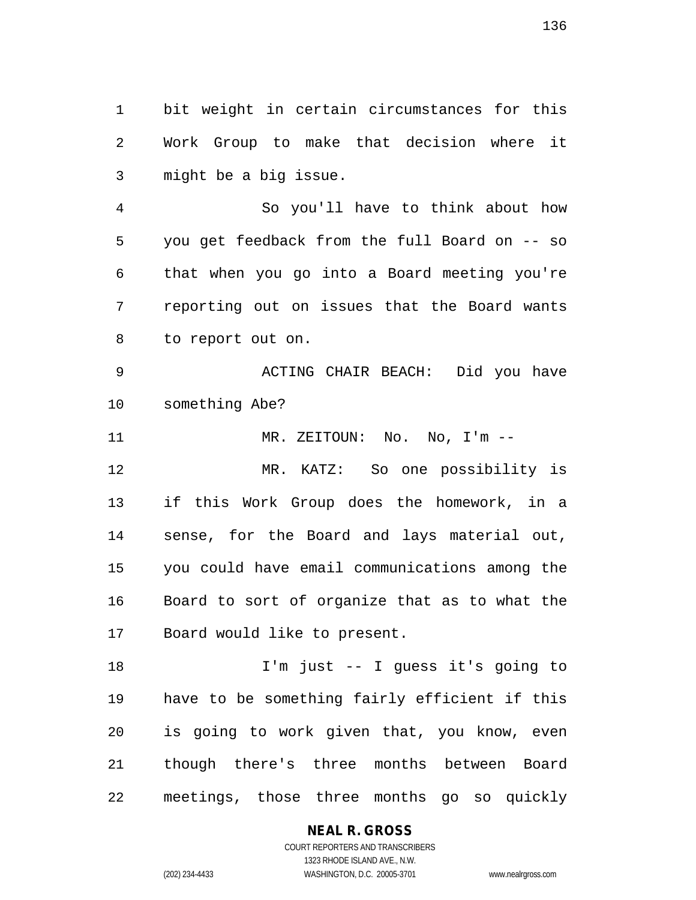bit weight in certain circumstances for this Work Group to make that decision where it might be a big issue.

So you'll have to think about how you get feedback from the full Board on -- so that when you go into a Board meeting you're reporting out on issues that the Board wants to report out on.

ACTING CHAIR BEACH: Did you have something Abe?

MR. ZEITOUN: No. No, I'm --

MR. KATZ: So one possibility is if this Work Group does the homework, in a sense, for the Board and lays material out, you could have email communications among the Board to sort of organize that as to what the Board would like to present.

I'm just -- I guess it's going to have to be something fairly efficient if this is going to work given that, you know, even though there's three months between Board meetings, those three months go so quickly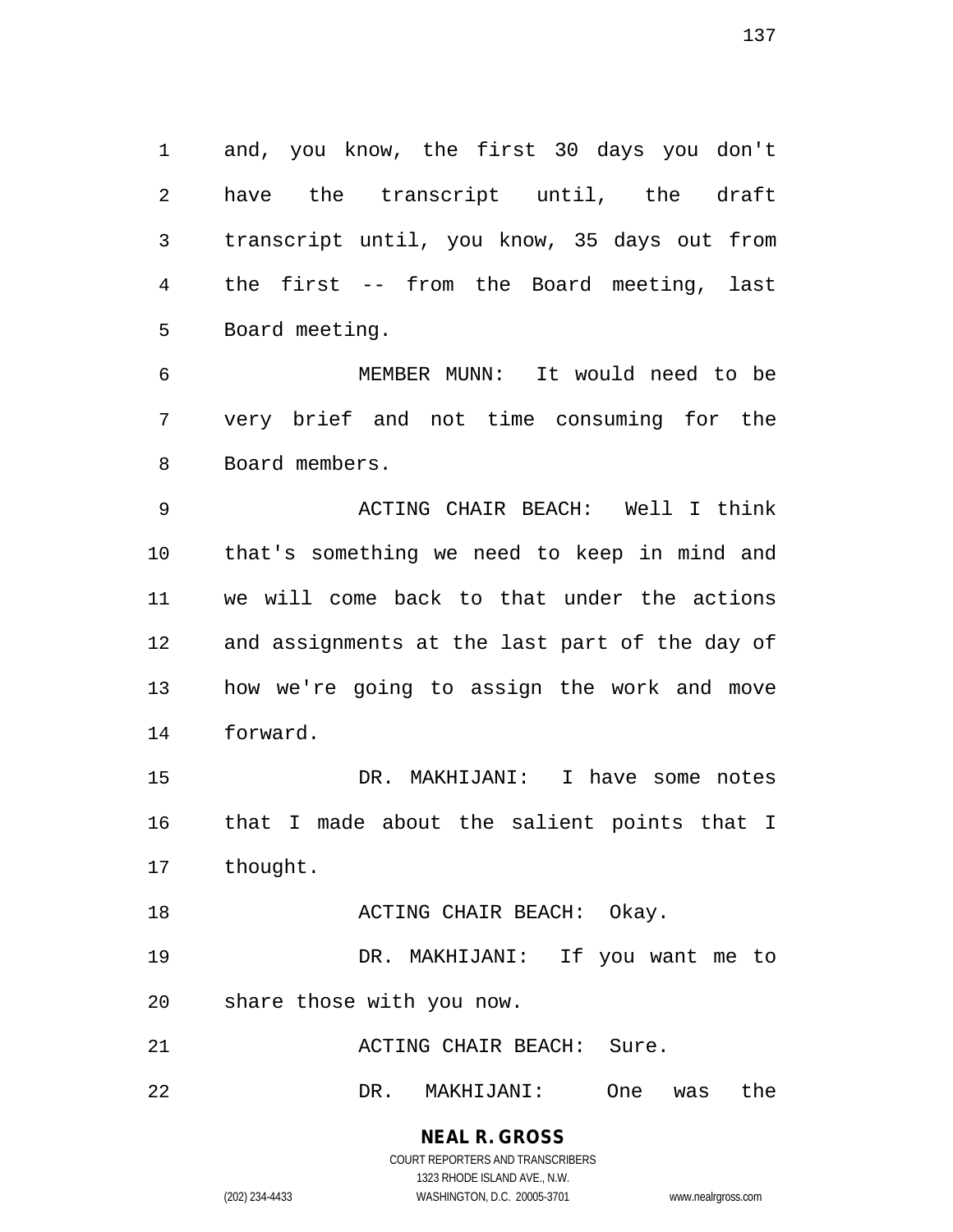and, you know, the first 30 days you don't have the transcript until, the draft transcript until, you know, 35 days out from the first -- from the Board meeting, last Board meeting.

MEMBER MUNN: It would need to be very brief and not time consuming for the Board members.

ACTING CHAIR BEACH: Well I think that's something we need to keep in mind and we will come back to that under the actions and assignments at the last part of the day of how we're going to assign the work and move forward.

DR. MAKHIJANI: I have some notes that I made about the salient points that I thought.

ACTING CHAIR BEACH: Okay.

DR. MAKHIJANI: If you want me to share those with you now.

ACTING CHAIR BEACH: Sure.

DR. MAKHIJANI: One was the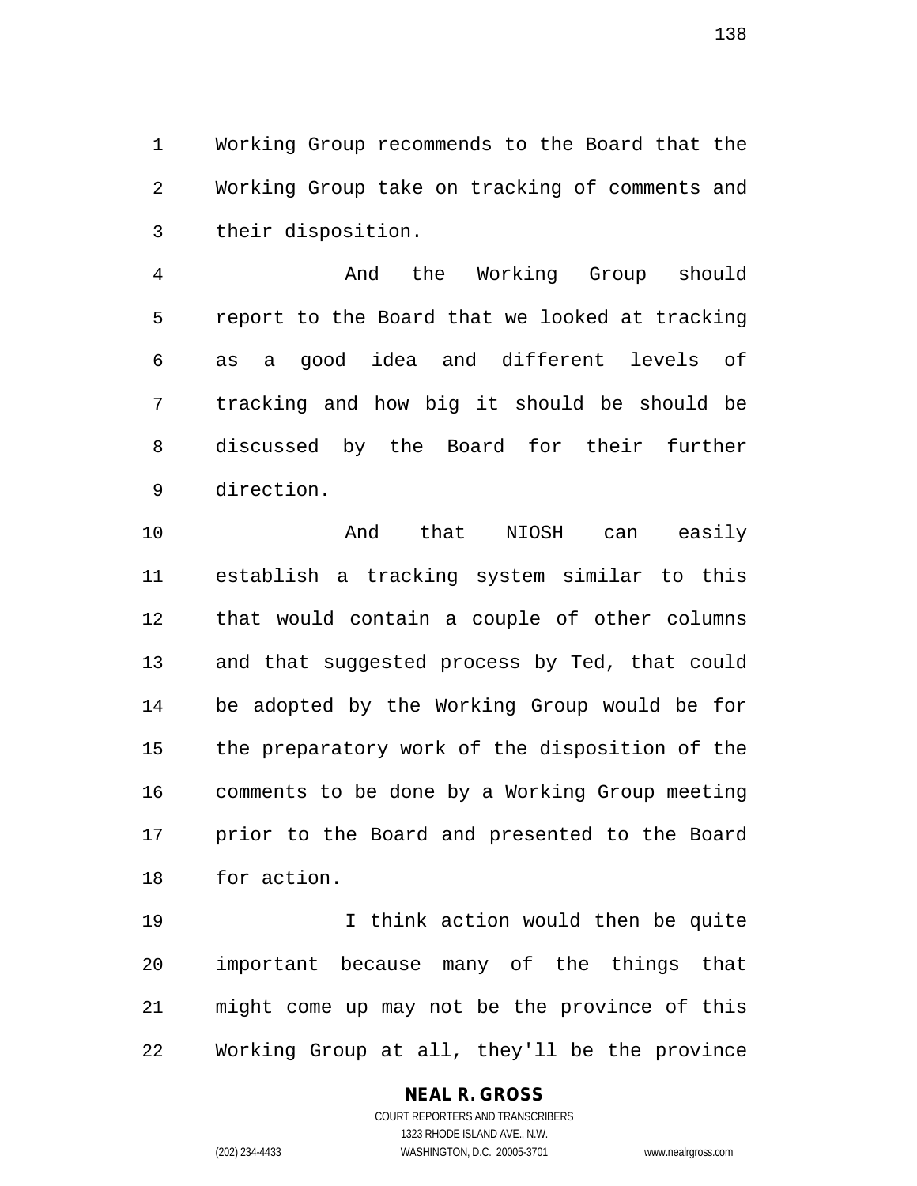Working Group recommends to the Board that the Working Group take on tracking of comments and their disposition.

And the Working Group should report to the Board that we looked at tracking as a good idea and different levels of tracking and how big it should be should be discussed by the Board for their further direction.

And that NIOSH can easily establish a tracking system similar to this that would contain a couple of other columns and that suggested process by Ted, that could be adopted by the Working Group would be for the preparatory work of the disposition of the comments to be done by a Working Group meeting prior to the Board and presented to the Board for action.

I think action would then be quite important because many of the things that might come up may not be the province of this Working Group at all, they'll be the province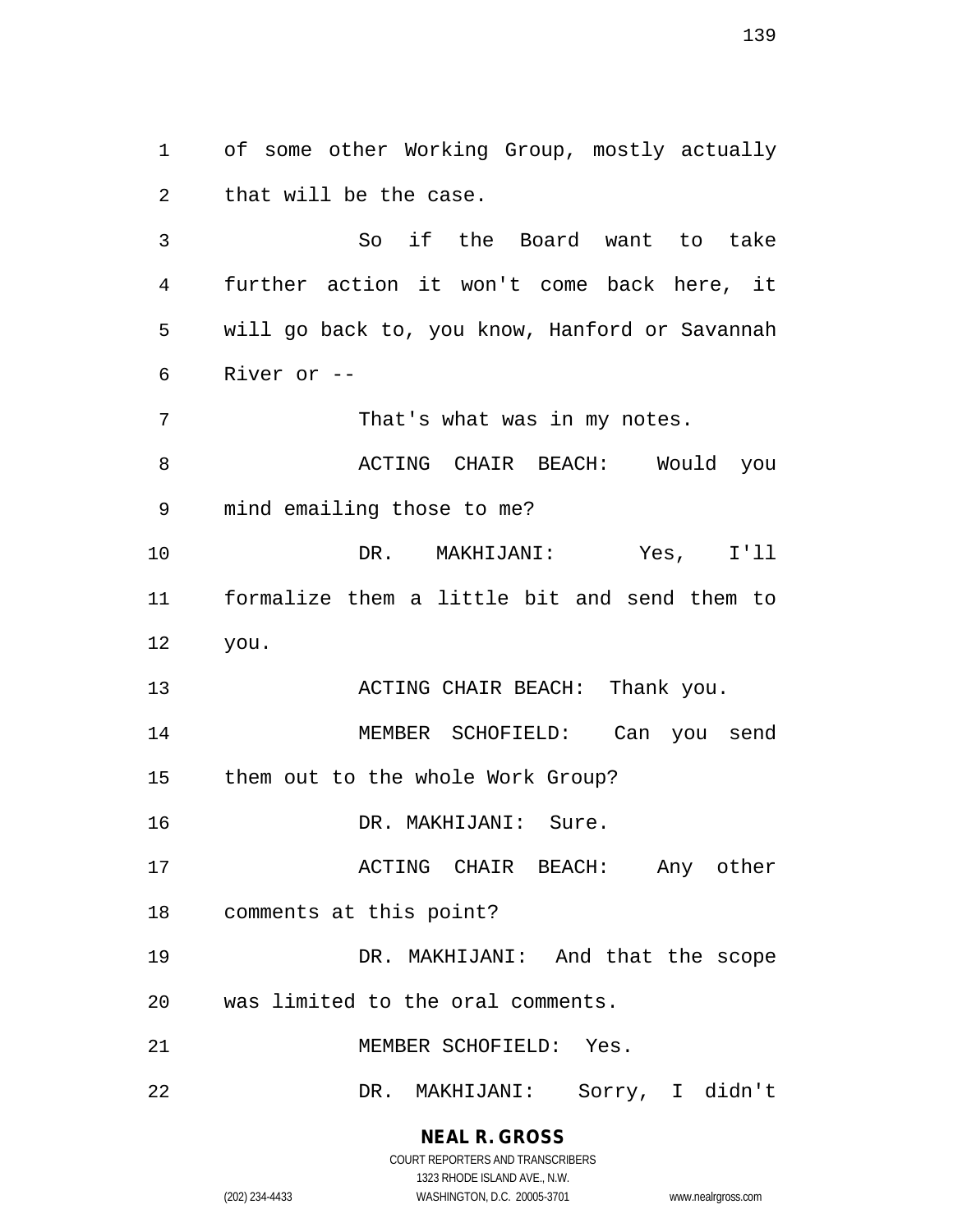of some other Working Group, mostly actually that will be the case.

So if the Board want to take further action it won't come back here, it will go back to, you know, Hanford or Savannah River or --

That's what was in my notes.

ACTING CHAIR BEACH: Would you mind emailing those to me?

DR. MAKHIJANI: Yes, I'll formalize them a little bit and send them to you.

ACTING CHAIR BEACH: Thank you.

MEMBER SCHOFIELD: Can you send them out to the whole Work Group?

DR. MAKHIJANI: Sure.

ACTING CHAIR BEACH: Any other comments at this point?

DR. MAKHIJANI: And that the scope was limited to the oral comments.

MEMBER SCHOFIELD: Yes.

DR. MAKHIJANI: Sorry, I didn't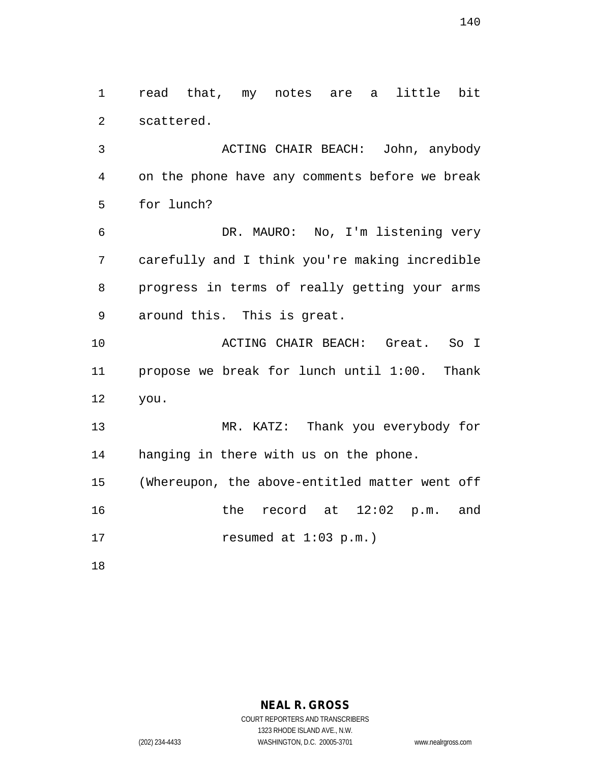read that, my notes are a little bit scattered.

ACTING CHAIR BEACH: John, anybody on the phone have any comments before we break for lunch?

DR. MAURO: No, I'm listening very carefully and I think you're making incredible progress in terms of really getting your arms around this. This is great.

ACTING CHAIR BEACH: Great. So I propose we break for lunch until 1:00. Thank you.

MR. KATZ: Thank you everybody for hanging in there with us on the phone.

(Whereupon, the above-entitled matter went off the record at 12:02 p.m. and resumed at 1:03 p.m.)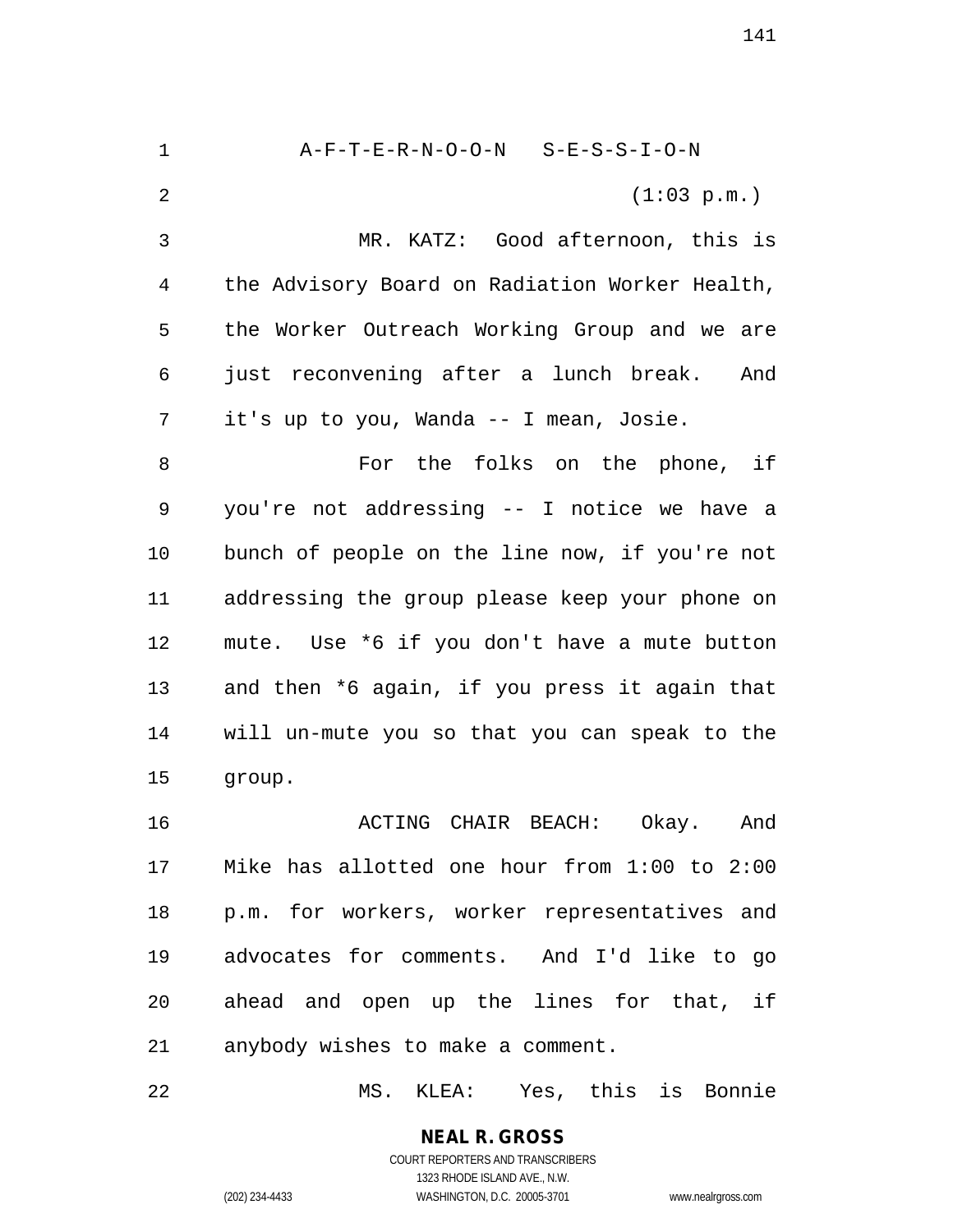A-F-T-E-R-N-O-O-N S-E-S-S-I-O-N

(1:03 p.m.)

MR. KATZ: Good afternoon, this is the Advisory Board on Radiation Worker Health, the Worker Outreach Working Group and we are just reconvening after a lunch break. And it's up to you, Wanda -- I mean, Josie.

For the folks on the phone, if you're not addressing -- I notice we have a bunch of people on the line now, if you're not addressing the group please keep your phone on mute. Use *6 if you don't have a mute button and then *6 again, if you press it again that will un-mute you so that you can speak to the group.

ACTING CHAIR BEACH: Okay. And Mike has allotted one hour from 1:00 to 2:00 p.m. for workers, worker representatives and advocates for comments. And I'd like to go ahead and open up the lines for that, if anybody wishes to make a comment.

MS. KLEA: Yes, this is Bonnie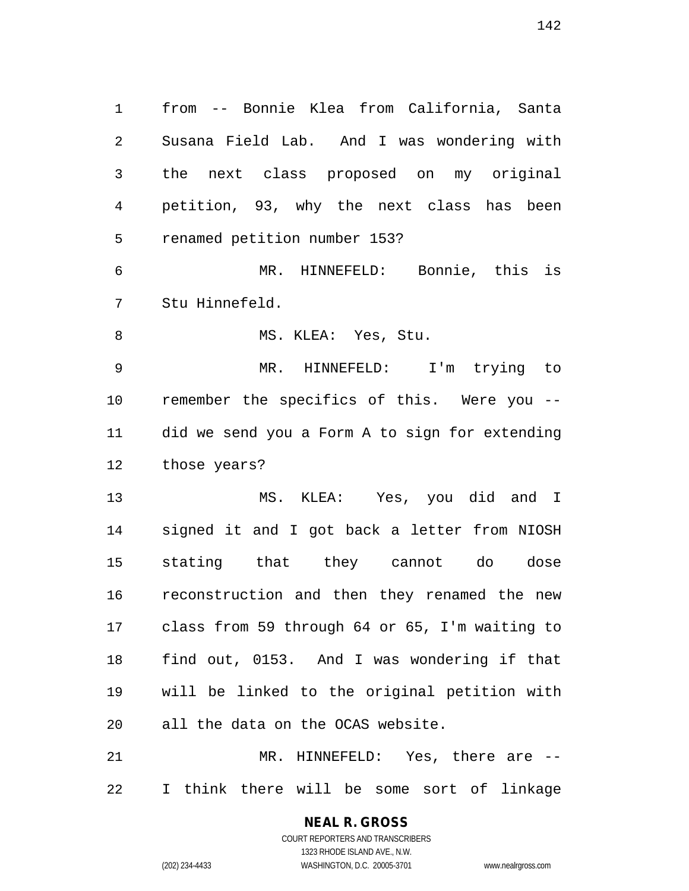from -- Bonnie Klea from California, Santa Susana Field Lab. And I was wondering with the next class proposed on my original petition, 93, why the next class has been renamed petition number 153?

MR. HINNEFELD: Bonnie, this is Stu Hinnefeld.

MS. KLEA: Yes, Stu.

MR. HINNEFELD: I'm trying to remember the specifics of this. Were you -- did we send you a Form A to sign for extending those years?

MS. KLEA: Yes, you did and I signed it and I got back a letter from NIOSH stating that they cannot do dose reconstruction and then they renamed the new class from 59 through 64 or 65, I'm waiting to find out, 0153. And I was wondering if that will be linked to the original petition with all the data on the OCAS website.

MR. HINNEFELD: Yes, there are -- I think there will be some sort of linkage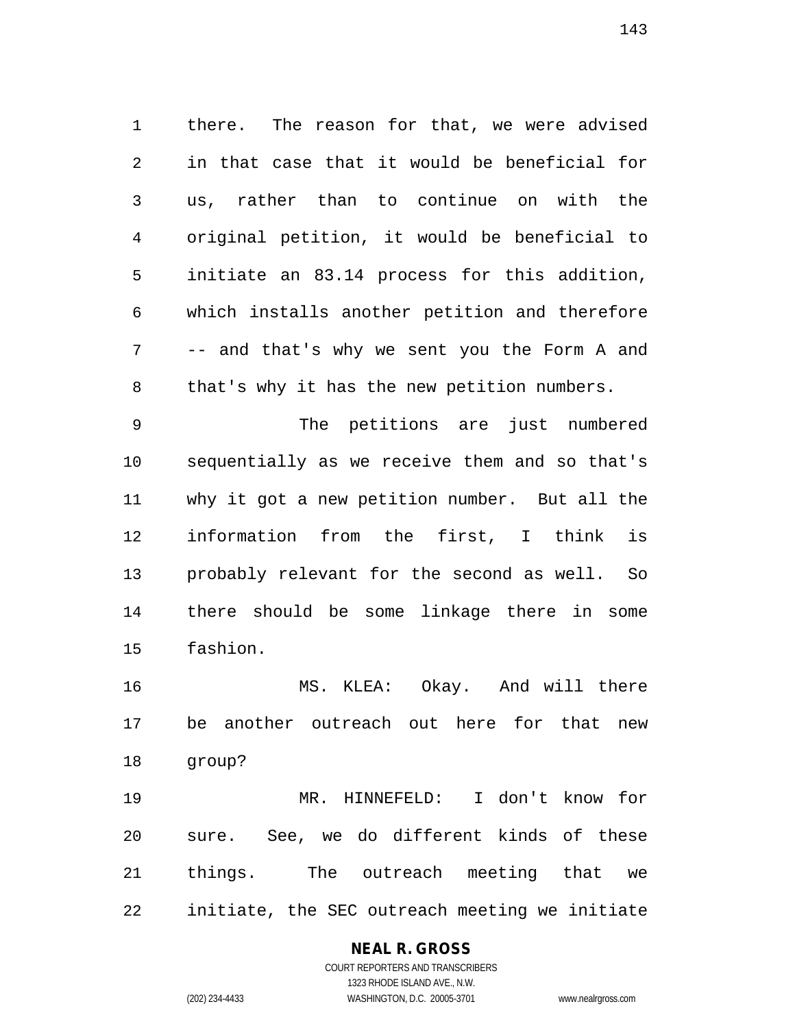there. The reason for that, we were advised in that case that it would be beneficial for us, rather than to continue on with the original petition, it would be beneficial to initiate an 83.14 process for this addition, which installs another petition and therefore -- and that's why we sent you the Form A and that's why it has the new petition numbers.

The petitions are just numbered sequentially as we receive them and so that's why it got a new petition number. But all the information from the first, I think is probably relevant for the second as well. So there should be some linkage there in some fashion.

MS. KLEA: Okay. And will there be another outreach out here for that new group?

MR. HINNEFELD: I don't know for sure. See, we do different kinds of these things. The outreach meeting that we initiate, the SEC outreach meeting we initiate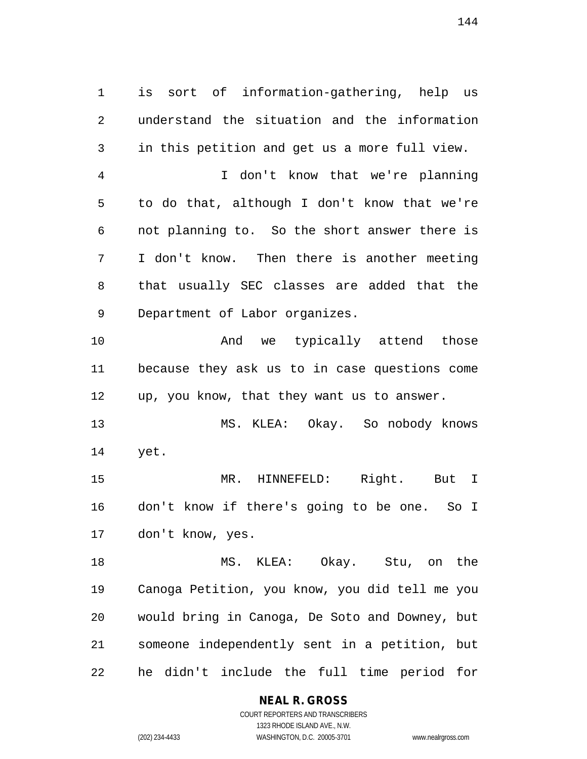is sort of information-gathering, help us understand the situation and the information in this petition and get us a more full view.

I don't know that we're planning to do that, although I don't know that we're not planning to. So the short answer there is I don't know. Then there is another meeting that usually SEC classes are added that the Department of Labor organizes.

And we typically attend those because they ask us to in case questions come up, you know, that they want us to answer.

MS. KLEA: Okay. So nobody knows yet.

MR. HINNEFELD: Right. But I don't know if there's going to be one. So I don't know, yes.

MS. KLEA: Okay. Stu, on the Canoga Petition, you know, you did tell me you would bring in Canoga, De Soto and Downey, but someone independently sent in a petition, but he didn't include the full time period for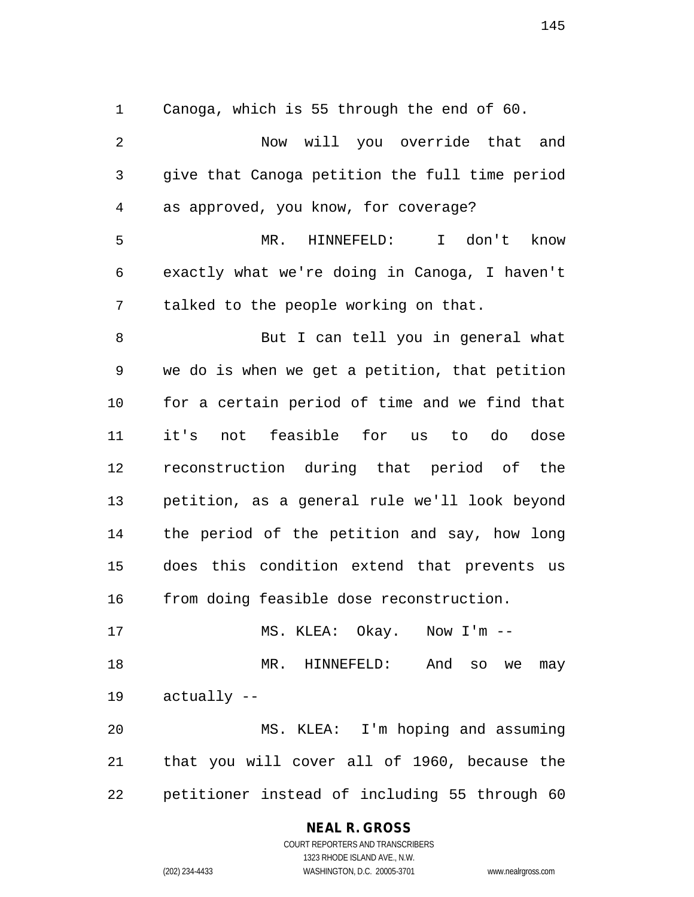Canoga, which is 55 through the end of 60.

Now will you override that and give that Canoga petition the full time period as approved, you know, for coverage?

MR. HINNEFELD: I don't know exactly what we're doing in Canoga, I haven't talked to the people working on that.

But I can tell you in general what we do is when we get a petition, that petition for a certain period of time and we find that it's not feasible for us to do dose reconstruction during that period of the petition, as a general rule we'll look beyond the period of the petition and say, how long does this condition extend that prevents us from doing feasible dose reconstruction.

MS. KLEA: Okay. Now I'm --

MR. HINNEFELD: And so we may actually --

MS. KLEA: I'm hoping and assuming that you will cover all of 1960, because the petitioner instead of including 55 through 60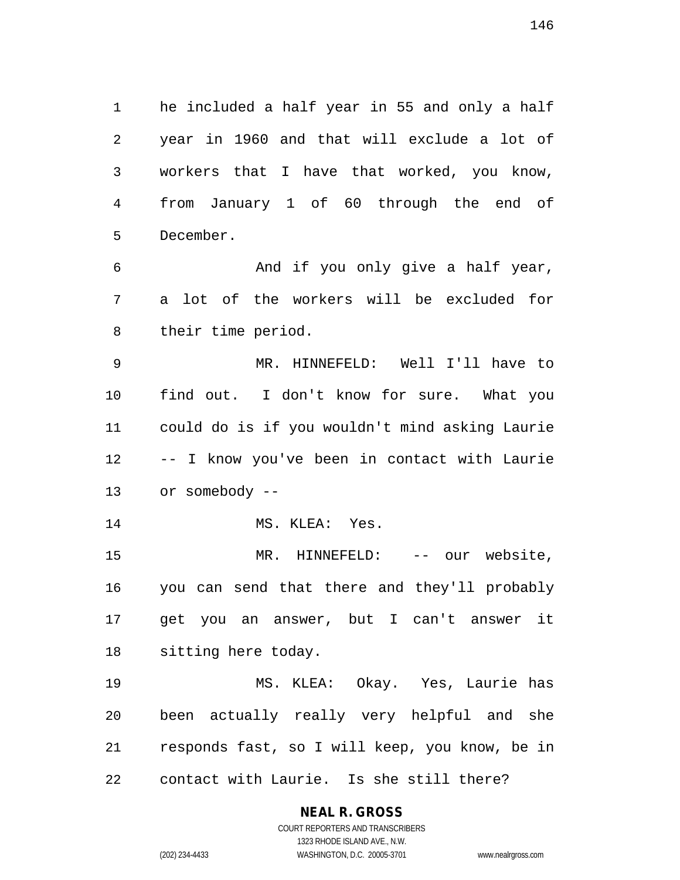he included a half year in 55 and only a half year in 1960 and that will exclude a lot of workers that I have that worked, you know, from January 1 of 60 through the end of December.

And if you only give a half year, a lot of the workers will be excluded for their time period.

MR. HINNEFELD: Well I'll have to find out. I don't know for sure. What you could do is if you wouldn't mind asking Laurie -- I know you've been in contact with Laurie or somebody --

MS. KLEA: Yes.

MR. HINNEFELD: -- our website, you can send that there and they'll probably get you an answer, but I can't answer it sitting here today.

MS. KLEA: Okay. Yes, Laurie has been actually really very helpful and she responds fast, so I will keep, you know, be in contact with Laurie. Is she still there?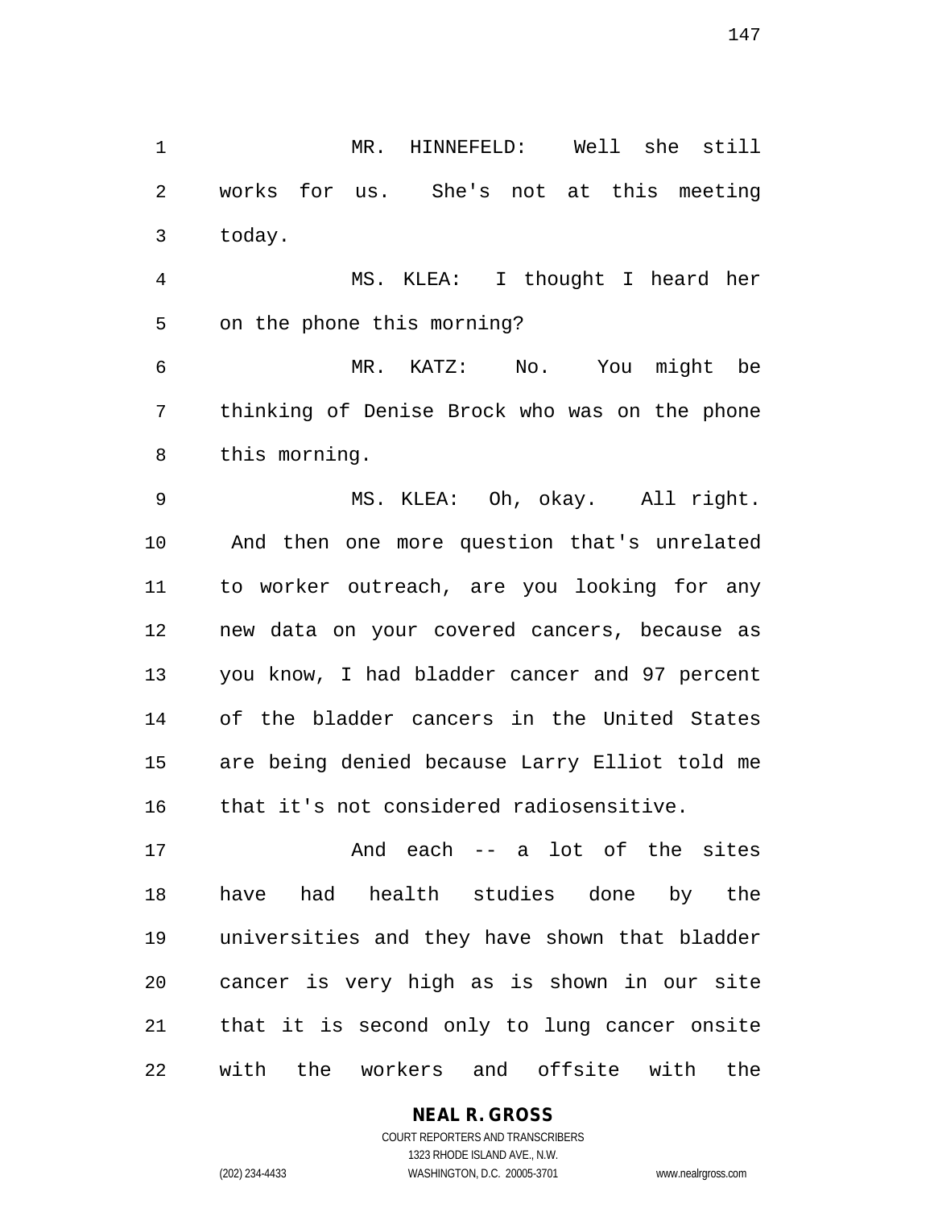MR. HINNEFELD: Well she still works for us. She's not at this meeting today.

MS. KLEA: I thought I heard her on the phone this morning?

MR. KATZ: No. You might be thinking of Denise Brock who was on the phone this morning.

MS. KLEA: Oh, okay. All right. And then one more question that's unrelated to worker outreach, are you looking for any new data on your covered cancers, because as you know, I had bladder cancer and 97 percent of the bladder cancers in the United States are being denied because Larry Elliot told me that it's not considered radiosensitive.

And each -- a lot of the sites have had health studies done by the universities and they have shown that bladder cancer is very high as is shown in our site that it is second only to lung cancer onsite with the workers and offsite with the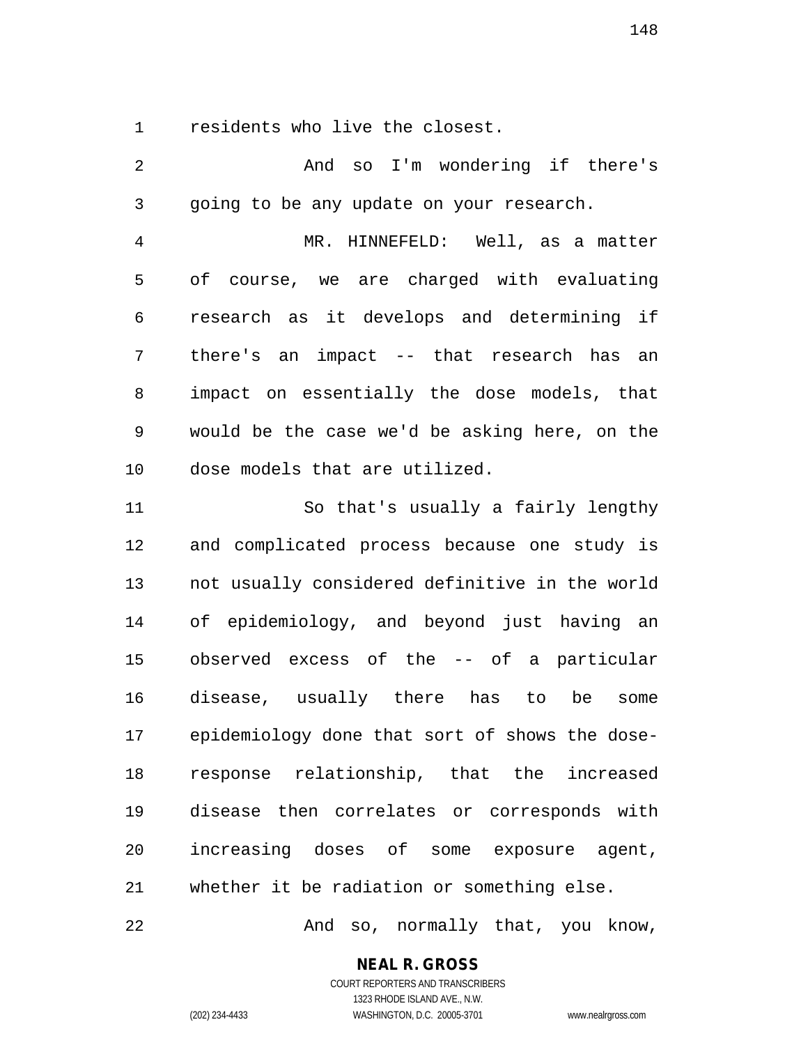residents who live the closest.

And so I'm wondering if there's going to be any update on your research.

MR. HINNEFELD: Well, as a matter of course, we are charged with evaluating research as it develops and determining if there's an impact -- that research has an impact on essentially the dose models, that would be the case we'd be asking here, on the dose models that are utilized.

So that's usually a fairly lengthy and complicated process because one study is not usually considered definitive in the world of epidemiology, and beyond just having an observed excess of the -- of a particular disease, usually there has to be some epidemiology done that sort of shows the dose-response relationship, that the increased disease then correlates or corresponds with increasing doses of some exposure agent, whether it be radiation or something else.

And so, normally that, you know,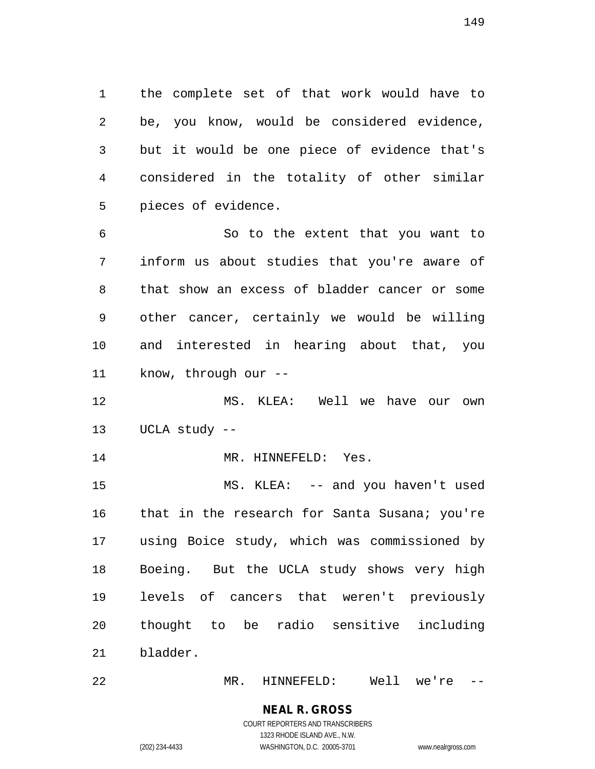the complete set of that work would have to be, you know, would be considered evidence, but it would be one piece of evidence that's considered in the totality of other similar pieces of evidence.

So to the extent that you want to inform us about studies that you're aware of that show an excess of bladder cancer or some other cancer, certainly we would be willing and interested in hearing about that, you know, through our --

MS. KLEA: Well we have our own UCLA study --

MR. HINNEFELD: Yes.

MS. KLEA: -- and you haven't used that in the research for Santa Susana; you're using Boice study, which was commissioned by Boeing. But the UCLA study shows very high levels of cancers that weren't previously thought to be radio sensitive including bladder.

MR. HINNEFELD: Well we're --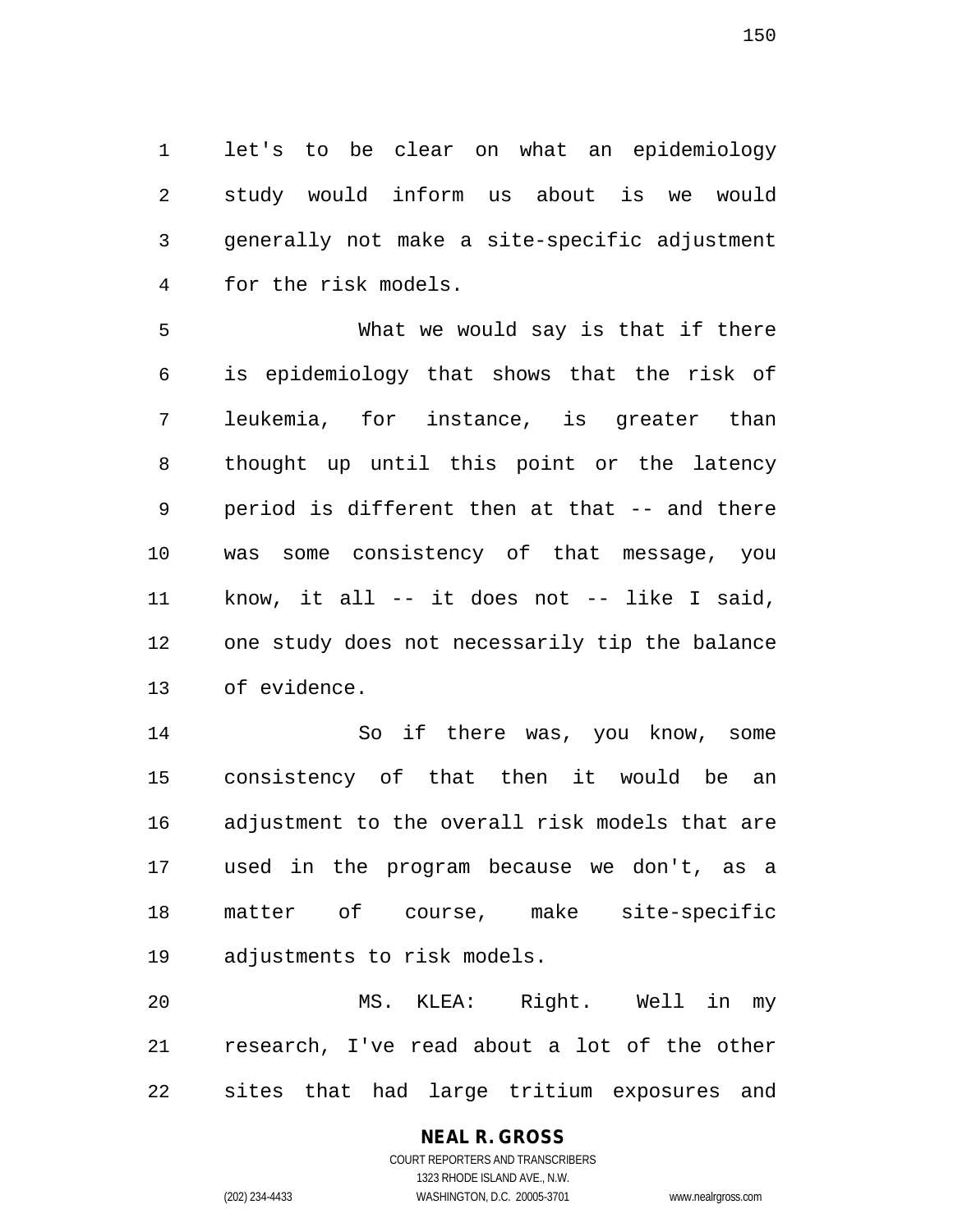let's to be clear on what an epidemiology study would inform us about is we would generally not make a site-specific adjustment for the risk models.

What we would say is that if there is epidemiology that shows that the risk of leukemia, for instance, is greater than thought up until this point or the latency period is different then at that -- and there was some consistency of that message, you know, it all -- it does not -- like I said, one study does not necessarily tip the balance of evidence.

So if there was, you know, some consistency of that then it would be an adjustment to the overall risk models that are used in the program because we don't, as a matter of course, make site-specific adjustments to risk models.

MS. KLEA: Right. Well in my research, I've read about a lot of the other sites that had large tritium exposures and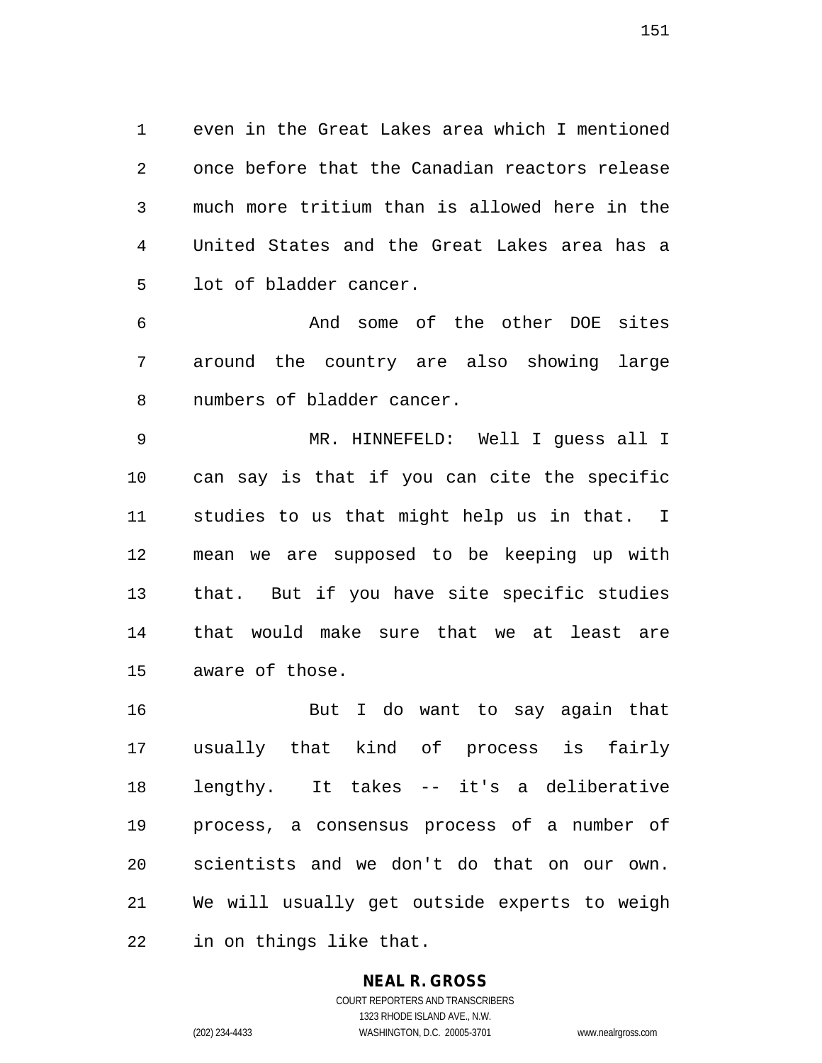even in the Great Lakes area which I mentioned once before that the Canadian reactors release much more tritium than is allowed here in the United States and the Great Lakes area has a lot of bladder cancer.

And some of the other DOE sites around the country are also showing large numbers of bladder cancer.

MR. HINNEFELD: Well I guess all I can say is that if you can cite the specific studies to us that might help us in that. I mean we are supposed to be keeping up with that. But if you have site specific studies that would make sure that we at least are aware of those.

But I do want to say again that usually that kind of process is fairly lengthy. It takes -- it's a deliberative process, a consensus process of a number of scientists and we don't do that on our own. We will usually get outside experts to weigh in on things like that.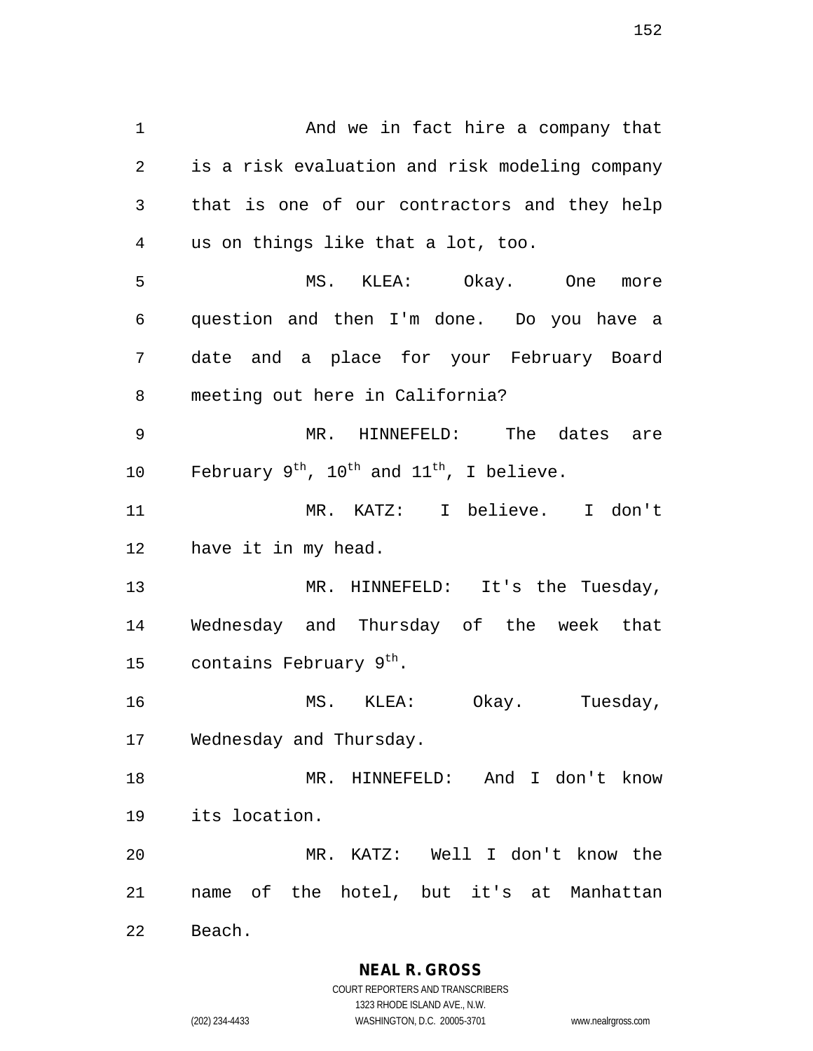And we in fact hire a company that is a risk evaluation and risk modeling company that is one of our contractors and they help us on things like that a lot, too.

MS. KLEA: Okay. One more question and then I'm done. Do you have a date and a place for your February Board meeting out here in California?

MR. HINNEFELD: The dates are February 9th, 10th and 11th, I believe.

MR. KATZ: I believe. I don't have it in my head.

MR. HINNEFELD: It's the Tuesday, Wednesday and Thursday of the week that contains February 9th.

MS. KLEA: Okay. Tuesday, Wednesday and Thursday.

MR. HINNEFELD: And I don't know its location.

MR. KATZ: Well I don't know the name of the hotel, but it's at Manhattan Beach.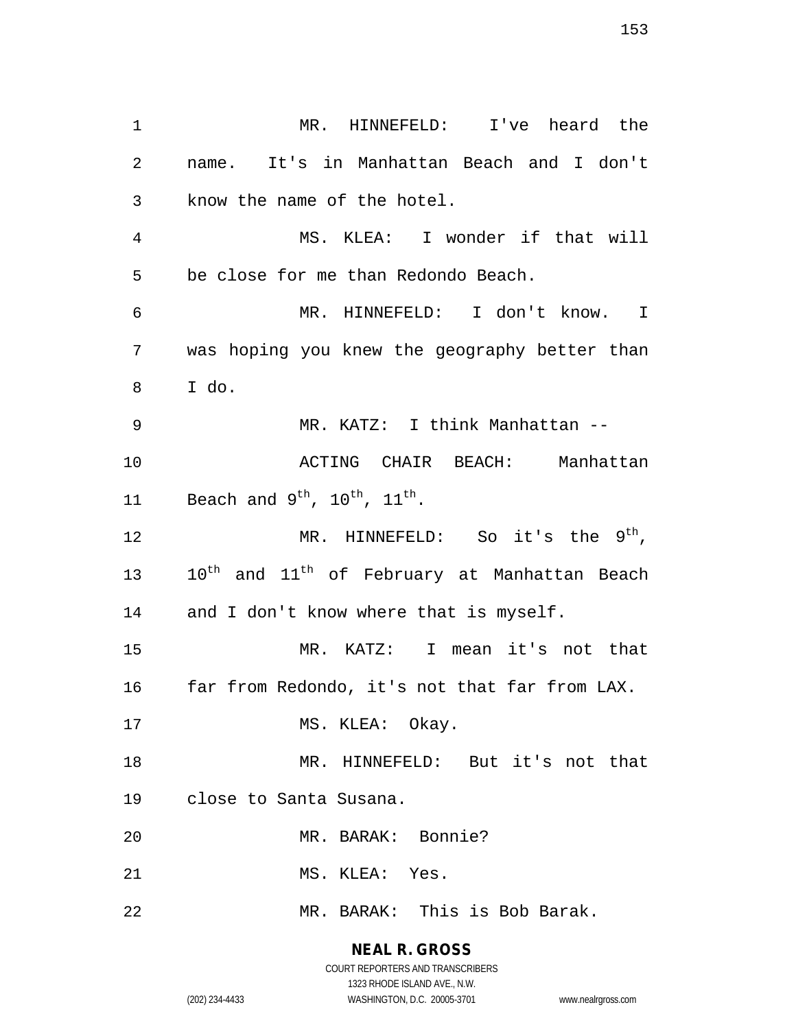MR. HINNEFELD: I've heard the name. It's in Manhattan Beach and I don't know the name of the hotel.

MS. KLEA: I wonder if that will be close for me than Redondo Beach.

MR. HINNEFELD: I don't know. I was hoping you knew the geography better than I do.

MR. KATZ: I think Manhattan --

ACTING CHAIR BEACH: Manhattan Beach and $9^{th}$, $10^{th}$, $11^{th}$.

MR. HINNEFELD: So it's the $9^{th}$, $10^{th}$ and $11^{th}$ of February at Manhattan Beach and I don't know where that is myself.

MR. KATZ: I mean it's not that far from Redondo, it's not that far from LAX.

MS. KLEA: Okay.

MR. HINNEFELD: But it's not that close to Santa Susana.

MR. BARAK: Bonnie?

MS. KLEA: Yes.

MR. BARAK: This is Bob Barak.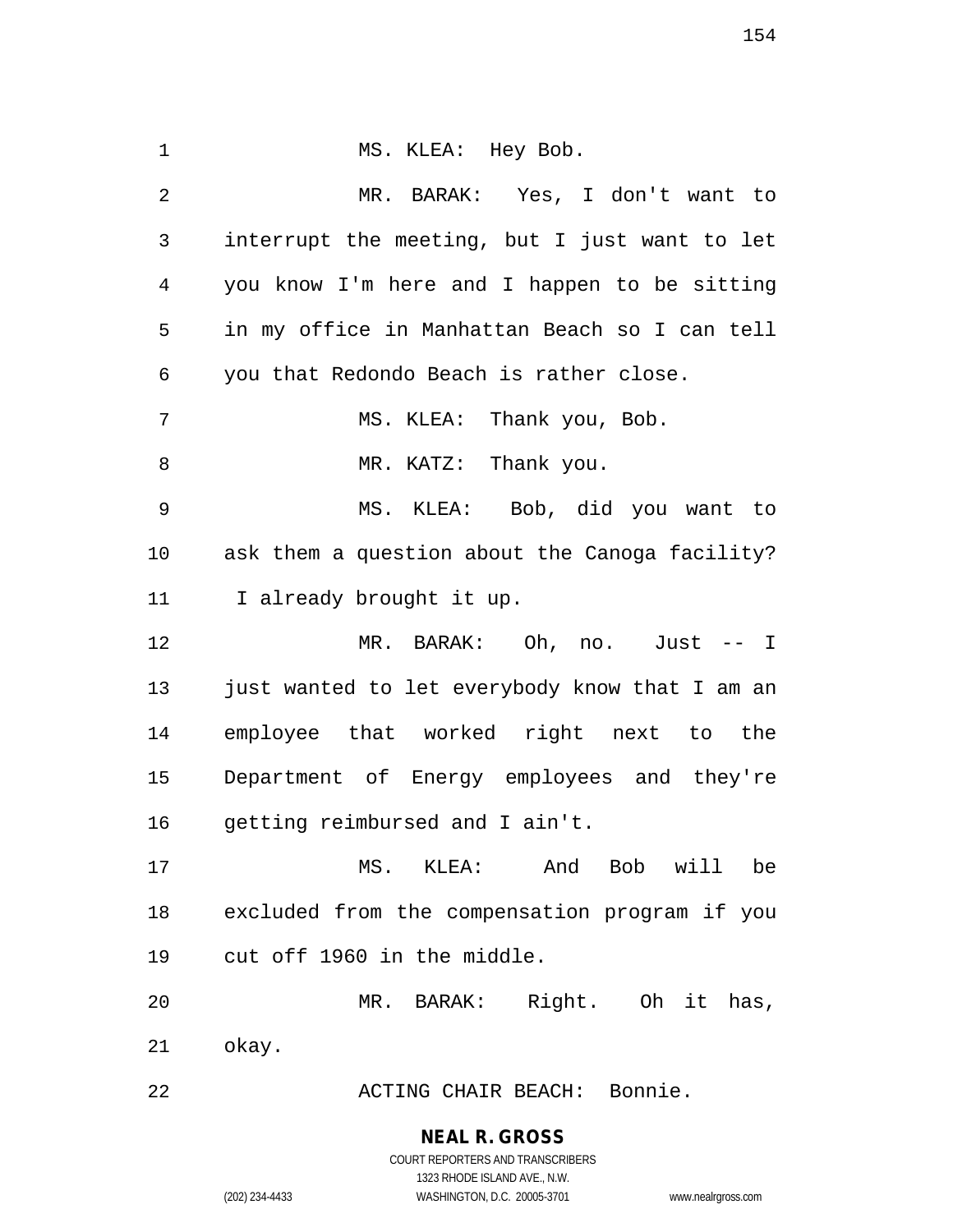MS. KLEA: Hey Bob.

MR. BARAK: Yes, I don't want to interrupt the meeting, but I just want to let you know I'm here and I happen to be sitting in my office in Manhattan Beach so I can tell you that Redondo Beach is rather close.

MS. KLEA: Thank you, Bob.

MR. KATZ: Thank you.

MS. KLEA: Bob, did you want to ask them a question about the Canoga facility? I already brought it up.

MR. BARAK: Oh, no. Just -- I just wanted to let everybody know that I am an employee that worked right next to the Department of Energy employees and they're getting reimbursed and I ain't.

MS. KLEA: And Bob will be excluded from the compensation program if you cut off 1960 in the middle.

MR. BARAK: Right. Oh it has, okay.

ACTING CHAIR BEACH: Bonnie.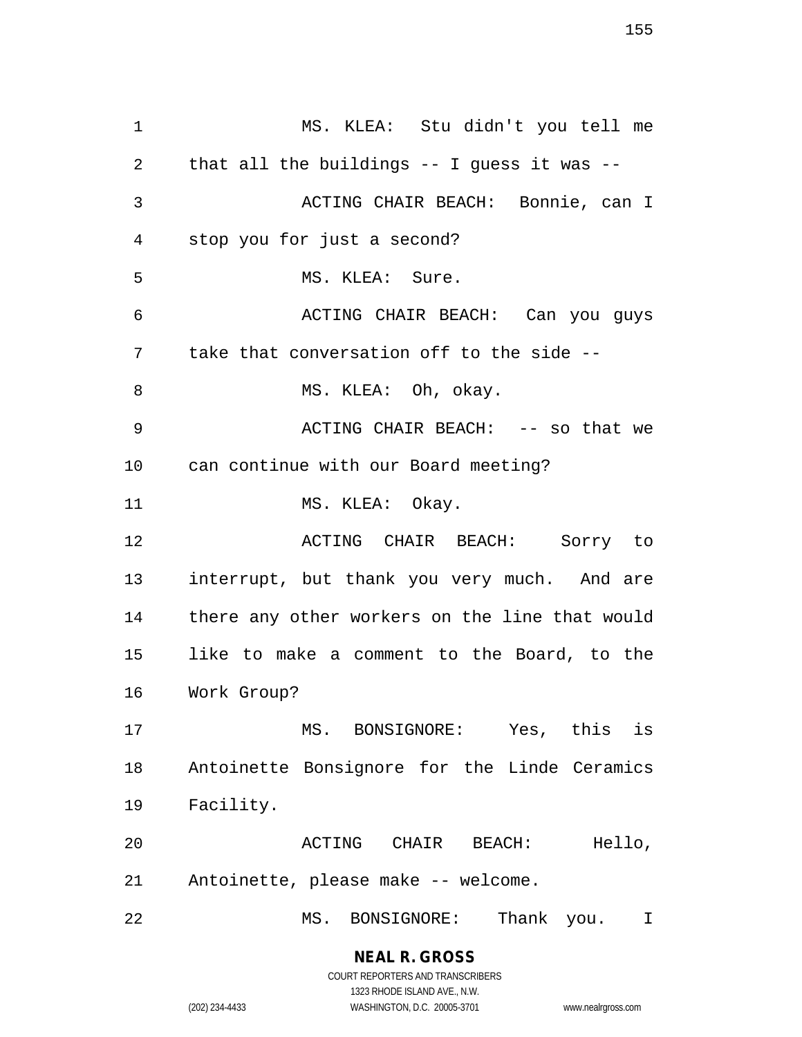MS. KLEA: Stu didn't you tell me that all the buildings -- I guess it was --

ACTING CHAIR BEACH: Bonnie, can I stop you for just a second?

MS. KLEA: Sure.

ACTING CHAIR BEACH: Can you guys take that conversation off to the side --

MS. KLEA: Oh, okay.

ACTING CHAIR BEACH: -- so that we can continue with our Board meeting?

MS. KLEA: Okay.

ACTING CHAIR BEACH: Sorry to interrupt, but thank you very much. And are there any other workers on the line that would like to make a comment to the Board, to the Work Group?

MS. BONSIGNORE: Yes, this is Antoinette Bonsignore for the Linde Ceramics Facility.

ACTING CHAIR BEACH: Hello, Antoinette, please make -- welcome.

MS. BONSIGNORE: Thank you. I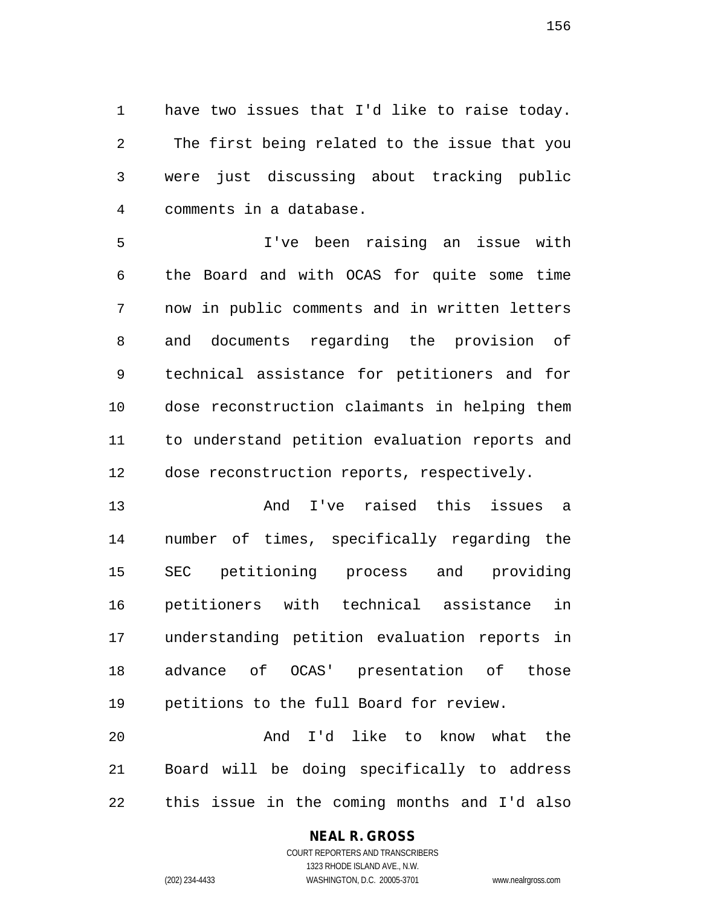have two issues that I'd like to raise today. The first being related to the issue that you were just discussing about tracking public comments in a database.

I've been raising an issue with the Board and with OCAS for quite some time now in public comments and in written letters and documents regarding the provision of technical assistance for petitioners and for dose reconstruction claimants in helping them to understand petition evaluation reports and dose reconstruction reports, respectively.

And I've raised this issues a number of times, specifically regarding the SEC petitioning process and providing petitioners with technical assistance in understanding petition evaluation reports in advance of OCAS' presentation of those petitions to the full Board for review.

And I'd like to know what the Board will be doing specifically to address this issue in the coming months and I'd also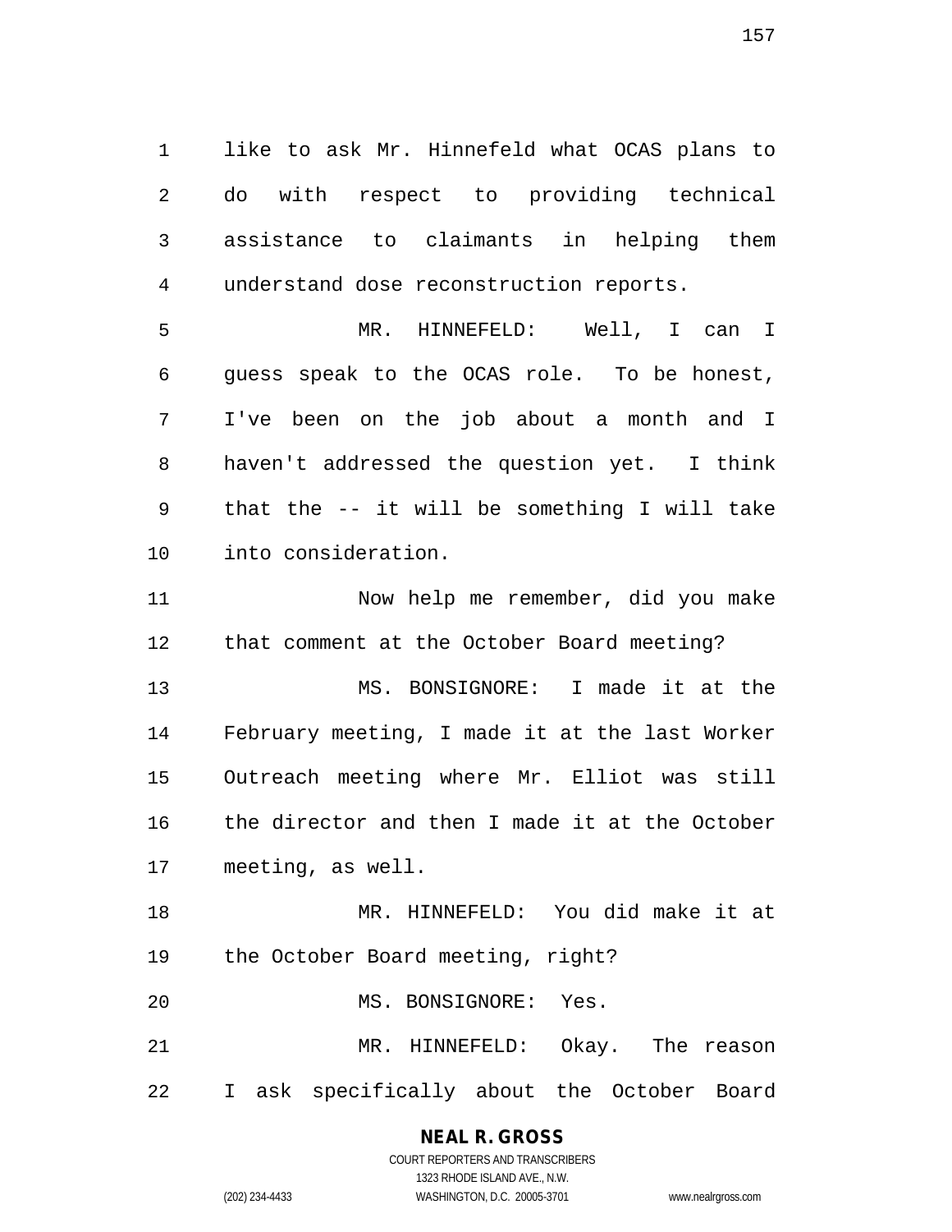like to ask Mr. Hinnefeld what OCAS plans to do with respect to providing technical assistance to claimants in helping them understand dose reconstruction reports.

MR. HINNEFELD: Well, I can I guess speak to the OCAS role. To be honest, I've been on the job about a month and I haven't addressed the question yet. I think that the -- it will be something I will take into consideration.

Now help me remember, did you make that comment at the October Board meeting?

MS. BONSIGNORE: I made it at the February meeting, I made it at the last Worker Outreach meeting where Mr. Elliot was still the director and then I made it at the October meeting, as well.

MR. HINNEFELD: You did make it at the October Board meeting, right?

MS. BONSIGNORE: Yes.

MR. HINNEFELD: Okay. The reason I ask specifically about the October Board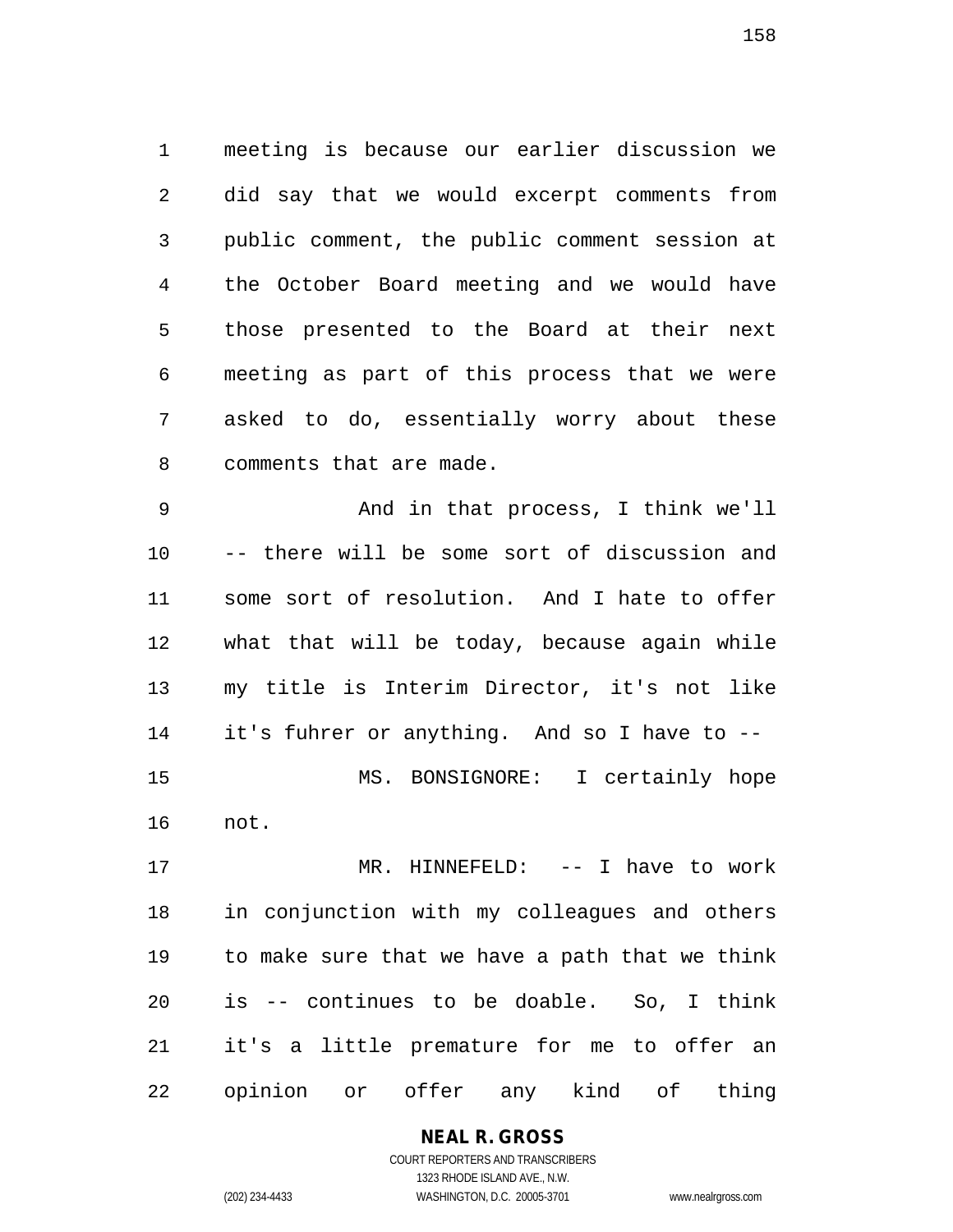meeting is because our earlier discussion we did say that we would excerpt comments from public comment, the public comment session at the October Board meeting and we would have those presented to the Board at their next meeting as part of this process that we were asked to do, essentially worry about these comments that are made.

And in that process, I think we'll -- there will be some sort of discussion and some sort of resolution. And I hate to offer what that will be today, because again while my title is Interim Director, it's not like it's fuhrer or anything. And so I have to --

MS. BONSIGNORE: I certainly hope not.

MR. HINNEFELD: -- I have to work in conjunction with my colleagues and others to make sure that we have a path that we think is -- continues to be doable. So, I think it's a little premature for me to offer an opinion or offer any kind of thing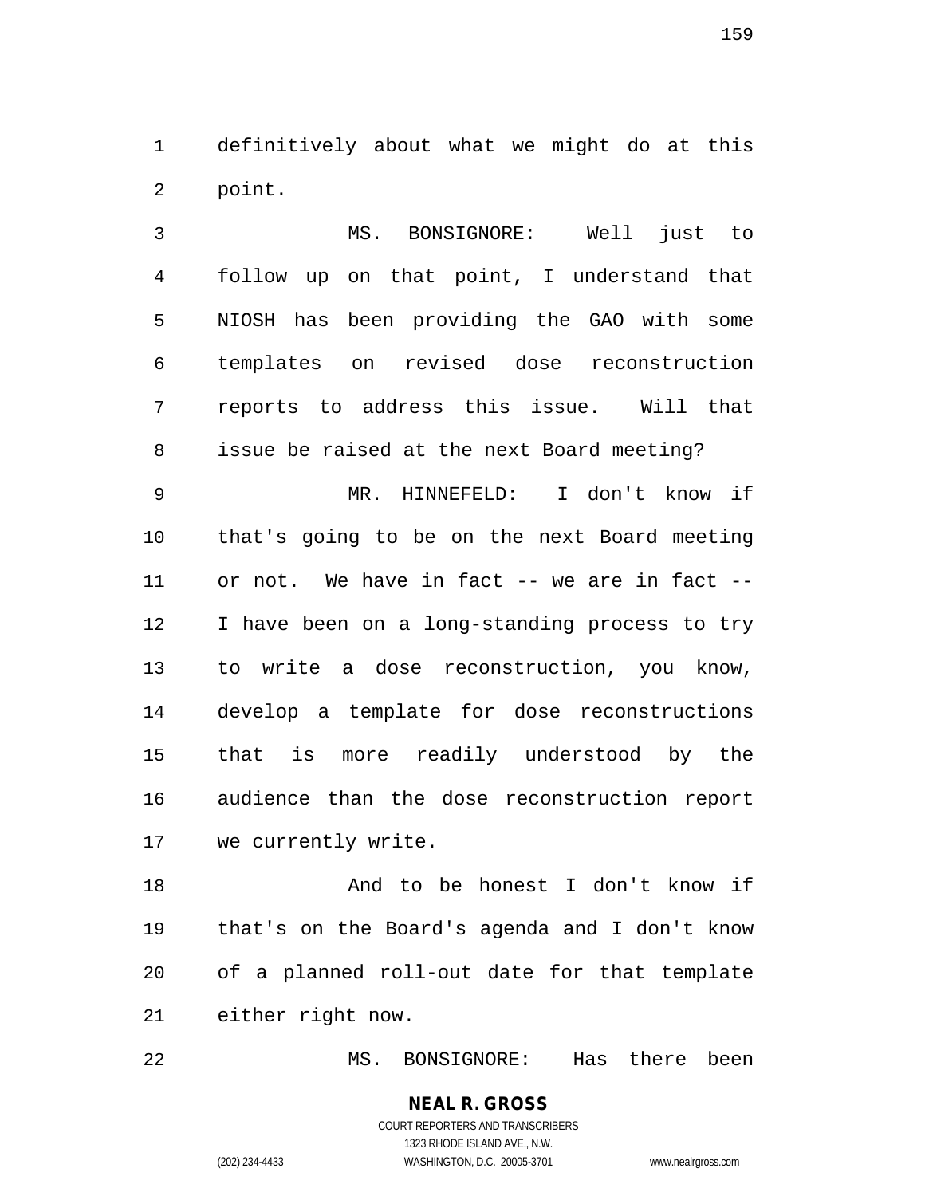definitively about what we might do at this point.

MS. BONSIGNORE: Well just to follow up on that point, I understand that NIOSH has been providing the GAO with some templates on revised dose reconstruction reports to address this issue. Will that issue be raised at the next Board meeting?

MR. HINNEFELD: I don't know if that's going to be on the next Board meeting or not. We have in fact -- we are in fact -- I have been on a long-standing process to try to write a dose reconstruction, you know, develop a template for dose reconstructions that is more readily understood by the audience than the dose reconstruction report we currently write.

And to be honest I don't know if that's on the Board's agenda and I don't know of a planned roll-out date for that template either right now.

MS. BONSIGNORE: Has there been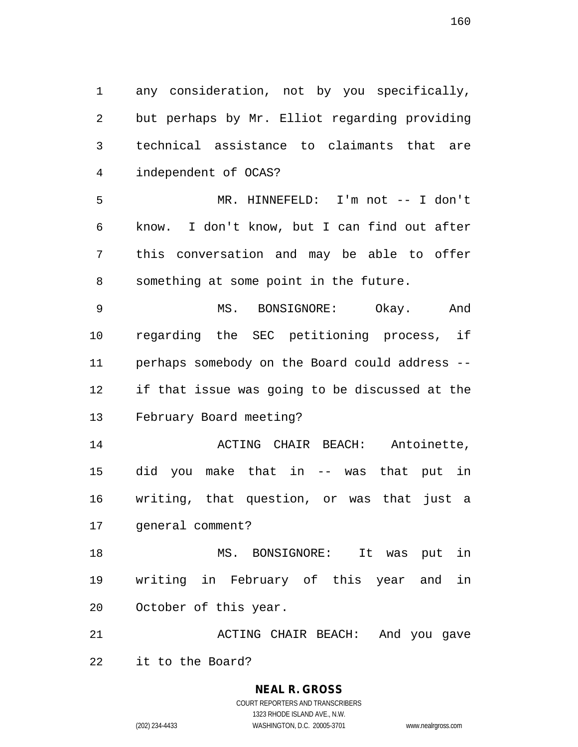any consideration, not by you specifically, but perhaps by Mr. Elliot regarding providing technical assistance to claimants that are independent of OCAS?

MR. HINNEFELD: I'm not -- I don't know. I don't know, but I can find out after this conversation and may be able to offer something at some point in the future.

MS. BONSIGNORE: Okay. And regarding the SEC petitioning process, if perhaps somebody on the Board could address -- if that issue was going to be discussed at the February Board meeting?

ACTING CHAIR BEACH: Antoinette, did you make that in -- was that put in writing, that question, or was that just a general comment?

MS. BONSIGNORE: It was put in writing in February of this year and in October of this year.

ACTING CHAIR BEACH: And you gave it to the Board?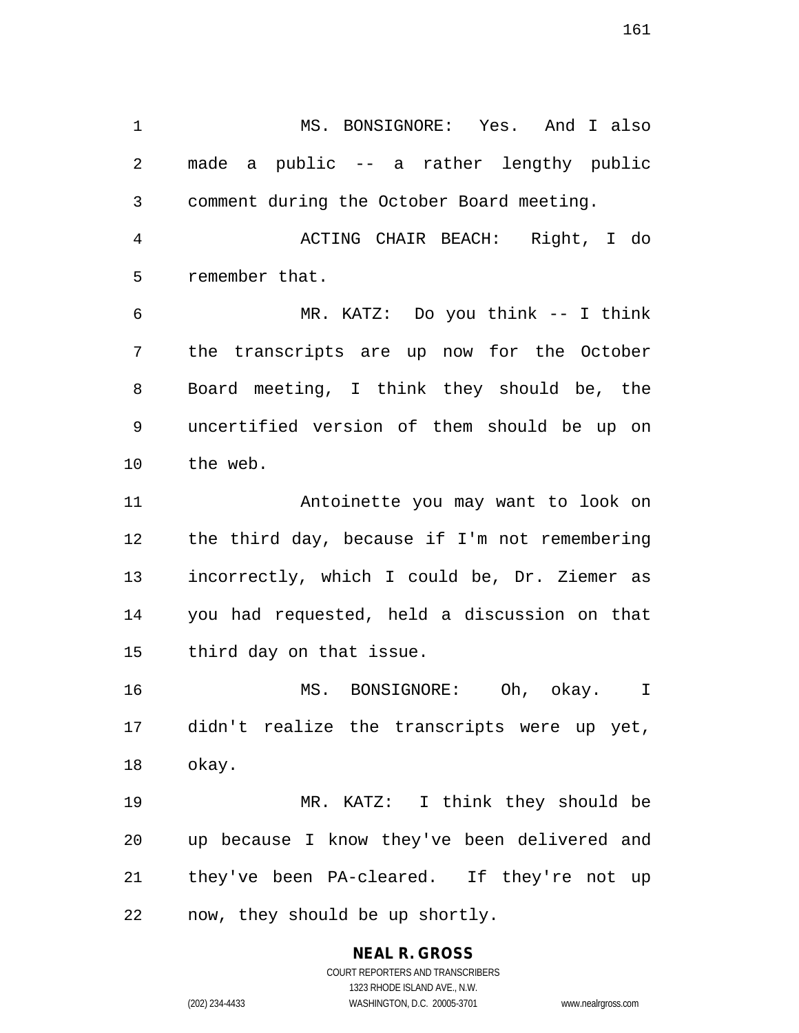MS. BONSIGNORE: Yes. And I also made a public -- a rather lengthy public comment during the October Board meeting.

ACTING CHAIR BEACH: Right, I do remember that.

MR. KATZ: Do you think -- I think the transcripts are up now for the October Board meeting, I think they should be, the uncertified version of them should be up on the web.

Antoinette you may want to look on the third day, because if I'm not remembering incorrectly, which I could be, Dr. Ziemer as you had requested, held a discussion on that third day on that issue.

MS. BONSIGNORE: Oh, okay. I didn't realize the transcripts were up yet, okay.

MR. KATZ: I think they should be up because I know they've been delivered and they've been PA-cleared. If they're not up now, they should be up shortly.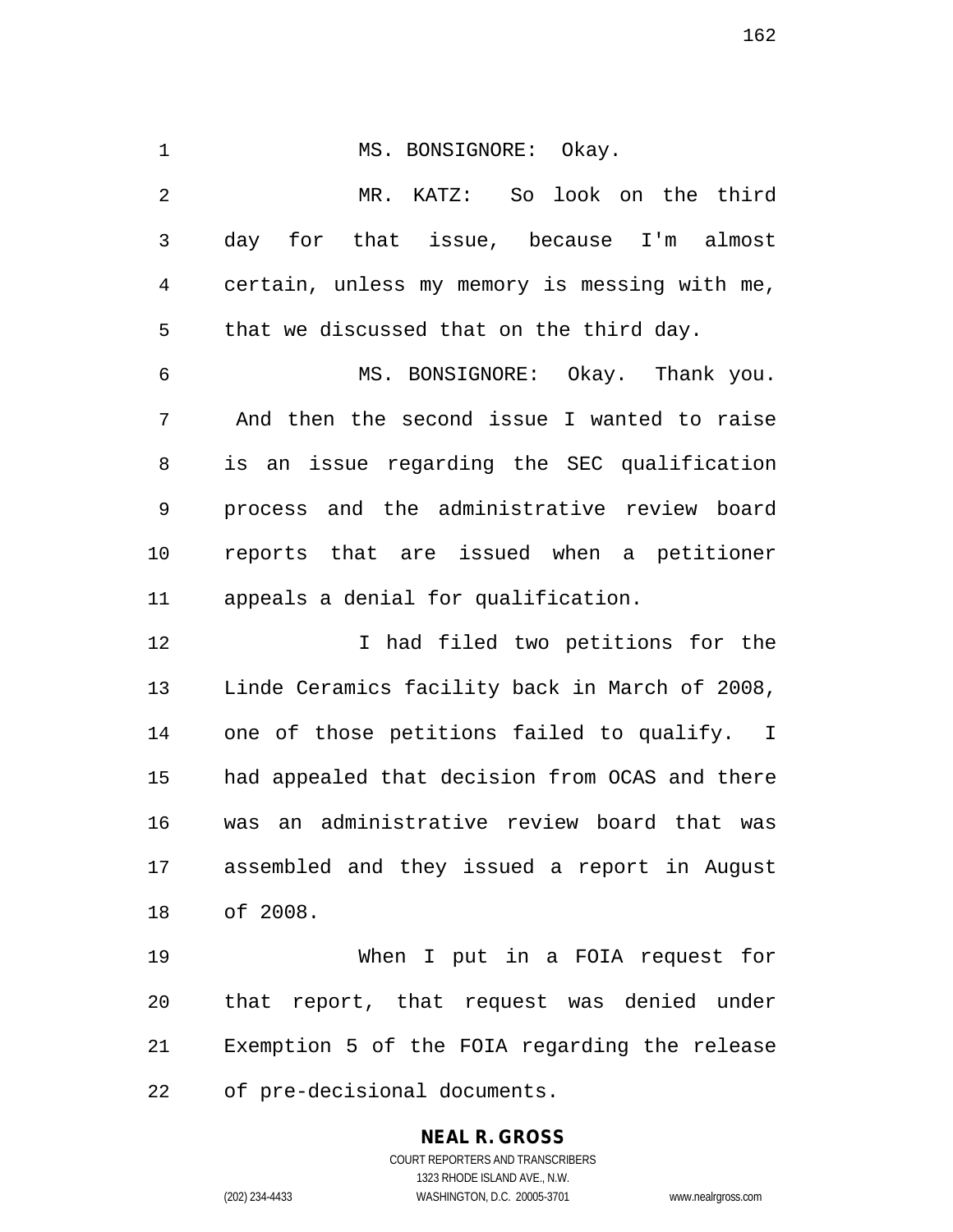MS. BONSIGNORE: Okay.

MR. KATZ: So look on the third day for that issue, because I'm almost certain, unless my memory is messing with me, that we discussed that on the third day.

MS. BONSIGNORE: Okay. Thank you. And then the second issue I wanted to raise is an issue regarding the SEC qualification process and the administrative review board reports that are issued when a petitioner appeals a denial for qualification.

I had filed two petitions for the Linde Ceramics facility back in March of 2008, one of those petitions failed to qualify. I had appealed that decision from OCAS and there was an administrative review board that was assembled and they issued a report in August of 2008.

When I put in a FOIA request for that report, that request was denied under Exemption 5 of the FOIA regarding the release of pre-decisional documents.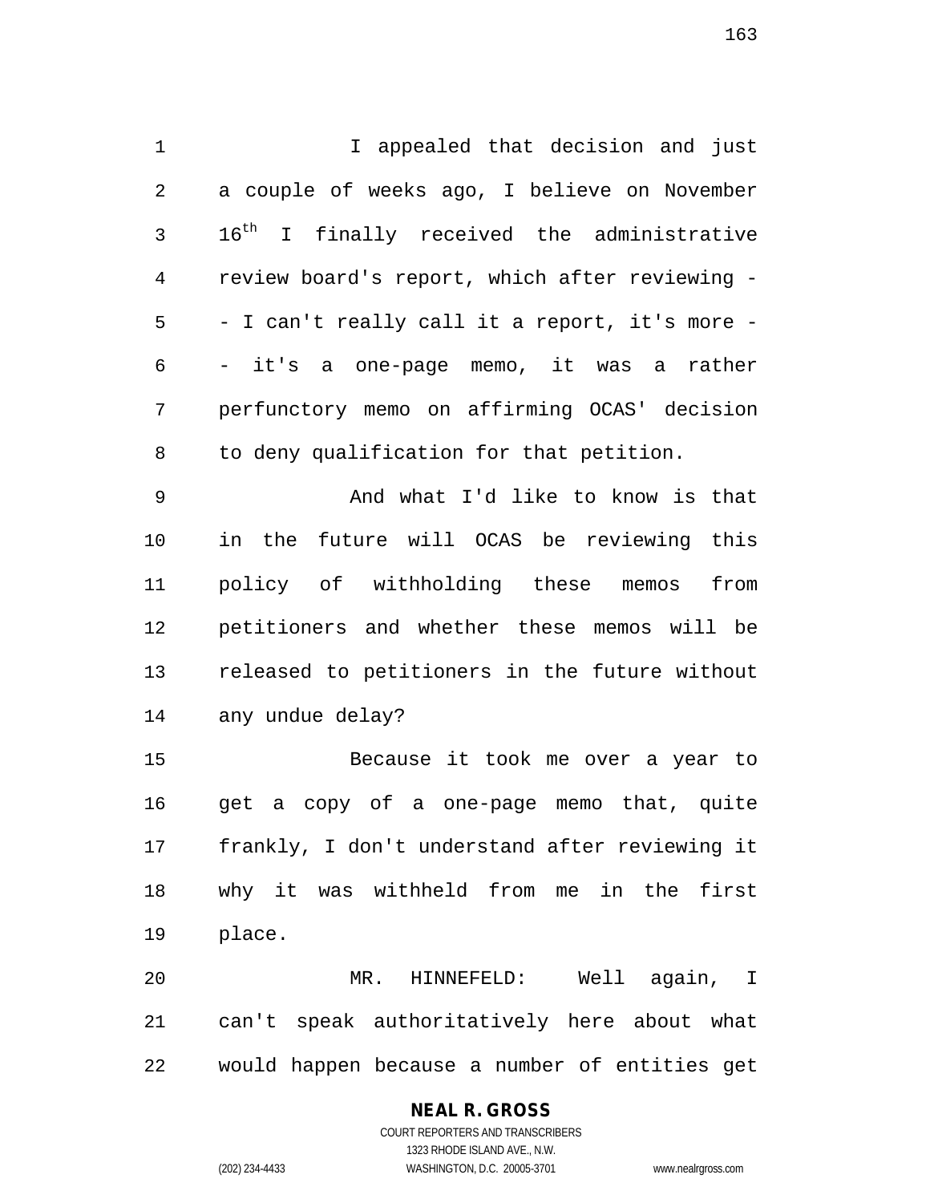I appealed that decision and just a couple of weeks ago, I believe on November 16th I finally received the administrative review board's report, which after reviewing -- I can't really call it a report, it's more -- it's a one-page memo, it was a rather perfunctory memo on affirming OCAS' decision to deny qualification for that petition.

And what I'd like to know is that in the future will OCAS be reviewing this policy of withholding these memos from petitioners and whether these memos will be released to petitioners in the future without any undue delay?

Because it took me over a year to get a copy of a one-page memo that, quite frankly, I don't understand after reviewing it why it was withheld from me in the first place.

MR. HINNEFELD: Well again, I can't speak authoritatively here about what would happen because a number of entities get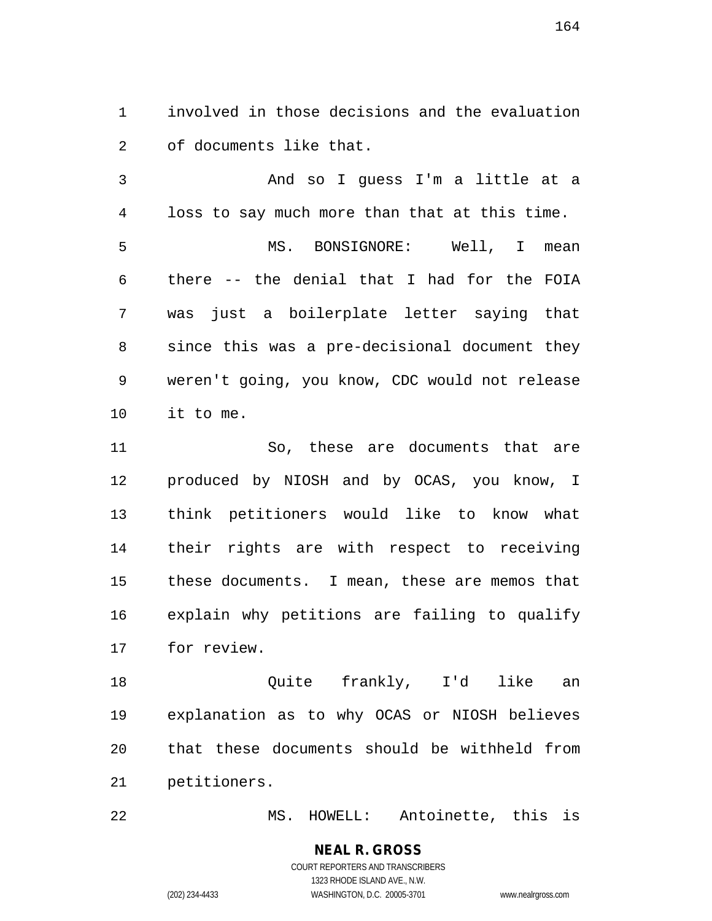involved in those decisions and the evaluation of documents like that.

And so I guess I'm a little at a loss to say much more than that at this time.

MS. BONSIGNORE: Well, I mean there -- the denial that I had for the FOIA was just a boilerplate letter saying that since this was a pre-decisional document they weren't going, you know, CDC would not release it to me.

So, these are documents that are produced by NIOSH and by OCAS, you know, I think petitioners would like to know what their rights are with respect to receiving these documents. I mean, these are memos that explain why petitions are failing to qualify for review.

Quite frankly, I'd like an explanation as to why OCAS or NIOSH believes that these documents should be withheld from petitioners.

MS. HOWELL: Antoinette, this is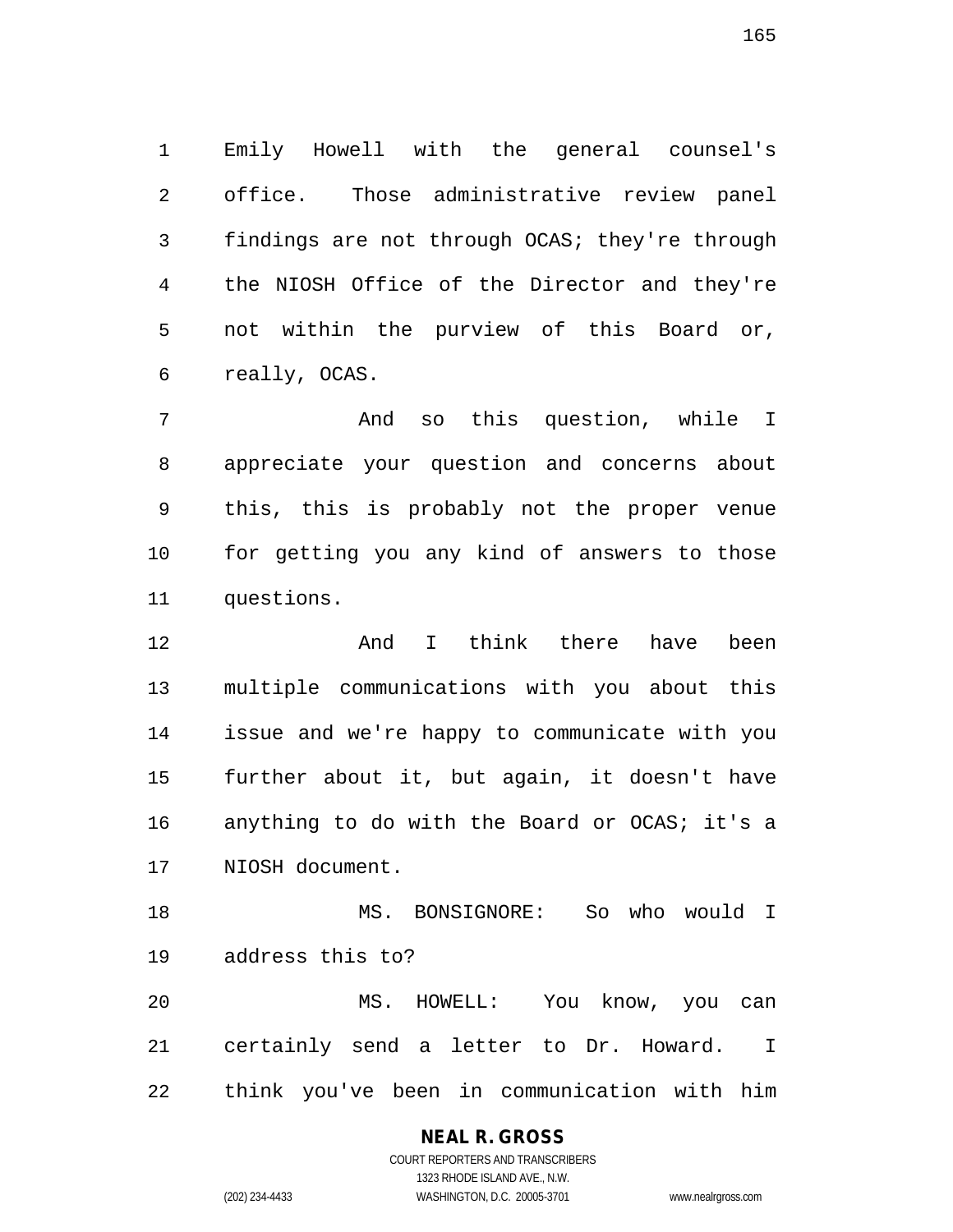Emily Howell with the general counsel's office. Those administrative review panel findings are not through OCAS; they're through the NIOSH Office of the Director and they're not within the purview of this Board or, really, OCAS.

And so this question, while I appreciate your question and concerns about this, this is probably not the proper venue for getting you any kind of answers to those questions.

And I think there have been multiple communications with you about this issue and we're happy to communicate with you further about it, but again, it doesn't have anything to do with the Board or OCAS; it's a NIOSH document.

MS. BONSIGNORE: So who would I address this to?

MS. HOWELL: You know, you can certainly send a letter to Dr. Howard. I think you've been in communication with him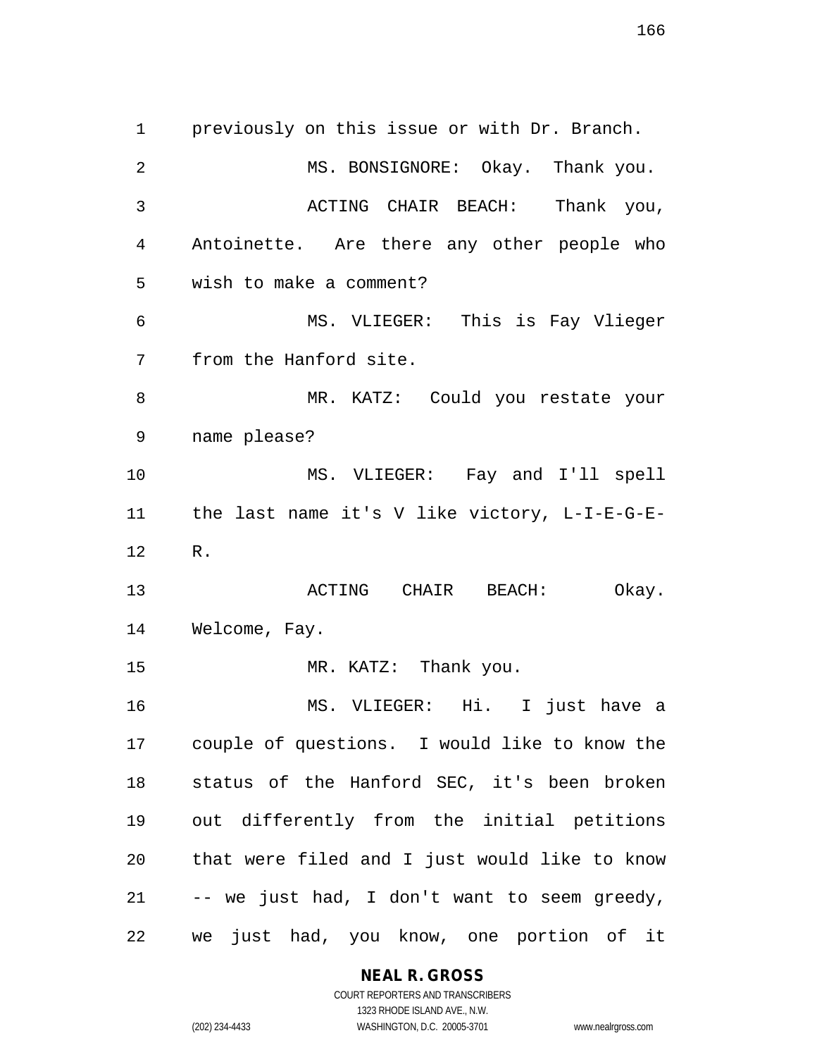previously on this issue or with Dr. Branch.

MS. BONSIGNORE: Okay. Thank you.

ACTING CHAIR BEACH: Thank you, Antoinette. Are there any other people who wish to make a comment?

MS. VLIEGER: This is Fay Vlieger from the Hanford site.

MR. KATZ: Could you restate your name please?

MS. VLIEGER: Fay and I'll spell the last name it's V like victory, L-I-E-G-E-R.

ACTING CHAIR BEACH: Okay. Welcome, Fay.

MR. KATZ: Thank you.

MS. VLIEGER: Hi. I just have a couple of questions. I would like to know the status of the Hanford SEC, it's been broken out differently from the initial petitions that were filed and I just would like to know -- we just had, I don't want to seem greedy, we just had, you know, one portion of it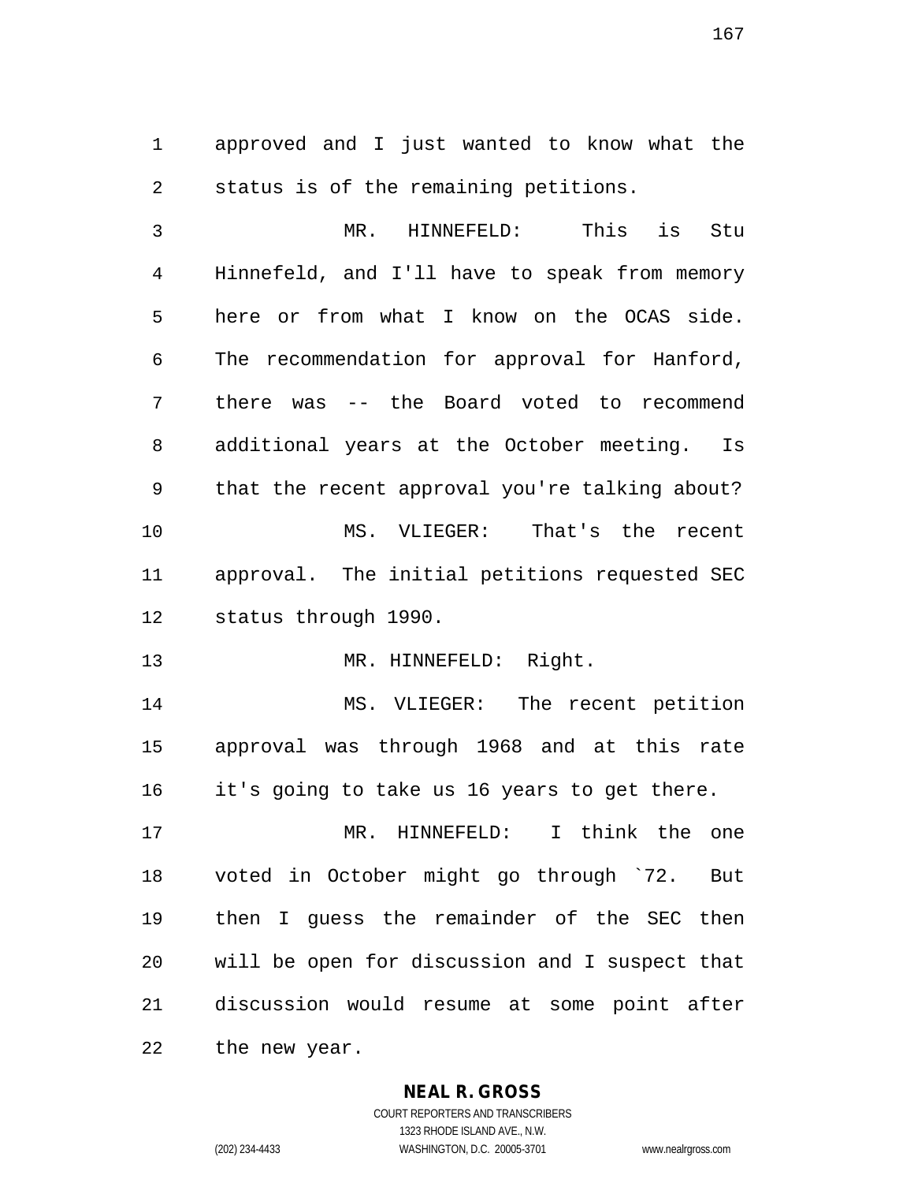approved and I just wanted to know what the status is of the remaining petitions.

MR. HINNEFELD: This is Stu Hinnefeld, and I'll have to speak from memory here or from what I know on the OCAS side. The recommendation for approval for Hanford, there was -- the Board voted to recommend additional years at the October meeting. Is that the recent approval you're talking about?

MS. VLIEGER: That's the recent approval. The initial petitions requested SEC status through 1990.

MR. HINNEFELD: Right.

MS. VLIEGER: The recent petition approval was through 1968 and at this rate it's going to take us 16 years to get there.

MR. HINNEFELD: I think the one voted in October might go through `72. But then I guess the remainder of the SEC then will be open for discussion and I suspect that discussion would resume at some point after the new year.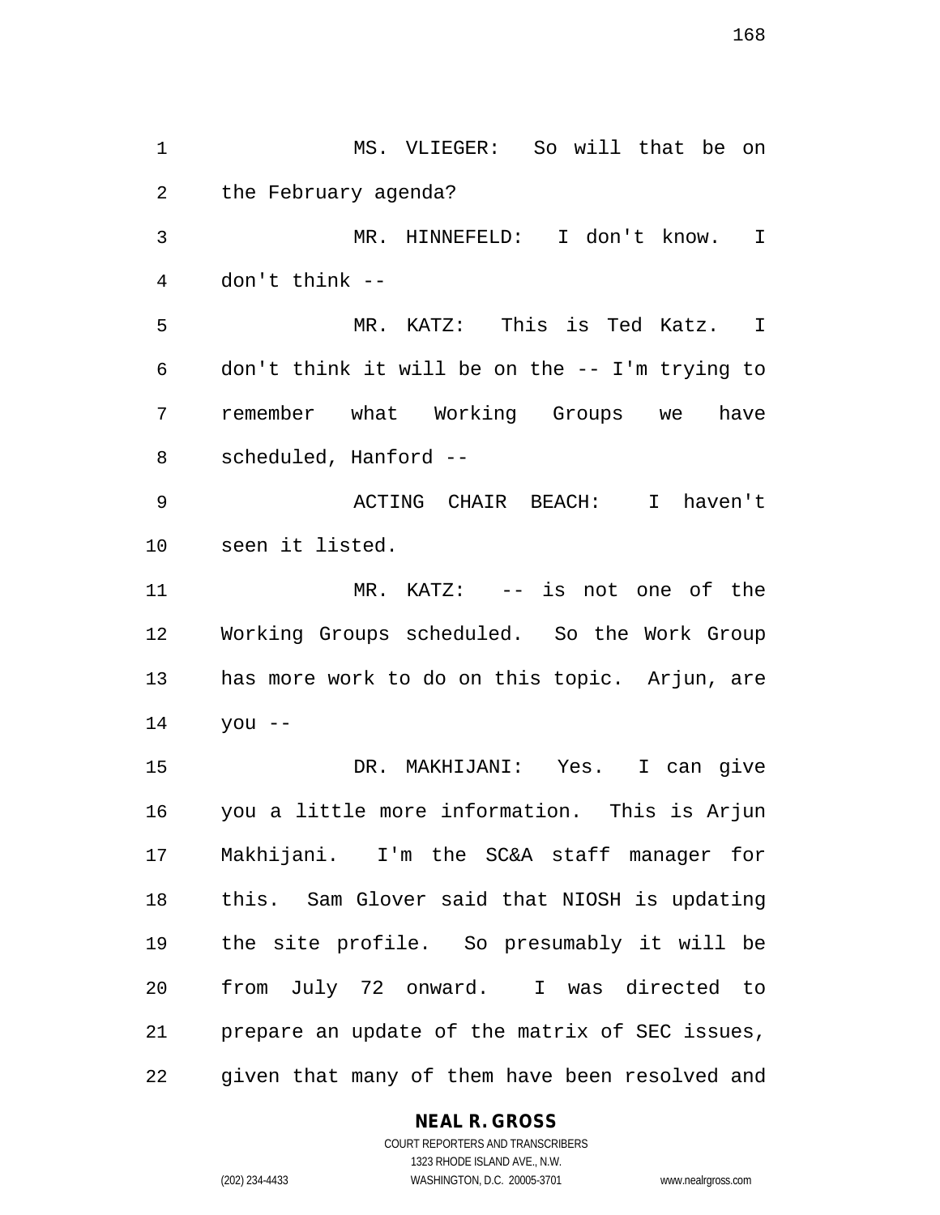MS. VLIEGER: So will that be on the February agenda?

MR. HINNEFELD: I don't know. I don't think --

MR. KATZ: This is Ted Katz. I don't think it will be on the -- I'm trying to remember what Working Groups we have scheduled, Hanford --

ACTING CHAIR BEACH: I haven't seen it listed.

MR. KATZ: -- is not one of the Working Groups scheduled. So the Work Group has more work to do on this topic. Arjun, are you --

DR. MAKHIJANI: Yes. I can give you a little more information. This is Arjun Makhijani. I'm the SC&A staff manager for this. Sam Glover said that NIOSH is updating the site profile. So presumably it will be from July 72 onward. I was directed to prepare an update of the matrix of SEC issues, given that many of them have been resolved and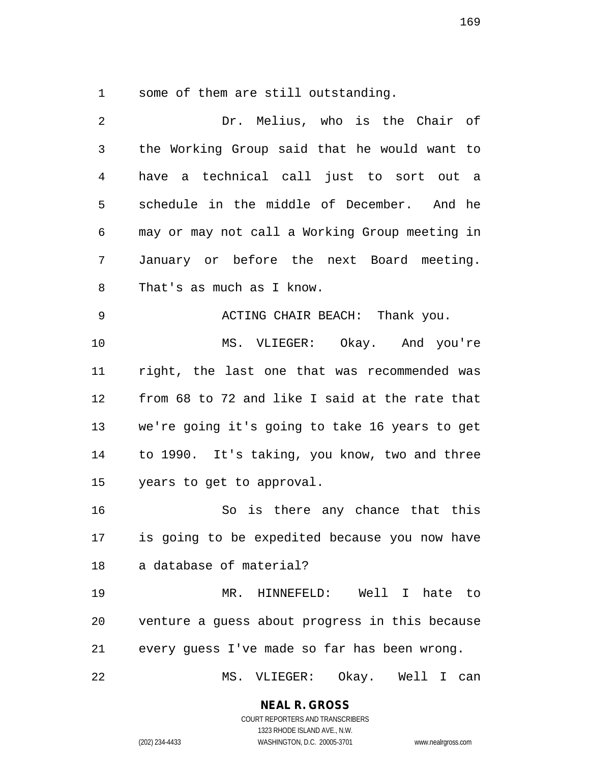some of them are still outstanding.

Dr. Melius, who is the Chair of the Working Group said that he would want to have a technical call just to sort out a schedule in the middle of December. And he may or may not call a Working Group meeting in January or before the next Board meeting. That's as much as I know.

ACTING CHAIR BEACH: Thank you.

MS. VLIEGER: Okay. And you're right, the last one that was recommended was from 68 to 72 and like I said at the rate that we're going it's going to take 16 years to get to 1990. It's taking, you know, two and three years to get to approval.

So is there any chance that this is going to be expedited because you now have a database of material?

MR. HINNEFELD: Well I hate to venture a guess about progress in this because every guess I've made so far has been wrong.

MS. VLIEGER: Okay. Well I can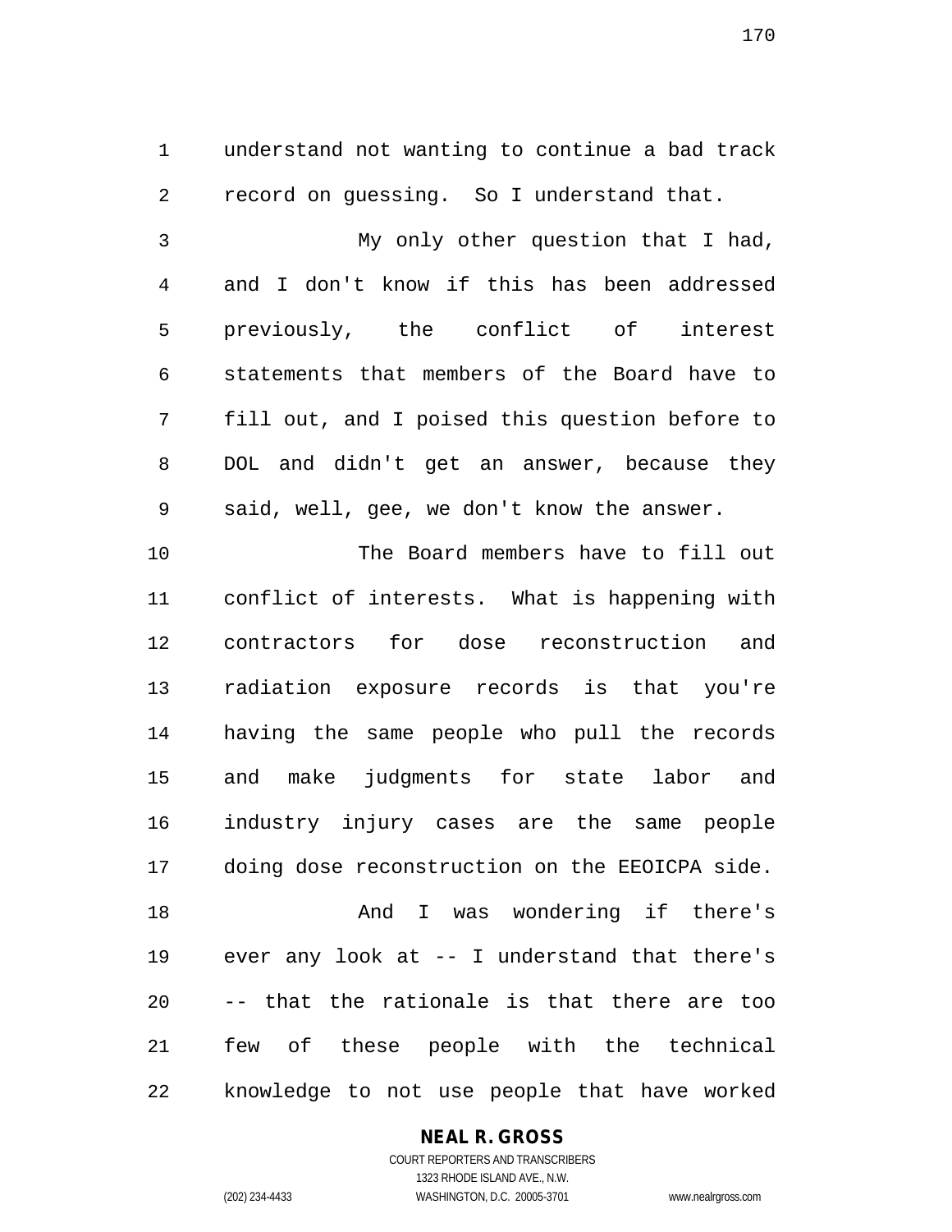understand not wanting to continue a bad track record on guessing. So I understand that.

My only other question that I had, and I don't know if this has been addressed previously, the conflict of interest statements that members of the Board have to fill out, and I poised this question before to DOL and didn't get an answer, because they said, well, gee, we don't know the answer.

The Board members have to fill out conflict of interests. What is happening with contractors for dose reconstruction and radiation exposure records is that you're having the same people who pull the records and make judgments for state labor and industry injury cases are the same people doing dose reconstruction on the EEOICPA side.

And I was wondering if there's ever any look at -- I understand that there's -- that the rationale is that there are too few of these people with the technical knowledge to not use people that have worked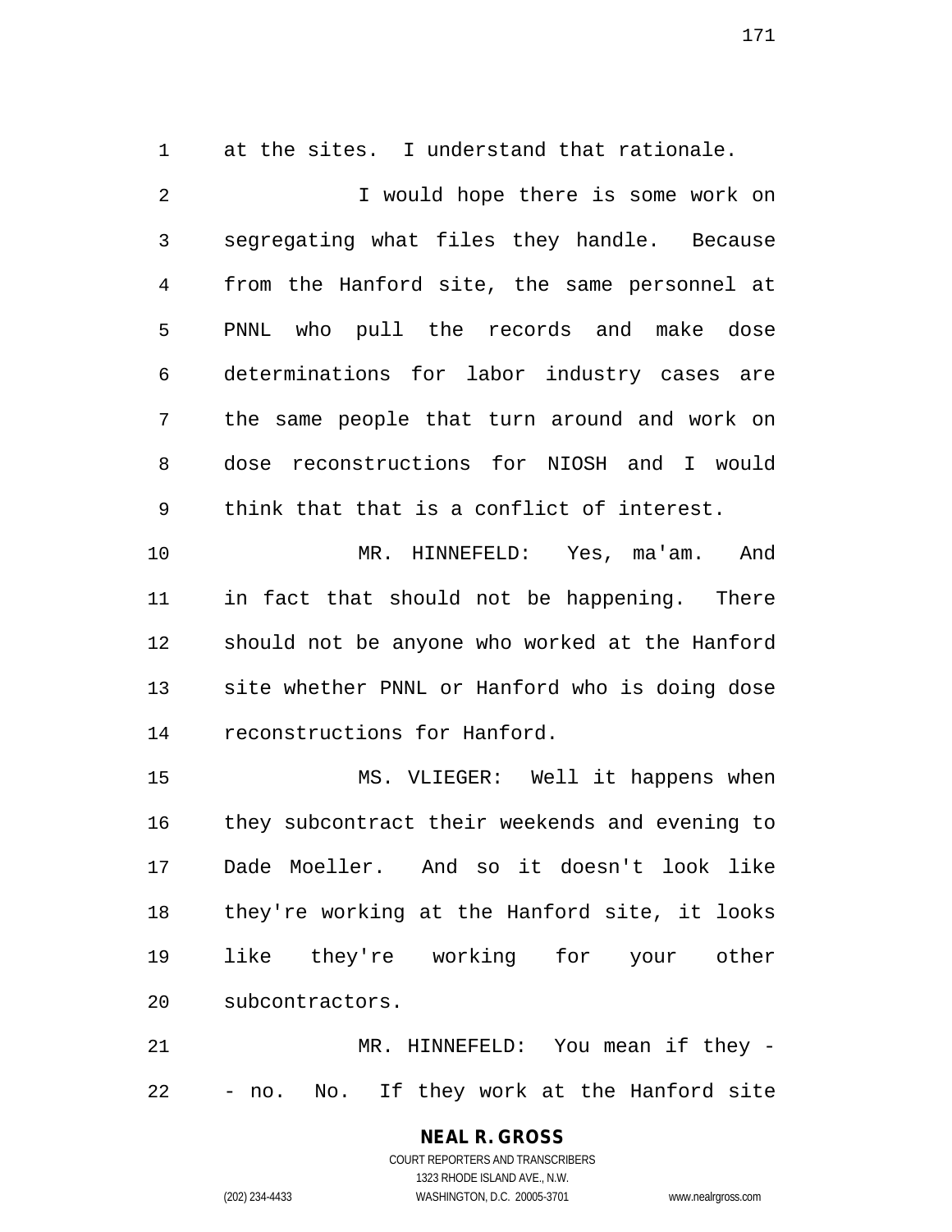at the sites. I understand that rationale.

I would hope there is some work on segregating what files they handle. Because from the Hanford site, the same personnel at PNNL who pull the records and make dose determinations for labor industry cases are the same people that turn around and work on dose reconstructions for NIOSH and I would think that that is a conflict of interest.

MR. HINNEFELD: Yes, ma'am. And in fact that should not be happening. There should not be anyone who worked at the Hanford site whether PNNL or Hanford who is doing dose reconstructions for Hanford.

MS. VLIEGER: Well it happens when they subcontract their weekends and evening to Dade Moeller. And so it doesn't look like they're working at the Hanford site, it looks like they're working for your other subcontractors.

MR. HINNEFELD: You mean if they -- no. No. If they work at the Hanford site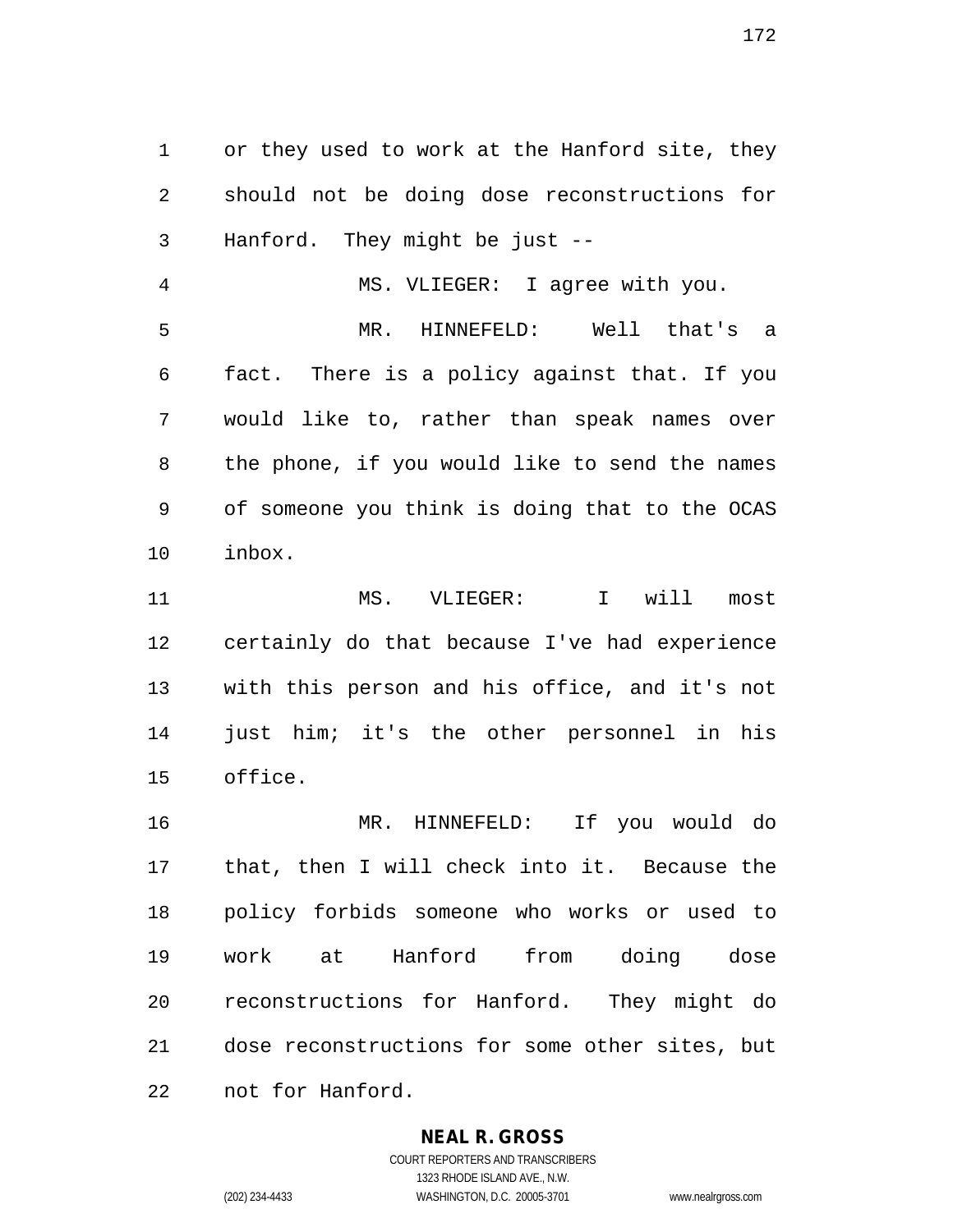or they used to work at the Hanford site, they should not be doing dose reconstructions for Hanford. They might be just --

MS. VLIEGER: I agree with you.

MR. HINNEFELD: Well that's a fact. There is a policy against that. If you would like to, rather than speak names over the phone, if you would like to send the names of someone you think is doing that to the OCAS inbox.

MS. VLIEGER: I will most certainly do that because I've had experience with this person and his office, and it's not just him; it's the other personnel in his office.

MR. HINNEFELD: If you would do that, then I will check into it. Because the policy forbids someone who works or used to work at Hanford from doing dose reconstructions for Hanford. They might do dose reconstructions for some other sites, but not for Hanford.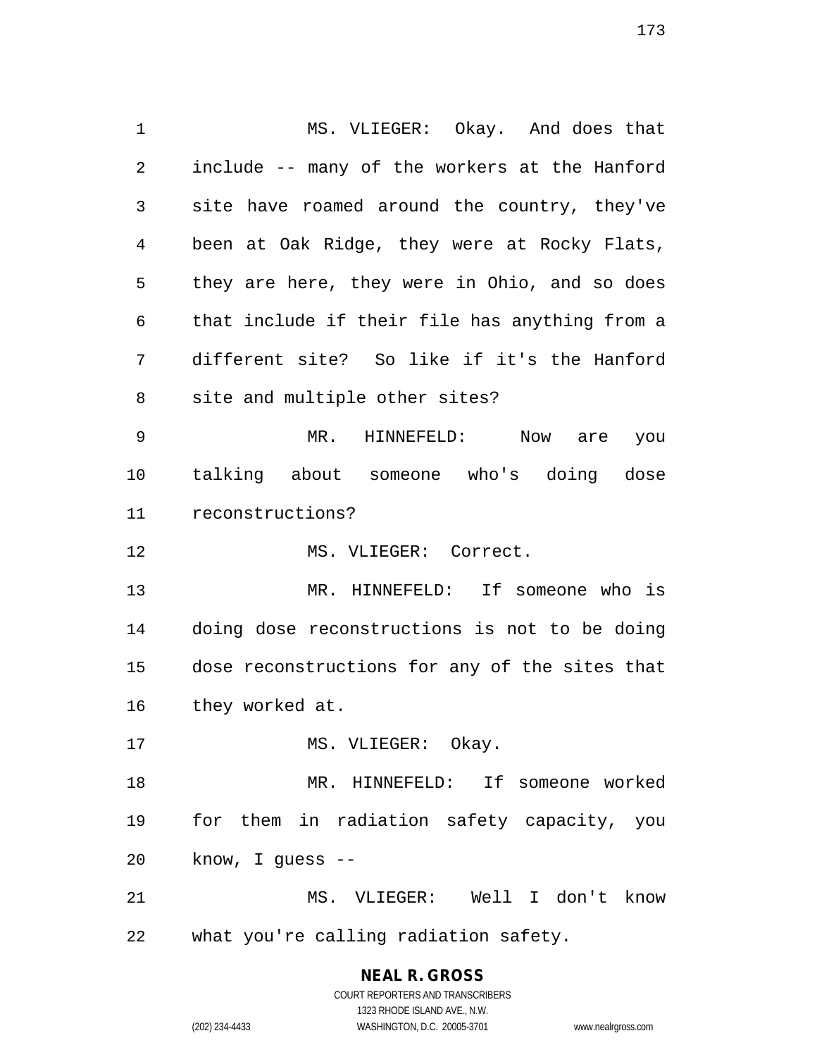MS. VLIEGER: Okay. And does that include -- many of the workers at the Hanford site have roamed around the country, they've been at Oak Ridge, they were at Rocky Flats, they are here, they were in Ohio, and so does that include if their file has anything from a different site? So like if it's the Hanford site and multiple other sites?

MR. HINNEFELD: Now are you talking about someone who's doing dose reconstructions?

MS. VLIEGER: Correct.

MR. HINNEFELD: If someone who is doing dose reconstructions is not to be doing dose reconstructions for any of the sites that they worked at.

MS. VLIEGER: Okay.

MR. HINNEFELD: If someone worked for them in radiation safety capacity, you know, I guess --

MS. VLIEGER: Well I don't know what you're calling radiation safety.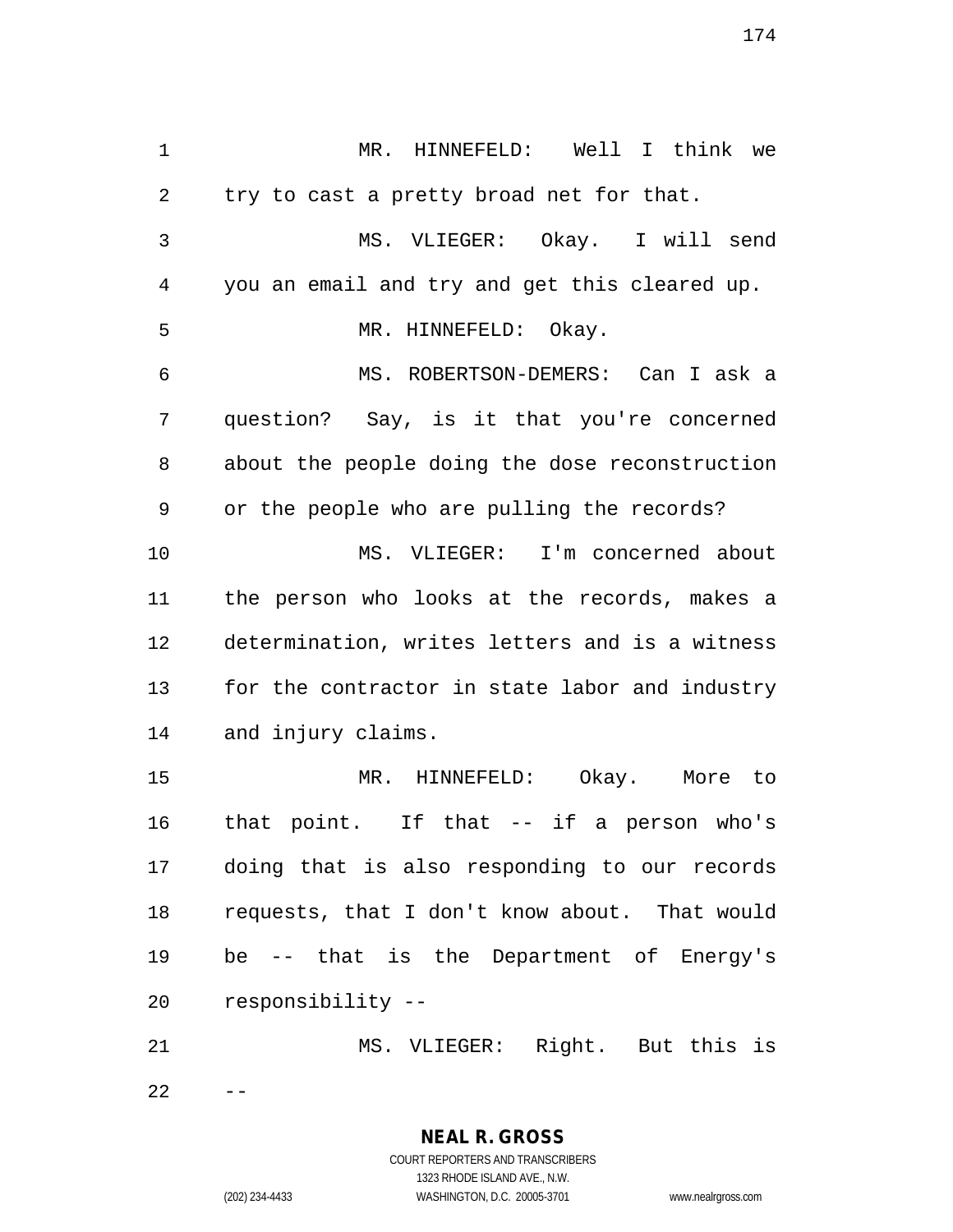MR. HINNEFELD: Well I think we try to cast a pretty broad net for that.

MS. VLIEGER: Okay. I will send you an email and try and get this cleared up.

MR. HINNEFELD: Okay.

MS. ROBERTSON-DEMERS: Can I ask a question? Say, is it that you're concerned about the people doing the dose reconstruction or the people who are pulling the records?

MS. VLIEGER: I'm concerned about the person who looks at the records, makes a determination, writes letters and is a witness for the contractor in state labor and industry and injury claims.

MR. HINNEFELD: Okay. More to that point. If that -- if a person who's doing that is also responding to our records requests, that I don't know about. That would be -- that is the Department of Energy's responsibility --

MS. VLIEGER: Right. But this is --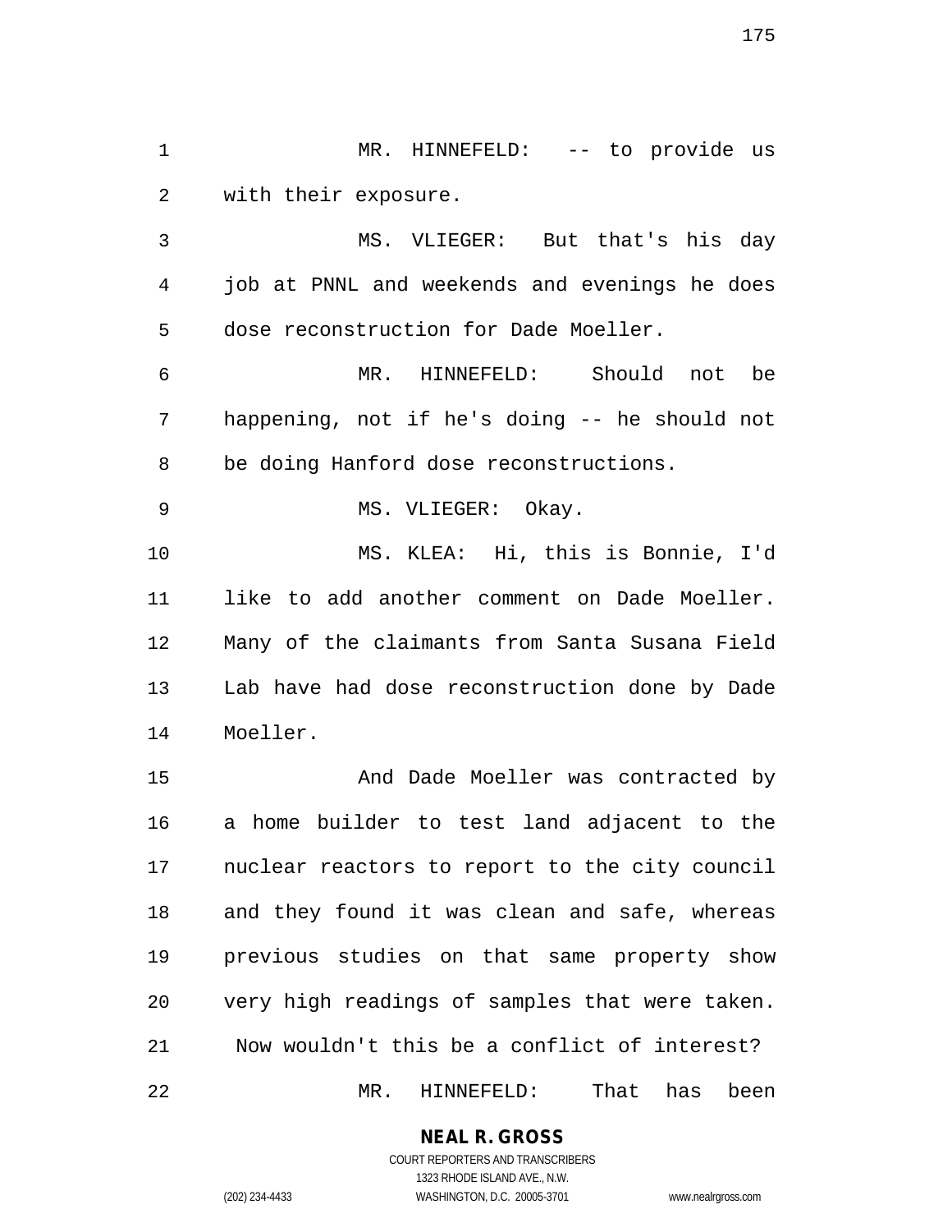MR. HINNEFELD: -- to provide us with their exposure.

MS. VLIEGER: But that's his day job at PNNL and weekends and evenings he does dose reconstruction for Dade Moeller.

MR. HINNEFELD: Should not be happening, not if he's doing -- he should not be doing Hanford dose reconstructions.

MS. VLIEGER: Okay.

MS. KLEA: Hi, this is Bonnie, I'd like to add another comment on Dade Moeller. Many of the claimants from Santa Susana Field Lab have had dose reconstruction done by Dade Moeller.

And Dade Moeller was contracted by a home builder to test land adjacent to the nuclear reactors to report to the city council and they found it was clean and safe, whereas previous studies on that same property show very high readings of samples that were taken. Now wouldn't this be a conflict of interest?

MR. HINNEFELD: That has been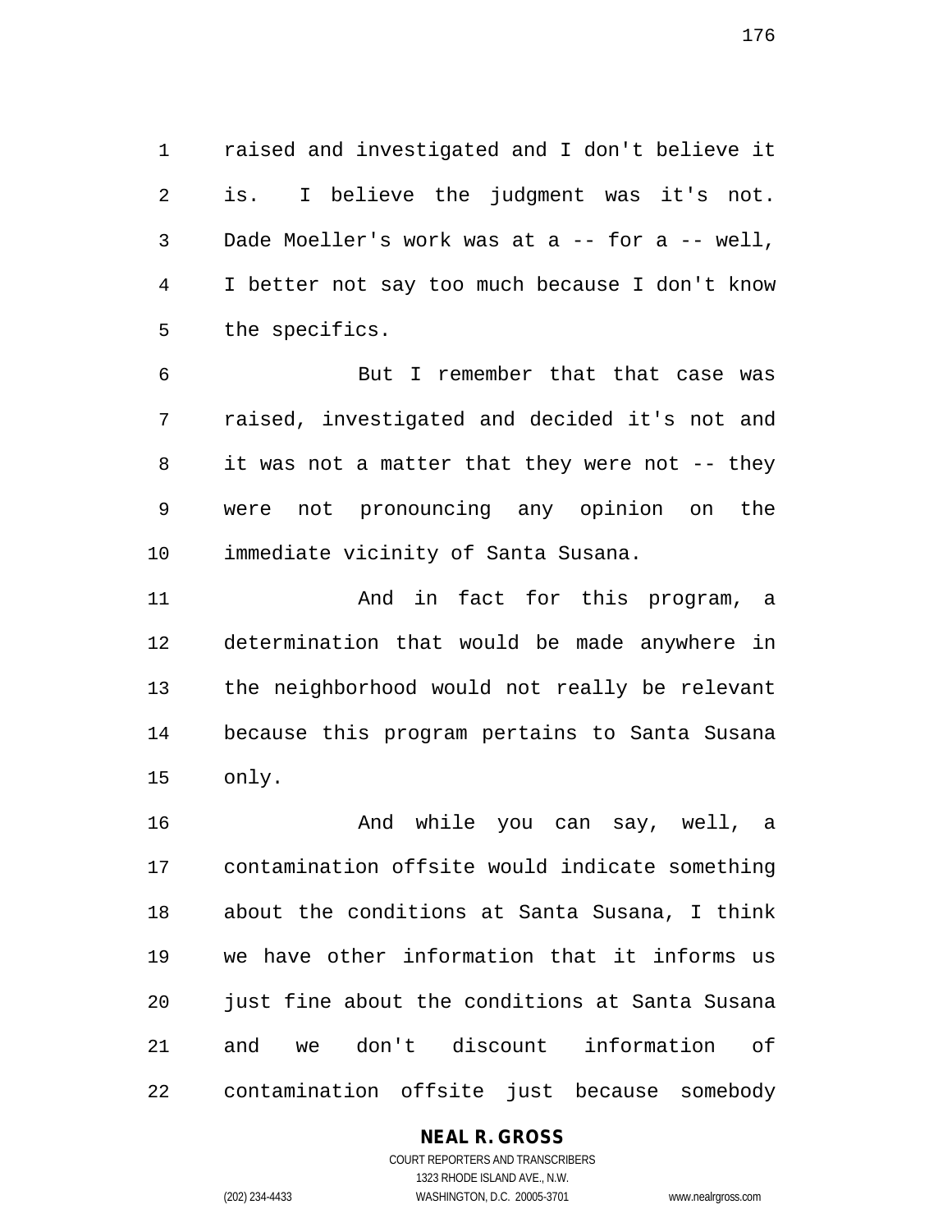raised and investigated and I don't believe it is. I believe the judgment was it's not. Dade Moeller's work was at a -- for a -- well, I better not say too much because I don't know the specifics.

But I remember that that case was raised, investigated and decided it's not and it was not a matter that they were not -- they were not pronouncing any opinion on the immediate vicinity of Santa Susana.

And in fact for this program, a determination that would be made anywhere in the neighborhood would not really be relevant because this program pertains to Santa Susana only.

And while you can say, well, a contamination offsite would indicate something about the conditions at Santa Susana, I think we have other information that it informs us just fine about the conditions at Santa Susana and we don't discount information of contamination offsite just because somebody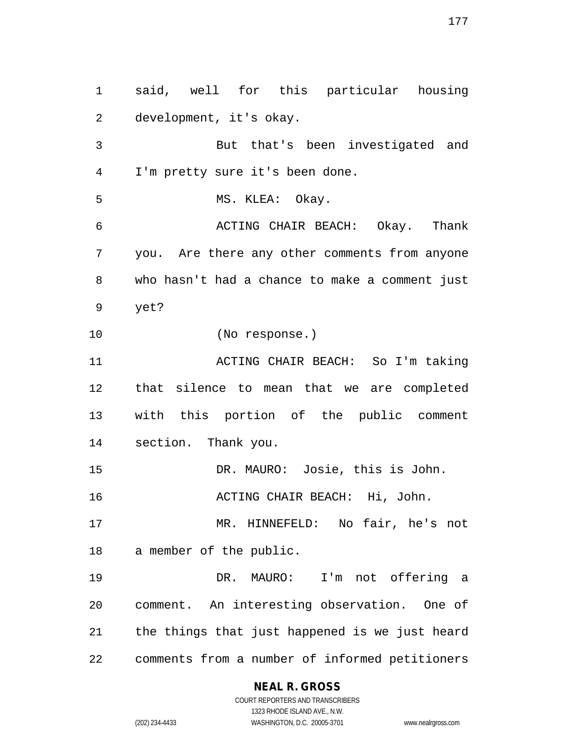said, well for this particular housing development, it's okay.

But that's been investigated and I'm pretty sure it's been done.

MS. KLEA: Okay.

ACTING CHAIR BEACH: Okay. Thank you. Are there any other comments from anyone who hasn't had a chance to make a comment just yet?

(No response.)

ACTING CHAIR BEACH: So I'm taking that silence to mean that we are completed with this portion of the public comment section. Thank you.

DR. MAURO: Josie, this is John.

ACTING CHAIR BEACH: Hi, John.

MR. HINNEFELD: No fair, he's not a member of the public.

DR. MAURO: I'm not offering a comment. An interesting observation. One of the things that just happened is we just heard comments from a number of informed petitioners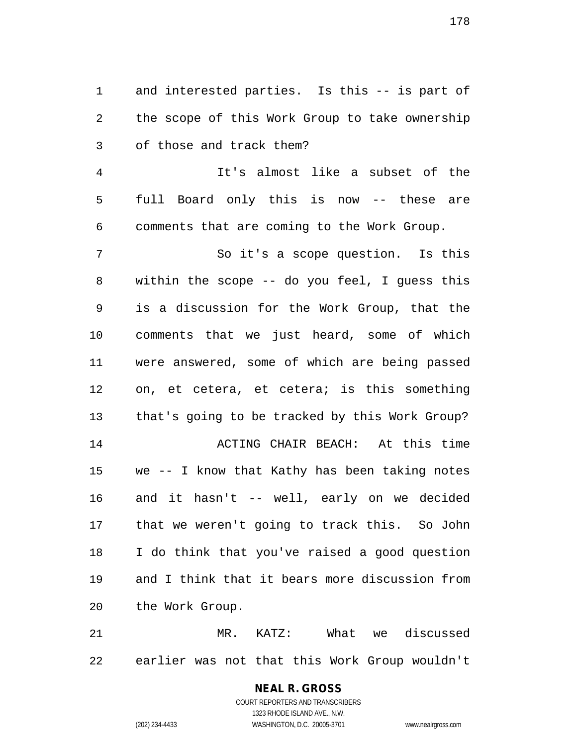and interested parties. Is this -- is part of the scope of this Work Group to take ownership of those and track them?

It's almost like a subset of the full Board only this is now -- these are comments that are coming to the Work Group.

So it's a scope question. Is this within the scope -- do you feel, I guess this is a discussion for the Work Group, that the comments that we just heard, some of which were answered, some of which are being passed on, et cetera, et cetera; is this something that's going to be tracked by this Work Group?

ACTING CHAIR BEACH: At this time we -- I know that Kathy has been taking notes and it hasn't -- well, early on we decided that we weren't going to track this. So John I do think that you've raised a good question and I think that it bears more discussion from the Work Group.

MR. KATZ: What we discussed earlier was not that this Work Group wouldn't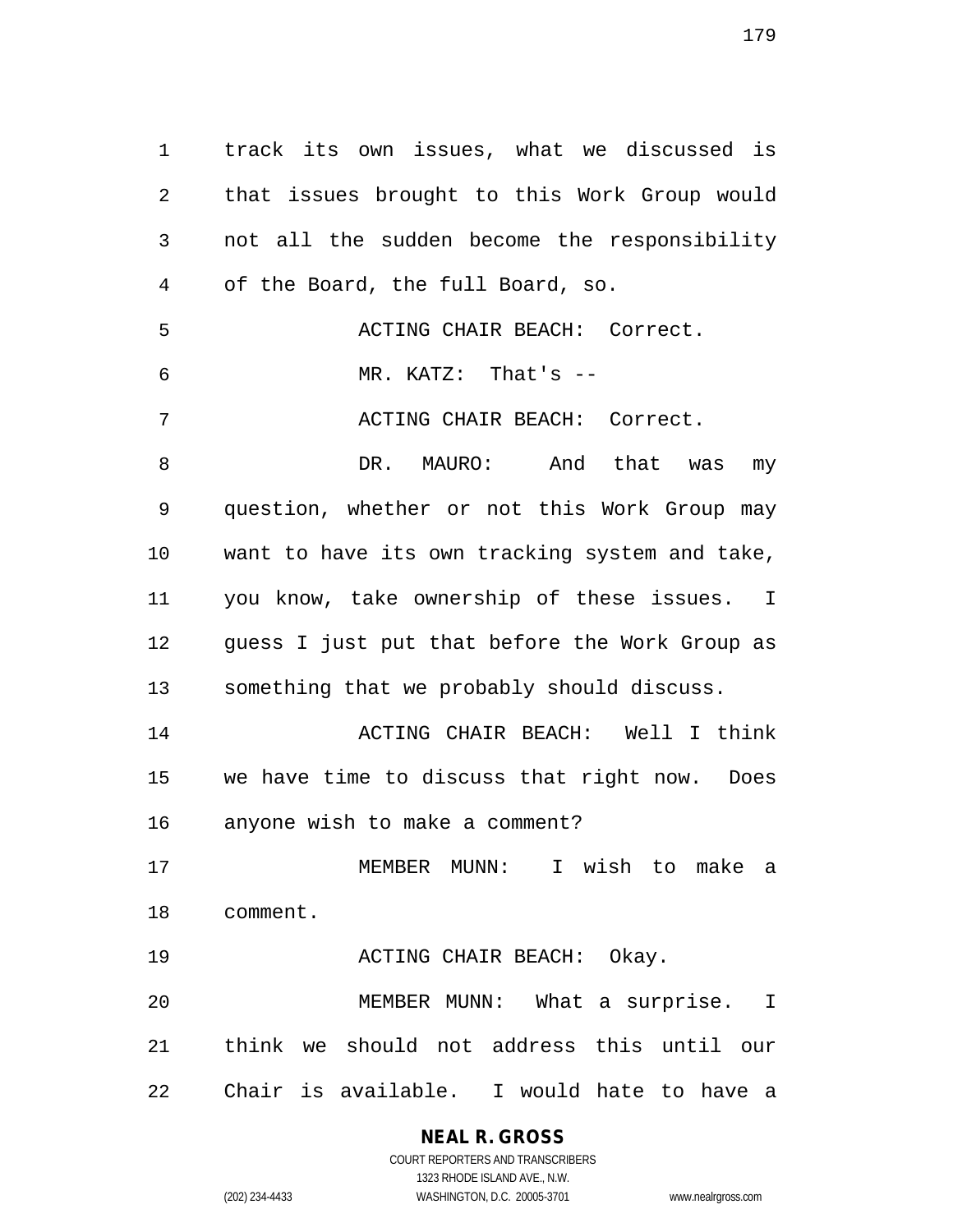track its own issues, what we discussed is that issues brought to this Work Group would not all the sudden become the responsibility of the Board, the full Board, so.

ACTING CHAIR BEACH: Correct.

MR. KATZ: That's --

ACTING CHAIR BEACH: Correct.

DR. MAURO: And that was my question, whether or not this Work Group may want to have its own tracking system and take, you know, take ownership of these issues. I guess I just put that before the Work Group as something that we probably should discuss.

ACTING CHAIR BEACH: Well I think we have time to discuss that right now. Does anyone wish to make a comment?

MEMBER MUNN: I wish to make a comment.

ACTING CHAIR BEACH: Okay.

MEMBER MUNN: What a surprise. I think we should not address this until our Chair is available. I would hate to have a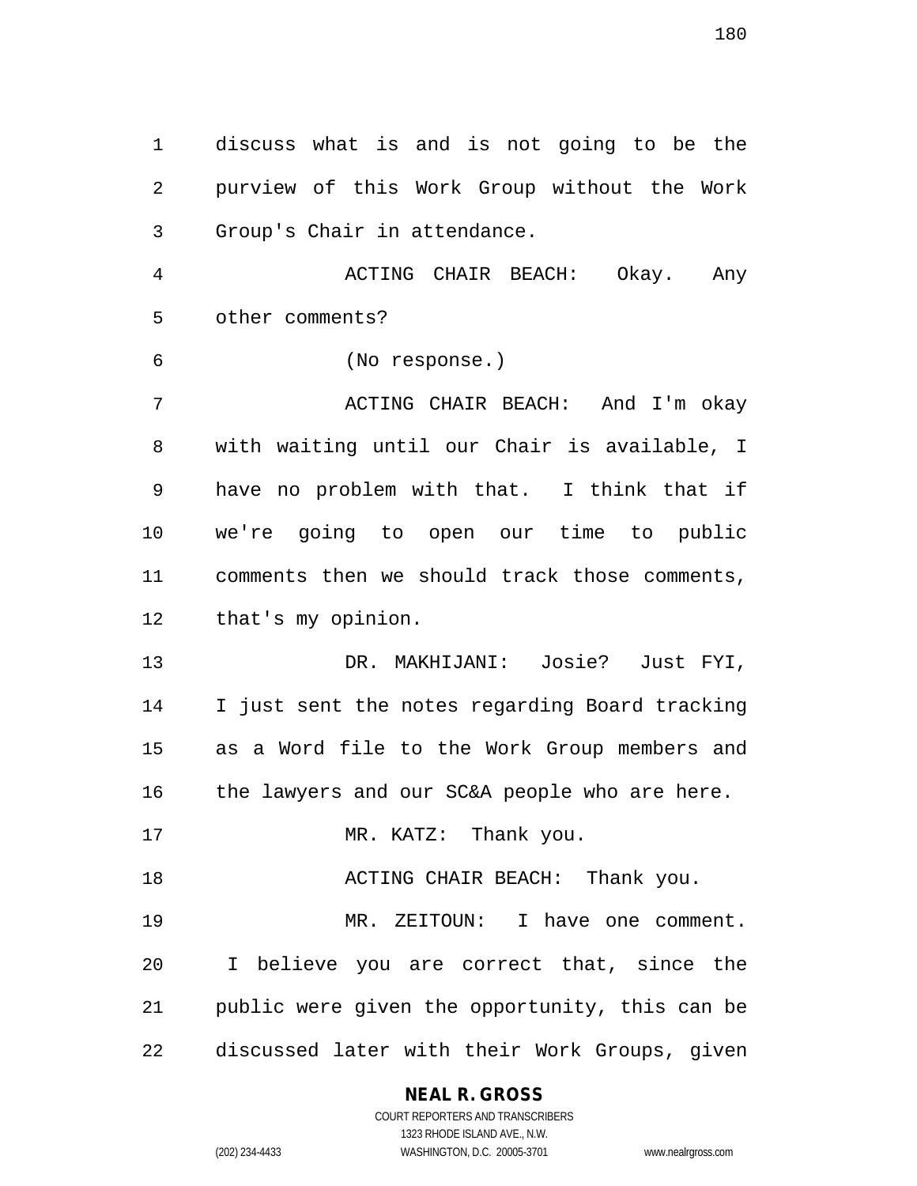discuss what is and is not going to be the purview of this Work Group without the Work Group's Chair in attendance.

ACTING CHAIR BEACH: Okay. Any other comments?

(No response.)

ACTING CHAIR BEACH: And I'm okay with waiting until our Chair is available, I have no problem with that. I think that if we're going to open our time to public comments then we should track those comments, that's my opinion.

DR. MAKHIJANI: Josie? Just FYI, I just sent the notes regarding Board tracking as a Word file to the Work Group members and the lawyers and our SC&A people who are here.

MR. KATZ: Thank you.

ACTING CHAIR BEACH: Thank you.

MR. ZEITOUN: I have one comment. I believe you are correct that, since the public were given the opportunity, this can be discussed later with their Work Groups, given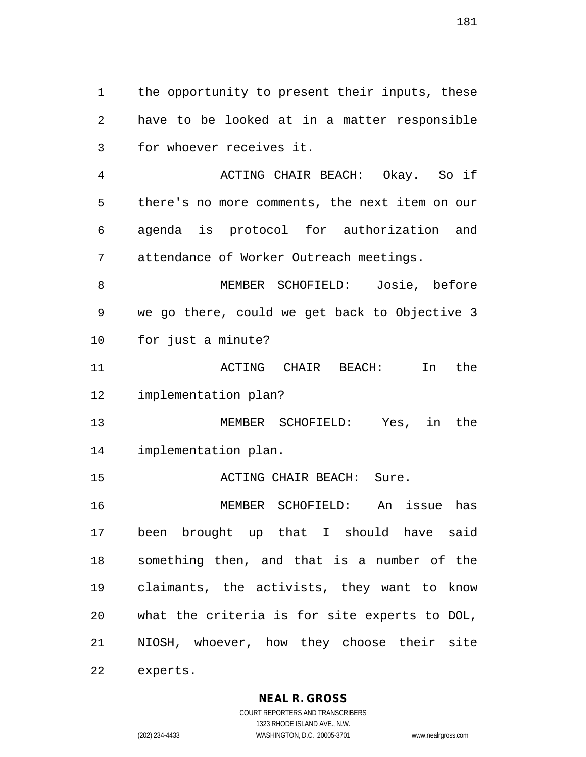the opportunity to present their inputs, these have to be looked at in a matter responsible for whoever receives it.

ACTING CHAIR BEACH: Okay. So if there's no more comments, the next item on our agenda is protocol for authorization and attendance of Worker Outreach meetings.

MEMBER SCHOFIELD: Josie, before we go there, could we get back to Objective 3 for just a minute?

ACTING CHAIR BEACH: In the implementation plan?

MEMBER SCHOFIELD: Yes, in the implementation plan.

ACTING CHAIR BEACH: Sure.

MEMBER SCHOFIELD: An issue has been brought up that I should have said something then, and that is a number of the claimants, the activists, they want to know what the criteria is for site experts to DOL, NIOSH, whoever, how they choose their site experts.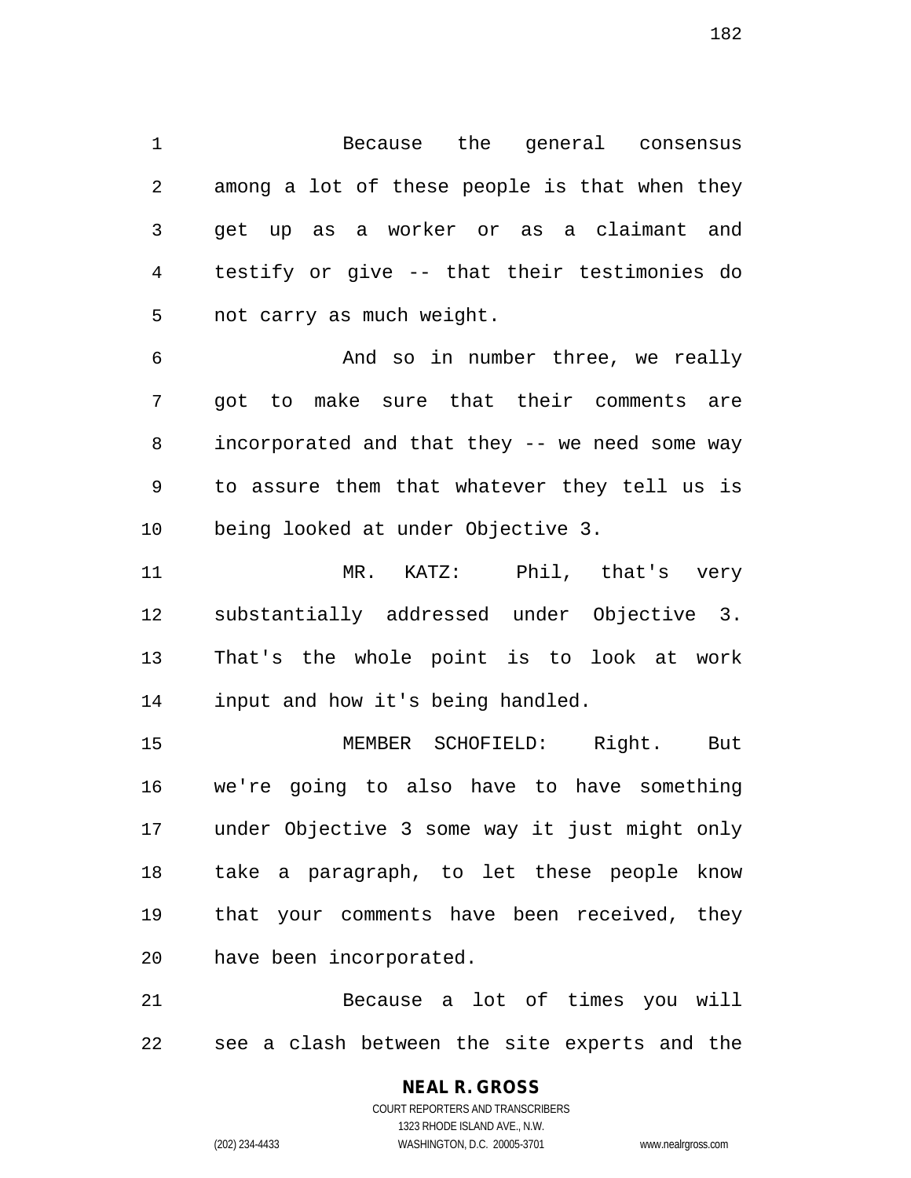Because the general consensus among a lot of these people is that when they get up as a worker or as a claimant and testify or give -- that their testimonies do not carry as much weight.

And so in number three, we really got to make sure that their comments are incorporated and that they -- we need some way to assure them that whatever they tell us is being looked at under Objective 3.

MR. KATZ: Phil, that's very substantially addressed under Objective 3. That's the whole point is to look at work input and how it's being handled.

MEMBER SCHOFIELD: Right. But we're going to also have to have something under Objective 3 some way it just might only take a paragraph, to let these people know that your comments have been received, they have been incorporated.

Because a lot of times you will see a clash between the site experts and the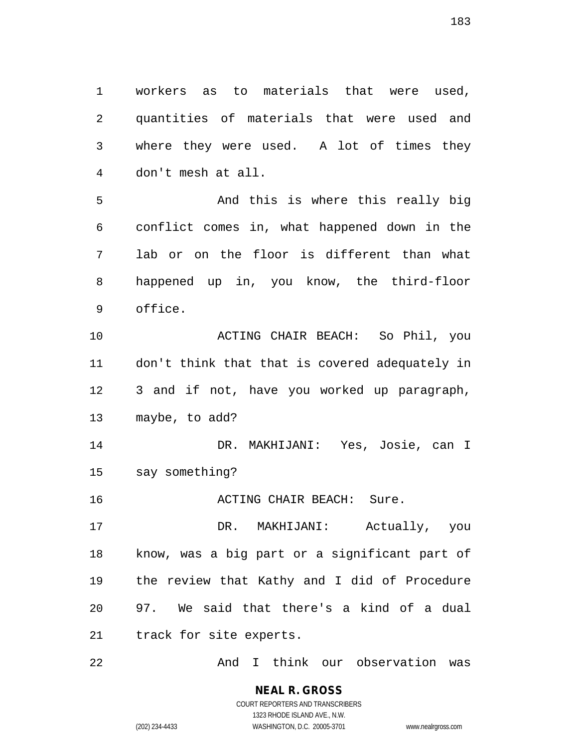workers as to materials that were used, quantities of materials that were used and where they were used. A lot of times they don't mesh at all.

And this is where this really big conflict comes in, what happened down in the lab or on the floor is different than what happened up in, you know, the third-floor office.

ACTING CHAIR BEACH: So Phil, you don't think that that is covered adequately in 3 and if not, have you worked up paragraph, maybe, to add?

DR. MAKHIJANI: Yes, Josie, can I say something?

ACTING CHAIR BEACH: Sure.

DR. MAKHIJANI: Actually, you know, was a big part or a significant part of the review that Kathy and I did of Procedure 97. We said that there's a kind of a dual track for site experts.

And I think our observation was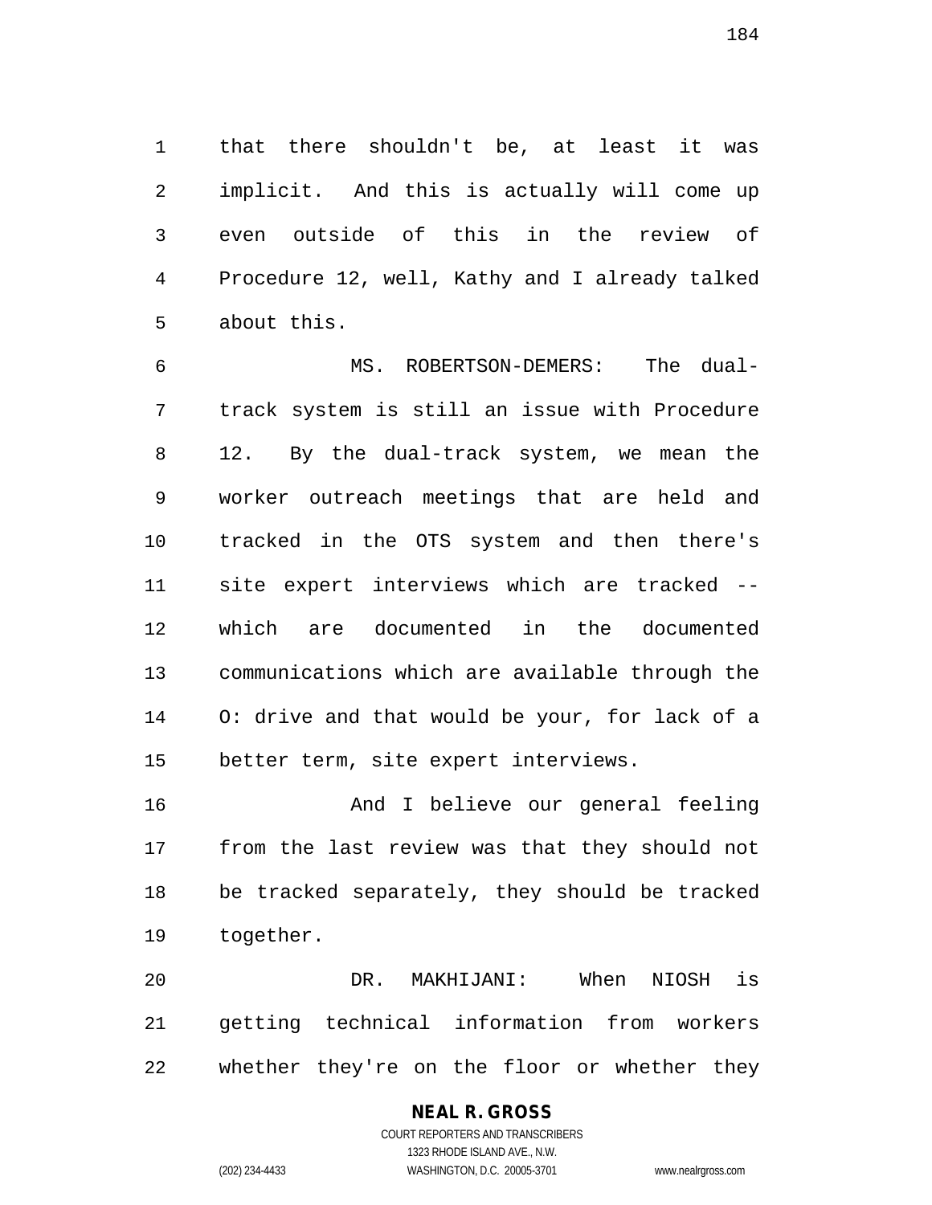that there shouldn't be, at least it was implicit. And this is actually will come up even outside of this in the review of Procedure 12, well, Kathy and I already talked about this.

MS. ROBERTSON-DEMERS: The dual-track system is still an issue with Procedure 12. By the dual-track system, we mean the worker outreach meetings that are held and tracked in the OTS system and then there's site expert interviews which are tracked -- which are documented in the documented communications which are available through the O: drive and that would be your, for lack of a better term, site expert interviews.

And I believe our general feeling from the last review was that they should not be tracked separately, they should be tracked together.

DR. MAKHIJANI: When NIOSH is getting technical information from workers whether they're on the floor or whether they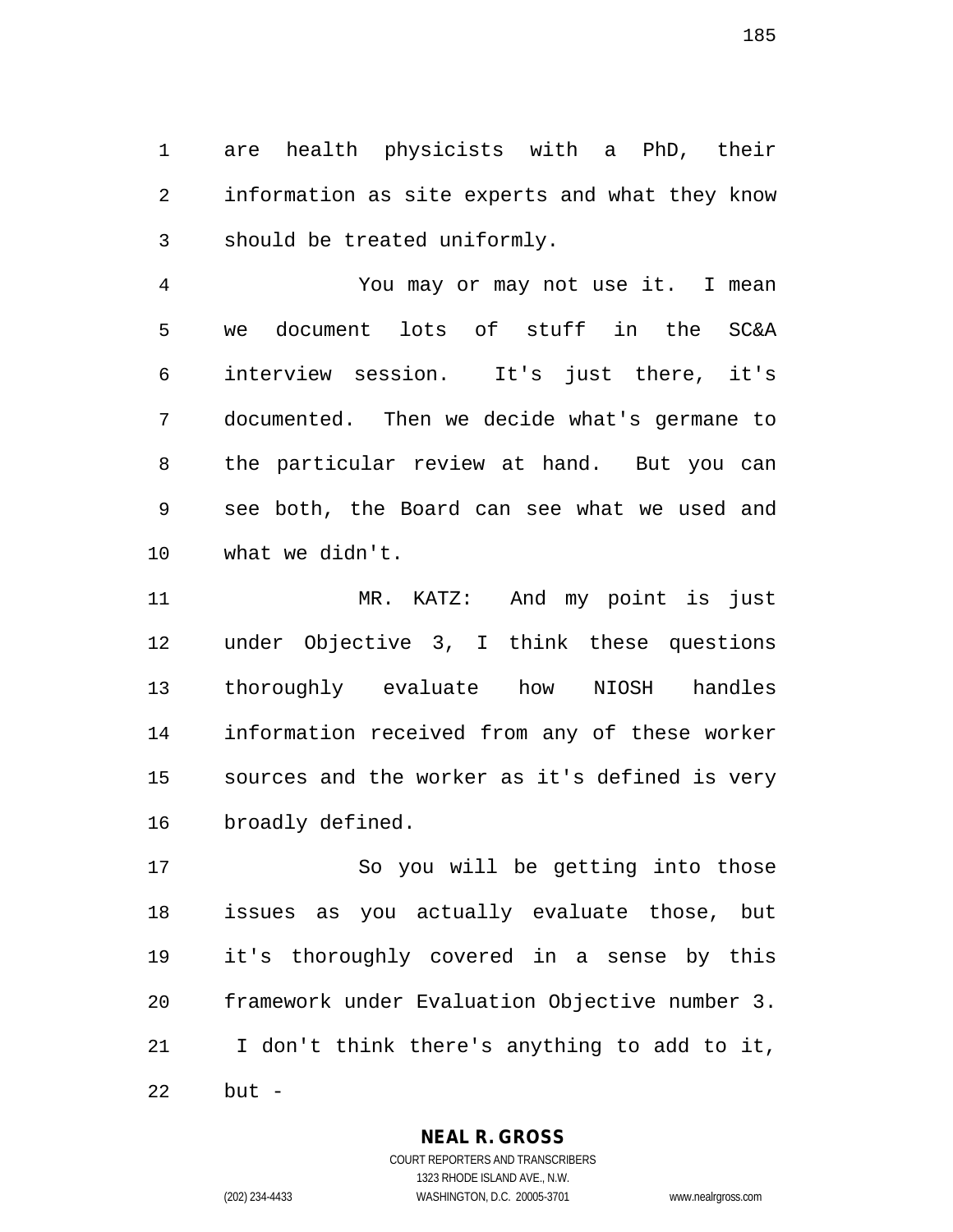are health physicists with a PhD, their information as site experts and what they know should be treated uniformly.

You may or may not use it. I mean we document lots of stuff in the SC&A interview session. It's just there, it's documented. Then we decide what's germane to the particular review at hand. But you can see both, the Board can see what we used and what we didn't.

MR. KATZ: And my point is just under Objective 3, I think these questions thoroughly evaluate how NIOSH handles information received from any of these worker sources and the worker as it's defined is very broadly defined.

So you will be getting into those issues as you actually evaluate those, but it's thoroughly covered in a sense by this framework under Evaluation Objective number 3. I don't think there's anything to add to it, but -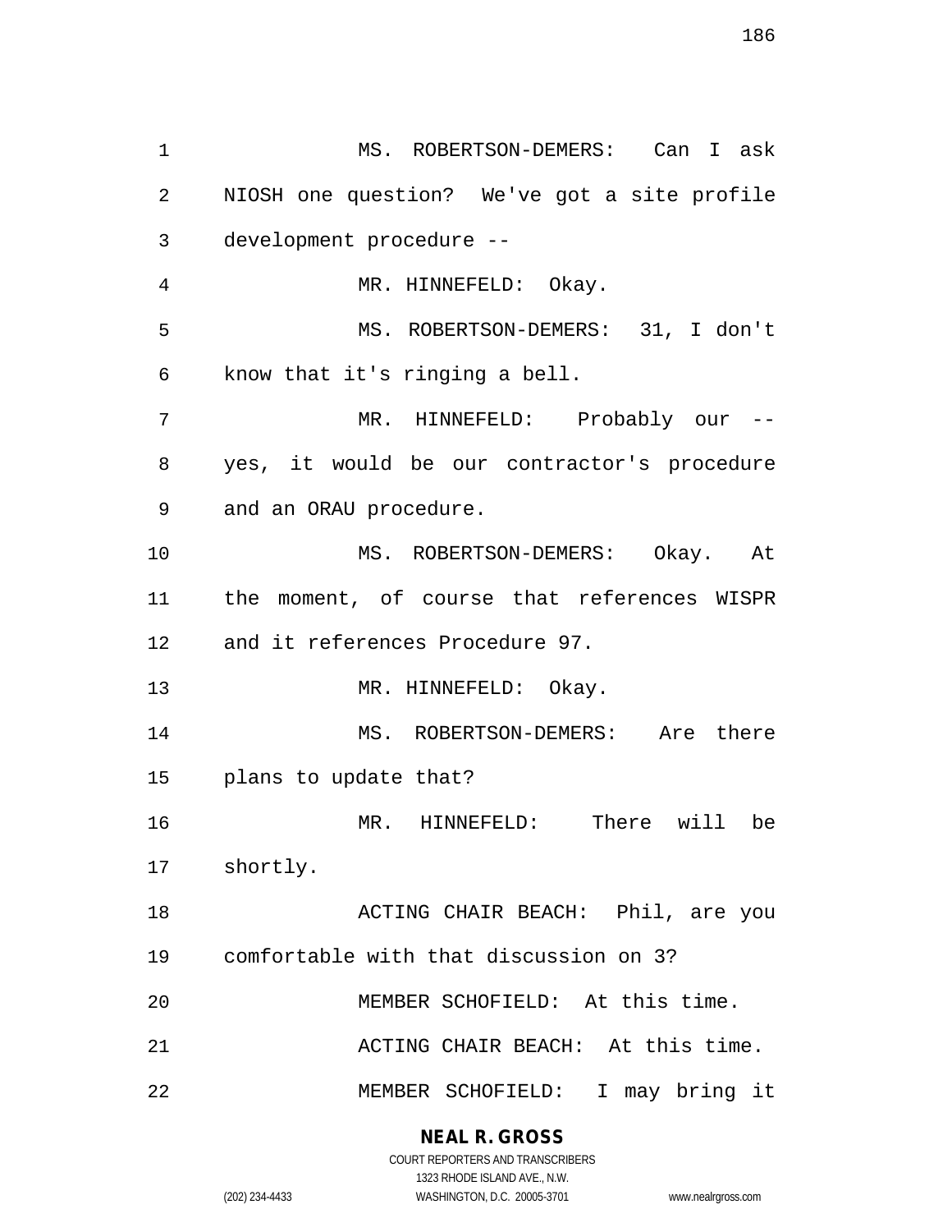MS. ROBERTSON-DEMERS: Can I ask NIOSH one question? We've got a site profile development procedure --

MR. HINNEFELD: Okay.

MS. ROBERTSON-DEMERS: 31, I don't know that it's ringing a bell.

MR. HINNEFELD: Probably our -- yes, it would be our contractor's procedure and an ORAU procedure.

MS. ROBERTSON-DEMERS: Okay. At the moment, of course that references WISPR and it references Procedure 97.

MR. HINNEFELD: Okay.

MS. ROBERTSON-DEMERS: Are there plans to update that?

MR. HINNEFELD: There will be shortly.

ACTING CHAIR BEACH: Phil, are you comfortable with that discussion on 3?

MEMBER SCHOFIELD: At this time.

ACTING CHAIR BEACH: At this time.

MEMBER SCHOFIELD: I may bring it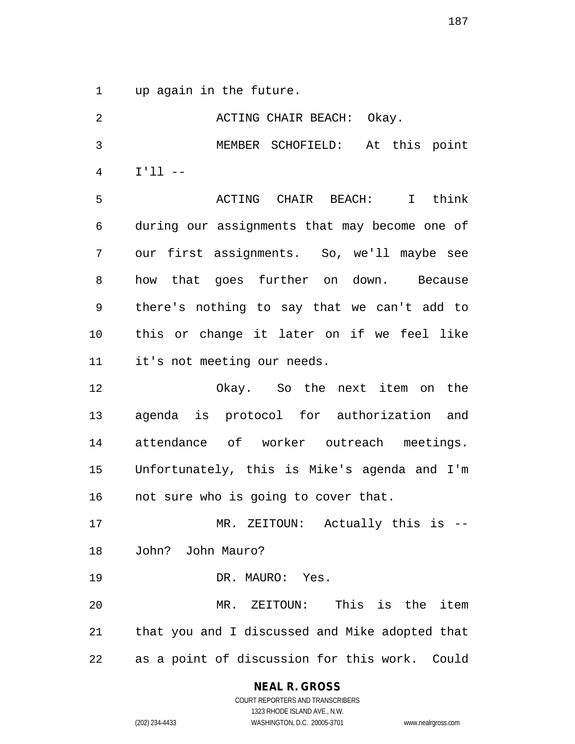up again in the future.

ACTING CHAIR BEACH: Okay.

MEMBER SCHOFIELD: At this point I'll --

ACTING CHAIR BEACH: I think during our assignments that may become one of our first assignments. So, we'll maybe see how that goes further on down. Because there's nothing to say that we can't add to this or change it later on if we feel like it's not meeting our needs.

Okay. So the next item on the agenda is protocol for authorization and attendance of worker outreach meetings. Unfortunately, this is Mike's agenda and I'm not sure who is going to cover that.

MR. ZEITOUN: Actually this is -- John? John Mauro?

DR. MAURO: Yes.

MR. ZEITOUN: This is the item that you and I discussed and Mike adopted that as a point of discussion for this work. Could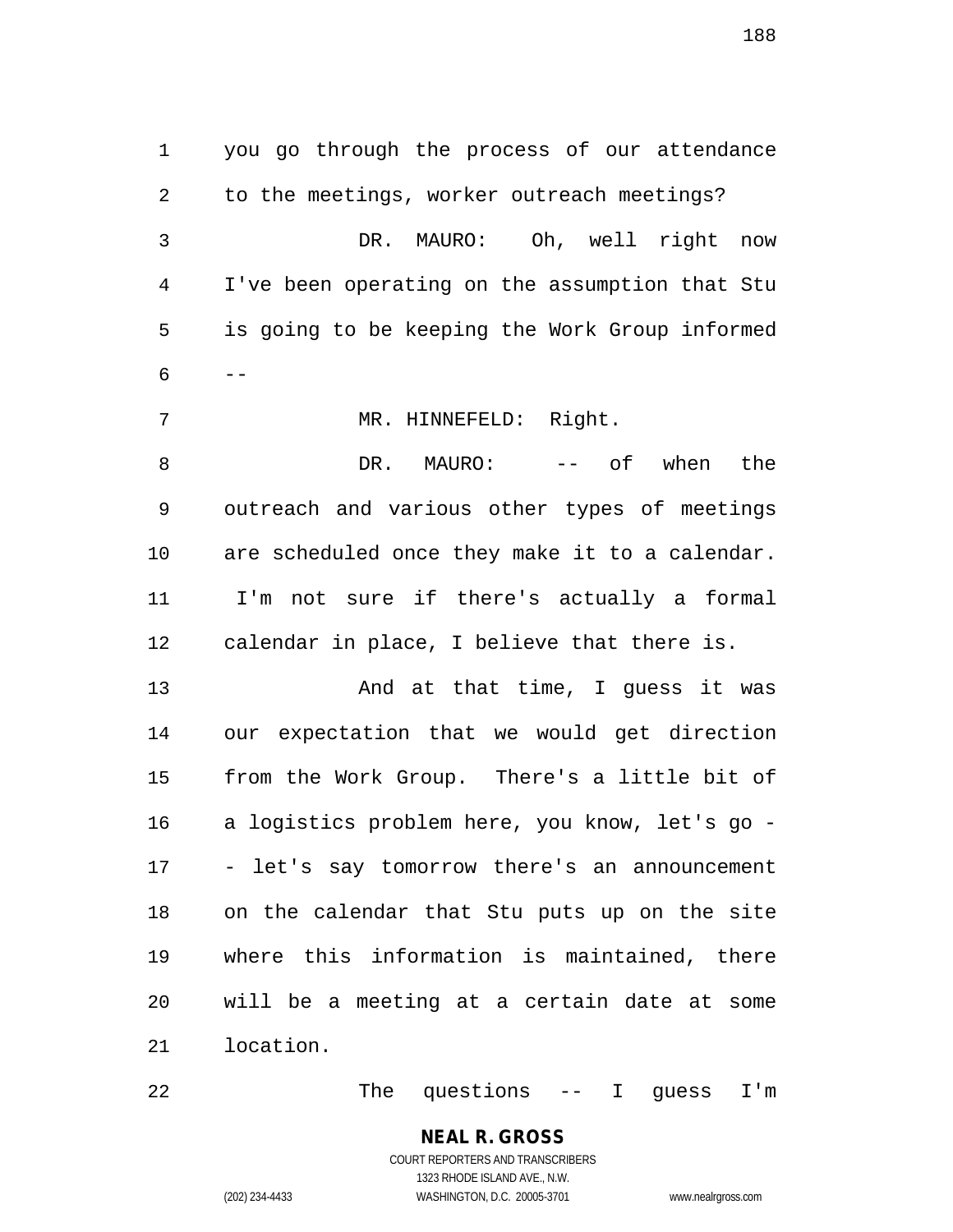you go through the process of our attendance to the meetings, worker outreach meetings?

DR. MAURO: Oh, well right now I've been operating on the assumption that Stu is going to be keeping the Work Group informed --

MR. HINNEFELD: Right.

DR. MAURO: -- of when the outreach and various other types of meetings are scheduled once they make it to a calendar. I'm not sure if there's actually a formal calendar in place, I believe that there is.

And at that time, I guess it was our expectation that we would get direction from the Work Group. There's a little bit of a logistics problem here, you know, let's go -- let's say tomorrow there's an announcement on the calendar that Stu puts up on the site where this information is maintained, there will be a meeting at a certain date at some location.

The questions -- I guess I'm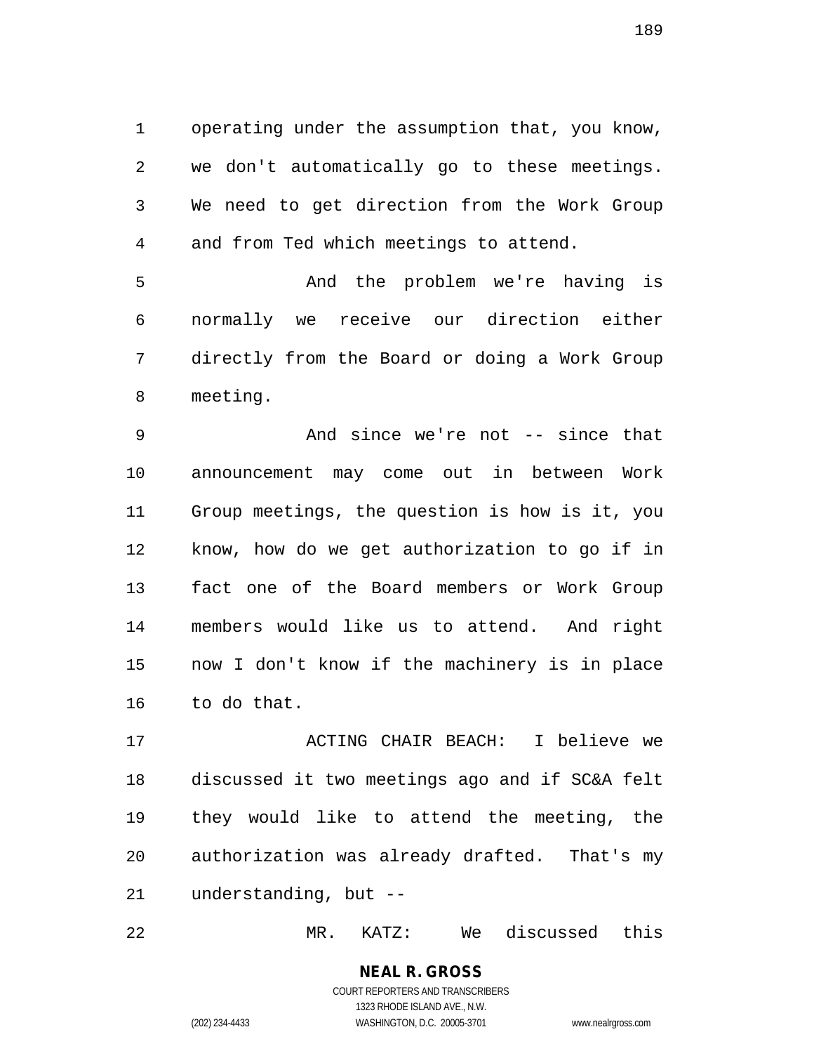operating under the assumption that, you know, we don't automatically go to these meetings. We need to get direction from the Work Group and from Ted which meetings to attend.

And the problem we're having is normally we receive our direction either directly from the Board or doing a Work Group meeting.

And since we're not -- since that announcement may come out in between Work Group meetings, the question is how is it, you know, how do we get authorization to go if in fact one of the Board members or Work Group members would like us to attend. And right now I don't know if the machinery is in place to do that.

ACTING CHAIR BEACH: I believe we discussed it two meetings ago and if SC&A felt they would like to attend the meeting, the authorization was already drafted. That's my understanding, but --

MR. KATZ: We discussed this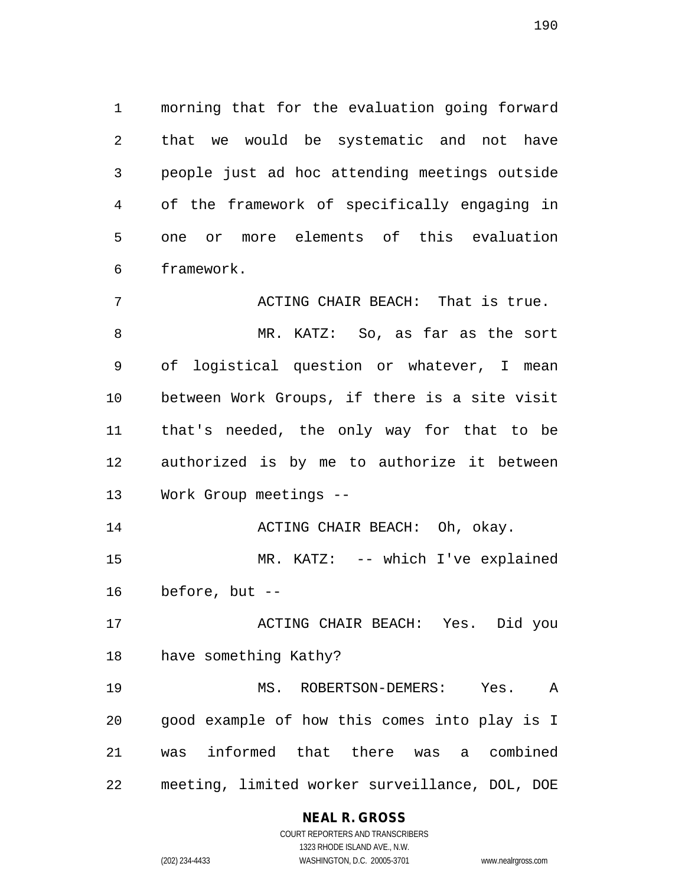morning that for the evaluation going forward that we would be systematic and not have people just ad hoc attending meetings outside of the framework of specifically engaging in one or more elements of this evaluation framework.

ACTING CHAIR BEACH: That is true.

MR. KATZ: So, as far as the sort of logistical question or whatever, I mean between Work Groups, if there is a site visit that's needed, the only way for that to be authorized is by me to authorize it between Work Group meetings --

ACTING CHAIR BEACH: Oh, okay.

MR. KATZ: -- which I've explained before, but --

ACTING CHAIR BEACH: Yes. Did you have something Kathy?

MS. ROBERTSON-DEMERS: Yes. A good example of how this comes into play is I was informed that there was a combined meeting, limited worker surveillance, DOL, DOE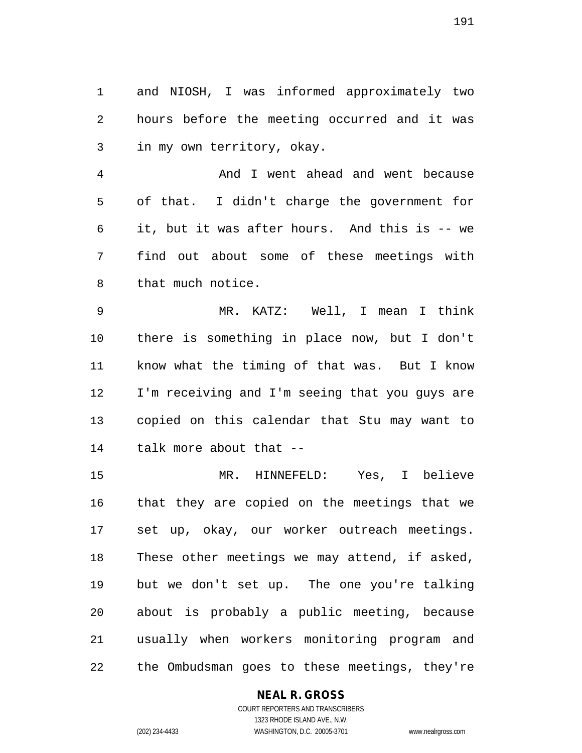and NIOSH, I was informed approximately two hours before the meeting occurred and it was in my own territory, okay.

And I went ahead and went because of that. I didn't charge the government for it, but it was after hours. And this is -- we find out about some of these meetings with that much notice.

MR. KATZ: Well, I mean I think there is something in place now, but I don't know what the timing of that was. But I know I'm receiving and I'm seeing that you guys are copied on this calendar that Stu may want to talk more about that --

MR. HINNEFELD: Yes, I believe that they are copied on the meetings that we set up, okay, our worker outreach meetings. These other meetings we may attend, if asked, but we don't set up. The one you're talking about is probably a public meeting, because usually when workers monitoring program and the Ombudsman goes to these meetings, they're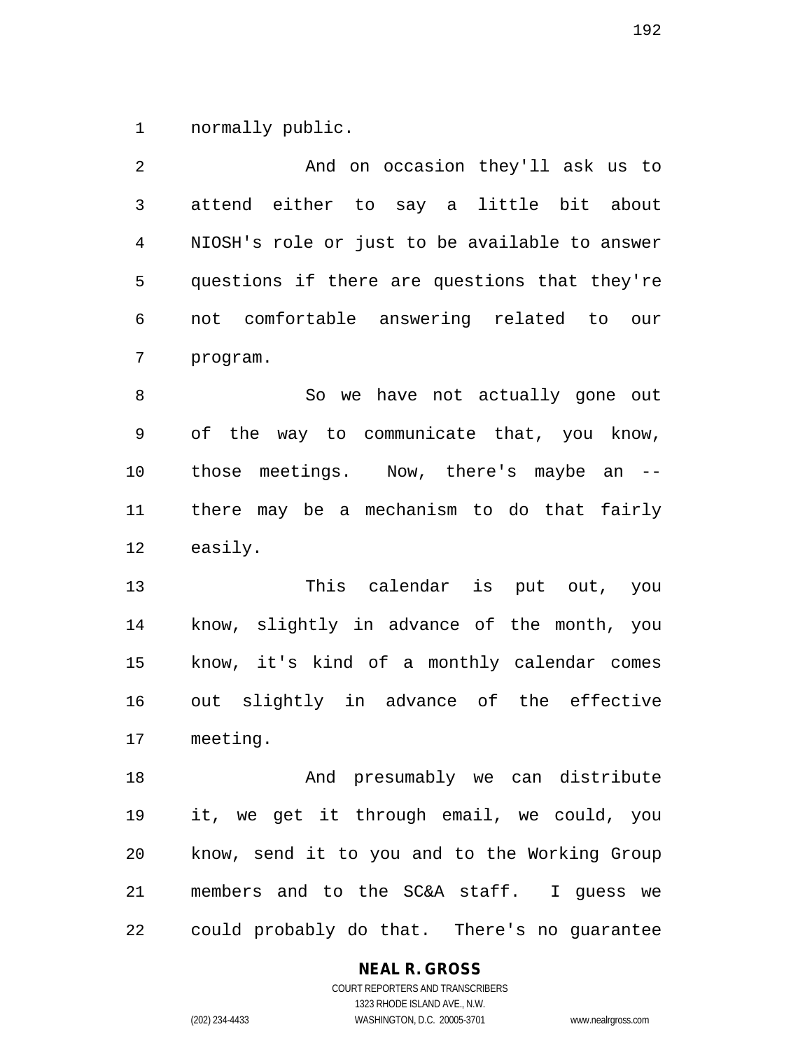normally public.

And on occasion they'll ask us to attend either to say a little bit about NIOSH's role or just to be available to answer questions if there are questions that they're not comfortable answering related to our program.

So we have not actually gone out of the way to communicate that, you know, those meetings. Now, there's maybe an -- there may be a mechanism to do that fairly easily.

This calendar is put out, you know, slightly in advance of the month, you know, it's kind of a monthly calendar comes out slightly in advance of the effective meeting.

And presumably we can distribute it, we get it through email, we could, you know, send it to you and to the Working Group members and to the SC&A staff. I guess we could probably do that. There's no guarantee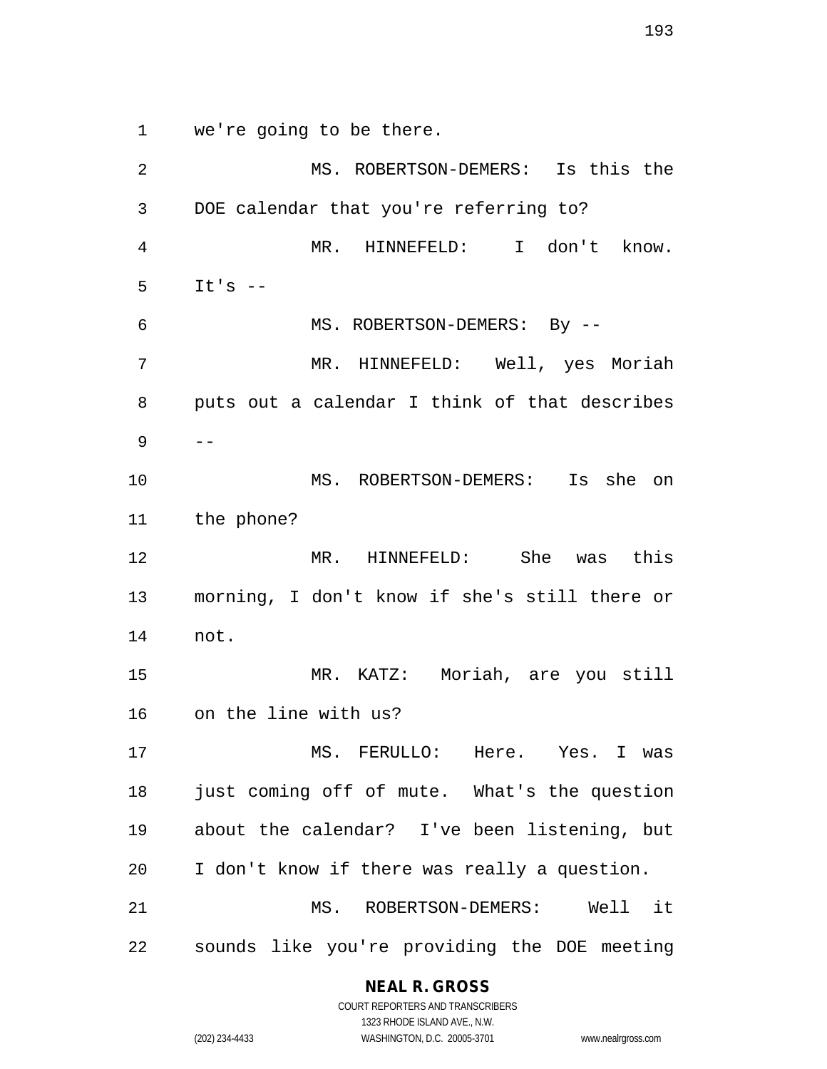we're going to be there.

MS. ROBERTSON-DEMERS: Is this the DOE calendar that you're referring to?

MR. HINNEFELD: I don't know. It's --

MS. ROBERTSON-DEMERS: By --

MR. HINNEFELD: Well, yes Moriah puts out a calendar I think of that describes --

MS. ROBERTSON-DEMERS: Is she on the phone?

MR. HINNEFELD: She was this morning, I don't know if she's still there or not.

MR. KATZ: Moriah, are you still on the line with us?

MS. FERULLO: Here. Yes. I was just coming off of mute. What's the question about the calendar? I've been listening, but I don't know if there was really a question.

MS. ROBERTSON-DEMERS: Well it sounds like you're providing the DOE meeting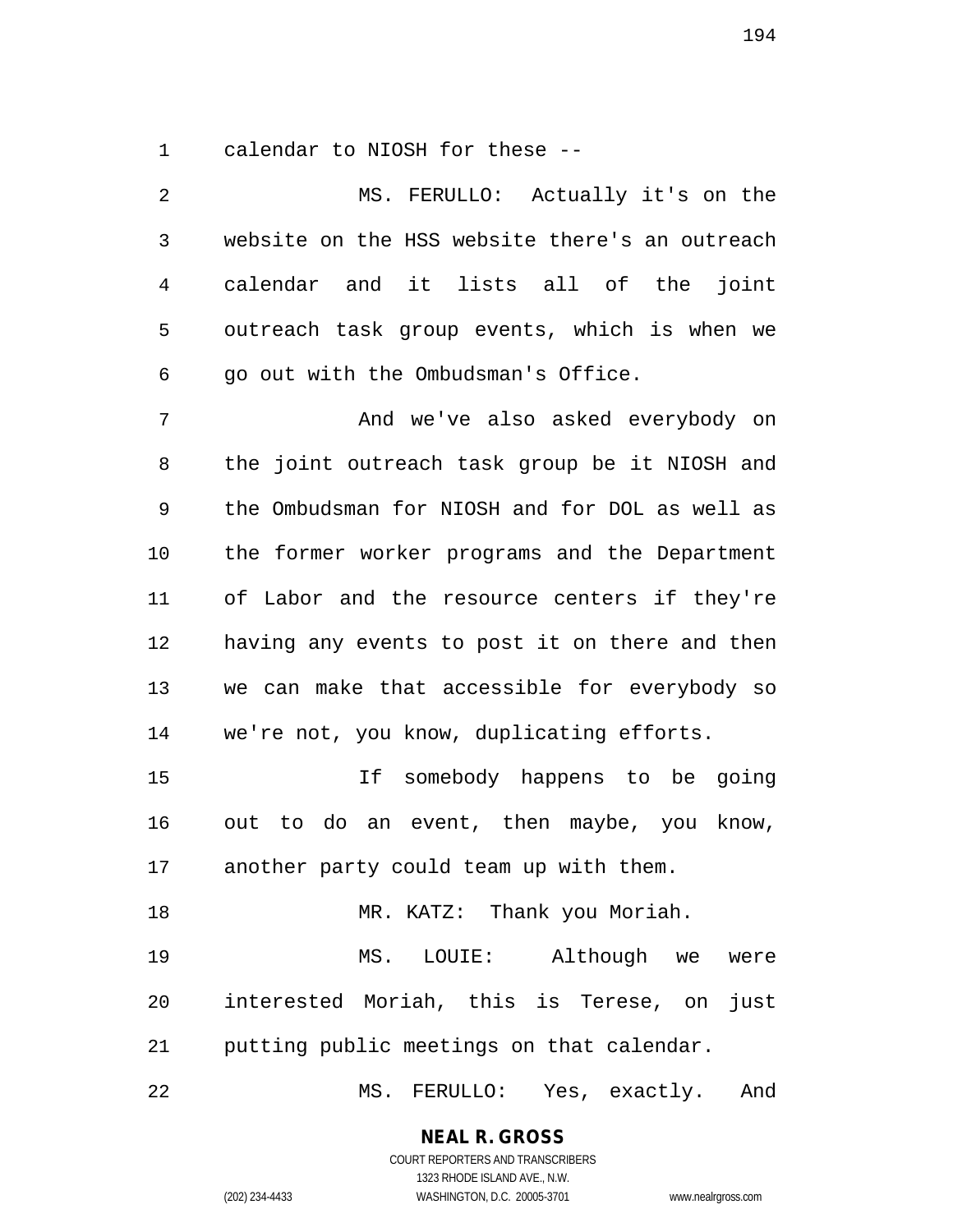calendar to NIOSH for these --

MS. FERULLO: Actually it's on the website on the HSS website there's an outreach calendar and it lists all of the joint outreach task group events, which is when we go out with the Ombudsman's Office.

And we've also asked everybody on the joint outreach task group be it NIOSH and the Ombudsman for NIOSH and for DOL as well as the former worker programs and the Department of Labor and the resource centers if they're having any events to post it on there and then we can make that accessible for everybody so we're not, you know, duplicating efforts.

If somebody happens to be going out to do an event, then maybe, you know, another party could team up with them.

MR. KATZ: Thank you Moriah.

MS. LOUIE: Although we were interested Moriah, this is Terese, on just putting public meetings on that calendar.

MS. FERULLO: Yes, exactly. And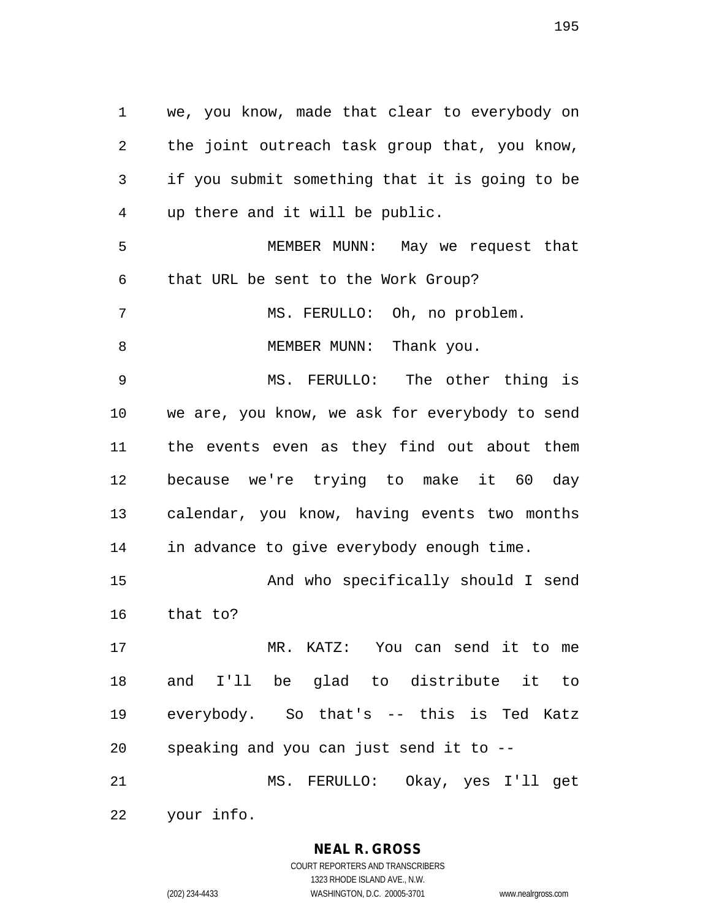we, you know, made that clear to everybody on the joint outreach task group that, you know, if you submit something that it is going to be up there and it will be public.

MEMBER MUNN: May we request that that URL be sent to the Work Group?

MS. FERULLO: Oh, no problem.

MEMBER MUNN: Thank you.

MS. FERULLO: The other thing is we are, you know, we ask for everybody to send the events even as they find out about them because we're trying to make it 60 day calendar, you know, having events two months in advance to give everybody enough time.

And who specifically should I send that to?

MR. KATZ: You can send it to me and I'll be glad to distribute it to everybody. So that's -- this is Ted Katz speaking and you can just send it to --

MS. FERULLO: Okay, yes I'll get your info.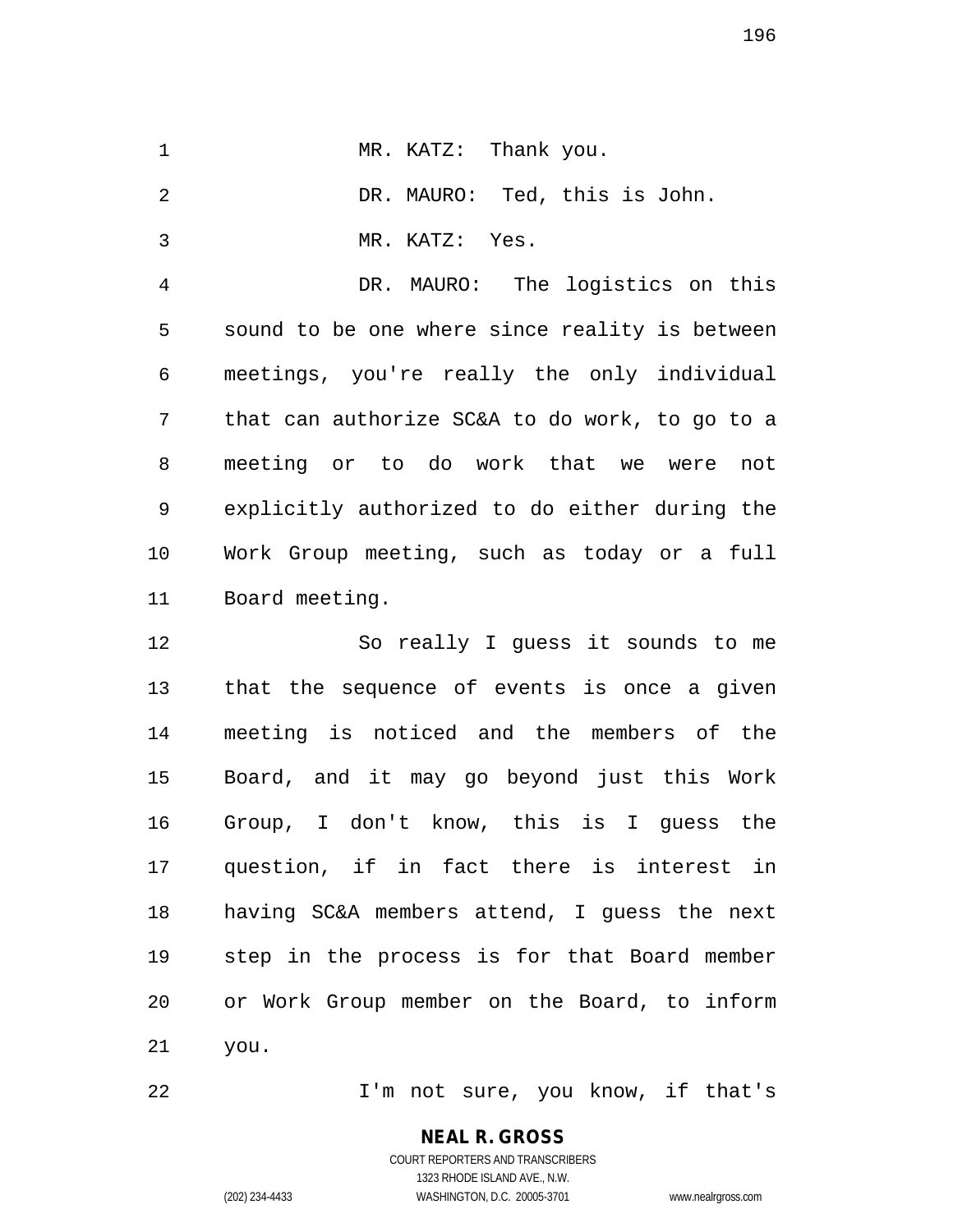MR. KATZ: Thank you.

DR. MAURO: Ted, this is John.

MR. KATZ: Yes.

DR. MAURO: The logistics on this sound to be one where since reality is between meetings, you're really the only individual that can authorize SC&A to do work, to go to a meeting or to do work that we were not explicitly authorized to do either during the Work Group meeting, such as today or a full Board meeting.

So really I guess it sounds to me that the sequence of events is once a given meeting is noticed and the members of the Board, and it may go beyond just this Work Group, I don't know, this is I guess the question, if in fact there is interest in having SC&A members attend, I guess the next step in the process is for that Board member or Work Group member on the Board, to inform you.

I'm not sure, you know, if that's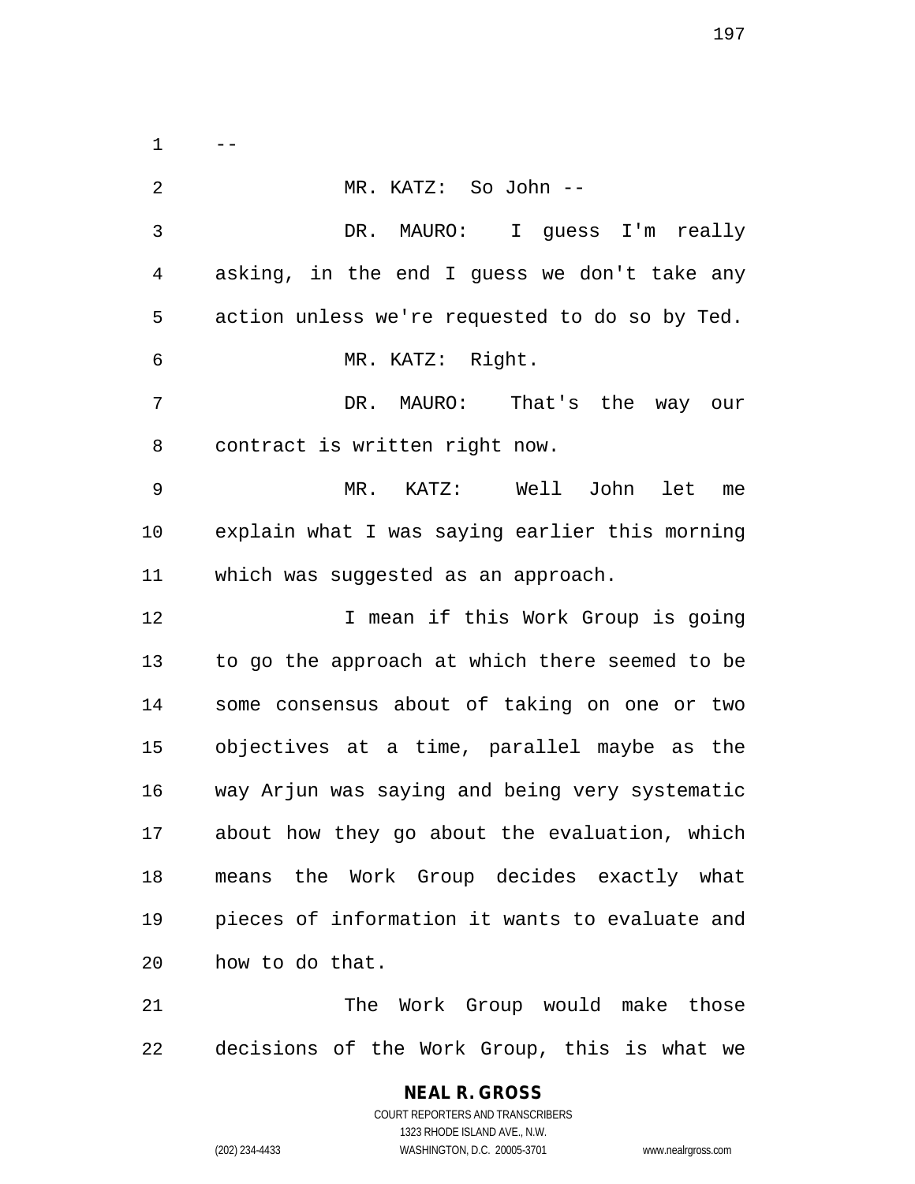--

MR. KATZ: So John --

DR. MAURO: I guess I'm really asking, in the end I guess we don't take any action unless we're requested to do so by Ted.

MR. KATZ: Right.

DR. MAURO: That's the way our contract is written right now.

MR. KATZ: Well John let me explain what I was saying earlier this morning which was suggested as an approach.

I mean if this Work Group is going to go the approach at which there seemed to be some consensus about of taking on one or two objectives at a time, parallel maybe as the way Arjun was saying and being very systematic about how they go about the evaluation, which means the Work Group decides exactly what pieces of information it wants to evaluate and how to do that.

The Work Group would make those decisions of the Work Group, this is what we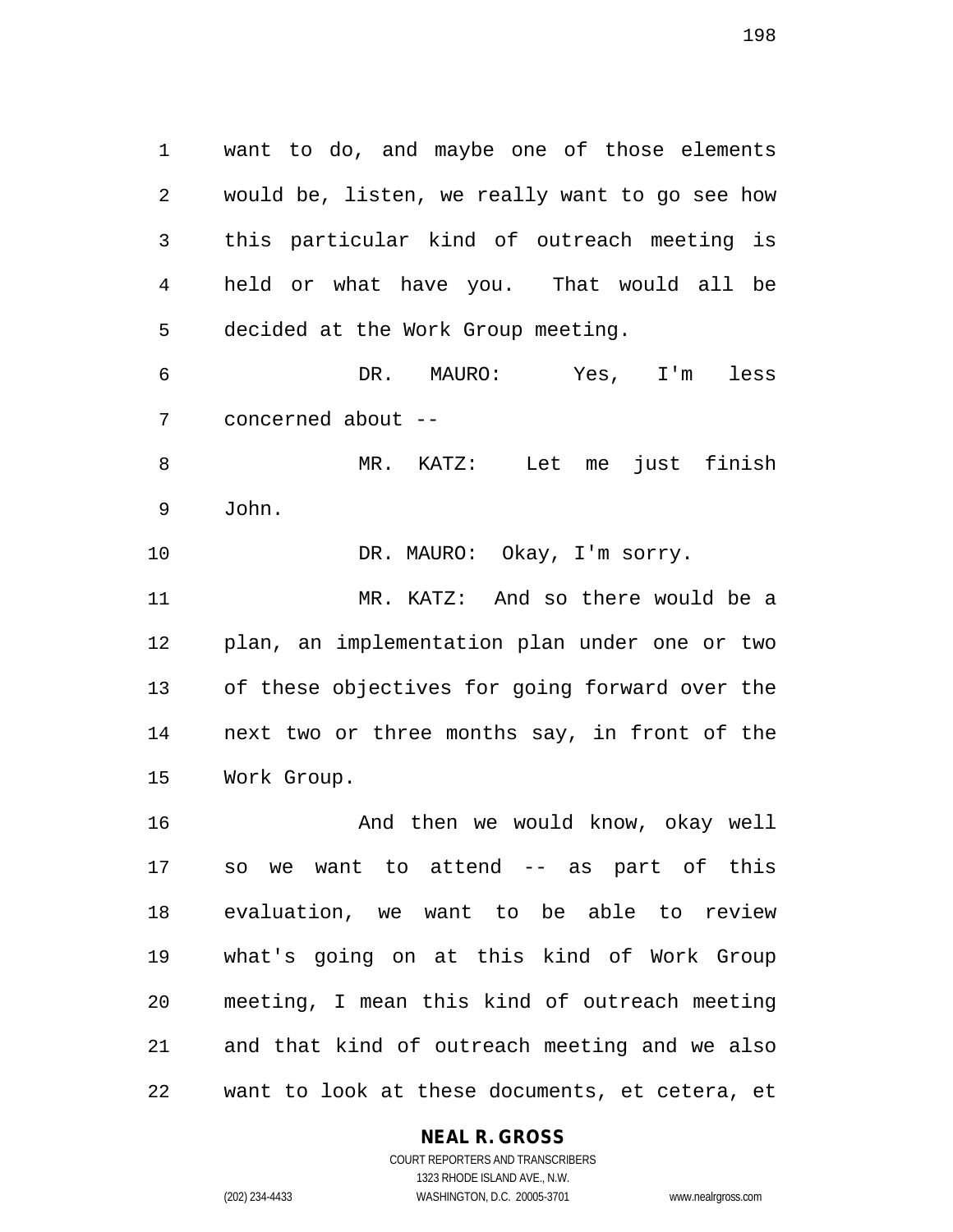want to do, and maybe one of those elements would be, listen, we really want to go see how this particular kind of outreach meeting is held or what have you. That would all be decided at the Work Group meeting.

DR. MAURO: Yes, I'm less concerned about --

MR. KATZ: Let me just finish John.

DR. MAURO: Okay, I'm sorry.

MR. KATZ: And so there would be a plan, an implementation plan under one or two of these objectives for going forward over the next two or three months say, in front of the Work Group.

And then we would know, okay well so we want to attend -- as part of this evaluation, we want to be able to review what's going on at this kind of Work Group meeting, I mean this kind of outreach meeting and that kind of outreach meeting and we also want to look at these documents, et cetera, et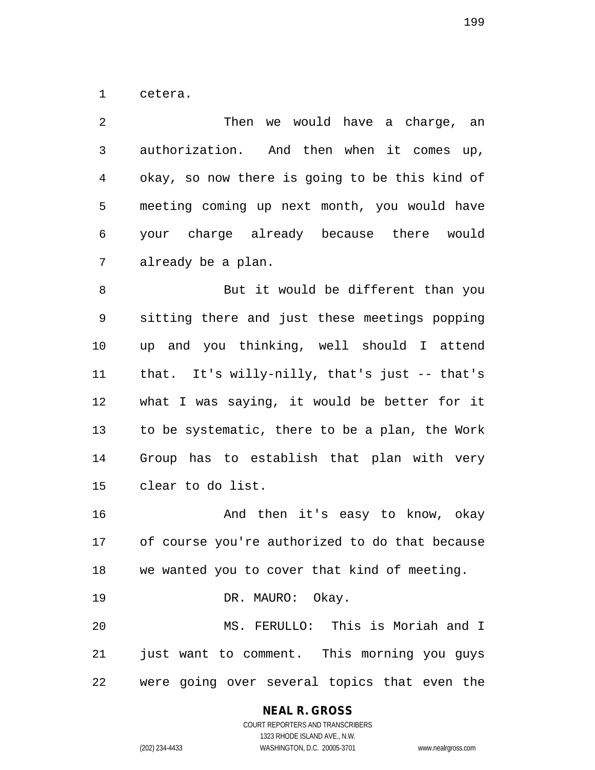cetera.

Then we would have a charge, an authorization. And then when it comes up, okay, so now there is going to be this kind of meeting coming up next month, you would have your charge already because there would already be a plan.

But it would be different than you sitting there and just these meetings popping up and you thinking, well should I attend that. It's willy-nilly, that's just -- that's what I was saying, it would be better for it to be systematic, there to be a plan, the Work Group has to establish that plan with very clear to do list.

And then it's easy to know, okay of course you're authorized to do that because we wanted you to cover that kind of meeting.

DR. MAURO: Okay.

MS. FERULLO: This is Moriah and I just want to comment. This morning you guys were going over several topics that even the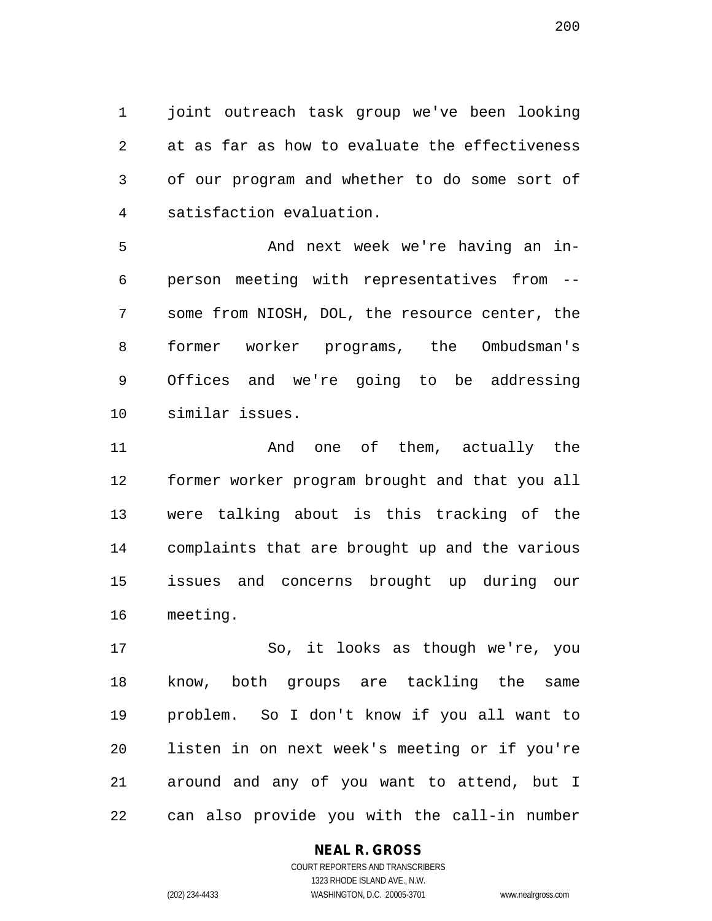joint outreach task group we've been looking at as far as how to evaluate the effectiveness of our program and whether to do some sort of satisfaction evaluation.

And next week we're having an in-person meeting with representatives from -- some from NIOSH, DOL, the resource center, the former worker programs, the Ombudsman's Offices and we're going to be addressing similar issues.

And one of them, actually the former worker program brought and that you all were talking about is this tracking of the complaints that are brought up and the various issues and concerns brought up during our meeting.

So, it looks as though we're, you know, both groups are tackling the same problem. So I don't know if you all want to listen in on next week's meeting or if you're around and any of you want to attend, but I can also provide you with the call-in number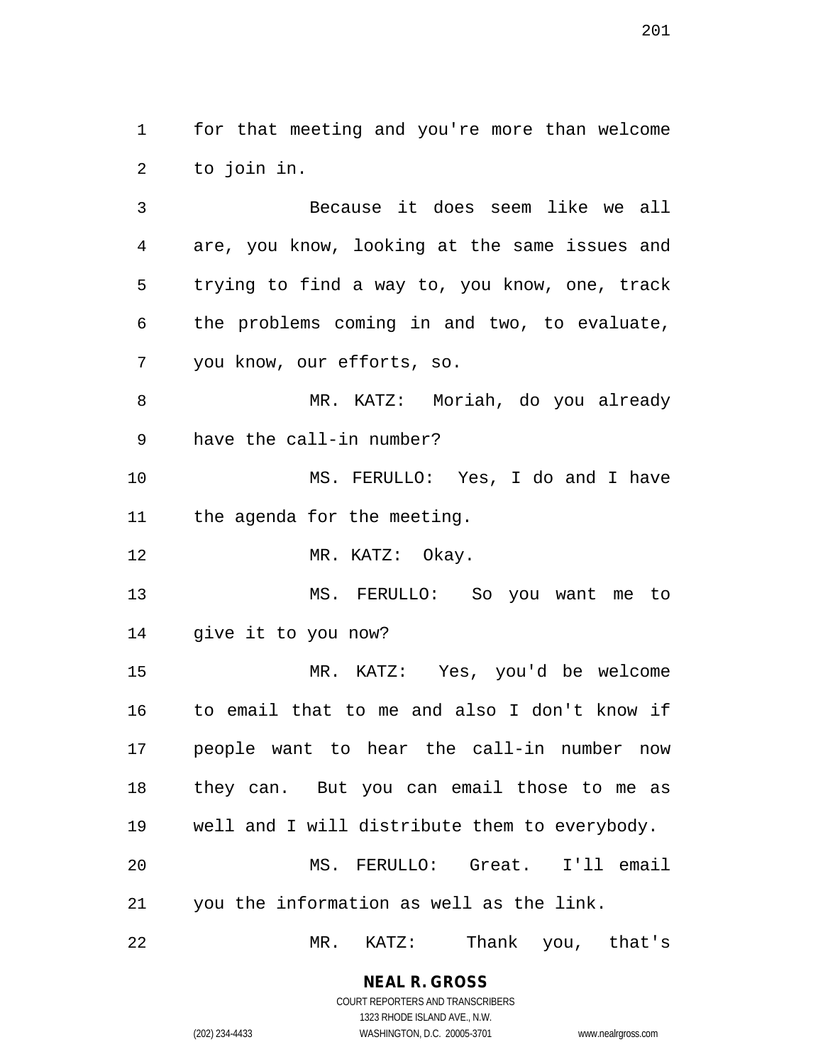for that meeting and you're more than welcome to join in.

Because it does seem like we all are, you know, looking at the same issues and trying to find a way to, you know, one, track the problems coming in and two, to evaluate, you know, our efforts, so.

MR. KATZ: Moriah, do you already have the call-in number?

MS. FERULLO: Yes, I do and I have the agenda for the meeting.

MR. KATZ: Okay.

MS. FERULLO: So you want me to give it to you now?

MR. KATZ: Yes, you'd be welcome to email that to me and also I don't know if people want to hear the call-in number now they can. But you can email those to me as well and I will distribute them to everybody.

MS. FERULLO: Great. I'll email you the information as well as the link.

MR. KATZ: Thank you, that's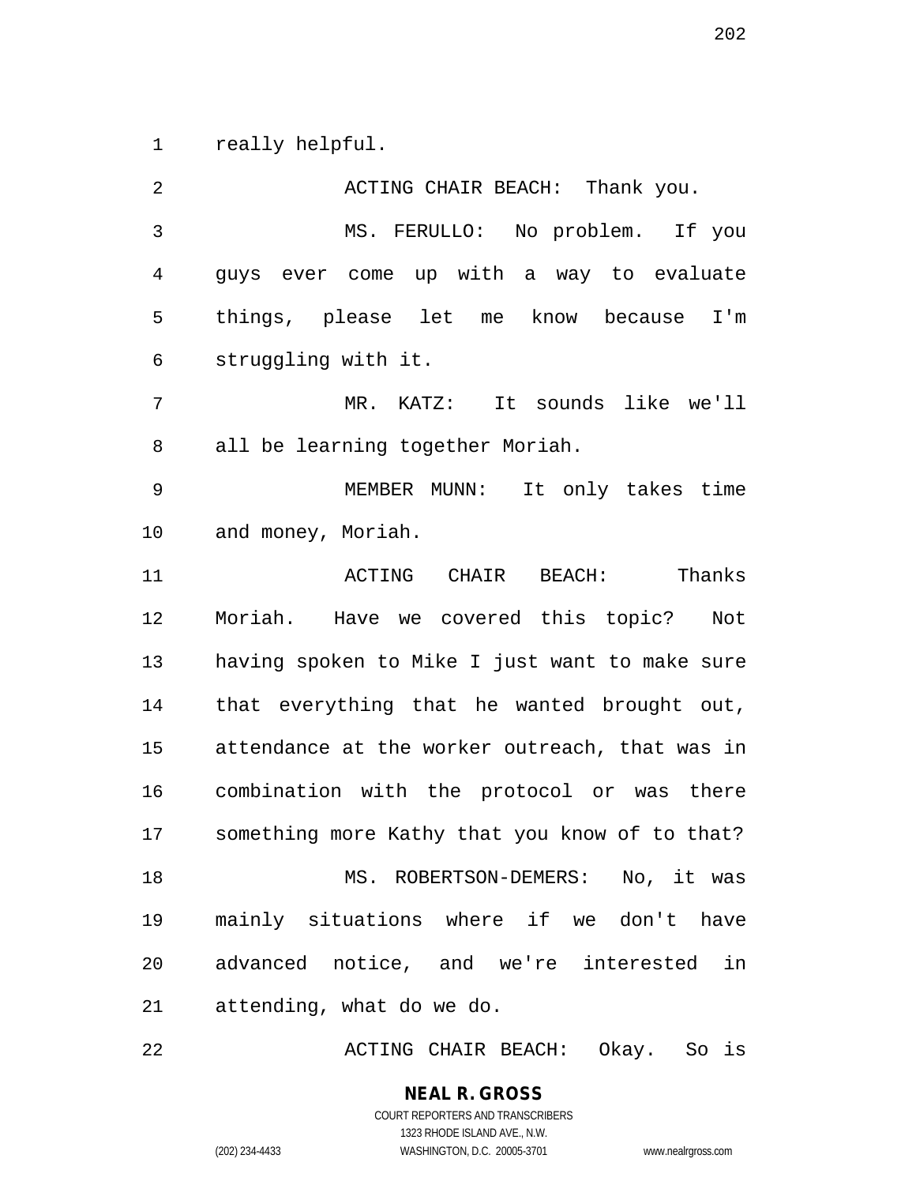really helpful.

ACTING CHAIR BEACH: Thank you.

MS. FERULLO: No problem. If you guys ever come up with a way to evaluate things, please let me know because I'm struggling with it.

MR. KATZ: It sounds like we'll all be learning together Moriah.

MEMBER MUNN: It only takes time and money, Moriah.

ACTING CHAIR BEACH: Thanks Moriah. Have we covered this topic? Not having spoken to Mike I just want to make sure that everything that he wanted brought out, attendance at the worker outreach, that was in combination with the protocol or was there something more Kathy that you know of to that?

MS. ROBERTSON-DEMERS: No, it was mainly situations where if we don't have advanced notice, and we're interested in attending, what do we do.

ACTING CHAIR BEACH: Okay. So is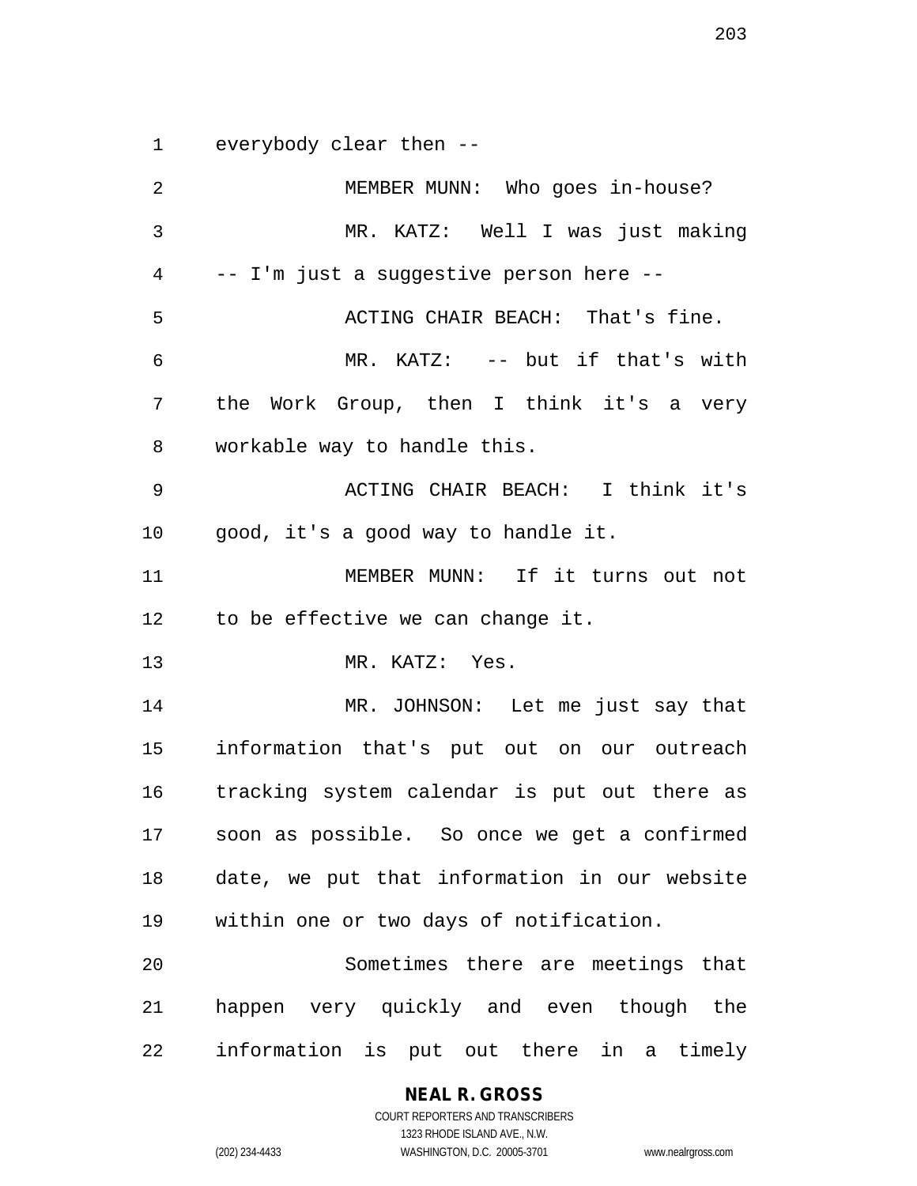everybody clear then --

MEMBER MUNN: Who goes in-house?

MR. KATZ: Well I was just making -- I'm just a suggestive person here --

ACTING CHAIR BEACH: That's fine.

MR. KATZ: -- but if that's with the Work Group, then I think it's a very workable way to handle this.

ACTING CHAIR BEACH: I think it's good, it's a good way to handle it.

MEMBER MUNN: If it turns out not to be effective we can change it.

MR. KATZ: Yes.

MR. JOHNSON: Let me just say that information that's put out on our outreach tracking system calendar is put out there as soon as possible. So once we get a confirmed date, we put that information in our website within one or two days of notification.

Sometimes there are meetings that happen very quickly and even though the information is put out there in a timely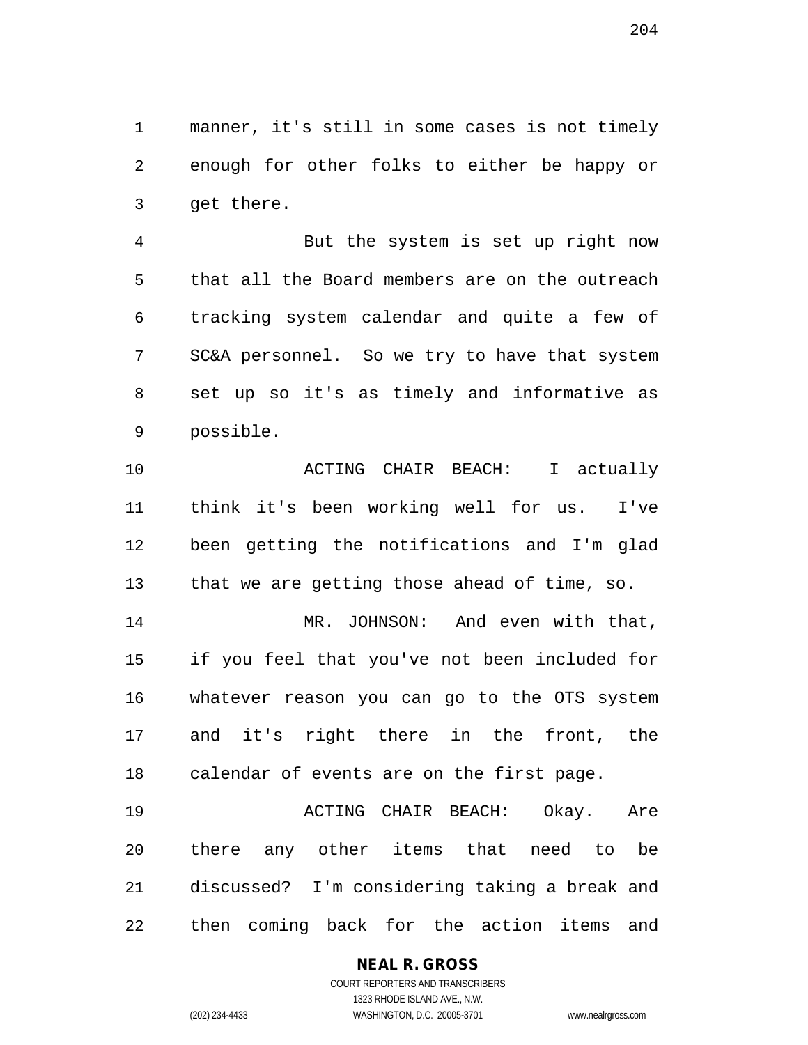manner, it's still in some cases is not timely enough for other folks to either be happy or get there.

But the system is set up right now that all the Board members are on the outreach tracking system calendar and quite a few of SC&A personnel. So we try to have that system set up so it's as timely and informative as possible.

ACTING CHAIR BEACH: I actually think it's been working well for us. I've been getting the notifications and I'm glad that we are getting those ahead of time, so.

MR. JOHNSON: And even with that, if you feel that you've not been included for whatever reason you can go to the OTS system and it's right there in the front, the calendar of events are on the first page.

ACTING CHAIR BEACH: Okay. Are there any other items that need to be discussed? I'm considering taking a break and then coming back for the action items and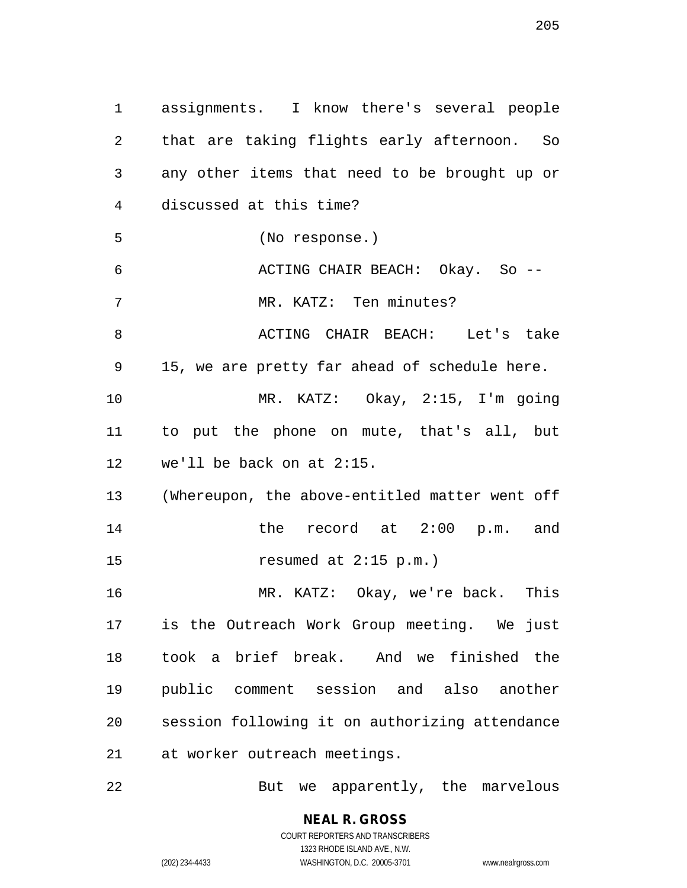assignments. I know there's several people that are taking flights early afternoon. So any other items that need to be brought up or discussed at this time?

(No response.)

ACTING CHAIR BEACH: Okay. So --

MR. KATZ: Ten minutes?

ACTING CHAIR BEACH: Let's take 15, we are pretty far ahead of schedule here.

MR. KATZ: Okay, 2:15, I'm going to put the phone on mute, that's all, but we'll be back on at 2:15.

(Whereupon, the above-entitled matter went off the record at 2:00 p.m. and resumed at 2:15 p.m.)

MR. KATZ: Okay, we're back. This is the Outreach Work Group meeting. We just took a brief break. And we finished the public comment session and also another session following it on authorizing attendance at worker outreach meetings.

But we apparently, the marvelous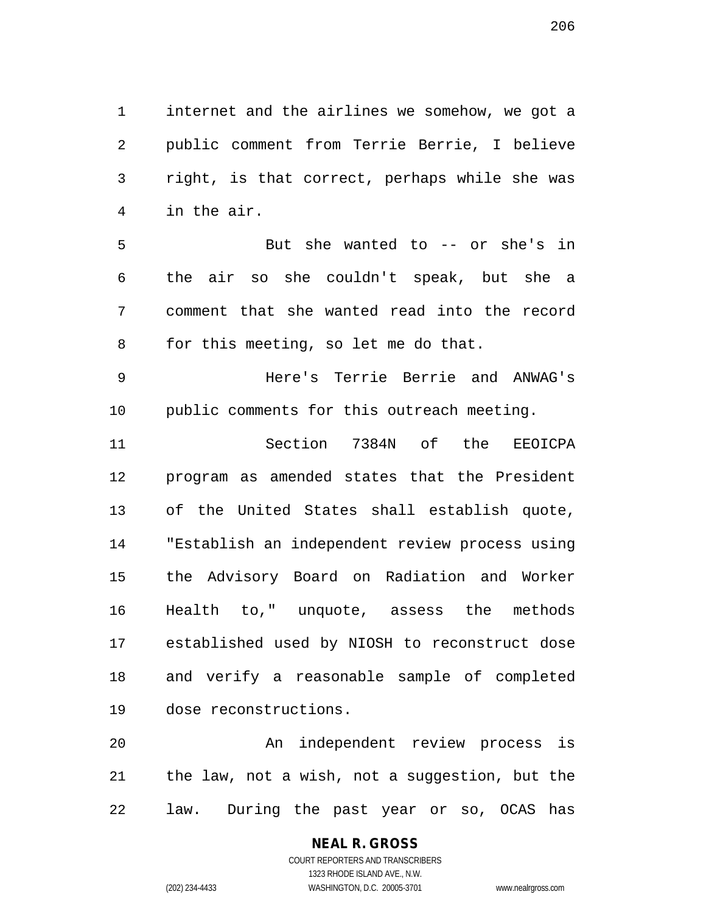internet and the airlines we somehow, we got a public comment from Terrie Berrie, I believe right, is that correct, perhaps while she was in the air.

But she wanted to -- or she's in the air so she couldn't speak, but she a comment that she wanted read into the record for this meeting, so let me do that.

Here's Terrie Berrie and ANWAG's public comments for this outreach meeting.

Section 7384N of the EEOICPA program as amended states that the President of the United States shall establish quote, "Establish an independent review process using the Advisory Board on Radiation and Worker Health to," unquote, assess the methods established used by NIOSH to reconstruct dose and verify a reasonable sample of completed dose reconstructions.

An independent review process is the law, not a wish, not a suggestion, but the law. During the past year or so, OCAS has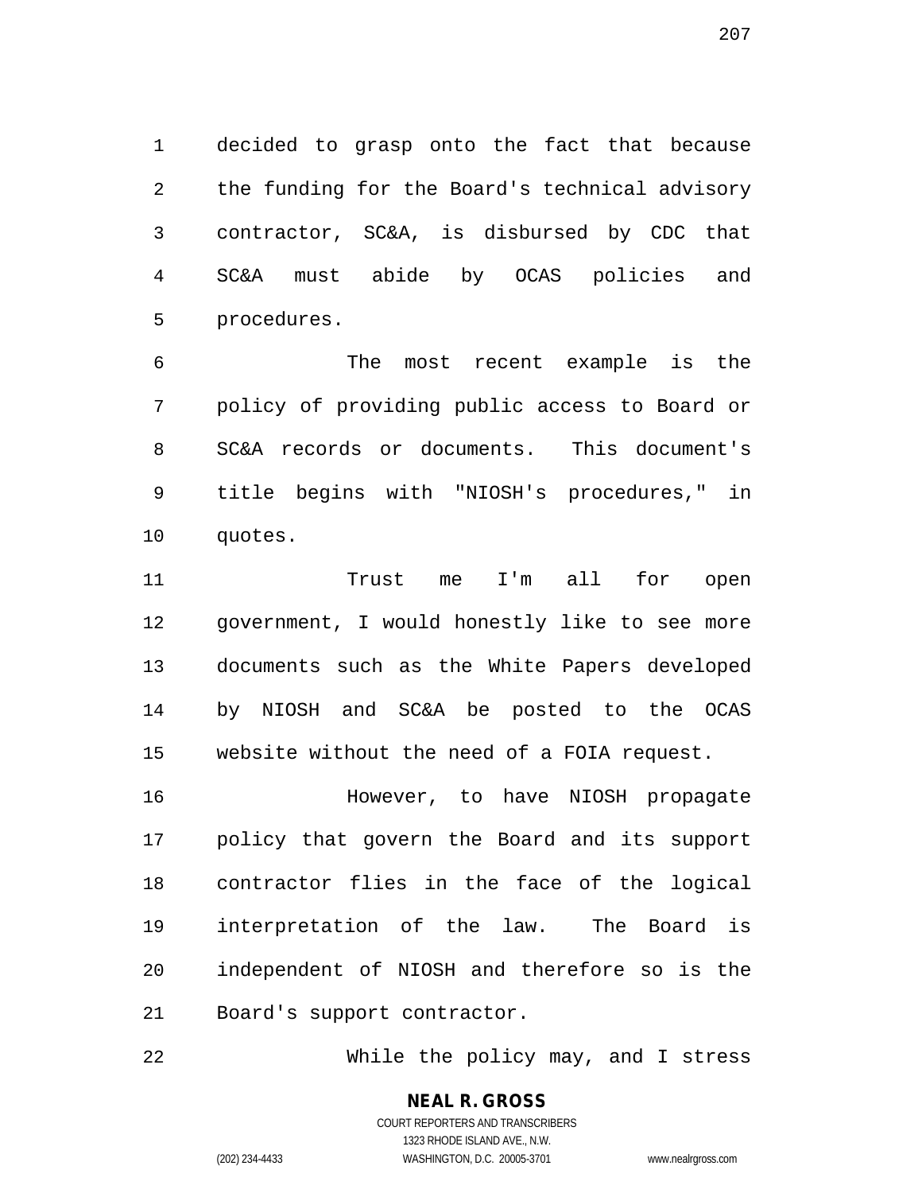decided to grasp onto the fact that because the funding for the Board's technical advisory contractor, SC&A, is disbursed by CDC that SC&A must abide by OCAS policies and procedures.

The most recent example is the policy of providing public access to Board or SC&A records or documents. This document's title begins with "NIOSH's procedures," in quotes.

Trust me I'm all for open government, I would honestly like to see more documents such as the White Papers developed by NIOSH and SC&A be posted to the OCAS website without the need of a FOIA request.

However, to have NIOSH propagate policy that govern the Board and its support contractor flies in the face of the logical interpretation of the law. The Board is independent of NIOSH and therefore so is the Board's support contractor.

While the policy may, and I stress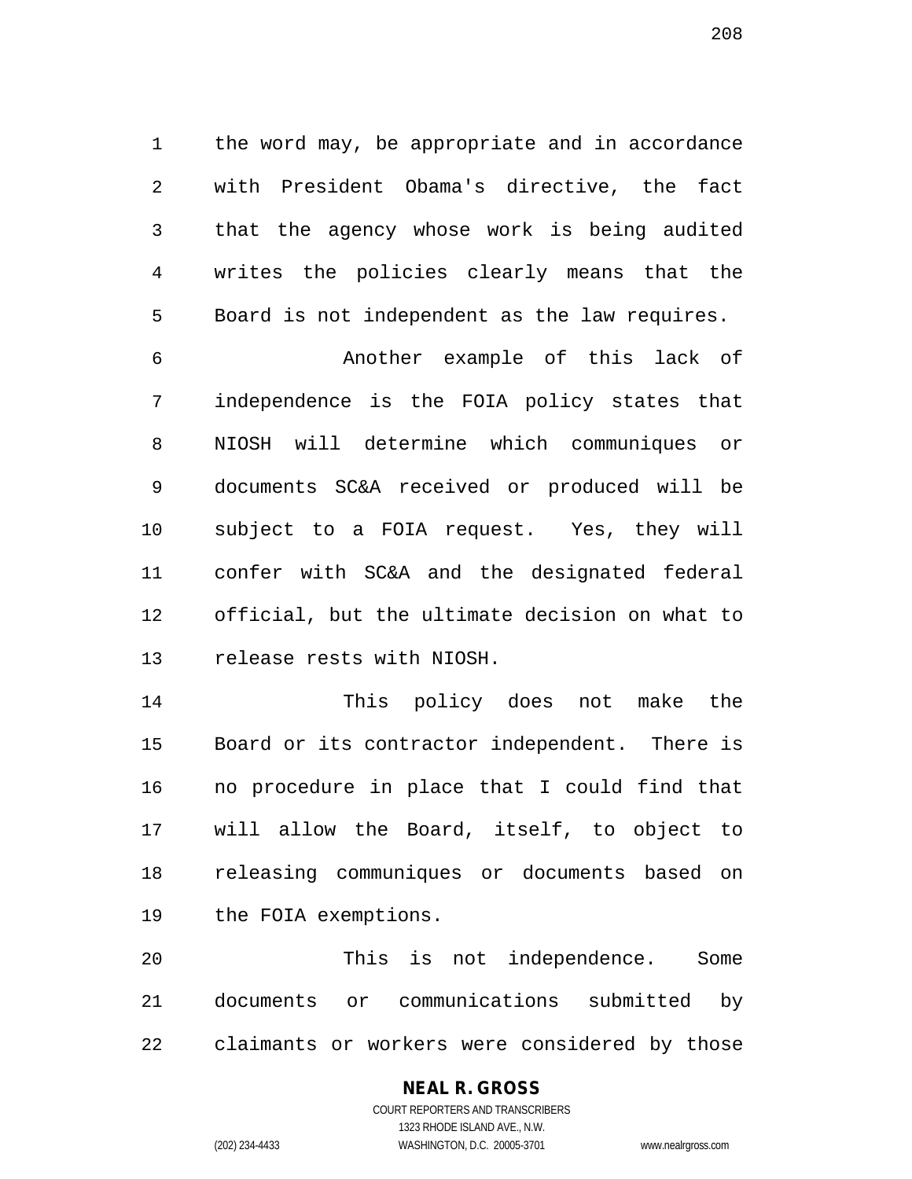the word may, be appropriate and in accordance with President Obama's directive, the fact that the agency whose work is being audited writes the policies clearly means that the Board is not independent as the law requires.

Another example of this lack of independence is the FOIA policy states that NIOSH will determine which communiques or documents SC&A received or produced will be subject to a FOIA request. Yes, they will confer with SC&A and the designated federal official, but the ultimate decision on what to release rests with NIOSH.

This policy does not make the Board or its contractor independent. There is no procedure in place that I could find that will allow the Board, itself, to object to releasing communiques or documents based on the FOIA exemptions.

This is not independence. Some documents or communications submitted by claimants or workers were considered by those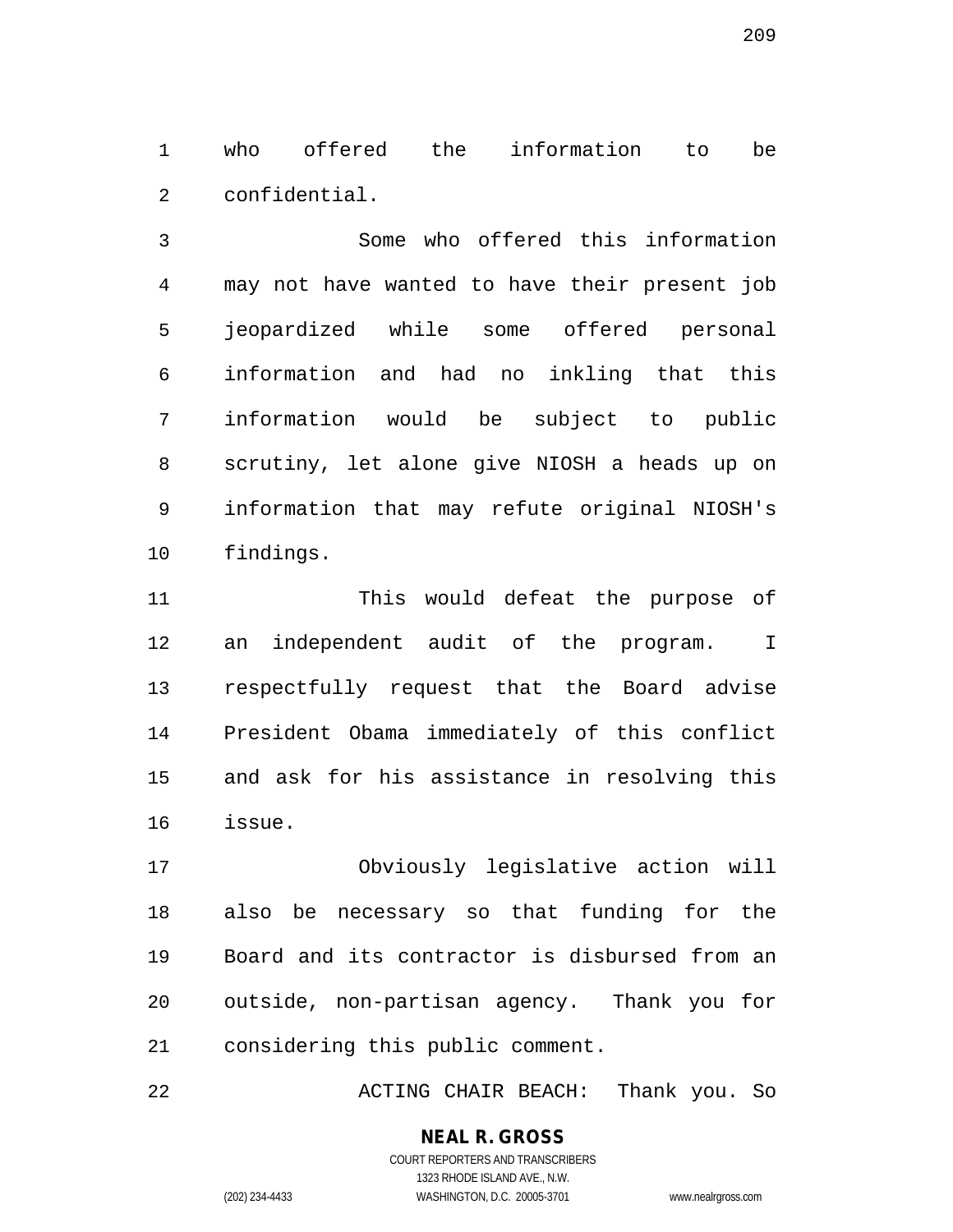who offered the information to be confidential.

Some who offered this information may not have wanted to have their present job jeopardized while some offered personal information and had no inkling that this information would be subject to public scrutiny, let alone give NIOSH a heads up on information that may refute original NIOSH's findings.

This would defeat the purpose of an independent audit of the program. I respectfully request that the Board advise President Obama immediately of this conflict and ask for his assistance in resolving this issue.

Obviously legislative action will also be necessary so that funding for the Board and its contractor is disbursed from an outside, non-partisan agency. Thank you for considering this public comment.

ACTING CHAIR BEACH: Thank you. So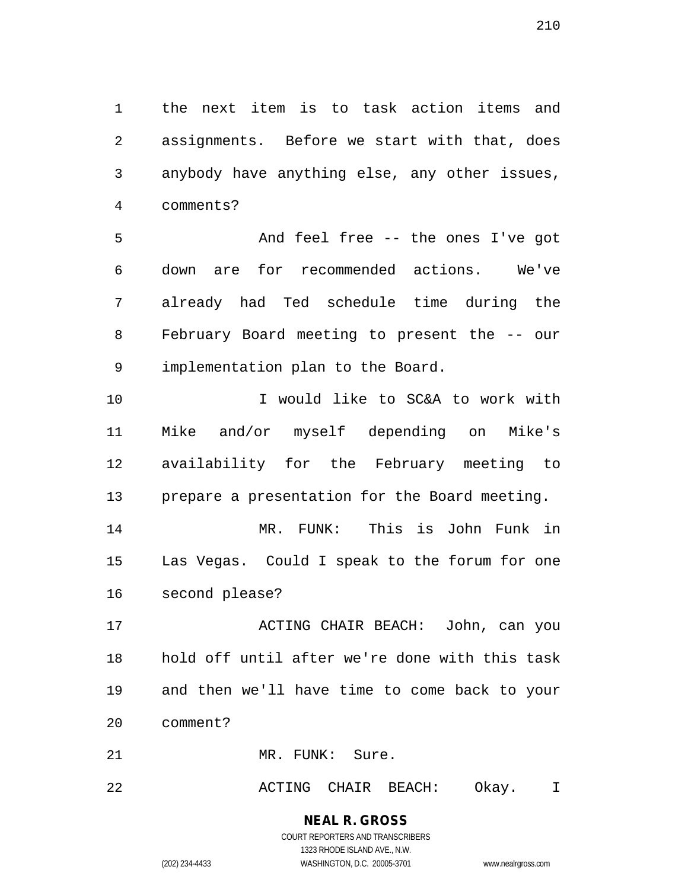the next item is to task action items and assignments. Before we start with that, does anybody have anything else, any other issues, comments?

And feel free -- the ones I've got down are for recommended actions. We've already had Ted schedule time during the February Board meeting to present the -- our implementation plan to the Board.

I would like to SC&A to work with Mike and/or myself depending on Mike's availability for the February meeting to prepare a presentation for the Board meeting.

MR. FUNK: This is John Funk in Las Vegas. Could I speak to the forum for one second please?

ACTING CHAIR BEACH: John, can you hold off until after we're done with this task and then we'll have time to come back to your comment?

MR. FUNK: Sure.

ACTING CHAIR BEACH: Okay. I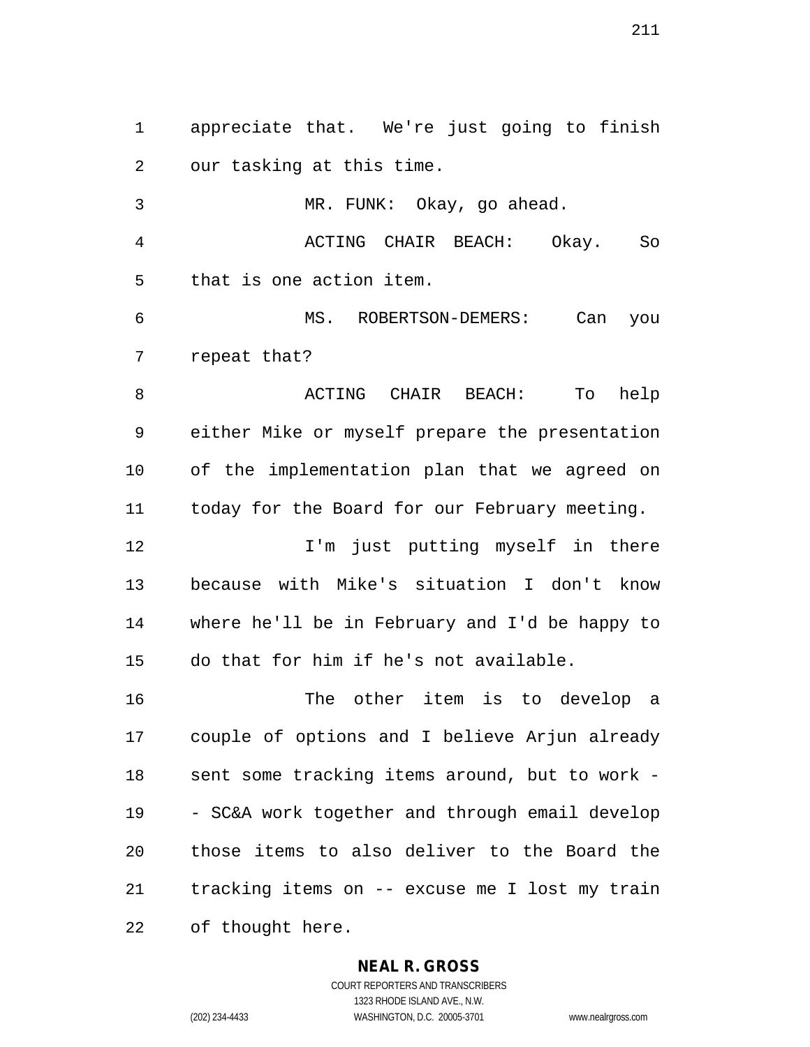appreciate that. We're just going to finish our tasking at this time.

MR. FUNK: Okay, go ahead.

ACTING CHAIR BEACH: Okay. So that is one action item.

MS. ROBERTSON-DEMERS: Can you repeat that?

ACTING CHAIR BEACH: To help either Mike or myself prepare the presentation of the implementation plan that we agreed on today for the Board for our February meeting.

I'm just putting myself in there because with Mike's situation I don't know where he'll be in February and I'd be happy to do that for him if he's not available.

The other item is to develop a couple of options and I believe Arjun already sent some tracking items around, but to work -- SC&A work together and through email develop those items to also deliver to the Board the tracking items on -- excuse me I lost my train of thought here.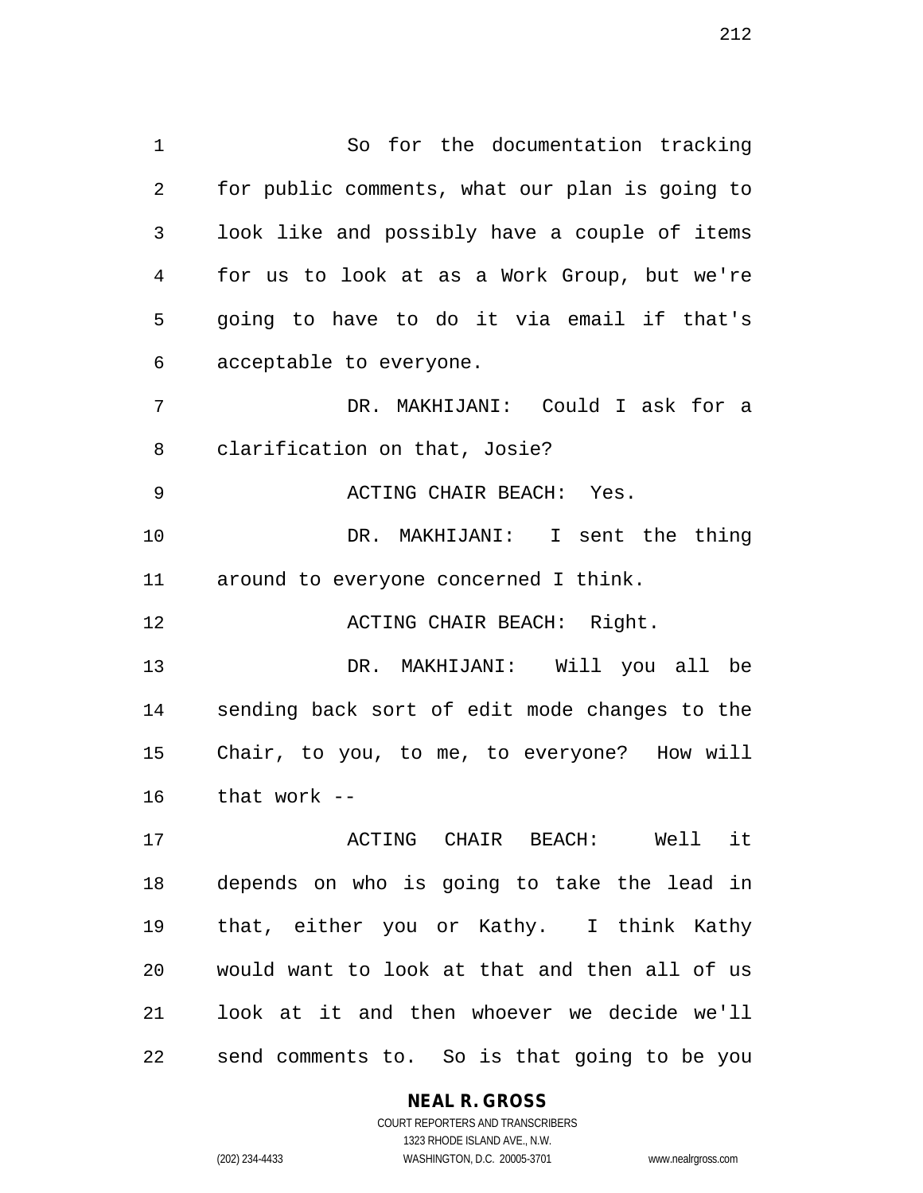So for the documentation tracking for public comments, what our plan is going to look like and possibly have a couple of items for us to look at as a Work Group, but we're going to have to do it via email if that's acceptable to everyone.

DR. MAKHIJANI: Could I ask for a clarification on that, Josie?

ACTING CHAIR BEACH: Yes.

DR. MAKHIJANI: I sent the thing around to everyone concerned I think.

ACTING CHAIR BEACH: Right.

DR. MAKHIJANI: Will you all be sending back sort of edit mode changes to the Chair, to you, to me, to everyone? How will that work --

ACTING CHAIR BEACH: Well it depends on who is going to take the lead in that, either you or Kathy. I think Kathy would want to look at that and then all of us look at it and then whoever we decide we'll send comments to. So is that going to be you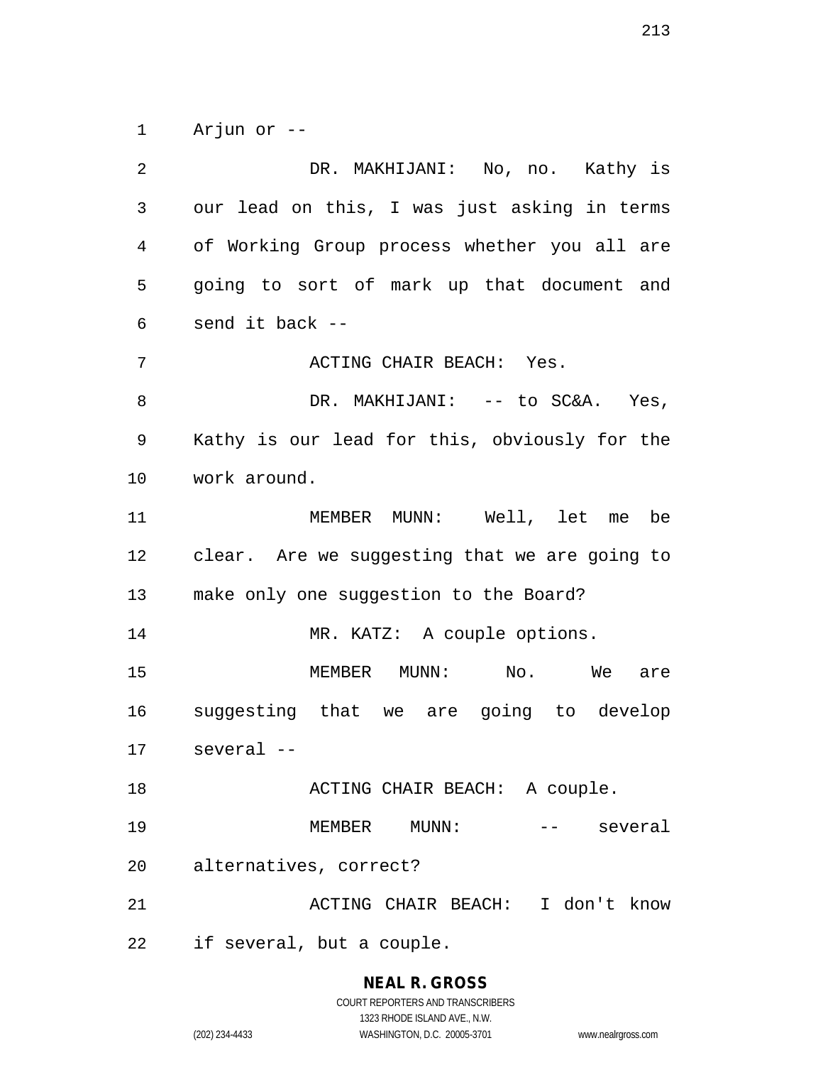Arjun or --

DR. MAKHIJANI: No, no. Kathy is our lead on this, I was just asking in terms of Working Group process whether you all are going to sort of mark up that document and send it back --

ACTING CHAIR BEACH: Yes.

DR. MAKHIJANI: -- to SC&A. Yes, Kathy is our lead for this, obviously for the work around.

MEMBER MUNN: Well, let me be clear. Are we suggesting that we are going to make only one suggestion to the Board?

MR. KATZ: A couple options.

MEMBER MUNN: No. We are suggesting that we are going to develop several --

ACTING CHAIR BEACH: A couple.

MEMBER MUNN: -- several alternatives, correct?

ACTING CHAIR BEACH: I don't know if several, but a couple.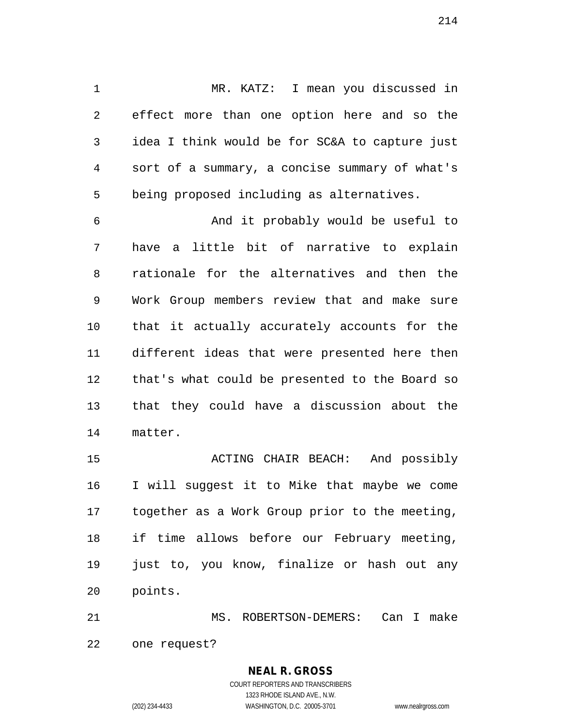MR. KATZ: I mean you discussed in effect more than one option here and so the idea I think would be for SC&A to capture just sort of a summary, a concise summary of what's being proposed including as alternatives.

And it probably would be useful to have a little bit of narrative to explain rationale for the alternatives and then the Work Group members review that and make sure that it actually accurately accounts for the different ideas that were presented here then that's what could be presented to the Board so that they could have a discussion about the matter.

ACTING CHAIR BEACH: And possibly I will suggest it to Mike that maybe we come together as a Work Group prior to the meeting, if time allows before our February meeting, just to, you know, finalize or hash out any points.

MS. ROBERTSON-DEMERS: Can I make one request?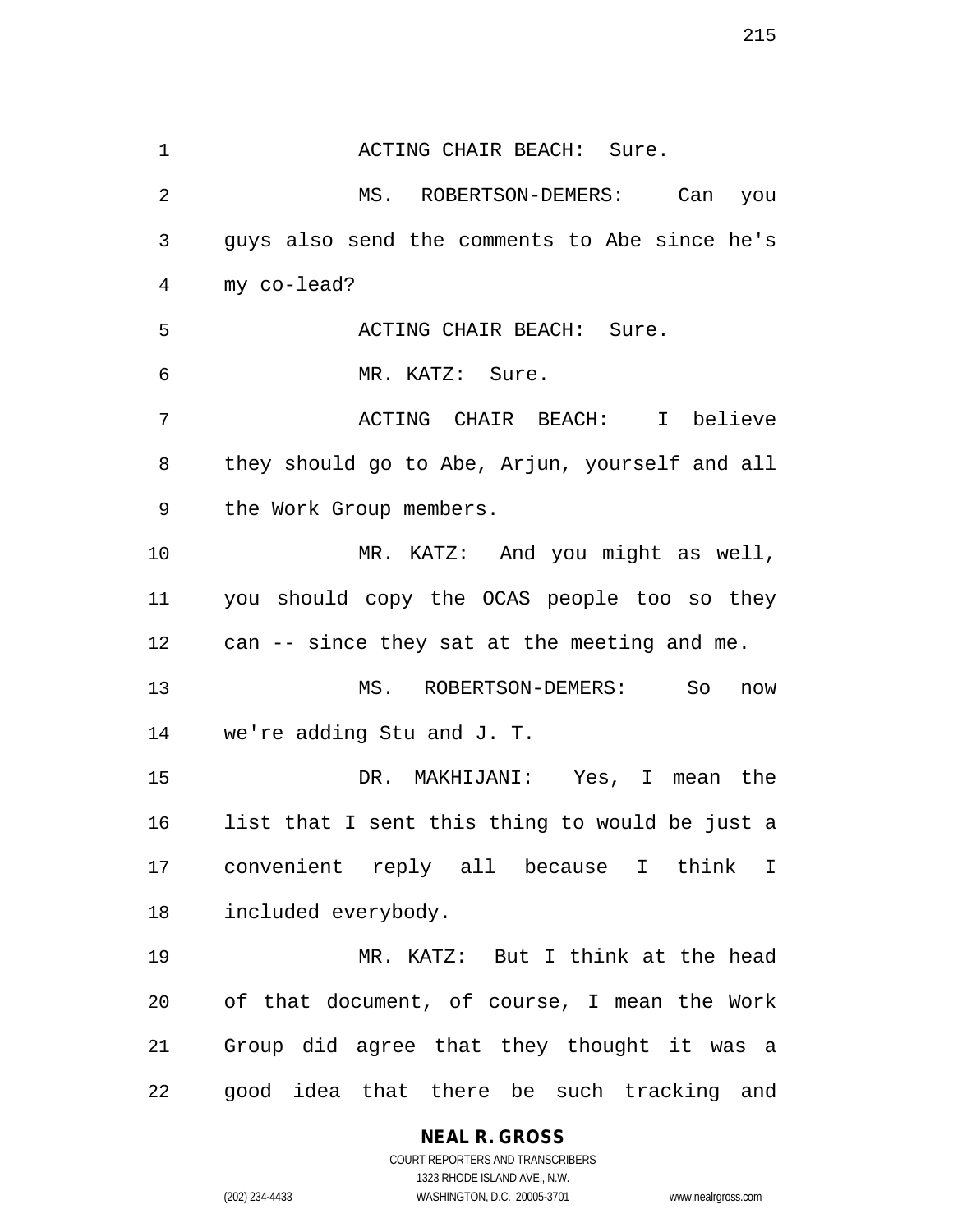ACTING CHAIR BEACH: Sure.

MS. ROBERTSON-DEMERS: Can you guys also send the comments to Abe since he's my co-lead?

ACTING CHAIR BEACH: Sure.

MR. KATZ: Sure.

ACTING CHAIR BEACH: I believe they should go to Abe, Arjun, yourself and all the Work Group members.

MR. KATZ: And you might as well, you should copy the OCAS people too so they can -- since they sat at the meeting and me.

MS. ROBERTSON-DEMERS: So now we're adding Stu and J. T.

DR. MAKHIJANI: Yes, I mean the list that I sent this thing to would be just a convenient reply all because I think I included everybody.

MR. KATZ: But I think at the head of that document, of course, I mean the Work Group did agree that they thought it was a good idea that there be such tracking and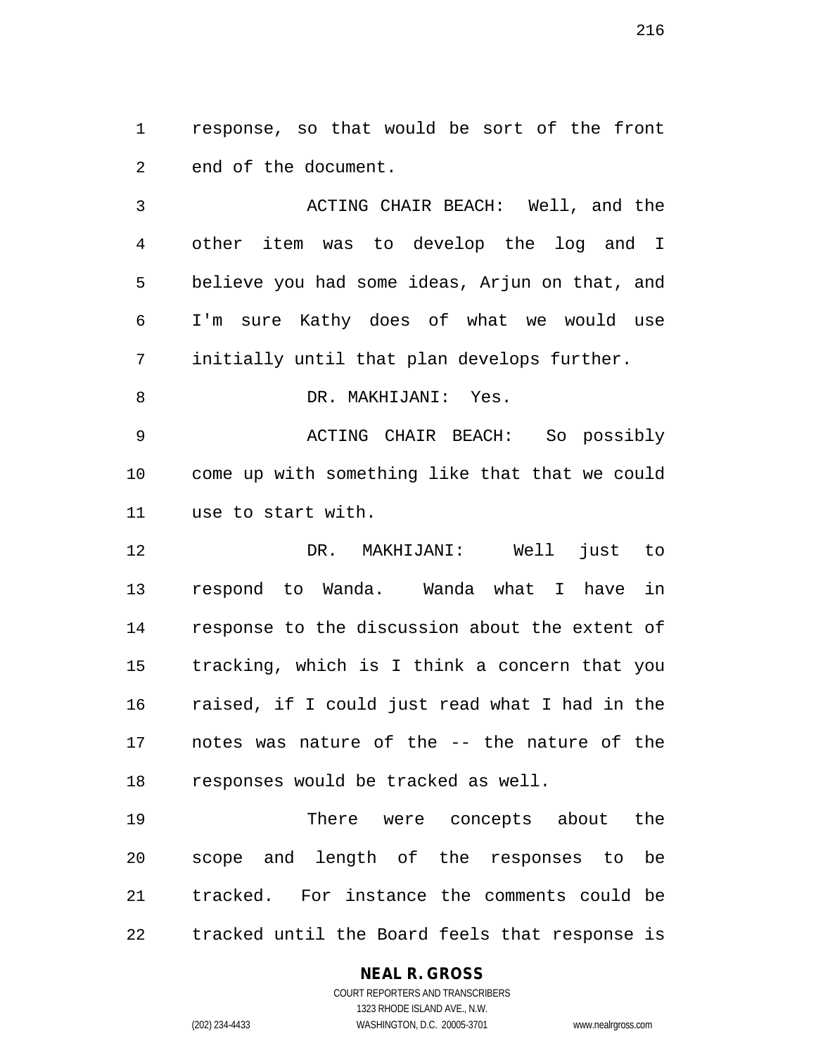response, so that would be sort of the front end of the document.

ACTING CHAIR BEACH: Well, and the other item was to develop the log and I believe you had some ideas, Arjun on that, and I'm sure Kathy does of what we would use initially until that plan develops further.

DR. MAKHIJANI: Yes.

ACTING CHAIR BEACH: So possibly come up with something like that that we could use to start with.

DR. MAKHIJANI: Well just to respond to Wanda. Wanda what I have in response to the discussion about the extent of tracking, which is I think a concern that you raised, if I could just read what I had in the notes was nature of the -- the nature of the responses would be tracked as well.

There were concepts about the scope and length of the responses to be tracked. For instance the comments could be tracked until the Board feels that response is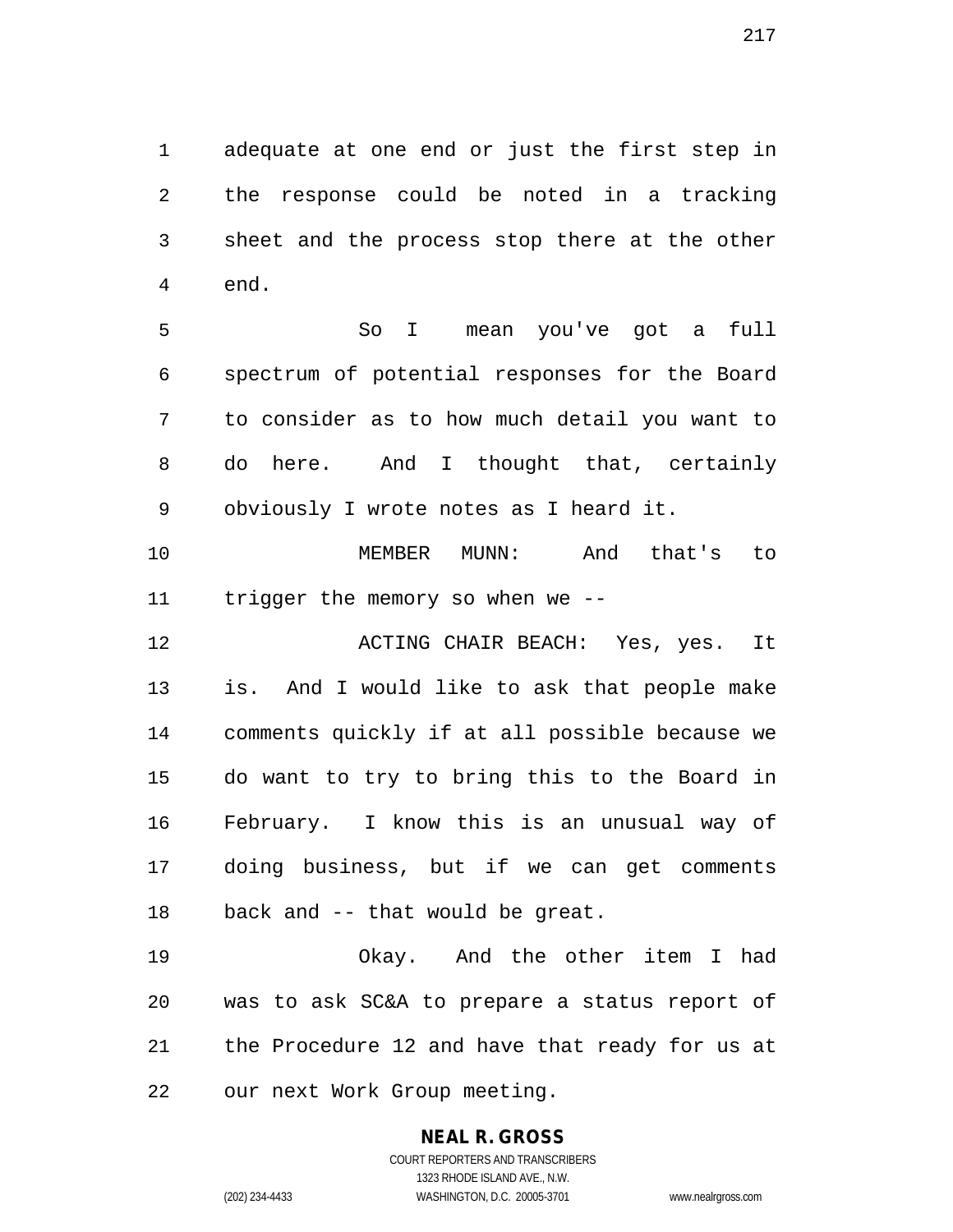adequate at one end or just the first step in the response could be noted in a tracking sheet and the process stop there at the other end.

So I mean you've got a full spectrum of potential responses for the Board to consider as to how much detail you want to do here. And I thought that, certainly obviously I wrote notes as I heard it.

MEMBER MUNN: And that's to trigger the memory so when we --

ACTING CHAIR BEACH: Yes, yes. It is. And I would like to ask that people make comments quickly if at all possible because we do want to try to bring this to the Board in February. I know this is an unusual way of doing business, but if we can get comments back and -- that would be great.

Okay. And the other item I had was to ask SC&A to prepare a status report of the Procedure 12 and have that ready for us at our next Work Group meeting.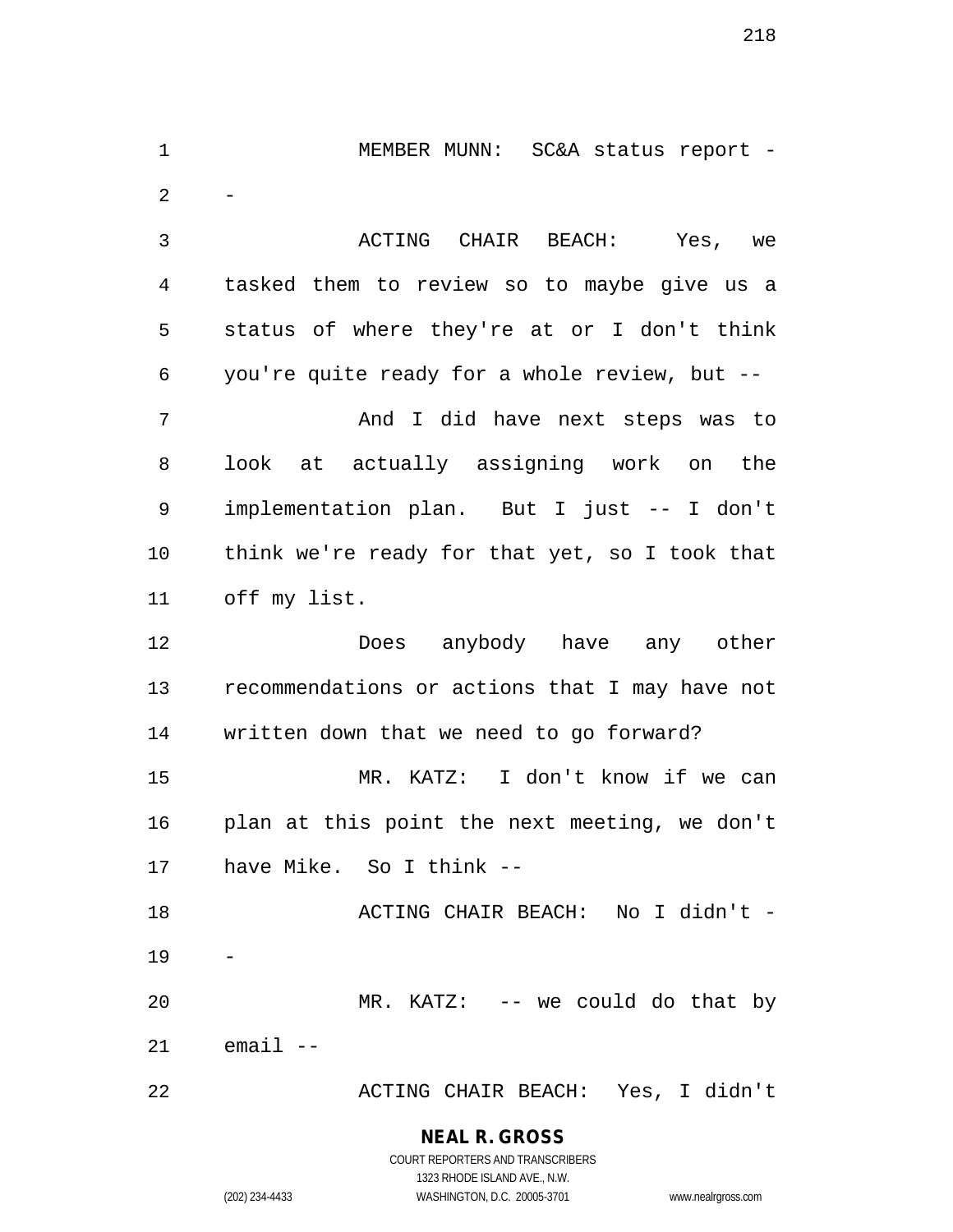MEMBER MUNN: SC&A status report --

ACTING CHAIR BEACH: Yes, we tasked them to review so to maybe give us a status of where they're at or I don't think you're quite ready for a whole review, but --

And I did have next steps was to look at actually assigning work on the implementation plan. But I just -- I don't think we're ready for that yet, so I took that off my list.

Does anybody have any other recommendations or actions that I may have not written down that we need to go forward?

MR. KATZ: I don't know if we can plan at this point the next meeting, we don't have Mike. So I think --

ACTING CHAIR BEACH: No I didn't --

MR. KATZ: -- we could do that by email --

ACTING CHAIR BEACH: Yes, I didn't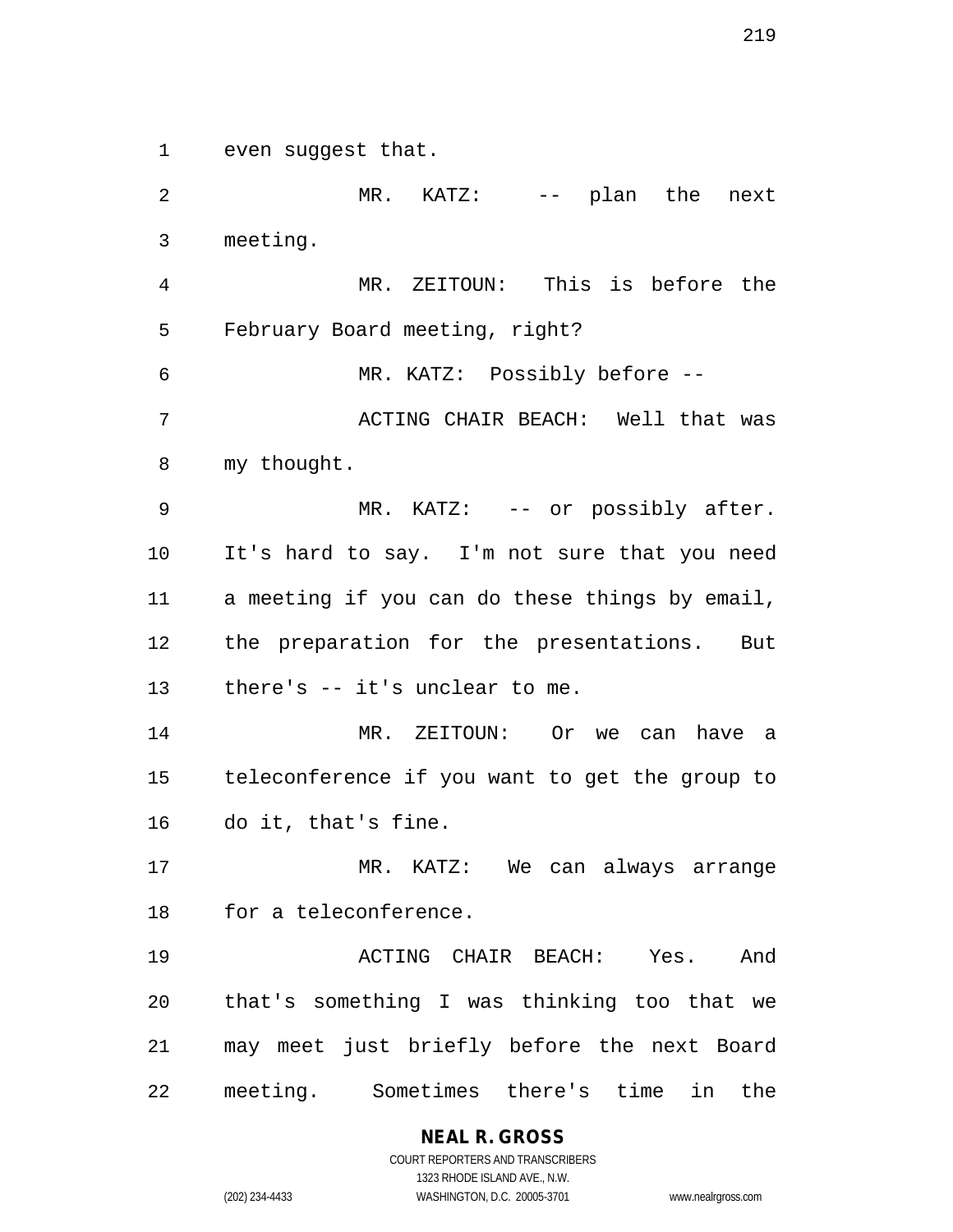even suggest that.

MR. KATZ: -- plan the next meeting.

MR. ZEITOUN: This is before the February Board meeting, right?

MR. KATZ: Possibly before --

ACTING CHAIR BEACH: Well that was my thought.

MR. KATZ: -- or possibly after. It's hard to say. I'm not sure that you need a meeting if you can do these things by email, the preparation for the presentations. But there's -- it's unclear to me.

MR. ZEITOUN: Or we can have a teleconference if you want to get the group to do it, that's fine.

MR. KATZ: We can always arrange for a teleconference.

ACTING CHAIR BEACH: Yes. And that's something I was thinking too that we may meet just briefly before the next Board meeting. Sometimes there's time in the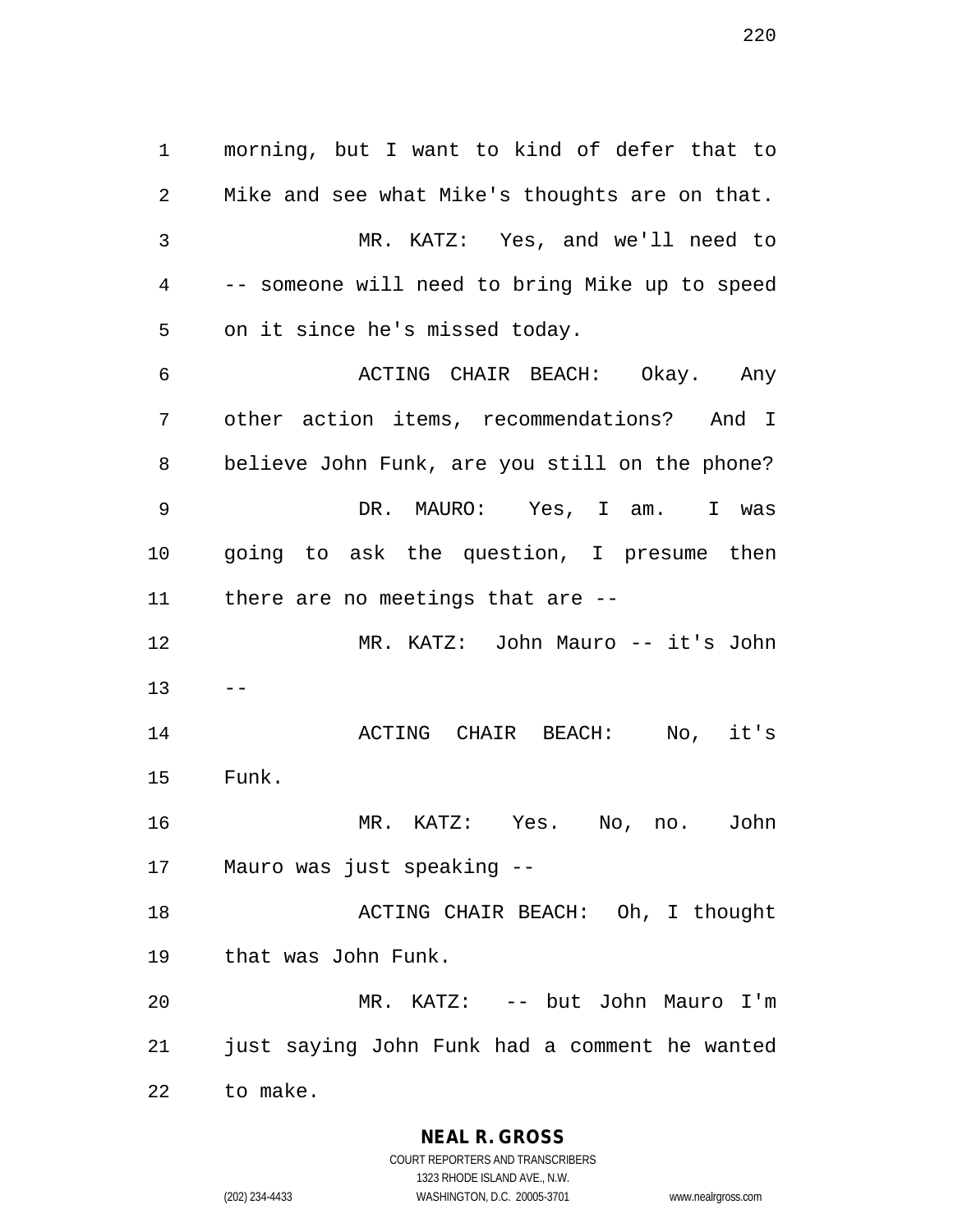morning, but I want to kind of defer that to Mike and see what Mike's thoughts are on that.

MR. KATZ: Yes, and we'll need to -- someone will need to bring Mike up to speed on it since he's missed today.

ACTING CHAIR BEACH: Okay. Any other action items, recommendations? And I believe John Funk, are you still on the phone?

DR. MAURO: Yes, I am. I was going to ask the question, I presume then there are no meetings that are --

MR. KATZ: John Mauro -- it's John --

ACTING CHAIR BEACH: No, it's Funk.

MR. KATZ: Yes. No, no. John Mauro was just speaking --

ACTING CHAIR BEACH: Oh, I thought that was John Funk.

MR. KATZ: -- but John Mauro I'm just saying John Funk had a comment he wanted to make.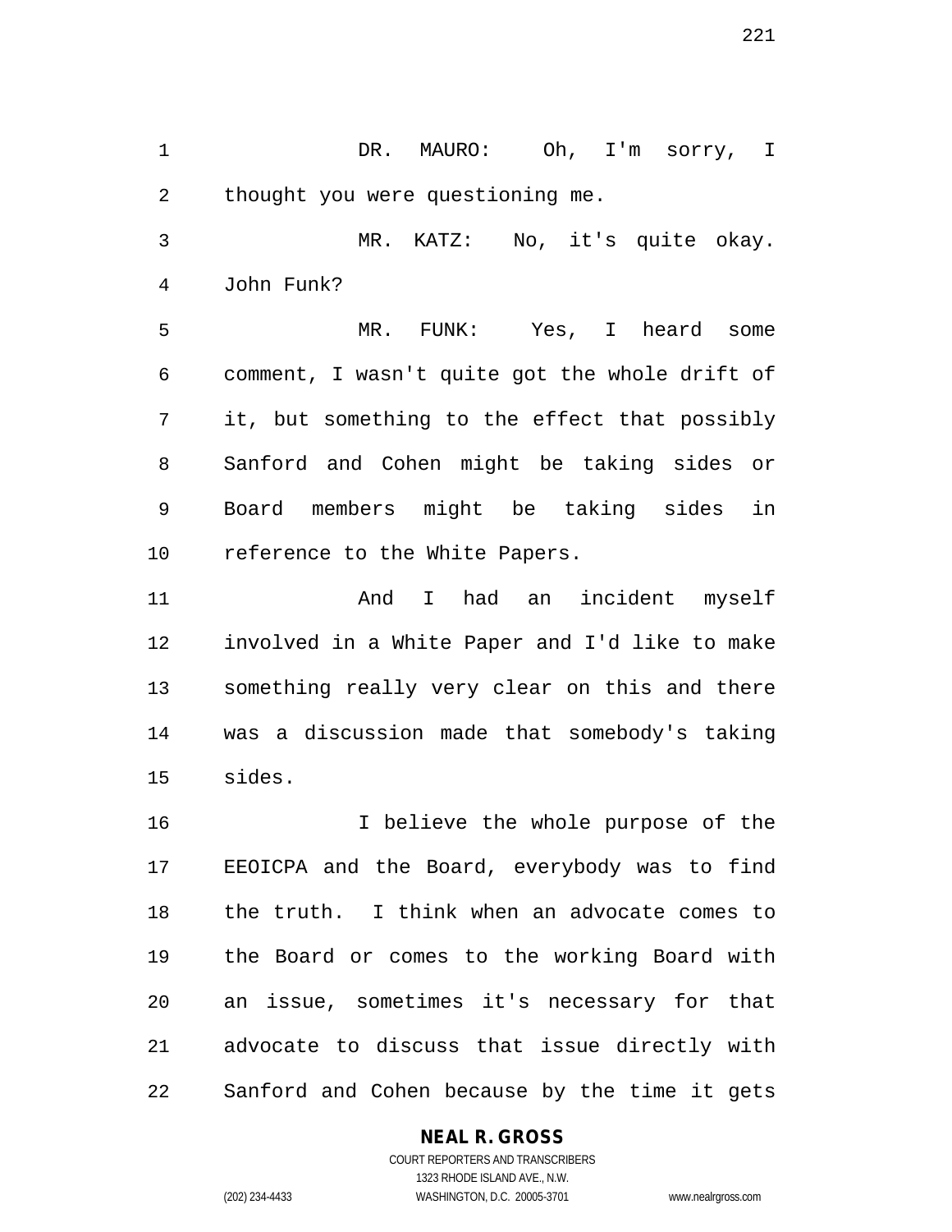DR. MAURO: Oh, I'm sorry, I thought you were questioning me.

MR. KATZ: No, it's quite okay. John Funk?

MR. FUNK: Yes, I heard some comment, I wasn't quite got the whole drift of it, but something to the effect that possibly Sanford and Cohen might be taking sides or Board members might be taking sides in reference to the White Papers.

And I had an incident myself involved in a White Paper and I'd like to make something really very clear on this and there was a discussion made that somebody's taking sides.

I believe the whole purpose of the EEOICPA and the Board, everybody was to find the truth. I think when an advocate comes to the Board or comes to the working Board with an issue, sometimes it's necessary for that advocate to discuss that issue directly with Sanford and Cohen because by the time it gets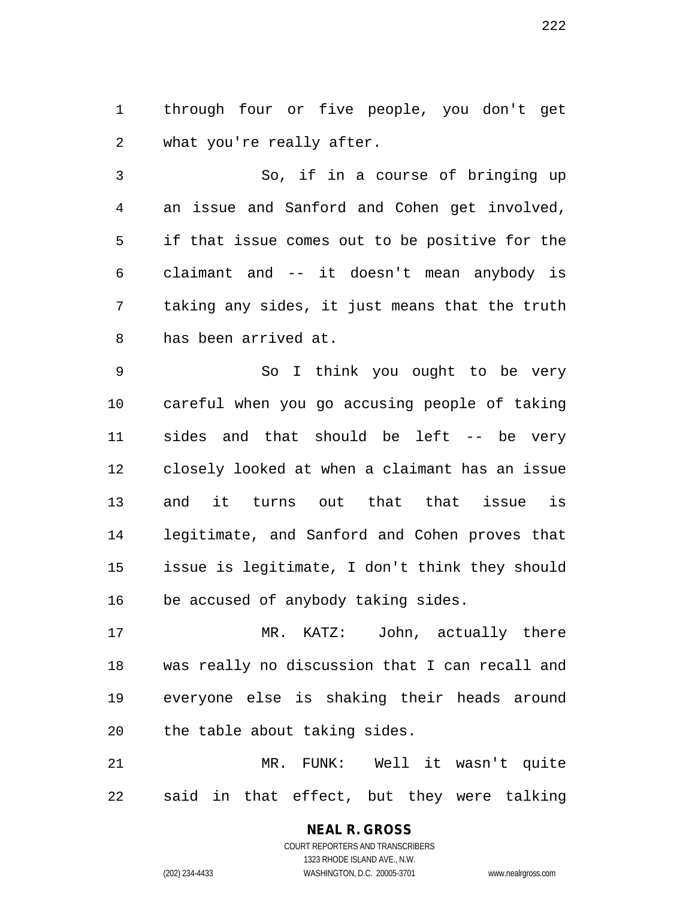through four or five people, you don't get what you're really after.

So, if in a course of bringing up an issue and Sanford and Cohen get involved, if that issue comes out to be positive for the claimant and -- it doesn't mean anybody is taking any sides, it just means that the truth has been arrived at.

So I think you ought to be very careful when you go accusing people of taking sides and that should be left -- be very closely looked at when a claimant has an issue and it turns out that that issue is legitimate, and Sanford and Cohen proves that issue is legitimate, I don't think they should be accused of anybody taking sides.

MR. KATZ: John, actually there was really no discussion that I can recall and everyone else is shaking their heads around the table about taking sides.

MR. FUNK: Well it wasn't quite said in that effect, but they were talking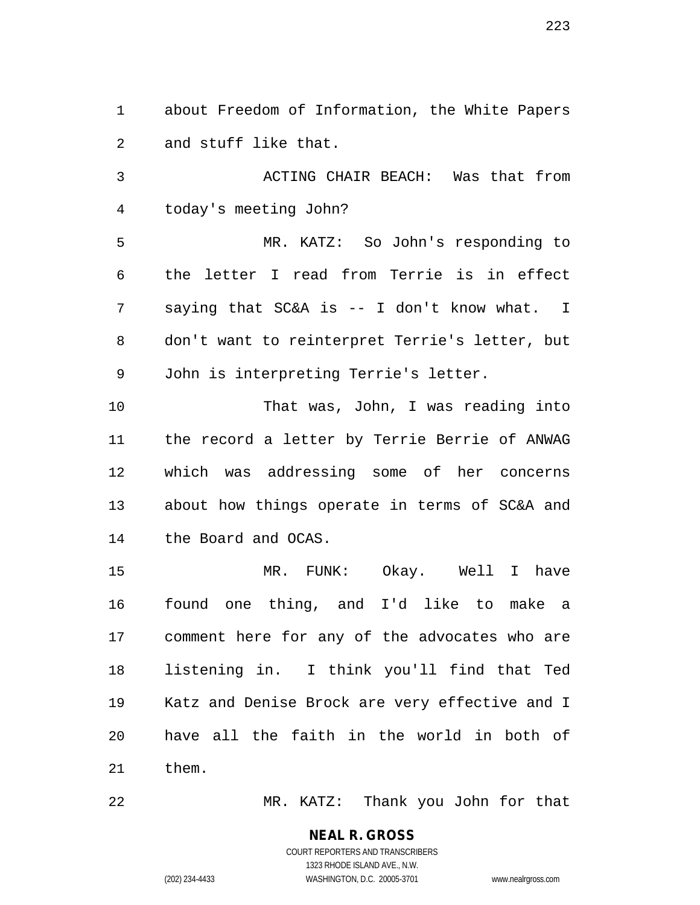about Freedom of Information, the White Papers and stuff like that.

ACTING CHAIR BEACH: Was that from today's meeting John?

MR. KATZ: So John's responding to the letter I read from Terrie is in effect saying that SC&A is -- I don't know what. I don't want to reinterpret Terrie's letter, but John is interpreting Terrie's letter.

That was, John, I was reading into the record a letter by Terrie Berrie of ANWAG which was addressing some of her concerns about how things operate in terms of SC&A and the Board and OCAS.

MR. FUNK: Okay. Well I have found one thing, and I'd like to make a comment here for any of the advocates who are listening in. I think you'll find that Ted Katz and Denise Brock are very effective and I have all the faith in the world in both of them.

MR. KATZ: Thank you John for that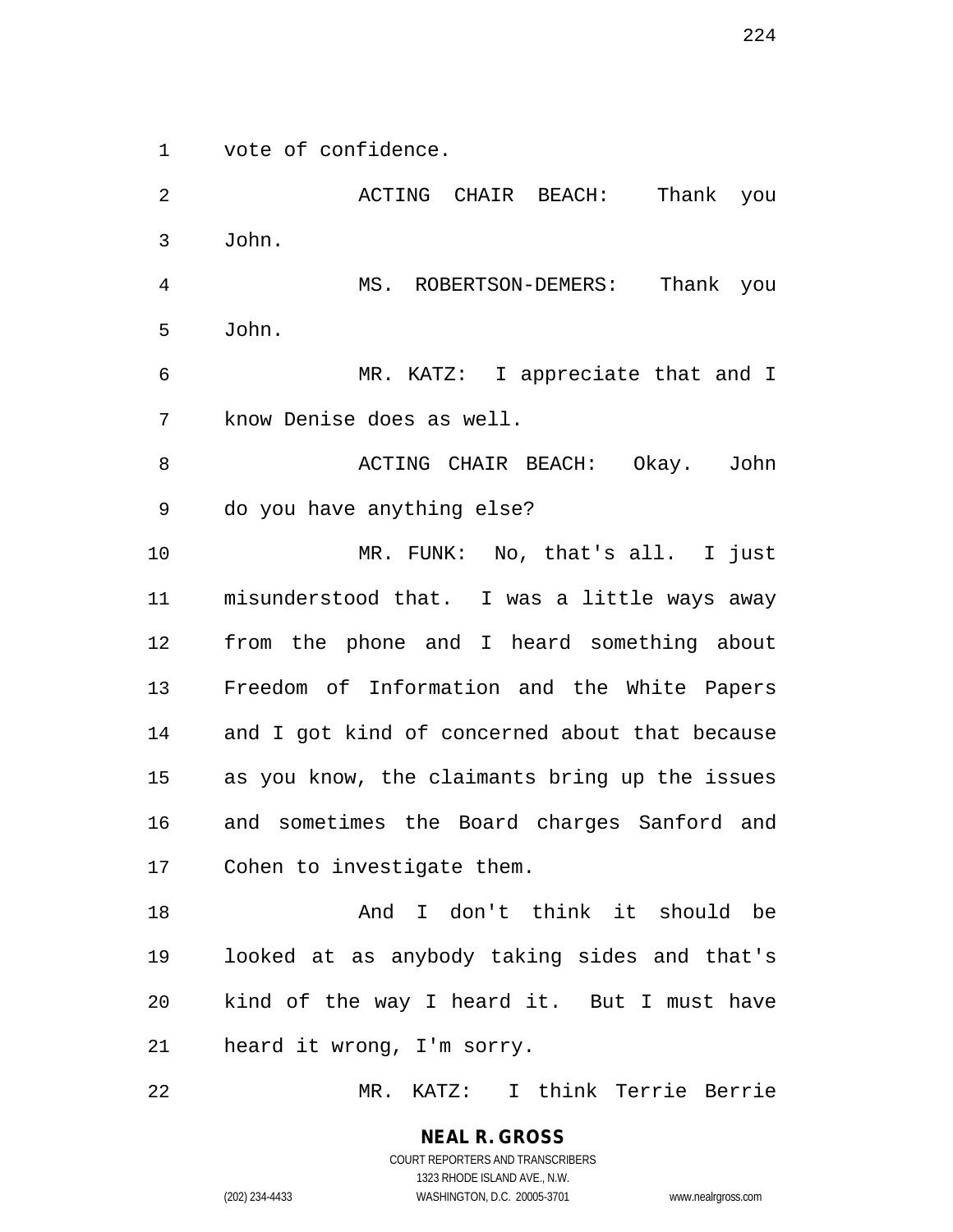vote of confidence.

ACTING CHAIR BEACH: Thank you John.

MS. ROBERTSON-DEMERS: Thank you John.

MR. KATZ: I appreciate that and I know Denise does as well.

ACTING CHAIR BEACH: Okay. John do you have anything else?

MR. FUNK: No, that's all. I just misunderstood that. I was a little ways away from the phone and I heard something about Freedom of Information and the White Papers and I got kind of concerned about that because as you know, the claimants bring up the issues and sometimes the Board charges Sanford and Cohen to investigate them.

And I don't think it should be looked at as anybody taking sides and that's kind of the way I heard it. But I must have heard it wrong, I'm sorry.

MR. KATZ: I think Terrie Berrie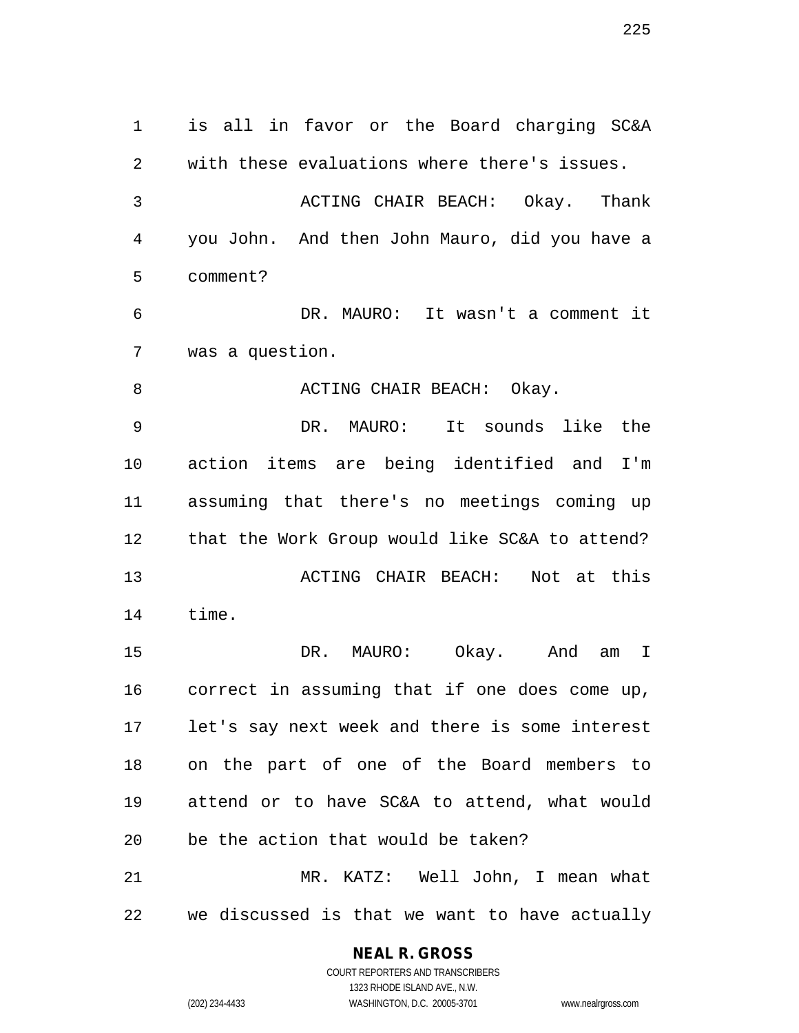is all in favor or the Board charging SC&A with these evaluations where there's issues.

ACTING CHAIR BEACH: Okay. Thank you John. And then John Mauro, did you have a comment?

DR. MAURO: It wasn't a comment it was a question.

ACTING CHAIR BEACH: Okay.

DR. MAURO: It sounds like the action items are being identified and I'm assuming that there's no meetings coming up that the Work Group would like SC&A to attend?

ACTING CHAIR BEACH: Not at this time.

DR. MAURO: Okay. And am I correct in assuming that if one does come up, let's say next week and there is some interest on the part of one of the Board members to attend or to have SC&A to attend, what would be the action that would be taken?

MR. KATZ: Well John, I mean what we discussed is that we want to have actually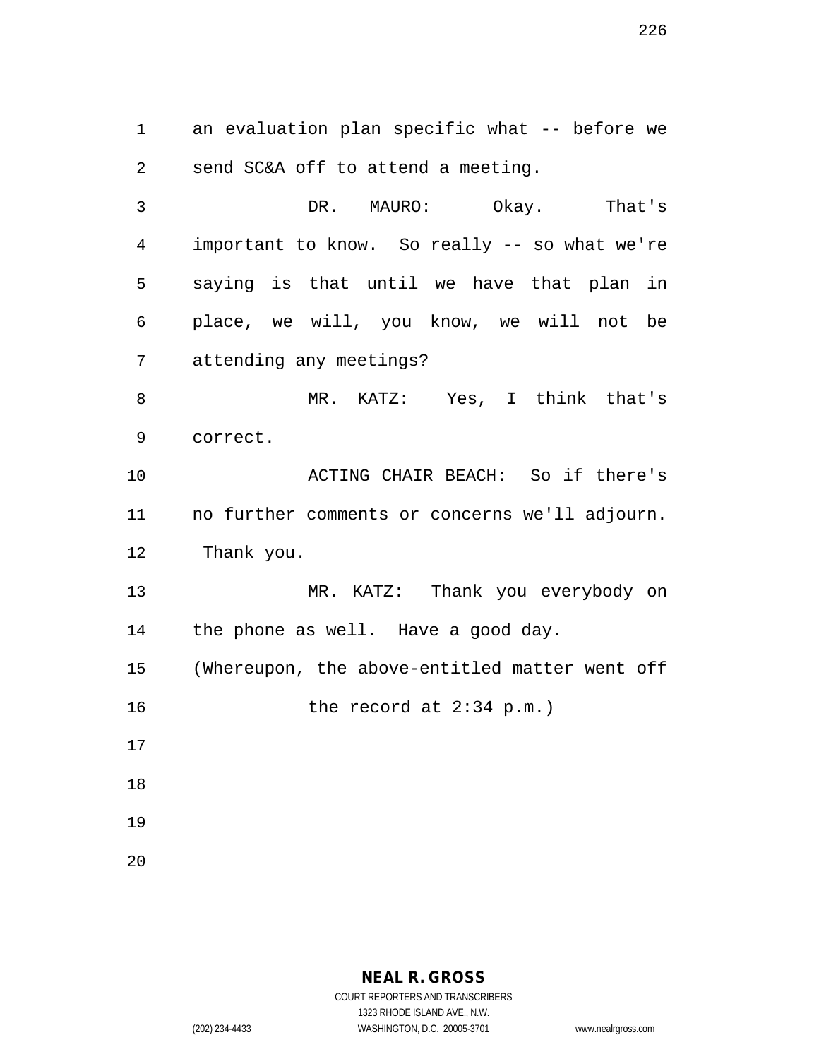an evaluation plan specific what -- before we send SC&A off to attend a meeting.

DR. MAURO: Okay. That's important to know. So really -- so what we're saying is that until we have that plan in place, we will, you know, we will not be attending any meetings?

MR. KATZ: Yes, I think that's correct.

ACTING CHAIR BEACH: So if there's no further comments or concerns we'll adjourn. Thank you.

MR. KATZ: Thank you everybody on the phone as well. Have a good day.

(Whereupon, the above-entitled matter went off the record at 2:34 p.m.)